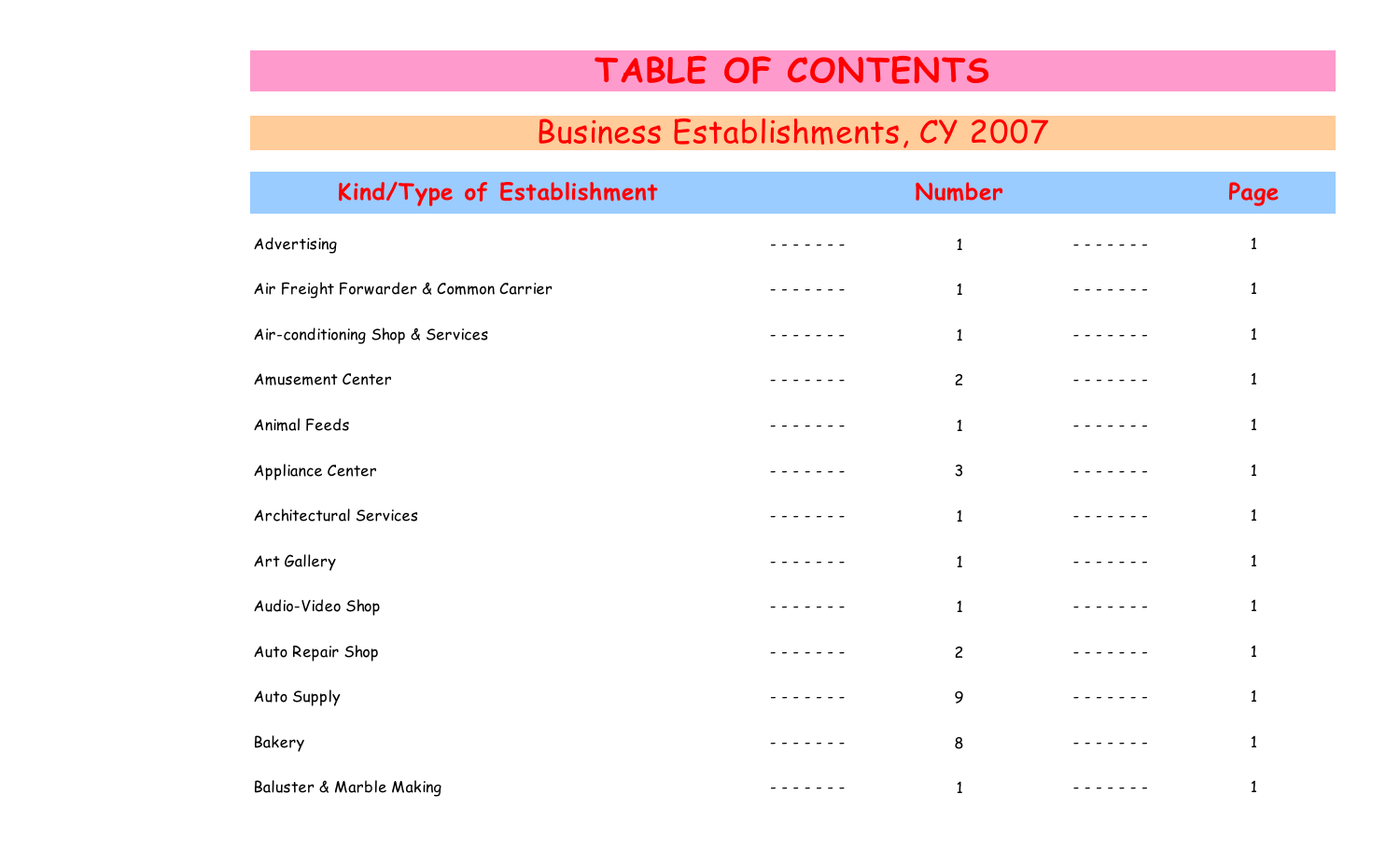# TABLE OF CONTENTS

## Business Establishments, CY 2007

| Kind/Type of Establishment | Number | Page |
|---|---|---|
| Advertising | 1 | 1 |
| Air Freight Forwarder & Common Carrier | 1 | 1 |
| Air-conditioning Shop & Services | 1 | 1 |
| Amusement Center | 2 | 1 |
| Animal Feeds | 1 | 1 |
| Appliance Center | 3 | 1 |
| Architectural Services | 1 | 1 |
| Art Gallery | 1 | 1 |
| Audio-Video Shop | 1 | 1 |
| Auto Repair Shop | 2 | 1 |
| Auto Supply | 9 | 1 |
| Bakery | 8 | 1 |
| Baluster & Marble Making | 1 | 1 |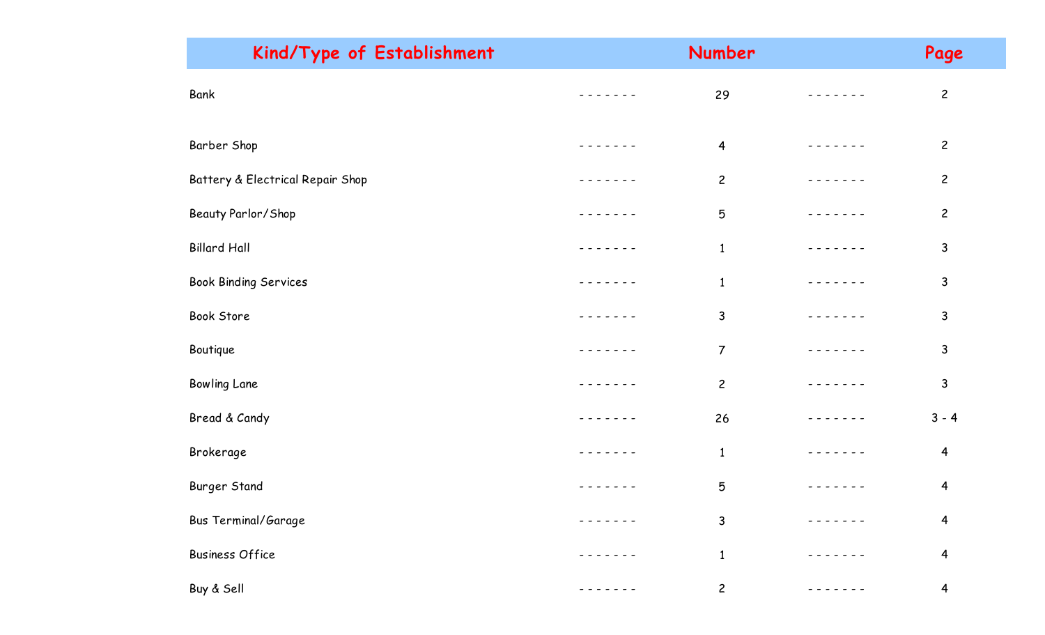| Kind/Type of Establishment | Number | Page |
|---|---|---|
| Bank | 29 | 2 |
| Barber Shop | 4 | 2 |
| Battery & Electrical Repair Shop | 2 | 2 |
| Beauty Parlor/Shop | 5 | 2 |
| Billard Hall | 1 | 3 |
| Book Binding Services | 1 | 3 |
| Book Store | 3 | 3 |
| Boutique | 7 | 3 |
| Bowling Lane | 2 | 3 |
| Bread & Candy | 26 | 3 - 4 |
| Brokerage | 1 | 4 |
| Burger Stand | 5 | 4 |
| Bus Terminal/Garage | 3 | 4 |
| Business Office | 1 | 4 |
| Buy & Sell | 2 | 4 |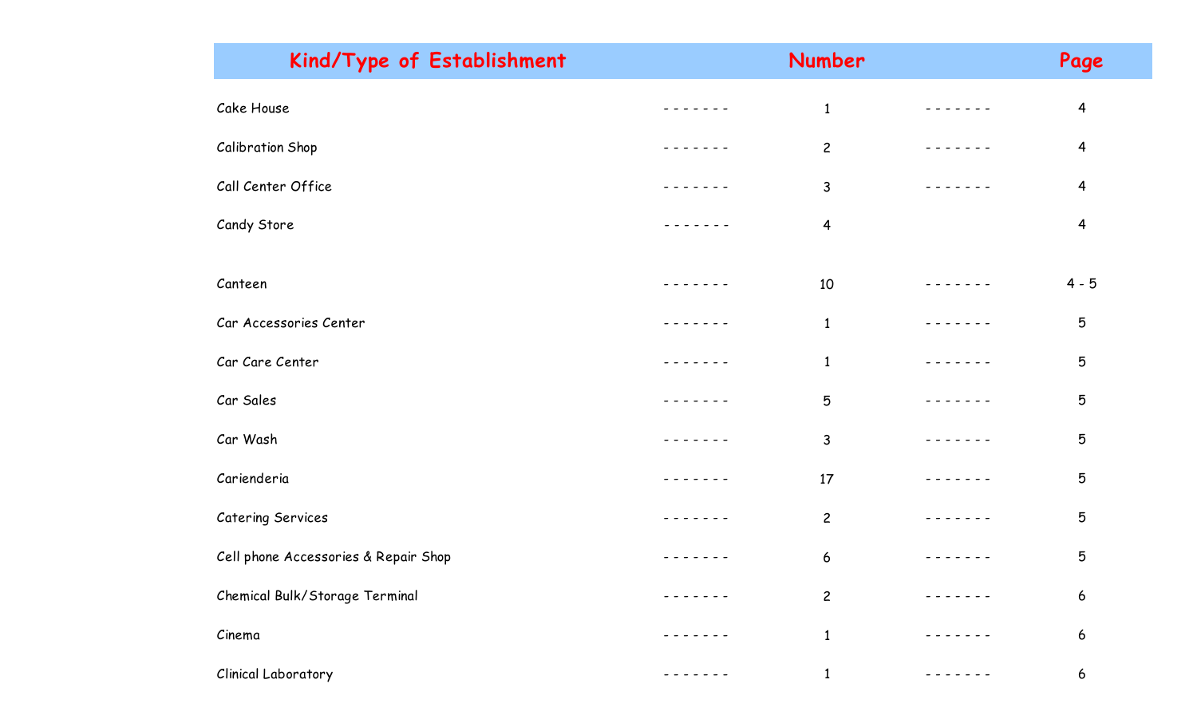| Kind/Type of Establishment | Number | Page |
| --- | --- | --- |
| Cake House | 1 | 4 |
| Calibration Shop | 2 | 4 |
| Call Center Office | 3 | 4 |
| Candy Store | 4 | 4 |
| Canteen | 10 | 4 - 5 |
| Car Accessories Center | 1 | 5 |
| Car Care Center | 1 | 5 |
| Car Sales | 5 | 5 |
| Car Wash | 3 | 5 |
| Carienderia | 17 | 5 |
| Catering Services | 2 | 5 |
| Cell phone Accessories & Repair Shop | 6 | 5 |
| Chemical Bulk/Storage Terminal | 2 | 6 |
| Cinema | 1 | 6 |
| Clinical Laboratory | 1 | 6 |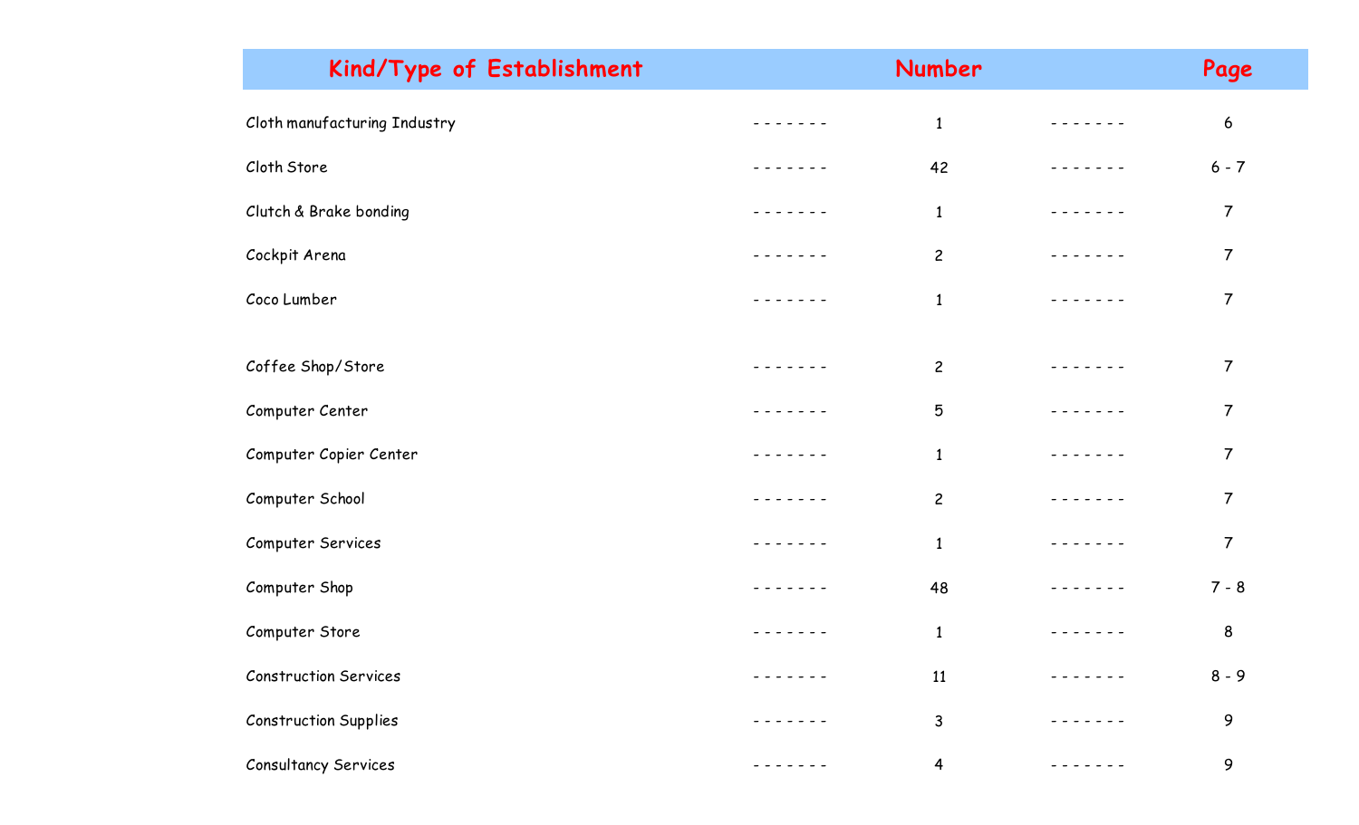| Kind/Type of Establishment | Number | Page |
|---|---|---|
| Cloth manufacturing Industry | 1 | 6 |
| Cloth Store | 42 | 6 - 7 |
| Clutch & Brake bonding | 1 | 7 |
| Cockpit Arena | 2 | 7 |
| Coco Lumber | 1 | 7 |
| Coffee Shop/Store | 2 | 7 |
| Computer Center | 5 | 7 |
| Computer Copier Center | 1 | 7 |
| Computer School | 2 | 7 |
| Computer Services | 1 | 7 |
| Computer Shop | 48 | 7 - 8 |
| Computer Store | 1 | 8 |
| Construction Services | 11 | 8 - 9 |
| Construction Supplies | 3 | 9 |
| Consultancy Services | 4 | 9 |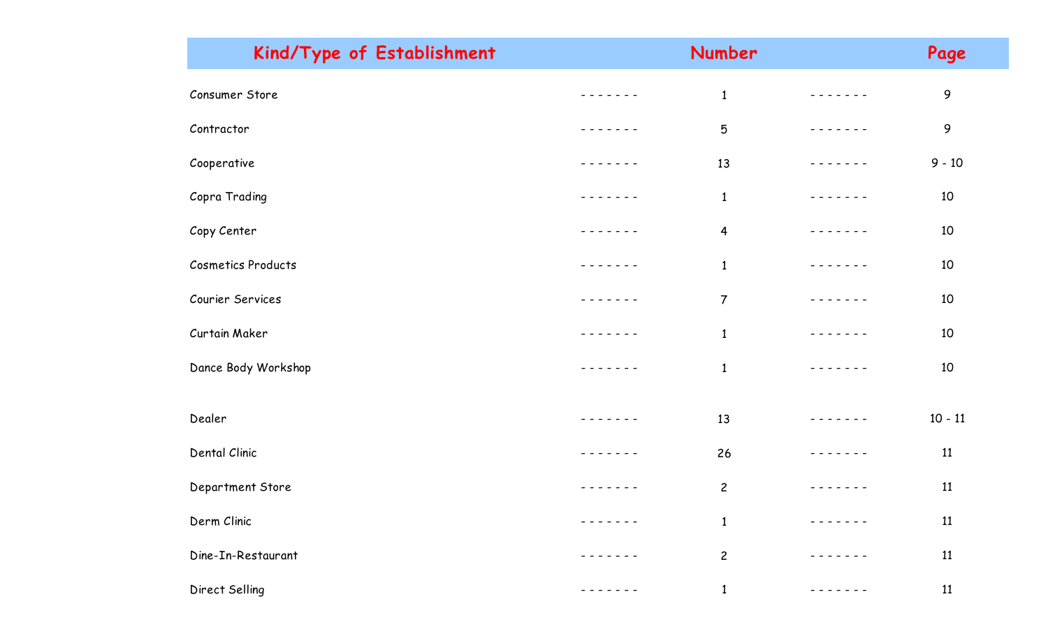| Kind/Type of Establishment | Number | Page |
|---|---|---|
| Consumer Store | 1 | 9 |
| Contractor | 5 | 9 |
| Cooperative | 13 | 9 - 10 |
| Copra Trading | 1 | 10 |
| Copy Center | 4 | 10 |
| Cosmetics Products | 1 | 10 |
| Courier Services | 7 | 10 |
| Curtain Maker | 1 | 10 |
| Dance Body Workshop | 1 | 10 |
| Dealer | 13 | 10 - 11 |
| Dental Clinic | 26 | 11 |
| Department Store | 2 | 11 |
| Derm Clinic | 1 | 11 |
| Dine-In-Restaurant | 2 | 11 |
| Direct Selling | 1 | 11 |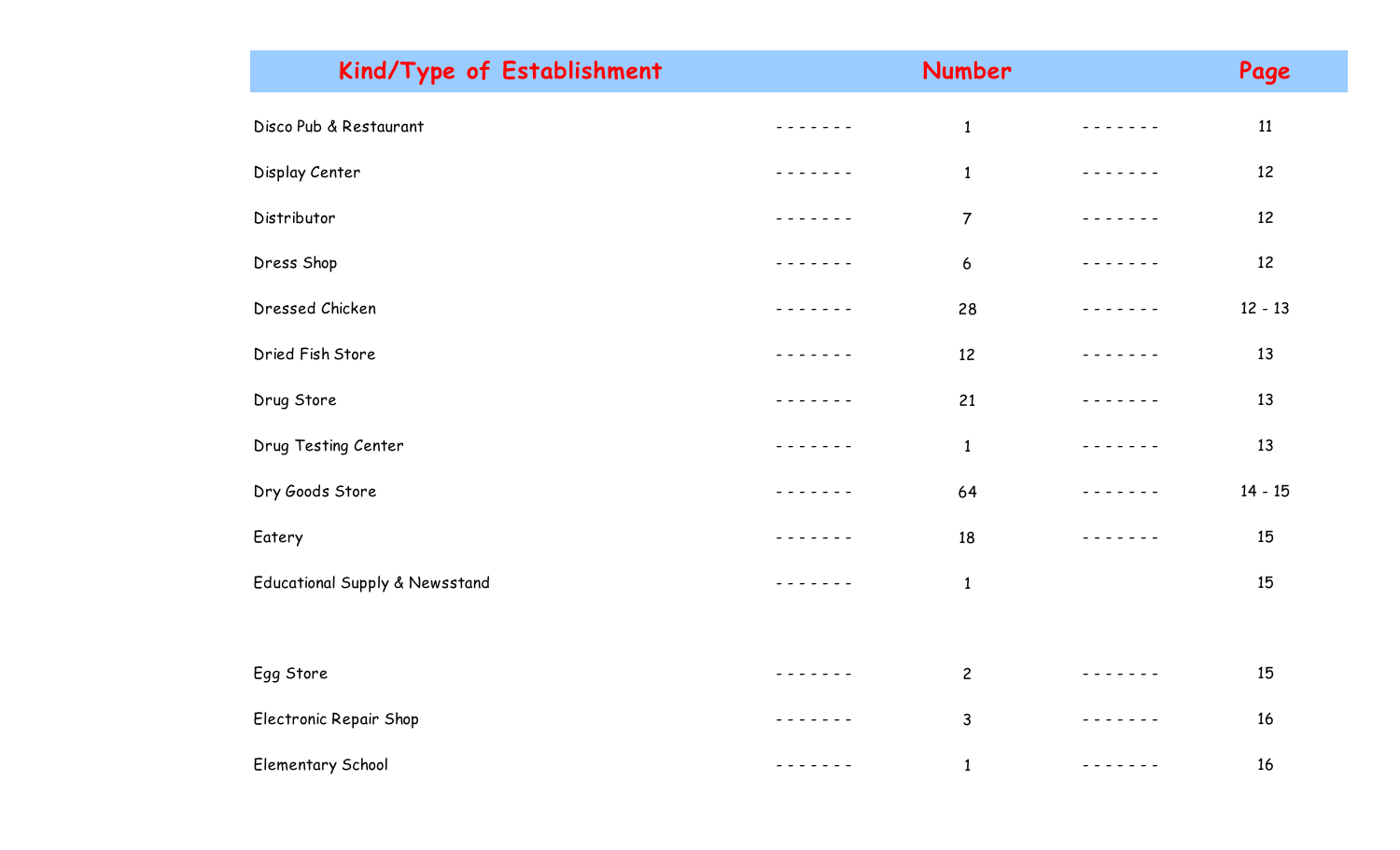| Kind/Type of Establishment | Number | Page |
| --- | --- | --- |
| Disco Pub & Restaurant | 1 | 11 |
| Display Center | 1 | 12 |
| Distributor | 7 | 12 |
| Dress Shop | 6 | 12 |
| Dressed Chicken | 28 | 12 - 13 |
| Dried Fish Store | 12 | 13 |
| Drug Store | 21 | 13 |
| Drug Testing Center | 1 | 13 |
| Dry Goods Store | 64 | 14 - 15 |
| Eatery | 18 | 15 |
| Educational Supply & Newsstand | 1 | 15 |
| Egg Store | 2 | 15 |
| Electronic Repair Shop | 3 | 16 |
| Elementary School | 1 | 16 |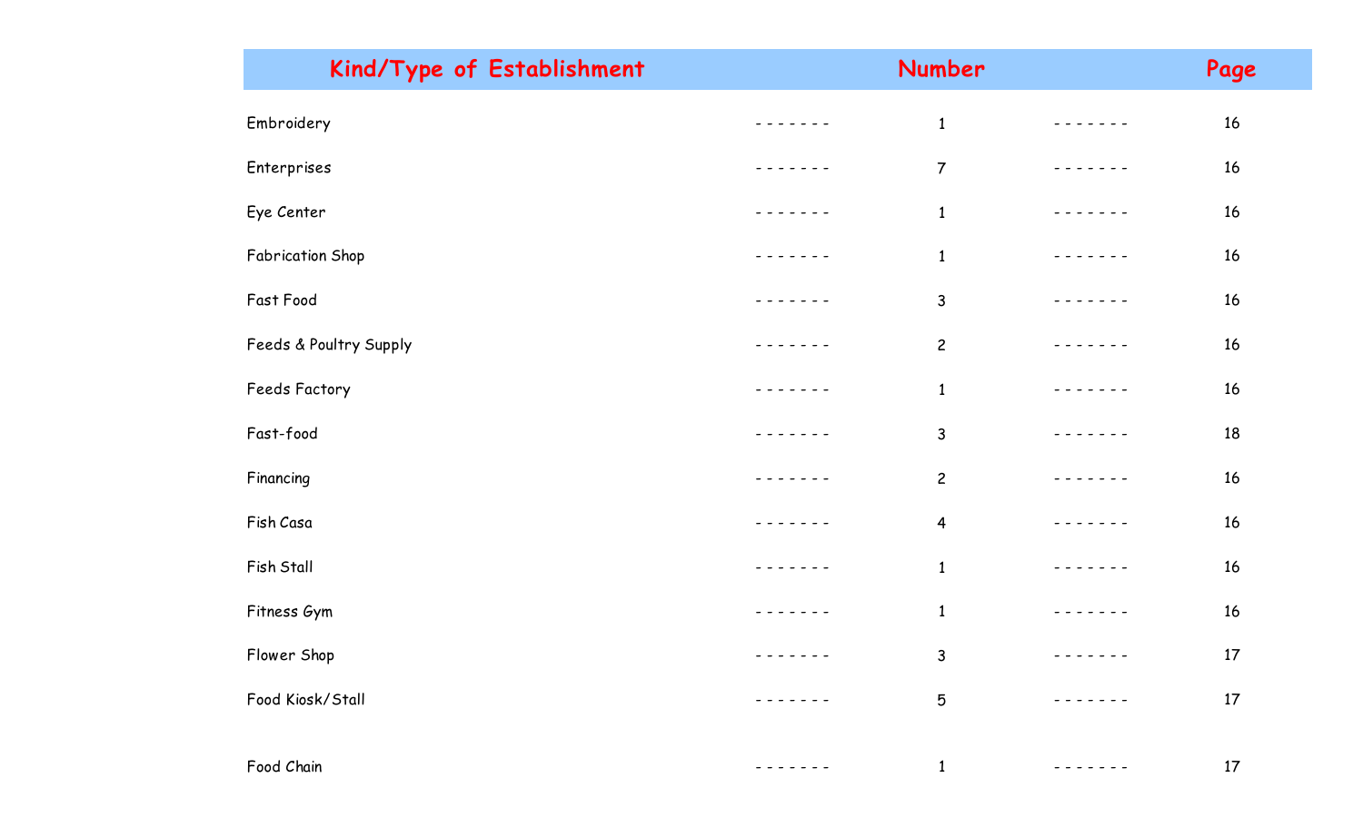| Kind/Type of Establishment | Number | Page |
|---|---|---|
| Embroidery | 1 | 16 |
| Enterprises | 7 | 16 |
| Eye Center | 1 | 16 |
| Fabrication Shop | 1 | 16 |
| Fast Food | 3 | 16 |
| Feeds & Poultry Supply | 2 | 16 |
| Feeds Factory | 1 | 16 |
| Fast-food | 3 | 18 |
| Financing | 2 | 16 |
| Fish Casa | 4 | 16 |
| Fish Stall | 1 | 16 |
| Fitness Gym | 1 | 16 |
| Flower Shop | 3 | 17 |
| Food Kiosk/Stall | 5 | 17 |
| Food Chain | 1 | 17 |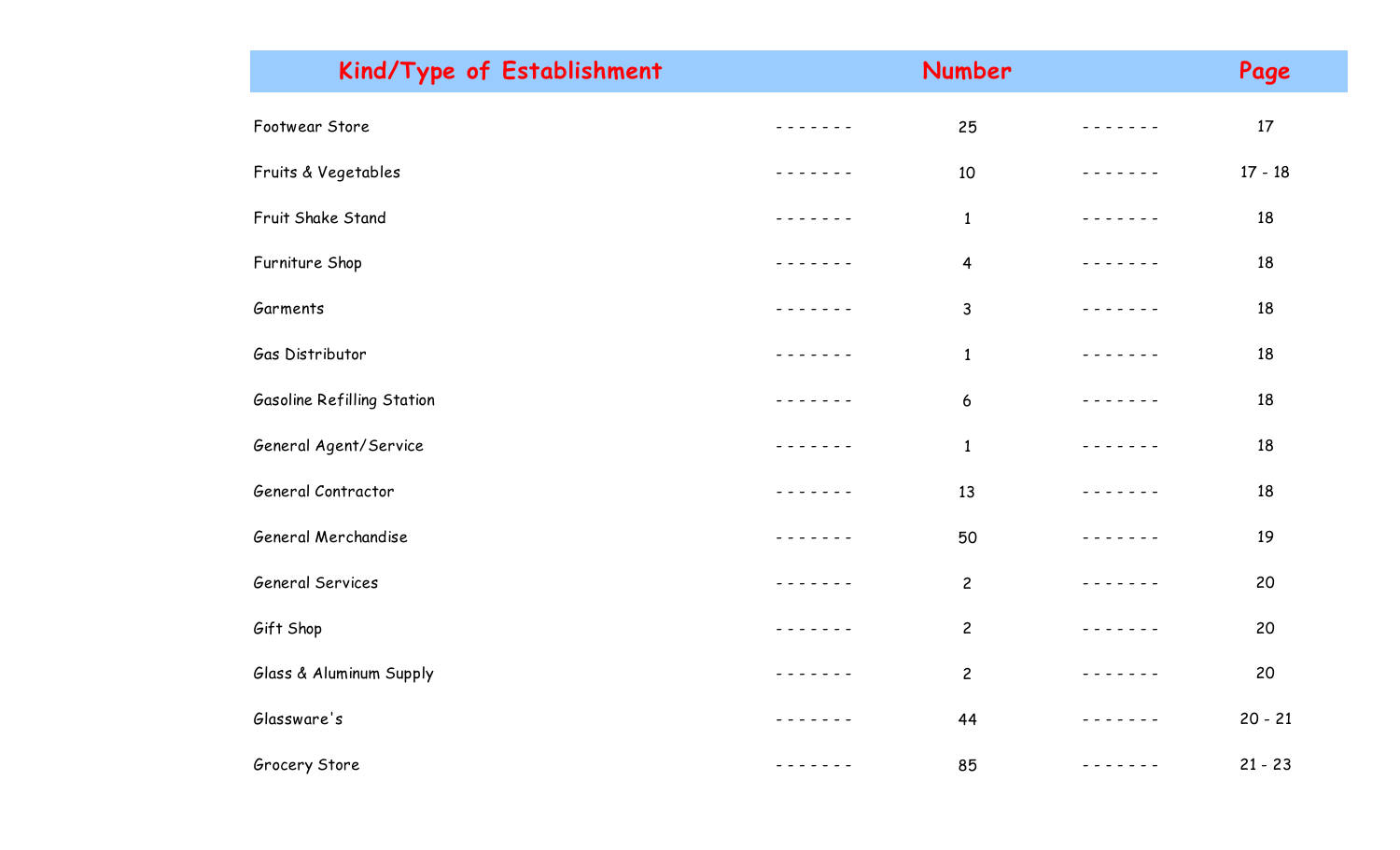| Kind/Type of Establishment | Number | Page |
| --- | --- | --- |
| Footwear Store | 25 | 17 |
| Fruits & Vegetables | 10 | 17 - 18 |
| Fruit Shake Stand | 1 | 18 |
| Furniture Shop | 4 | 18 |
| Garments | 3 | 18 |
| Gas Distributor | 1 | 18 |
| Gasoline Refilling Station | 6 | 18 |
| General Agent/Service | 1 | 18 |
| General Contractor | 13 | 18 |
| General Merchandise | 50 | 19 |
| General Services | 2 | 20 |
| Gift Shop | 2 | 20 |
| Glass & Aluminum Supply | 2 | 20 |
| Glassware's | 44 | 20 - 21 |
| Grocery Store | 85 | 21 - 23 |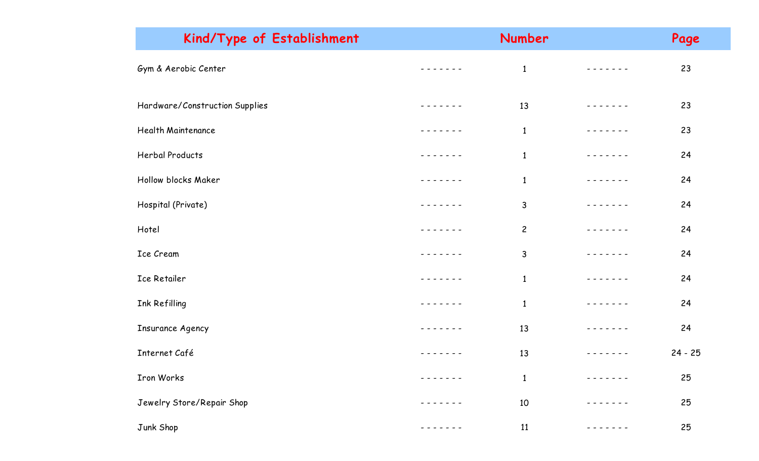| Kind/Type of Establishment | Number | Page |
|---|---|---|
| Gym & Aerobic Center | 1 | 23 |
| Hardware/Construction Supplies | 13 | 23 |
| Health Maintenance | 1 | 23 |
| Herbal Products | 1 | 24 |
| Hollow blocks Maker | 1 | 24 |
| Hospital (Private) | 3 | 24 |
| Hotel | 2 | 24 |
| Ice Cream | 3 | 24 |
| Ice Retailer | 1 | 24 |
| Ink Refilling | 1 | 24 |
| Insurance Agency | 13 | 24 |
| Internet Café | 13 | 24 - 25 |
| Iron Works | 1 | 25 |
| Jewelry Store/Repair Shop | 10 | 25 |
| Junk Shop | 11 | 25 |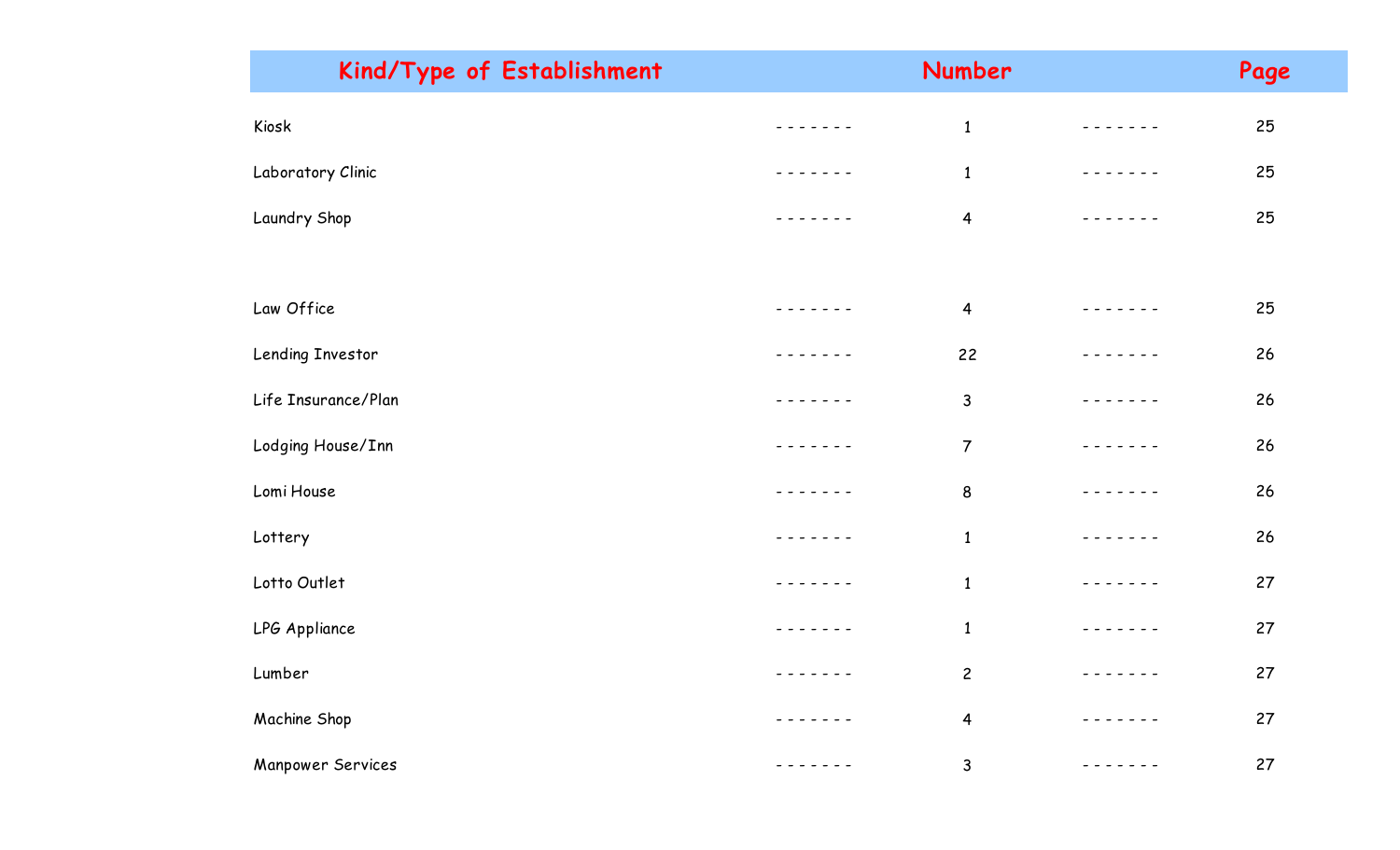| Kind/Type of Establishment | Number | Page |
|---|---|---|
| Kiosk | 1 | 25 |
| Laboratory Clinic | 1 | 25 |
| Laundry Shop | 4 | 25 |
| Law Office | 4 | 25 |
| Lending Investor | 22 | 26 |
| Life Insurance/Plan | 3 | 26 |
| Lodging House/Inn | 7 | 26 |
| Lomi House | 8 | 26 |
| Lottery | 1 | 26 |
| Lotto Outlet | 1 | 27 |
| LPG Appliance | 1 | 27 |
| Lumber | 2 | 27 |
| Machine Shop | 4 | 27 |
| Manpower Services | 3 | 27 |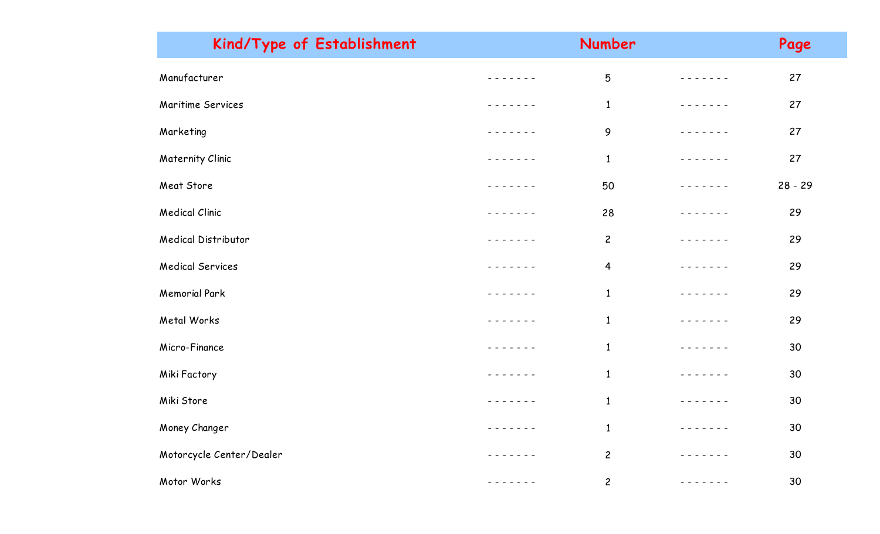| Kind/Type of Establishment | Number | Page |
|---|---|---|
| Manufacturer | 5 | 27 |
| Maritime Services | 1 | 27 |
| Marketing | 9 | 27 |
| Maternity Clinic | 1 | 27 |
| Meat Store | 50 | 28 - 29 |
| Medical Clinic | 28 | 29 |
| Medical Distributor | 2 | 29 |
| Medical Services | 4 | 29 |
| Memorial Park | 1 | 29 |
| Metal Works | 1 | 29 |
| Micro-Finance | 1 | 30 |
| Miki Factory | 1 | 30 |
| Miki Store | 1 | 30 |
| Money Changer | 1 | 30 |
| Motorcycle Center/Dealer | 2 | 30 |
| Motor Works | 2 | 30 |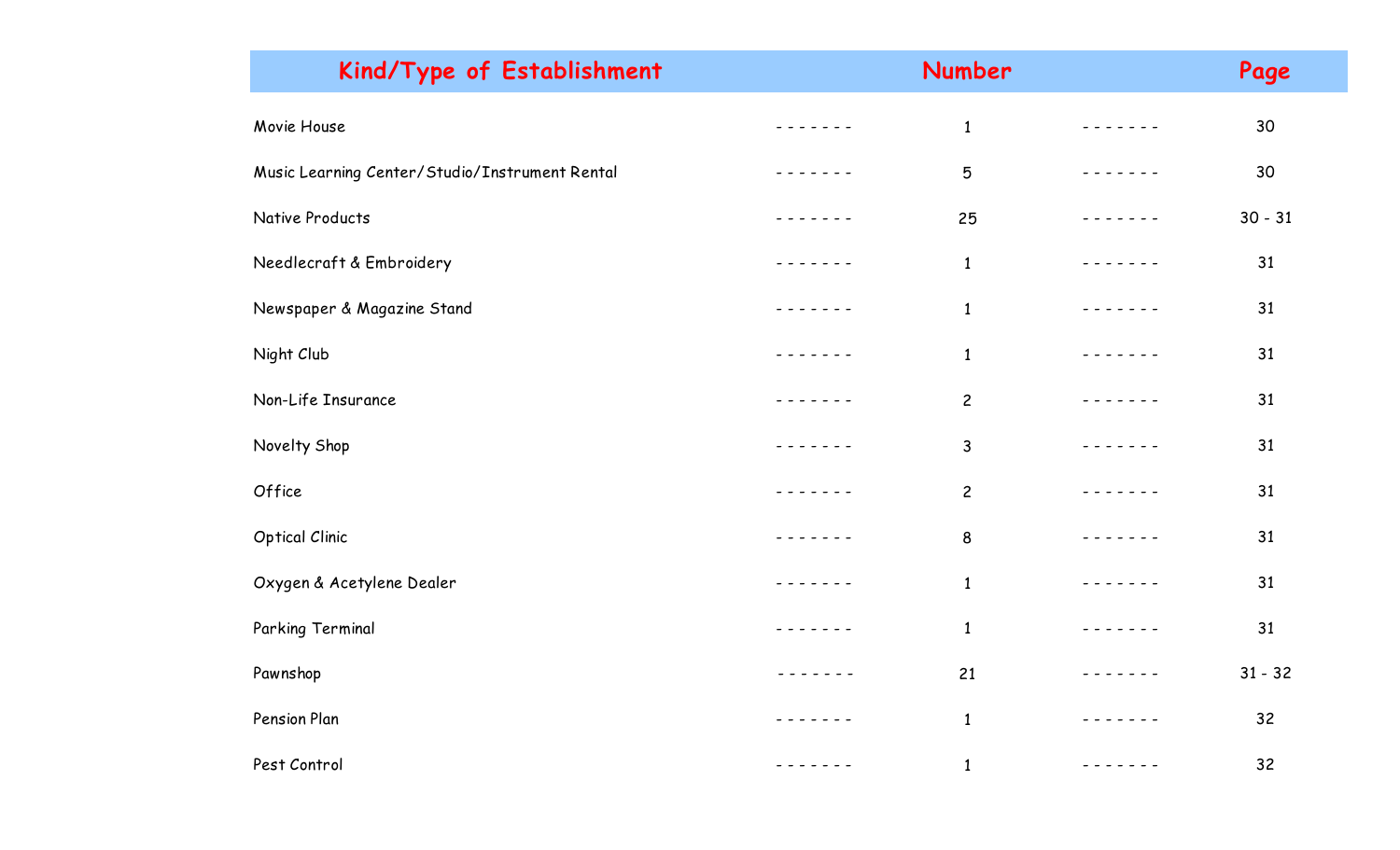| Kind/Type of Establishment | Number | Page |
|---|---|---|
| Movie House | 1 | 30 |
| Music Learning Center/Studio/Instrument Rental | 5 | 30 |
| Native Products | 25 | 30 - 31 |
| Needlecraft & Embroidery | 1 | 31 |
| Newspaper & Magazine Stand | 1 | 31 |
| Night Club | 1 | 31 |
| Non-Life Insurance | 2 | 31 |
| Novelty Shop | 3 | 31 |
| Office | 2 | 31 |
| Optical Clinic | 8 | 31 |
| Oxygen & Acetylene Dealer | 1 | 31 |
| Parking Terminal | 1 | 31 |
| Pawnshop | 21 | 31 - 32 |
| Pension Plan | 1 | 32 |
| Pest Control | 1 | 32 |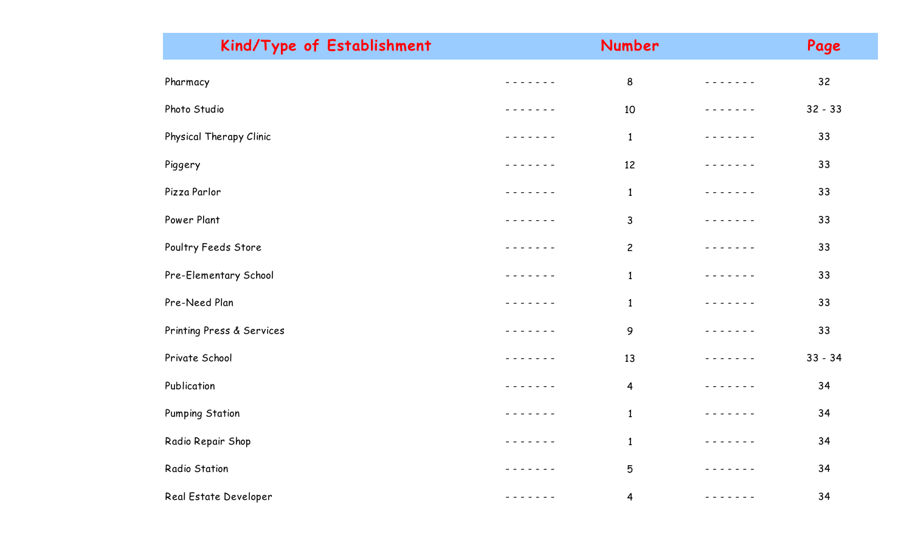| Kind/Type of Establishment | | Number | | Page |
|---|---|---|---|---|
| Pharmacy | - - - - - - - | 8 | - - - - - - - | 32 |
| Photo Studio | - - - - - - - | 10 | - - - - - - - | 32 - 33 |
| Physical Therapy Clinic | - - - - - - - | 1 | - - - - - - - | 33 |
| Piggery | - - - - - - - | 12 | - - - - - - - | 33 |
| Pizza Parlor | - - - - - - - | 1 | - - - - - - - | 33 |
| Power Plant | - - - - - - - | 3 | - - - - - - - | 33 |
| Poultry Feeds Store | - - - - - - - | 2 | - - - - - - - | 33 |
| Pre-Elementary School | - - - - - - - | 1 | - - - - - - - | 33 |
| Pre-Need Plan | - - - - - - - | 1 | - - - - - - - | 33 |
| Printing Press & Services | - - - - - - - | 9 | - - - - - - - | 33 |
| Private School | - - - - - - - | 13 | - - - - - - - | 33 - 34 |
| Publication | - - - - - - - | 4 | - - - - - - - | 34 |
| Pumping Station | - - - - - - - | 1 | - - - - - - - | 34 |
| Radio Repair Shop | - - - - - - - | 1 | - - - - - - - | 34 |
| Radio Station | - - - - - - - | 5 | - - - - - - - | 34 |
| Real Estate Developer | - - - - - - - | 4 | - - - - - - - | 34 |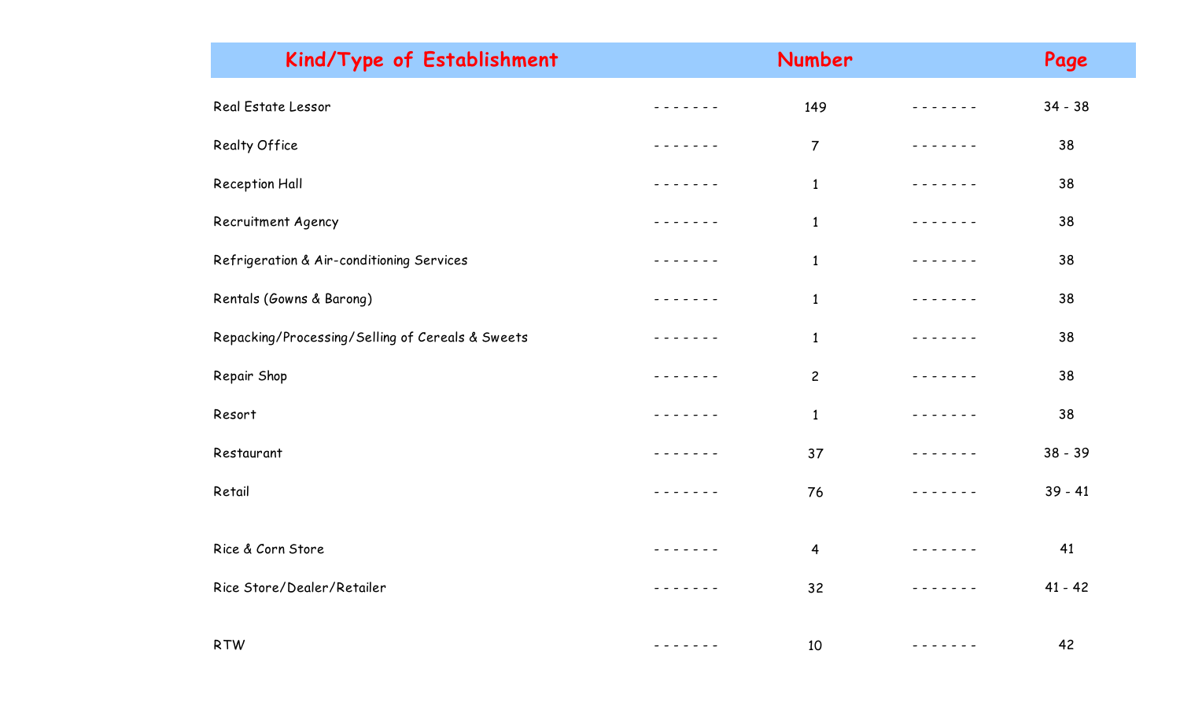| Kind/Type of Establishment | Number | Page |
| --- | --- | --- |
| Real Estate Lessor | 149 | 34 - 38 |
| Realty Office | 7 | 38 |
| Reception Hall | 1 | 38 |
| Recruitment Agency | 1 | 38 |
| Refrigeration & Air-conditioning Services | 1 | 38 |
| Rentals (Gowns & Barong) | 1 | 38 |
| Repacking/Processing/Selling of Cereals & Sweets | 1 | 38 |
| Repair Shop | 2 | 38 |
| Resort | 1 | 38 |
| Restaurant | 37 | 38 - 39 |
| Retail | 76 | 39 - 41 |
| Rice & Corn Store | 4 | 41 |
| Rice Store/Dealer/Retailer | 32 | 41 - 42 |
| RTW | 10 | 42 |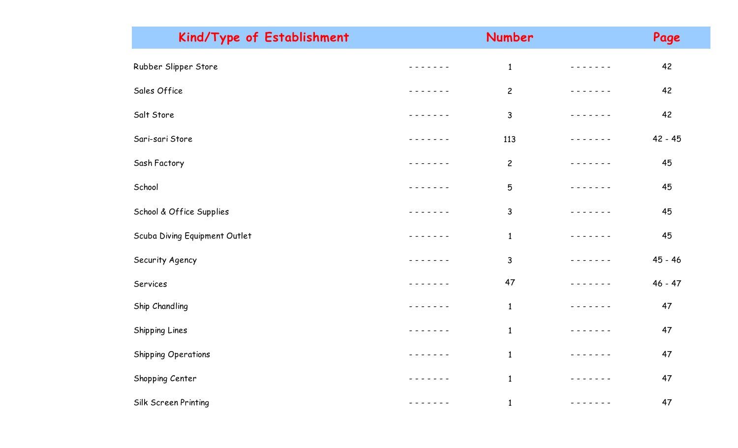| Kind/Type of Establishment | Number | Page |
|---|---|---|
| Rubber Slipper Store | 1 | 42 |
| Sales Office | 2 | 42 |
| Salt Store | 3 | 42 |
| Sari-sari Store | 113 | 42 - 45 |
| Sash Factory | 2 | 45 |
| School | 5 | 45 |
| School & Office Supplies | 3 | 45 |
| Scuba Diving Equipment Outlet | 1 | 45 |
| Security Agency | 3 | 45 - 46 |
| Services | 47 | 46 - 47 |
| Ship Chandling | 1 | 47 |
| Shipping Lines | 1 | 47 |
| Shipping Operations | 1 | 47 |
| Shopping Center | 1 | 47 |
| Silk Screen Printing | 1 | 47 |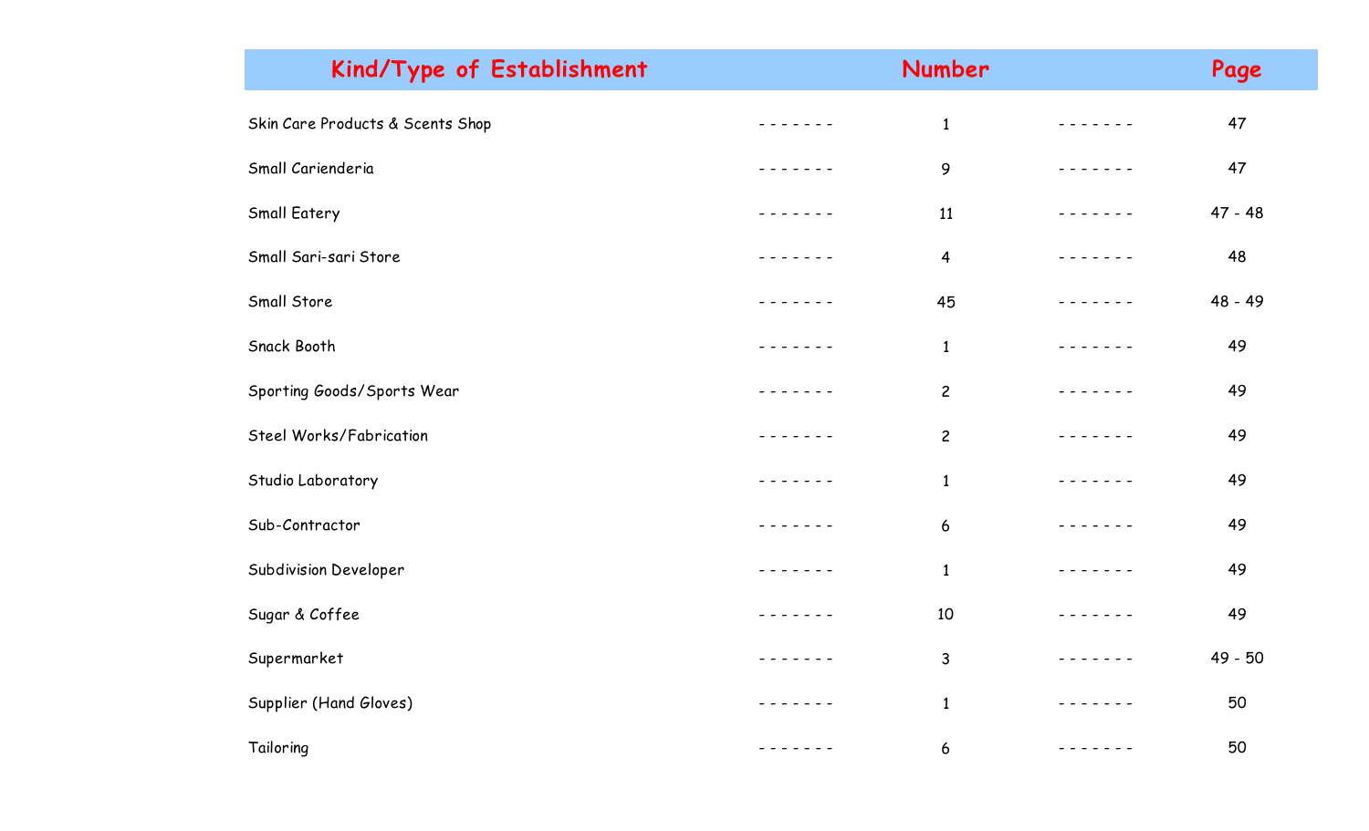| Kind/Type of Establishment | Number | Page |
|---|---|---|
| Skin Care Products & Scents Shop | 1 | 47 |
| Small Carienderia | 9 | 47 |
| Small Eatery | 11 | 47 - 48 |
| Small Sari-sari Store | 4 | 48 |
| Small Store | 45 | 48 - 49 |
| Snack Booth | 1 | 49 |
| Sporting Goods/Sports Wear | 2 | 49 |
| Steel Works/Fabrication | 2 | 49 |
| Studio Laboratory | 1 | 49 |
| Sub-Contractor | 6 | 49 |
| Subdivision Developer | 1 | 49 |
| Sugar & Coffee | 10 | 49 |
| Supermarket | 3 | 49 - 50 |
| Supplier (Hand Gloves) | 1 | 50 |
| Tailoring | 6 | 50 |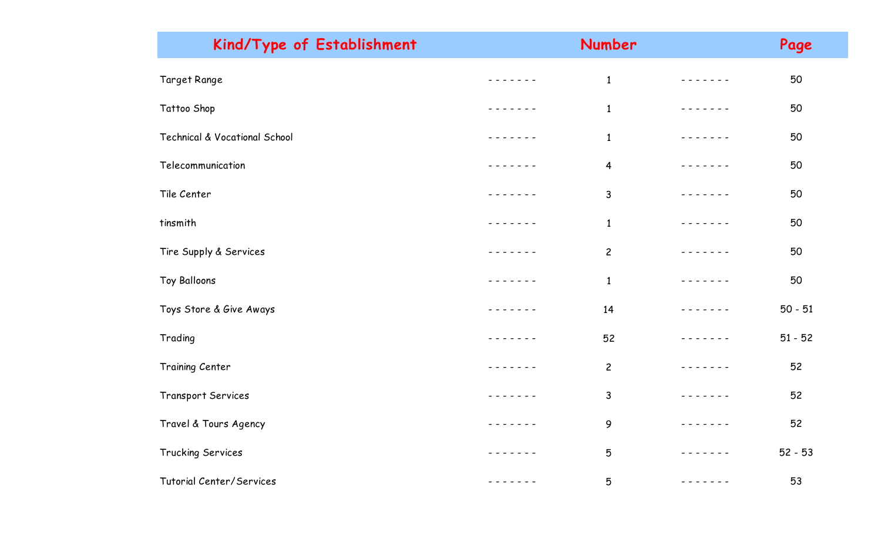| Kind/Type of Establishment | Number | Page |
|---|---|---|
| Target Range | 1 | 50 |
| Tattoo Shop | 1 | 50 |
| Technical & Vocational School | 1 | 50 |
| Telecommunication | 4 | 50 |
| Tile Center | 3 | 50 |
| tinsmith | 1 | 50 |
| Tire Supply & Services | 2 | 50 |
| Toy Balloons | 1 | 50 |
| Toys Store & Give Aways | 14 | 50 - 51 |
| Trading | 52 | 51 - 52 |
| Training Center | 2 | 52 |
| Transport Services | 3 | 52 |
| Travel & Tours Agency | 9 | 52 |
| Trucking Services | 5 | 52 - 53 |
| Tutorial Center/Services | 5 | 53 |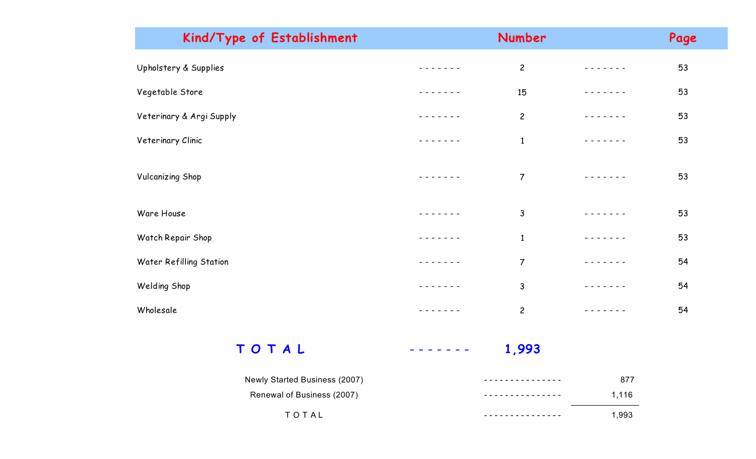| Kind/Type of Establishment | Number | Page |
|---|---|---|
| Upholstery & Supplies | 2 | 53 |
| Vegetable Store | 15 | 53 |
| Veterinary & Argi Supply | 2 | 53 |
| Veterinary Clinic | 1 | 53 |
| Vulcanizing Shop | 7 | 53 |
| Ware House | 3 | 53 |
| Watch Repair Shop | 1 | 53 |
| Water Refilling Station | 7 | 54 |
| Welding Shop | 3 | 54 |
| Wholesale | 2 | 54 |
| **T O T A L** | **1,993** | |

| | |
|---|---|
| Newly Started Business (2007) | 877 |
| Renewal of Business (2007) | 1,116 |
| T O T A L | 1,993 |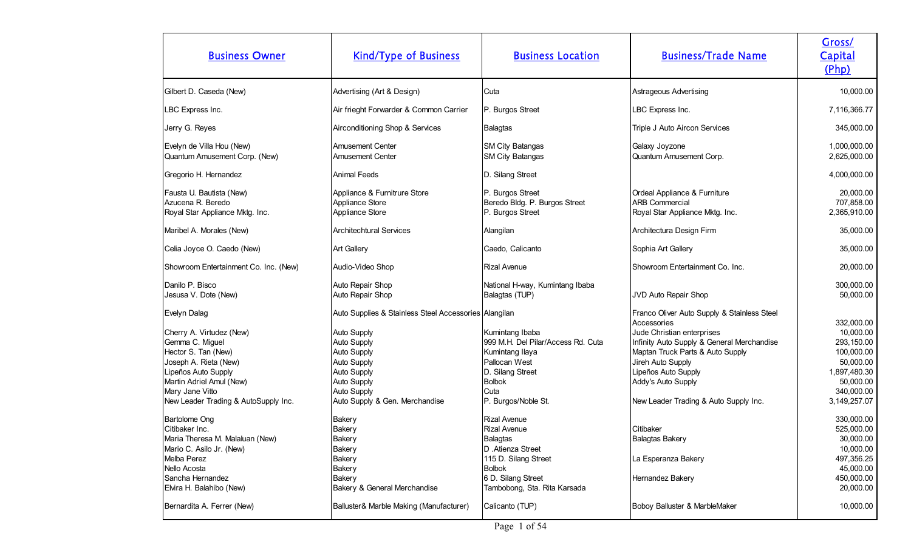| Business Owner | Kind/Type of Business | Business Location | Business/Trade Name | Gross/ Capital (Php) |
|---|---|---|---|---|
| Gilbert D. Caseda (New) | Advertising (Art & Design) | Cuta | Astrageous Advertising | 10,000.00 |
| LBC Express Inc. | Air frieght Forwarder & Common Carrier | P. Burgos Street | LBC Express Inc. | 7,116,366.77 |
| Jerry G. Reyes | Airconditioning Shop & Services | Balagtas | Triple J Auto Aircon Services | 345,000.00 |
| Evelyn de Villa Hou (New) | Amusement Center | SM City Batangas | Galaxy Joyzone | 1,000,000.00 |
| Quantum Amusement Corp. (New) | Amusement Center | SM City Batangas | Quantum Amusement Corp. | 2,625,000.00 |
| Gregorio H. Hernandez | Animal Feeds | D. Silang Street | | 4,000,000.00 |
| Fausta U. Bautista (New) | Appliance & Furnitrure Store | P. Burgos Street | Ordeal Appliance & Furniture | 20,000.00 |
| Azucena R. Beredo | Appliance Store | Beredo Bldg. P. Burgos Street | ARB Commercial | 707,858.00 |
| Royal Star Appliance Mktg. Inc. | Appliance Store | P. Burgos Street | Royal Star Appliance Mktg. Inc. | 2,365,910.00 |
| Maribel A. Morales (New) | Architechtural Services | Alangilan | Architectura Design Firm | 35,000.00 |
| Celia Joyce O. Caedo (New) | Art Gallery | Caedo, Calicanto | Sophia Art Gallery | 35,000.00 |
| Showroom Entertainment Co. Inc. (New) | Audio-Video Shop | Rizal Avenue | Showroom Entertainment Co. Inc. | 20,000.00 |
| Danilo P. Bisco | Auto Repair Shop | National H-way, Kumintang Ibaba | | 300,000.00 |
| Jesusa V. Dote (New) | Auto Repair Shop | Balagtas (TUP) | JVD Auto Repair Shop | 50,000.00 |
| Evelyn Dalag | Auto Supplies & Stainless Steel Accessories | Alangilan | Franco Oliver Auto Supply & Stainless Steel Accessories | 332,000.00 |
| Cherry A. Virtudez (New) | Auto Supply | Kumintang Ibaba | Jude Christian enterprises | 10,000.00 |
| Gemma C. Miguel | Auto Supply | 999 M.H. Del Pilar/Access Rd. Cuta | Infinity Auto Supply & General Merchandise | 293,150.00 |
| Hector S. Tan (New) | Auto Supply | Kumintang Ilaya | Maptan Truck Parts & Auto Supply | 100,000.00 |
| Joseph A. Rieta (New) | Auto Supply | Pallocan West | Jireh Auto Supply | 50,000.00 |
| Lipeños Auto Supply | Auto Supply | D. Silang Street | Lipeños Auto Supply | 1,897,480.30 |
| Martin Adriel Amul (New) | Auto Supply | Bolbok | Addy's Auto Supply | 50,000.00 |
| Mary Jane Vitto | Auto Supply | Cuta | | 340,000.00 |
| New Leader Trading & AutoSupply Inc. | Auto Supply & Gen. Merchandise | P. Burgos/Noble St. | New Leader Trading & Auto Supply Inc. | 3,149,257.07 |
| Bartolome Ong | Bakery | Rizal Avenue | | 330,000.00 |
| Citibaker Inc. | Bakery | Rizal Avenue | Citibaker | 525,000.00 |
| Maria Theresa M. Malaluan (New) | Bakery | Balagtas | Balagtas Bakery | 30,000.00 |
| Mario C. Asilo Jr. (New) | Bakery | D .Atienza Street | | 10,000.00 |
| Melba Perez | Bakery | 115 D. Silang Street | La Esperanza Bakery | 497,356.25 |
| Nello Acosta | Bakery | Bolbok | | 45,000.00 |
| Sancha Hernandez | Bakery | 6 D. Silang Street | Hernandez Bakery | 450,000.00 |
| Elvira H. Balahibo (New) | Bakery & General Merchandise | Tambobong, Sta. Rita Karsada | | 20,000.00 |
| Bernardita A. Ferrer (New) | Ballusterr& Marble Making (Manufacturer) | Calicanto (TUP) | Boboy Balluster & MarbleMaker | 10,000.00 |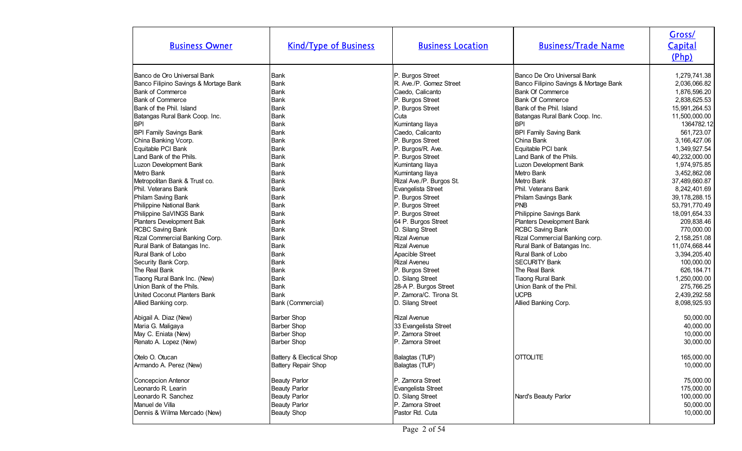| Business Owner | Kind/Type of Business | Business Location | Business/Trade Name | Gross/ Capital (Php) |
|---|---|---|---|---|
| Banco de Oro Universal Bank | Bank | P. Burgos Street | Banco De Oro Universal Bank | 1,279,741.38 |
| Banco Filipino Savings & Mortage Bank | Bank | R. Ave./P. Gomez Street | Banco Filipino Savings & Mortage Bank | 2,036,066.82 |
| Bank of Commerce | Bank | Caedo, Calicanto | Bank Of Commerce | 1,876,596.20 |
| Bank of Commerce | Bank | P. Burgos Street | Bank Of Commerce | 2,838,625.53 |
| Bank of the Phil. Island | Bank | P. Burgos Street | Bank of the Phil. Island | 15,991,264.53 |
| Batangas Rural Bank Coop. Inc. | Bank | Cuta | Batangas Rural Bank Coop. Inc. | 11,500,000.00 |
| BPI | Bank | Kumintang Ilaya | BPI | 1364782.12 |
| BPI Family Savings Bank | Bank | Caedo, Calicanto | BPI Family Saving Bank | 561,723.07 |
| China Banking Vcorp. | Bank | P. Burgos Street | China Bank | 3,166,427.06 |
| Equitable PCI Bank | Bank | P. Burgos/R. Ave. | Equitable PCI bank | 1,349,927.54 |
| Land Bank of the Phils. | Bank | P. Burgos Street | Land Bank of the Phils. | 40,232,000.00 |
| Luzon Development Bank | Bank | Kumintang Ilaya | Luzon Development Bank | 1,974,975.85 |
| Metro Bank | Bank | Kumintang Ilaya | Metro Bank | 3,452,862.08 |
| Metropolitan Bank & Trust co. | Bank | Rizal Ave./P. Burgos St. | Metro Bank | 37,489,660.87 |
| Phil. Veterans Bank | Bank | Evangelista Street | Phil. Veterans Bank | 8,242,401.69 |
| Philam Saving Bank | Bank | P. Burgos Street | Philam Savings Bank | 39,178,288.15 |
| Philippine National Bank | Bank | P. Burgos Street | PNB | 53,791,770.49 |
| Philippine SaVINGS Bank | Bank | P. Burgos Street | Philippine Savings Bank | 18,091,654.33 |
| Planters Development Bak | Bank | 64 P. Burgos Street | Planters Development Bank | 209,838.46 |
| RCBC Saving Bank | Bank | D. Silang Street | RCBC Saving Bank | 770,000.00 |
| Rizal Commercial Banking Corp. | Bank | Rizal Avenue | Rizal Commercial Banking corp. | 2,158,251.08 |
| Rural Bank of Batangas Inc. | Bank | Rizal Avenue | Rural Bank of Batangas Inc. | 11,074,668.44 |
| Rural Bank of Lobo | Bank | Apacible Street | Rural Bank of Lobo | 3,394,205.40 |
| Security Bank Corp. | Bank | Rizal Aveneu | SECURITY Bank | 100,000.00 |
| The Real Bank | Bank | P. Burgos Street | The Real Bank | 626,184.71 |
| Tiaong Rural Bank Inc. (New) | Bank | D. Silang Street | Tiaong Rural Bank | 1,250,000.00 |
| Union Bank of the Phils. | Bank | 28-A P. Burgos Street | Union Bank of the Phil. | 275,766.25 |
| United Coconut Planters Bank | Bank | P. Zamora/C. Tirona St. | UCPB | 2,439,292.58 |
| Allied Banking corp. | Bank (Commercial) | D. Silang Street | Allied Banking Corp. | 8,098,925.93 |
| Abigail A. Diaz (New) | Barber Shop | Rizal Avenue | | 50,000.00 |
| Maria G. Maligaya | Barber Shop | 33 Evangelista Street | | 40,000.00 |
| May C. Eniata (New) | Barber Shop | P. Zamora Street | | 10,000.00 |
| Renato A. Lopez (New) | Barber Shop | P. Zamora Street | | 30,000.00 |
| Otelo O. Otucan | Battery & Electical Shop | Balagtas (TUP) | OTTOLITE | 165,000.00 |
| Armando A. Perez (New) | Battery Repair Shop | Balagtas (TUP) | | 10,000.00 |
| Concepcion Antenor | Beauty Parlor | P. Zamora Street | | 75,000.00 |
| Leonardo R. Learin | Beauty Parlor | Evangelista Street | | 175,000.00 |
| Leonardo R. Sanchez | Beauty Parlor | D. Silang Street | Nard's Beauty Parlor | 100,000.00 |
| Manuel de Villa | Beauty Parlor | P. Zamora Street | | 50,000.00 |
| Dennis & Wilma Mercado (New) | Beauty Shop | Pastor Rd. Cuta | | 10,000.00 |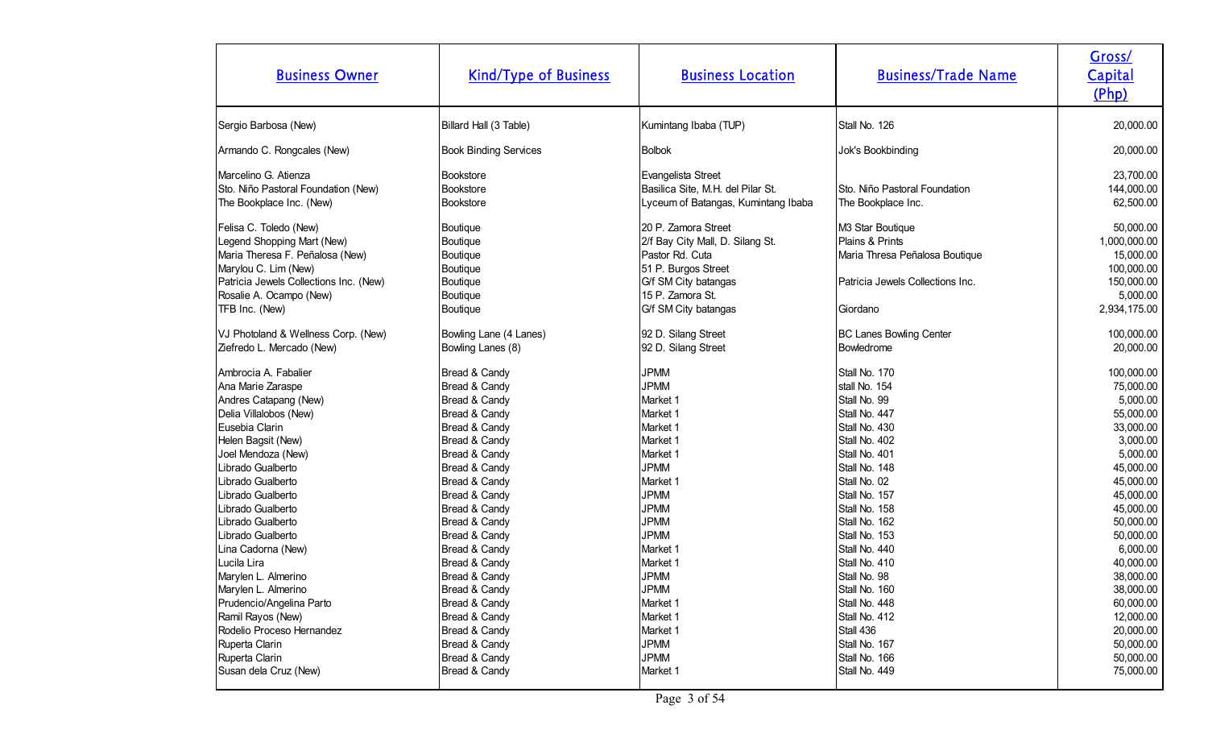| Business Owner | Kind/Type of Business | Business Location | Business/Trade Name | Gross/ Capital (Php) |
|---|---|---|---|---|
| Sergio Barbosa (New) | Billard Hall (3 Table) | Kumintang Ibaba (TUP) | Stall No. 126 | 20,000.00 |
| Armando C. Rongcales (New) | Book Binding Services | Bolbok | Jok's Bookbinding | 20,000.00 |
| Marcelino G. Atienza | Bookstore | Evangelista Street | | 23,700.00 |
| Sto. Niño Pastoral Foundation (New) | Bookstore | Basilica Site, M.H. del Pilar St. | Sto. Niño Pastoral Foundation | 144,000.00 |
| The Bookplace Inc. (New) | Bookstore | Lyceum of Batangas, Kumintang Ibaba | The Bookplace Inc. | 62,500.00 |
| Felisa C. Toledo (New) | Boutique | 20 P. Zamora Street | M3 Star Boutique | 50,000.00 |
| Legend Shopping Mart (New) | Boutique | 2/f Bay City Mall, D. Silang St. | Plains & Prints | 1,000,000.00 |
| Maria Theresa F. Peñalosa (New) | Boutique | Pastor Rd. Cuta | Maria Thresa Peñalosa Boutique | 15,000.00 |
| Marylou C. Lim (New) | Boutique | 51 P. Burgos Street | | 100,000.00 |
| Patricia Jewels Collections Inc. (New) | Boutique | G/f SM City batangas | Patricia Jewels Collections Inc. | 150,000.00 |
| Rosalie A. Ocampo (New) | Boutique | 15 P. Zamora St. | | 5,000.00 |
| TFB Inc. (New) | Boutique | G/f SM City batangas | Giordano | 2,934,175.00 |
| VJ Photoland & Wellness Corp. (New) | Bowling Lane (4 Lanes) | 92 D. Silang Street | BC Lanes Bowling Center | 100,000.00 |
| Ziefredo L. Mercado (New) | Bowling Lanes (8) | 92 D. Silang Street | Bowledrome | 20,000.00 |
| Ambrocia A. Fabalier | Bread & Candy | JPMM | Stall No. 170 | 100,000.00 |
| Ana Marie Zaraspe | Bread & Candy | JPMM | stall No. 154 | 75,000.00 |
| Andres Catapang (New) | Bread & Candy | Market 1 | Stall No. 99 | 5,000.00 |
| Delia Villalobos (New) | Bread & Candy | Market 1 | Stall No. 447 | 55,000.00 |
| Eusebia Clarin | Bread & Candy | Market 1 | Stall No. 430 | 33,000.00 |
| Helen Bagsit (New) | Bread & Candy | Market 1 | Stall No. 402 | 3,000.00 |
| Joel Mendoza (New) | Bread & Candy | Market 1 | Stall No. 401 | 5,000.00 |
| Librado Gualberto | Bread & Candy | JPMM | Stall No. 148 | 45,000.00 |
| Librado Gualberto | Bread & Candy | Market 1 | Stall No. 02 | 45,000.00 |
| Librado Gualberto | Bread & Candy | JPMM | Stall No. 157 | 45,000.00 |
| Librado Gualberto | Bread & Candy | JPMM | Stall No. 158 | 45,000.00 |
| Librado Gualberto | Bread & Candy | JPMM | Stall No. 162 | 50,000.00 |
| Librado Gualberto | Bread & Candy | JPMM | Stall No. 153 | 50,000.00 |
| Lina Cadorna (New) | Bread & Candy | Market 1 | Stall No. 440 | 6,000.00 |
| Lucila Lira | Bread & Candy | Market 1 | Stall No. 410 | 40,000.00 |
| Marylen L. Almerino | Bread & Candy | JPMM | Stall No. 98 | 38,000.00 |
| Marylen L. Almerino | Bread & Candy | JPMM | Stall No. 160 | 38,000.00 |
| Prudencio/Angelina Parto | Bread & Candy | Market 1 | Stall No. 448 | 60,000.00 |
| Ramil Rayos (New) | Bread & Candy | Market 1 | Stall No. 412 | 12,000.00 |
| Rodelio Proceso Hernandez | Bread & Candy | Market 1 | Stall 436 | 20,000.00 |
| Ruperta Clarin | Bread & Candy | JPMM | Stall No. 167 | 50,000.00 |
| Ruperta Clarin | Bread & Candy | JPMM | Stall No. 166 | 50,000.00 |
| Susan dela Cruz (New) | Bread & Candy | Market 1 | Stall No. 449 | 75,000.00 |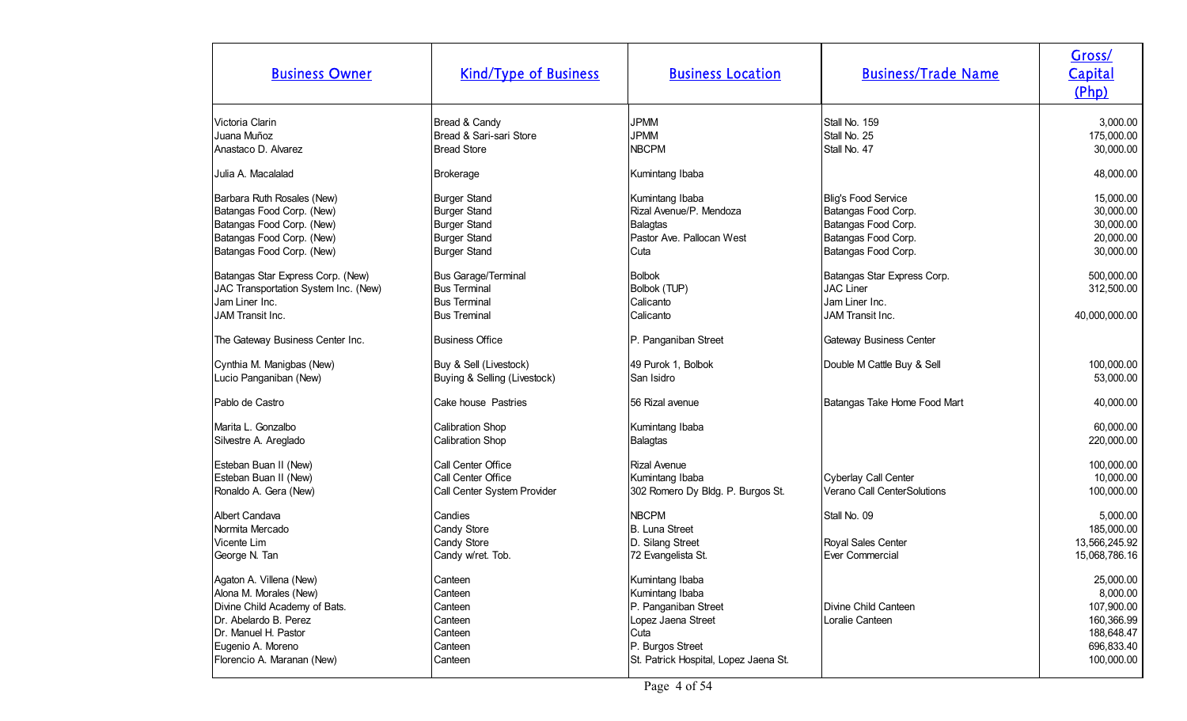| Business Owner | Kind/Type of Business | Business Location | Business/Trade Name | Gross/ Capital (Php) |
|---|---|---|---|---|
| Victoria Clarin | Bread & Candy | JPMM | Stall No. 159 | 3,000.00 |
| Juana Muñoz | Bread & Sari-sari Store | JPMM | Stall No. 25 | 175,000.00 |
| Anastaco D. Alvarez | Bread Store | NBCPM | Stall No. 47 | 30,000.00 |
| Julia A. Macalalad | Brokerage | Kumintang Ibaba | | 48,000.00 |
| Barbara Ruth Rosales (New) | Burger Stand | Kumintang Ibaba | Blig's Food Service | 15,000.00 |
| Batangas Food Corp. (New) | Burger Stand | Rizal Avenue/P. Mendoza | Batangas Food Corp. | 30,000.00 |
| Batangas Food Corp. (New) | Burger Stand | Balagtas | Batangas Food Corp. | 30,000.00 |
| Batangas Food Corp. (New) | Burger Stand | Pastor Ave. Pallocan West | Batangas Food Corp. | 20,000.00 |
| Batangas Food Corp. (New) | Burger Stand | Cuta | Batangas Food Corp. | 30,000.00 |
| Batangas Star Express Corp. (New) | Bus Garage/Terminal | Bolbok | Batangas Star Express Corp. | 500,000.00 |
| JAC Transportation System Inc. (New) | Bus Terminal | Bolbok (TUP) | JAC Liner | 312,500.00 |
| Jam Liner Inc. | Bus Terminal | Calicanto | Jam Liner Inc. | |
| JAM Transit Inc. | Bus Treminal | Calicanto | JAM Transit Inc. | 40,000,000.00 |
| The Gateway Business Center Inc. | Business Office | P. Panganiban Street | Gateway Business Center | |
| Cynthia M. Manigbas (New) | Buy & Sell (Livestock) | 49 Purok 1, Bolbok | Double M Cattle Buy & Sell | 100,000.00 |
| Lucio Panganiban (New) | Buying & Selling (Livestock) | San Isidro | | 53,000.00 |
| Pablo de Castro | Cake house Pastries | 56 Rizal avenue | Batangas Take Home Food Mart | 40,000.00 |
| Marita L. Gonzalbo | Calibration Shop | Kumintang Ibaba | | 60,000.00 |
| Silvestre A. Areglado | Calibration Shop | Balagtas | | 220,000.00 |
| Esteban Buan II (New) | Call Center Office | Rizal Avenue | | 100,000.00 |
| Esteban Buan II (New) | Call Center Office | Kumintang Ibaba | Cyberlay Call Center | 10,000.00 |
| Ronaldo A. Gera (New) | Call Center System Provider | 302 Romero Dy Bldg. P. Burgos St. | Verano Call CenterSolutions | 100,000.00 |
| Albert Candava | Candies | NBCPM | Stall No. 09 | 5,000.00 |
| Normita Mercado | Candy Store | B. Luna Street | | 185,000.00 |
| Vicente Lim | Candy Store | D. Silang Street | Royal Sales Center | 13,566,245.92 |
| George N. Tan | Candy w/ret. Tob. | 72 Evangelista St. | Ever Commercial | 15,068,786.16 |
| Agaton A. Villena (New) | Canteen | Kumintang Ibaba | | 25,000.00 |
| Alona M. Morales (New) | Canteen | Kumintang Ibaba | | 8,000.00 |
| Divine Child Academy of Bats. | Canteen | P. Panganiban Street | Divine Child Canteen | 107,900.00 |
| Dr. Abelardo B. Perez | Canteen | Lopez Jaena Street | Loralie Canteen | 160,366.99 |
| Dr. Manuel H. Pastor | Canteen | Cuta | | 188,648.47 |
| Eugenio A. Moreno | Canteen | P. Burgos Street | | 696,833.40 |
| Florencio A. Maranan (New) | Canteen | St. Patrick Hospital, Lopez Jaena St. | | 100,000.00 |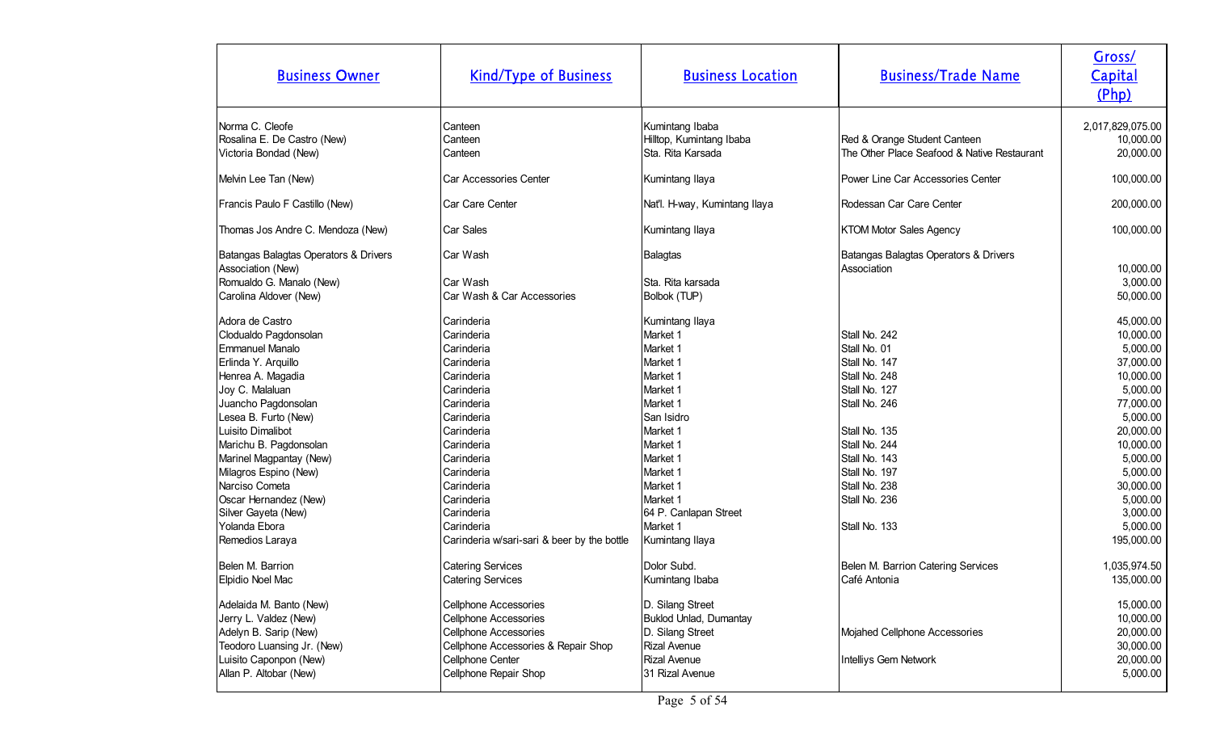| Business Owner | Kind/Type of Business | Business Location | Business/Trade Name | Gross/ Capital (Php) |
|---|---|---|---|---|
| Norma C. Cleofe | Canteen | Kumintang Ibaba | | 2,017,829,075.00 |
| Rosalina E. De Castro (New) | Canteen | Hilltop, Kumintang Ibaba | Red & Orange Student Canteen | 10,000.00 |
| Victoria Bondad (New) | Canteen | Sta. Rita Karsada | The Other Place Seafood & Native Restaurant | 20,000.00 |
| Melvin Lee Tan (New) | Car Accessories Center | Kumintang Ilaya | Power Line Car Accessories Center | 100,000.00 |
| Francis Paulo F Castillo (New) | Car Care Center | Nat'l. H-way, Kumintang Ilaya | Rodessan Car Care Center | 200,000.00 |
| Thomas Jos Andre C. Mendoza (New) | Car Sales | Kumintang Ilaya | KTOM Motor Sales Agency | 100,000.00 |
| Batangas Balagtas Operators & Drivers Association (New) | Car Wash | Balagtas | Batangas Balagtas Operators & Drivers Association | 10,000.00 |
| Romualdo G. Manalo (New) | Car Wash | Sta. Rita karsada | | 3,000.00 |
| Carolina Aldover (New) | Car Wash & Car Accessories | Bolbok (TUP) | | 50,000.00 |
| Adora de Castro | Carinderia | Kumintang Ilaya | | 45,000.00 |
| Clodualdo Pagdonsolan | Carinderia | Market 1 | Stall No. 242 | 10,000.00 |
| Emmanuel Manalo | Carinderia | Market 1 | Stall No. 01 | 5,000.00 |
| Erlinda Y. Arquillo | Carinderia | Market 1 | Stall No. 147 | 37,000.00 |
| Henrea A. Magadia | Carinderia | Market 1 | Stall No. 248 | 10,000.00 |
| Joy C. Malaluan | Carinderia | Market 1 | Stall No. 127 | 5,000.00 |
| Juancho Pagdonsolan | Carinderia | Market 1 | Stall No. 246 | 77,000.00 |
| Lesea B. Furto (New) | Carinderia | San Isidro | | 5,000.00 |
| Luisito Dimalibot | Carinderia | Market 1 | Stall No. 135 | 20,000.00 |
| Marichu B. Pagdonsolan | Carinderia | Market 1 | Stall No. 244 | 10,000.00 |
| Marinel Magpantay (New) | Carinderia | Market 1 | Stall No. 143 | 5,000.00 |
| Milagros Espino (New) | Carinderia | Market 1 | Stall No. 197 | 5,000.00 |
| Narciso Cometa | Carinderia | Market 1 | Stall No. 238 | 30,000.00 |
| Oscar Hernandez (New) | Carinderia | Market 1 | Stall No. 236 | 5,000.00 |
| Silver Gayeta (New) | Carinderia | 64 P. Canlapan Street | | 3,000.00 |
| Yolanda Ebora | Carinderia | Market 1 | Stall No. 133 | 5,000.00 |
| Remedios Laraya | Carinderia w/sari-sari & beer by the bottle | Kumintang Ilaya | | 195,000.00 |
| Belen M. Barrion | Catering Services | Dolor Subd. | Belen M. Barrion Catering Services | 1,035,974.50 |
| Elpidio Noel Mac | Catering Services | Kumintang Ibaba | Café Antonia | 135,000.00 |
| Adelaida M. Banto (New) | Cellphone Accessories | D. Silang Street | | 15,000.00 |
| Jerry L. Valdez (New) | Cellphone Accessories | Buklod Unlad, Dumantay | | 10,000.00 |
| Adelyn B. Sarip (New) | Cellphone Accessories | D. Silang Street | Mojahed Cellphone Accessories | 20,000.00 |
| Teodoro Luansing Jr. (New) | Cellphone Accessories & Repair Shop | Rizal Avenue | | 30,000.00 |
| Luisito Caponpon (New) | Cellphone Center | Rizal Avenue | Intellys Gem Network | 20,000.00 |
| Allan P. Altobar (New) | Cellphone Repair Shop | 31 Rizal Avenue | | 5,000.00 |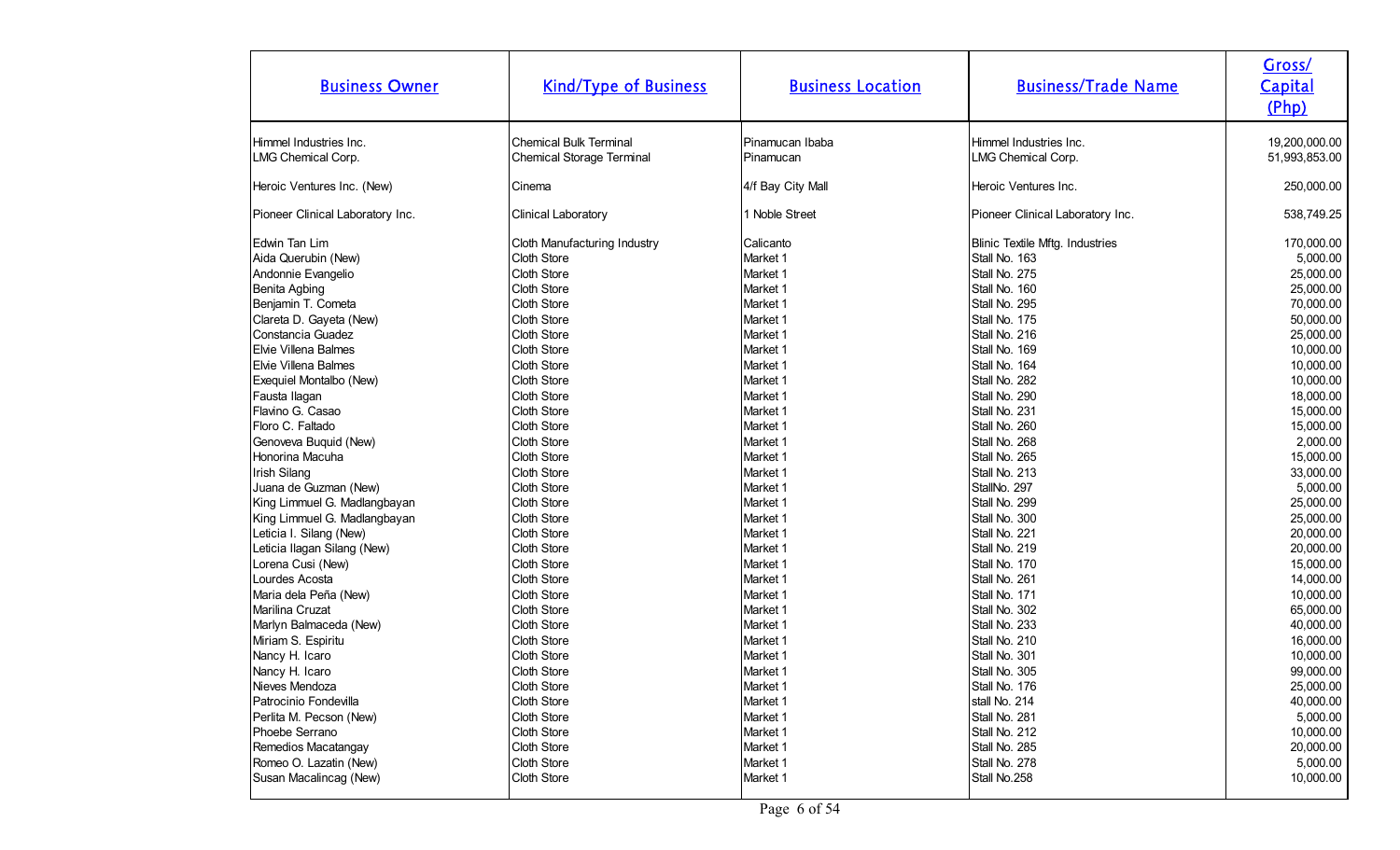| Business Owner | Kind/Type of Business | Business Location | Business/Trade Name | Gross/ Capital (Php) |
|---|---|---|---|---|
| Himmel Industries Inc. | Chemical Bulk Terminal | Pinamucan Ibaba | Himmel Industries Inc. | 19,200,000.00 |
| LMG Chemical Corp. | Chemical Storage Terminal | Pinamucan | LMG Chemical Corp. | 51,993,853.00 |
| Heroic Ventures Inc. (New) | Cinema | 4/f Bay City Mall | Heroic Ventures Inc. | 250,000.00 |
| Pioneer Clinical Laboratory Inc. | Clinical Laboratory | 1 Noble Street | Pioneer Clinical Laboratory Inc. | 538,749.25 |
| Edwin Tan Lim | Cloth Manufacturing Industry | Calicanto | Blinic Textile Mftg. Industries | 170,000.00 |
| Aida Querubin (New) | Cloth Store | Market 1 | Stall No. 163 | 5,000.00 |
| Andonnie Evangelio | Cloth Store | Market 1 | Stall No. 275 | 25,000.00 |
| Benita Agbing | Cloth Store | Market 1 | Stall No. 160 | 25,000.00 |
| Benjamin T. Cometa | Cloth Store | Market 1 | Stall No. 295 | 70,000.00 |
| Clareta D. Gayeta (New) | Cloth Store | Market 1 | Stall No. 175 | 50,000.00 |
| Constancia Guadez | Cloth Store | Market 1 | Stall No. 216 | 25,000.00 |
| Elvie Villena Balmes | Cloth Store | Market 1 | Stall No. 169 | 10,000.00 |
| Elvie Villena Balmes | Cloth Store | Market 1 | Stall No. 164 | 10,000.00 |
| Exequiel Montalbo (New) | Cloth Store | Market 1 | Stall No. 282 | 10,000.00 |
| Fausta Ilagan | Cloth Store | Market 1 | Stall No. 290 | 18,000.00 |
| Flavino G. Casao | Cloth Store | Market 1 | Stall No. 231 | 15,000.00 |
| Floro C. Faltado | Cloth Store | Market 1 | Stall No. 260 | 15,000.00 |
| Genoveva Buquid (New) | Cloth Store | Market 1 | Stall No. 268 | 2,000.00 |
| Honorina Macuha | Cloth Store | Market 1 | Stall No. 265 | 15,000.00 |
| Irish Silang | Cloth Store | Market 1 | Stall No. 213 | 33,000.00 |
| Juana de Guzman (New) | Cloth Store | Market 1 | StallNo. 297 | 5,000.00 |
| King Limmuel G. Madlangbayan | Cloth Store | Market 1 | Stall No. 299 | 25,000.00 |
| King Limmuel G. Madlangbayan | Cloth Store | Market 1 | Stall No. 300 | 25,000.00 |
| Leticia I. Silang (New) | Cloth Store | Market 1 | Stall No. 221 | 20,000.00 |
| Leticia Ilagan Silang (New) | Cloth Store | Market 1 | Stall No. 219 | 20,000.00 |
| Lorena Cusi (New) | Cloth Store | Market 1 | Stall No. 170 | 15,000.00 |
| Lourdes Acosta | Cloth Store | Market 1 | Stall No. 261 | 14,000.00 |
| Maria dela Peña (New) | Cloth Store | Market 1 | Stall No. 171 | 10,000.00 |
| Marilina Cruzat | Cloth Store | Market 1 | Stall No. 302 | 65,000.00 |
| Marlyn Balmaceda (New) | Cloth Store | Market 1 | Stall No. 233 | 40,000.00 |
| Miriam S. Espiritu | Cloth Store | Market 1 | Stall No. 210 | 16,000.00 |
| Nancy H. Icaro | Cloth Store | Market 1 | Stall No. 301 | 10,000.00 |
| Nancy H. Icaro | Cloth Store | Market 1 | Stall No. 305 | 99,000.00 |
| Nieves Mendoza | Cloth Store | Market 1 | Stall No. 176 | 25,000.00 |
| Patrocinio Fondevilla | Cloth Store | Market 1 | stall No. 214 | 40,000.00 |
| Perlita M. Pecson (New) | Cloth Store | Market 1 | Stall No. 281 | 5,000.00 |
| Phoebe Serrano | Cloth Store | Market 1 | Stall No. 212 | 10,000.00 |
| Remedios Macatangay | Cloth Store | Market 1 | Stall No. 285 | 20,000.00 |
| Romeo O. Lazatin (New) | Cloth Store | Market 1 | Stall No. 278 | 5,000.00 |
| Susan Macalincag (New) | Cloth Store | Market 1 | Stall No.258 | 10,000.00 |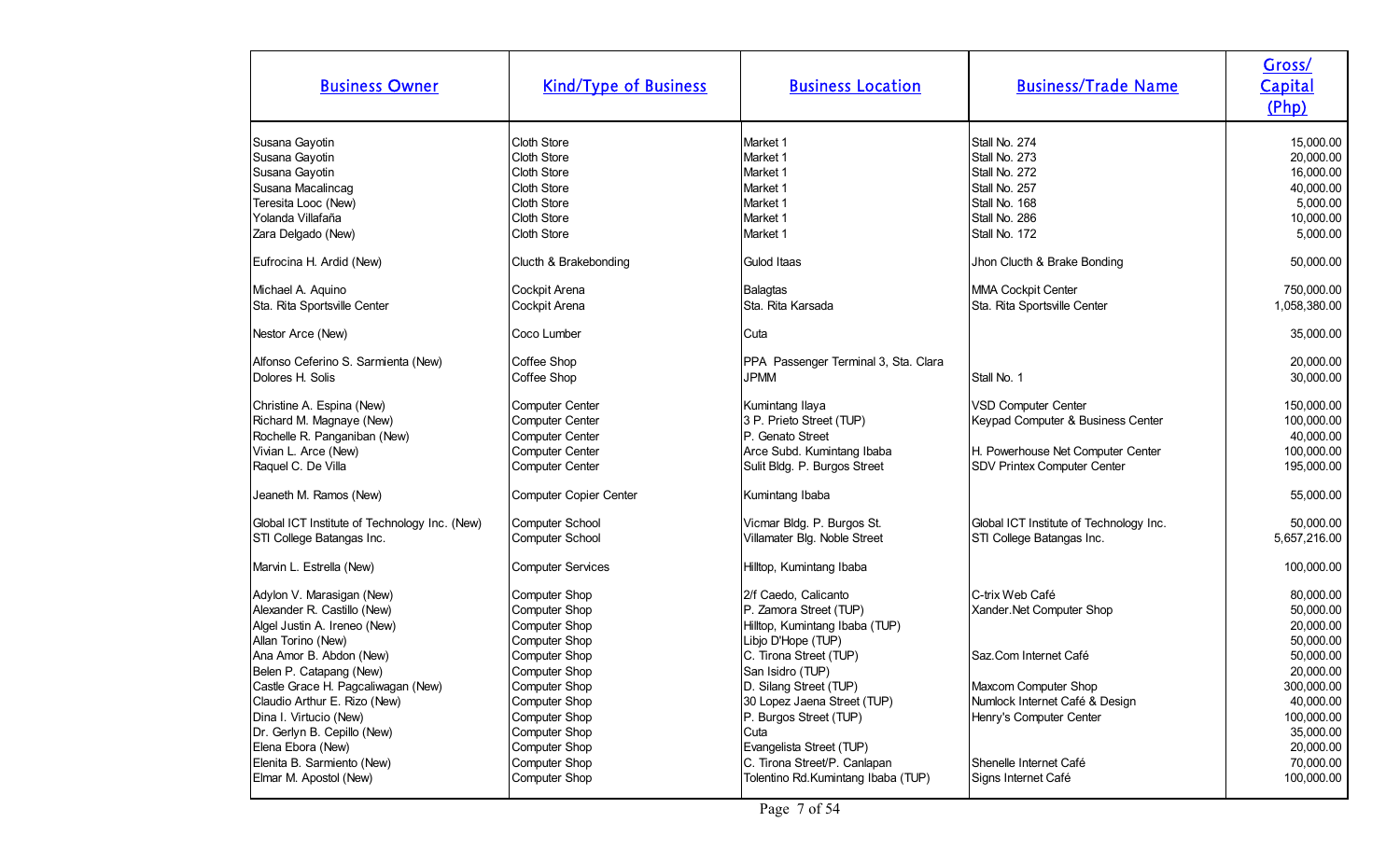| Business Owner | Kind/Type of Business | Business Location | Business/Trade Name | Gross/ Capital (Php) |
|---|---|---|---|---|
| Susana Gayotin | Cloth Store | Market 1 | Stall No. 274 | 15,000.00 |
| Susana Gayotin | Cloth Store | Market 1 | Stall No. 273 | 20,000.00 |
| Susana Gayotin | Cloth Store | Market 1 | Stall No. 272 | 16,000.00 |
| Susana Macalincag | Cloth Store | Market 1 | Stall No. 257 | 40,000.00 |
| Teresita Looc (New) | Cloth Store | Market 1 | Stall No. 168 | 5,000.00 |
| Yolanda Villafaña | Cloth Store | Market 1 | Stall No. 286 | 10,000.00 |
| Zara Delgado (New) | Cloth Store | Market 1 | Stall No. 172 | 5,000.00 |
| Eufrocina H. Ardid (New) | Clucth & Brakebonding | Gulod Itaas | Jhon Clucth & Brake Bonding | 50,000.00 |
| Michael A. Aquino | Cockpit Arena | Balagtas | MMA Cockpit Center | 750,000.00 |
| Sta. Rita Sportsville Center | Cockpit Arena | Sta. Rita Karsada | Sta. Rita Sportsville Center | 1,058,380.00 |
| Nestor Arce (New) | Coco Lumber | Cuta | | 35,000.00 |
| Alfonso Ceferino S. Sarmienta (New) | Coffee Shop | PPA Passenger Terminal 3, Sta. Clara | | 20,000.00 |
| Dolores H. Solis | Coffee Shop | JPMM | Stall No. 1 | 30,000.00 |
| Christine A. Espina (New) | Computer Center | Kumintang Ilaya | VSD Computer Center | 150,000.00 |
| Richard M. Magnaye (New) | Computer Center | 3 P. Prieto Street (TUP) | Keypad Computer & Business Center | 100,000.00 |
| Rochelle R. Panganiban (New) | Computer Center | P. Genato Street | | 40,000.00 |
| Vivian L. Arce (New) | Computer Center | Arce Subd. Kumintang Ibaba | H. Powerhouse Net Computer Center | 100,000.00 |
| Raquel C. De Villa | Computer Center | Sulit Bldg. P. Burgos Street | SDV Printex Computer Center | 195,000.00 |
| Jeaneth M. Ramos (New) | Computer Copier Center | Kumintang Ibaba | | 55,000.00 |
| Global ICT Institute of Technology Inc. (New) | Computer School | Vicmar Bldg. P. Burgos St. | Global ICT Institute of Technology Inc. | 50,000.00 |
| STI College Batangas Inc. | Computer School | Villamater Blg. Noble Street | STI College Batangas Inc. | 5,657,216.00 |
| Marvin L. Estrella (New) | Computer Services | Hilltop, Kumintang Ibaba | | 100,000.00 |
| Adylon V. Marasigan (New) | Computer Shop | 2/f Caedo, Calicanto | C-trix Web Café | 80,000.00 |
| Alexander R. Castillo (New) | Computer Shop | P. Zamora Street (TUP) | Xander.Net Computer Shop | 50,000.00 |
| Algel Justin A. Ireneo (New) | Computer Shop | Hilltop, Kumintang Ibaba (TUP) | | 20,000.00 |
| Allan Torino (New) | Computer Shop | Libjo D'Hope (TUP) | | 50,000.00 |
| Ana Amor B. Abdon (New) | Computer Shop | C. Tirona Street (TUP) | Saz.Com Internet Café | 50,000.00 |
| Belen P. Catapang (New) | Computer Shop | San Isidro (TUP) | | 20,000.00 |
| Castle Grace H. Pagcaliwagan (New) | Computer Shop | D. Silang Street (TUP) | Maxcom Computer Shop | 300,000.00 |
| Claudio Arthur E. Rizo (New) | Computer Shop | 30 Lopez Jaena Street (TUP) | Numlock Internet Café & Design | 40,000.00 |
| Dina I. Virtucio (New) | Computer Shop | P. Burgos Street (TUP) | Henry's Computer Center | 100,000.00 |
| Dr. Gerlyn B. Cepillo (New) | Computer Shop | Cuta | | 35,000.00 |
| Elena Ebora (New) | Computer Shop | Evangelista Street (TUP) | | 20,000.00 |
| Elenita B. Sarmiento (New) | Computer Shop | C. Tirona Street/P. Canlapan | Shenelle Internet Café | 70,000.00 |
| Elmar M. Apostol (New) | Computer Shop | Tolentino Rd.Kumintang Ibaba (TUP) | Signs Internet Café | 100,000.00 |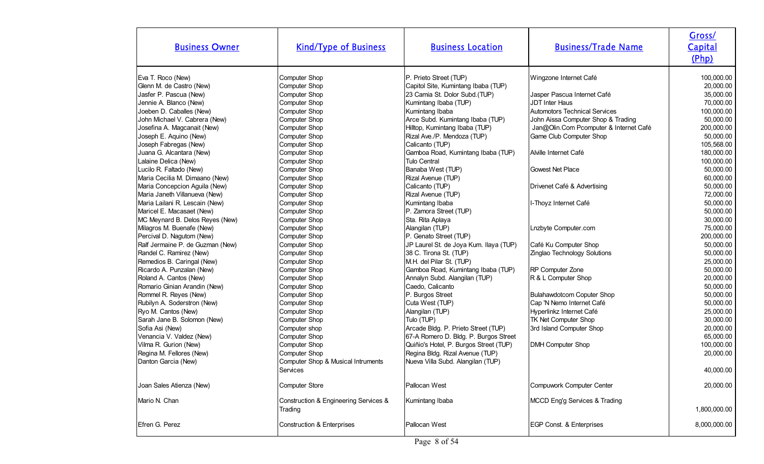| Business Owner | Kind/Type of Business | Business Location | Business/Trade Name | Gross/ Capital (Php) |
|---|---|---|---|---|
| Eva T. Roco (New) | Computer Shop | P. Prieto Street (TUP) | Wingzone Internet Café | 100,000.00 |
| Glenn M. de Castro (New) | Computer Shop | Capitol Site, Kumintang Ibaba (TUP) | | 20,000.00 |
| Jasfer P. Pascua (New) | Computer Shop | 23 Camia St. Dolor Subd.(TUP) | Jasper Pascua Internet Café | 35,000.00 |
| Jennie A. Blanco (New) | Computer Shop | Kumintang Ibaba (TUP) | JDT Inter Haus | 70,000.00 |
| Joeben D. Caballes (New) | Computer Shop | Kumintang Ibaba | Automotors Technical Services | 100,000.00 |
| John Michael V. Cabrera (New) | Computer Shop | Arce Subd. Kumintang Ibaba (TUP) | John Aissa Computer Shop & Trading | 50,000.00 |
| Josefina A. Magcanait (New) | Computer Shop | Hilltop, Kumintang Ibaba (TUP) | Jan@Olin.Com Pcomputer & Internet Café | 200,000.00 |
| Joseph E. Aquino (New) | Computer Shop | Rizal Ave./P. Mendoza (TUP) | Game Club Computer Shop | 50,000.00 |
| Joseph Fabregas (New) | Computer Shop | Calicanto (TUP) | | 105,568.00 |
| Juana G. Alcantara (New) | Computer Shop | Gamboa Road, Kumintang Ibaba (TUP) | Alville Internet Café | 180,000.00 |
| Lalaine Delica (New) | Computer Shop | Tulo Central | | 100,000.00 |
| Lucilo R. Faltado (New) | Computer Shop | Banaba West (TUP) | Gowest Net Place | 50,000.00 |
| Maria Cecilia M. Dimaano (New) | Computer Shop | Rizal Avenue (TUP) | | 60,000.00 |
| Maria Concepcion Aguila (New) | Computer Shop | Calicanto (TUP) | Drivenet Café & Advertising | 50,000.00 |
| Maria Janeth Villanueva (New) | Computer Shop | Rizal Avenue (TUP) | | 72,000.00 |
| Maria Lailani R. Lescain (New) | Computer Shop | Kumintang Ibaba | I-Thoyz Internet Café | 50,000.00 |
| Maricel E. Macasaet (New) | Computer Shop | P. Zamora Street (TUP) | | 50,000.00 |
| MC Meynard B. Delos Reyes (New) | Computer Shop | Sta. Rita Aplaya | | 30,000.00 |
| Milagros M. Buenafe (New) | Computer Shop | Alangilan (TUP) | Lnzbyte Computer.com | 75,000.00 |
| Percival D. Nagutom (New) | Computer Shop | P. Genato Street (TUP) | | 200,000.00 |
| Ralf Jermaine P. de Guzman (New) | Computer Shop | JP Laurel St. de Joya Kum. Ilaya (TUP) | Café Ku Computer Shop | 50,000.00 |
| Randel C. Ramirez (New) | Computer Shop | 38 C. Tirona St. (TUP) | Zinglao Technology Solutions | 50,000.00 |
| Remedios B. Caringal (New) | Computer Shop | M.H. del Pilar St. (TUP) | | 25,000.00 |
| Ricardo A. Punzalan (New) | Computer Shop | Gamboa Road, Kumintang Ibaba (TUP) | RP Computer Zone | 50,000.00 |
| Roland A. Cantos (New) | Computer Shop | Annalyn Subd. Alangilan (TUP) | R & L Computer Shop | 20,000.00 |
| Romario Ginian Arandin (New) | Computer Shop | Caedo, Calicanto | | 50,000.00 |
| Rommel R. Reyes (New) | Computer Shop | P. Burgos Street | Bulahawdotcom Coputer Shop | 50,000.00 |
| Rubilyn A. Soderstron (New) | Computer Shop | Cuta West (TUP) | Cap 'N Nemo Internet Café | 50,000.00 |
| Ryo M. Cantos (New) | Computer Shop | Alangilan (TUP) | Hyperlinkz Internet Café | 25,000.00 |
| Sarah Jane B. Solomon (New) | Computer Shop | Tulo (TUP) | TK Net Computer Shop | 30,000.00 |
| Sofia Asi (New) | Computer shop | Arcade Bldg. P. Prieto Street (TUP) | 3rd Island Computer Shop | 20,000.00 |
| Venancia V. Valdez (New) | Computer Shop | 67-A Romero D. Bldg. P. Burgos Street | | 65,000.00 |
| Vilma R. Gurion (New) | Computer Shop | Quiñio's Hotel, P. Burgos Street (TUP) | DMH Computer Shop | 100,000.00 |
| Regina M. Fellores (New) | Computer Shop | Regina Bldg. Rizal Avenue (TUP) | | 20,000.00 |
| Danton Garcia (New) | Computer Shop & Musical Intruments Services | Nueva Villa Subd. Alangilan (TUP) | | 40,000.00 |
| Joan Sales Atienza (New) | Computer Store | Pallocan West | Compuwork Computer Center | 20,000.00 |
| Mario N. Chan | Construction & Engineering Services & Trading | Kumintang Ibaba | MCCD Eng'g Services & Trading | 1,800,000.00 |
| Efren G. Perez | Construction & Enterprises | Pallocan West | EGP Const. & Enterprises | 8,000,000.00 |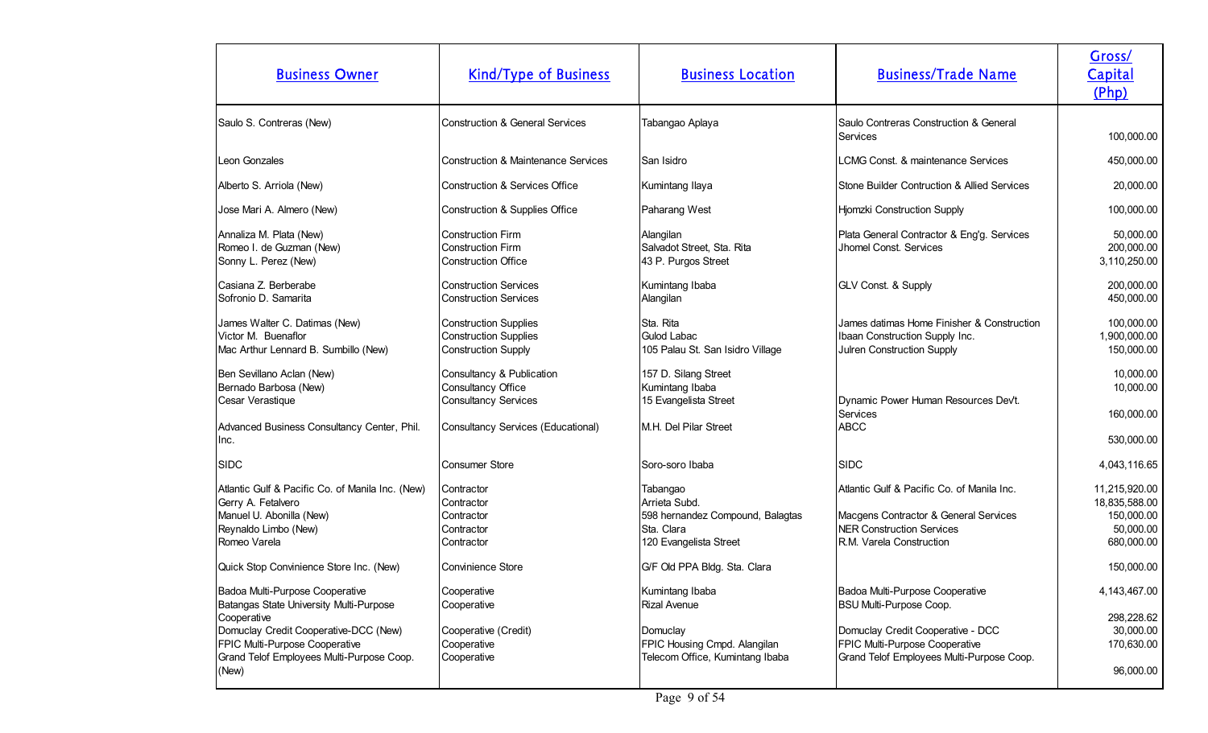| Business Owner | Kind/Type of Business | Business Location | Business/Trade Name | Gross/ Capital (Php) |
|---|---|---|---|---|
| Saulo S. Contreras (New) | Construction & General Services | Tabangao Aplaya | Saulo Contreras Construction & General Services | 100,000.00 |
| Leon Gonzales | Construction & Maintenance Services | San Isidro | LCMG Const. & maintenance Services | 450,000.00 |
| Alberto S. Arriola (New) | Construction & Services Office | Kumintang Ilaya | Stone Builder Contruction & Allied Services | 20,000.00 |
| Jose Mari A. Almero (New) | Construction & Supplies Office | Paharang West | Hjomzki Construction Supply | 100,000.00 |
| Annaliza M. Plata (New) | Construction Firm | Alangilan | Plata General Contractor & Eng'g. Services | 50,000.00 |
| Romeo I. de Guzman (New) | Construction Firm | Salvadot Street, Sta. Rita | Jhomel Const. Services | 200,000.00 |
| Sonny L. Perez (New) | Construction Office | 43 P. Purgos Street | | 3,110,250.00 |
| Casiana Z. Berberabe | Construction Services | Kumintang Ibaba | GLV Const. & Supply | 200,000.00 |
| Sofronio D. Samarita | Construction Services | Alangilan | | 450,000.00 |
| James Walter C. Datimas (New) | Construction Supplies | Sta. Rita | James datimas Home Finisher & Construction | 100,000.00 |
| Victor M. Buenaflor | Construction Supplies | Gulod Labac | Ibaan Construction Supply Inc. | 1,900,000.00 |
| Mac Arthur Lennard B. Sumbillo (New) | Construction Supply | 105 Palau St. San Isidro Village | Julren Construction Supply | 150,000.00 |
| Ben Sevillano Aclan (New) | Consultancy & Publication | 157 D. Silang Street | | 10,000.00 |
| Bernado Barbosa (New) | Consultancy Office | Kumintang Ibaba | | 10,000.00 |
| Cesar Verastique | Consultancy Services | 15 Evangelista Street | Dynamic Power Human Resources Dev't. Services | 160,000.00 |
| Advanced Business Consultancy Center, Phil. Inc. | Consultancy Services (Educational) | M.H. Del Pilar Street | ABCC | 530,000.00 |
| SIDC | Consumer Store | Soro-soro Ibaba | SIDC | 4,043,116.65 |
| Atlantic Gulf & Pacific Co. of Manila Inc. (New) | Contractor | Tabangao | Atlantic Gulf & Pacific Co. of Manila Inc. | 11,215,920.00 |
| Gerry A. Fetalvero | Contractor | Arrieta Subd. | | 18,835,588.00 |
| Manuel U. Abonilla (New) | Contractor | 598 hernandez Compound, Balagtas | Macgens Contractor & General Services | 150,000.00 |
| Reynaldo Limbo (New) | Contractor | Sta. Clara | NER Construction Services | 50,000.00 |
| Romeo Varela | Contractor | 120 Evangelista Street | R.M. Varela Construction | 680,000.00 |
| Quick Stop Convinience Store Inc. (New) | Convinience Store | G/F Old PPA Bldg. Sta. Clara | | 150,000.00 |
| Badoa Multi-Purpose Cooperative | Cooperative | Kumintang Ibaba | Badoa Multi-Purpose Cooperative | 4,143,467.00 |
| Batangas State University Multi-Purpose Cooperative | Cooperative | Rizal Avenue | BSU Multi-Purpose Coop. | 298,228.62 |
| Domuclay Credit Cooperative-DCC (New) | Cooperative (Credit) | Domuclay | Domuclay Credit Cooperative - DCC | 30,000.00 |
| FPIC Multi-Purpose Cooperative | Cooperative | FPIC Housing Cmpd. Alangilan | FPIC Multi-Purpose Cooperative | 170,630.00 |
| Grand Telof Employees Multi-Purpose Coop. (New) | Cooperative | Telecom Office, Kumintang Ibaba | Grand Telof Employees Multi-Purpose Coop. | 96,000.00 |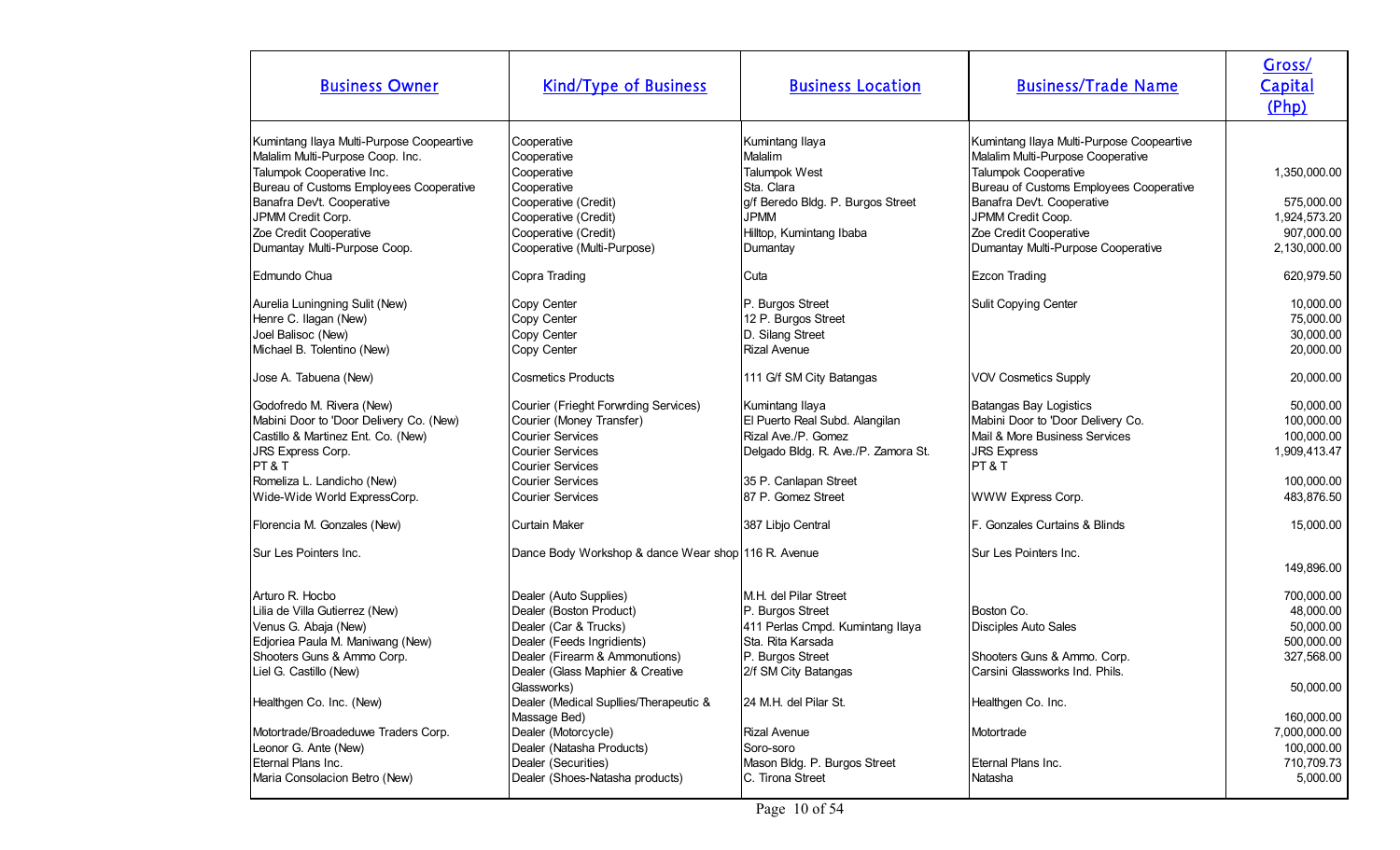| Business Owner | Kind/Type of Business | Business Location | Business/Trade Name | Gross/ Capital (Php) |
|---|---|---|---|---|
| Kumintang Ilaya Multi-Purpose Coopeartive | Cooperative | Kumintang Ilaya | Kumintang Ilaya Multi-Purpose Coopeartive | |
| Malalim Multi-Purpose Coop. Inc. | Cooperative | Malalim | Malalim Multi-Purpose Cooperative | |
| Talumpok Cooperative Inc. | Cooperative | Talumpok West | Talumpok Cooperative | 1,350,000.00 |
| Bureau of Customs Employees Cooperative | Cooperative | Sta. Clara | Bureau of Customs Employees Cooperative | |
| Banafra Dev't. Cooperative | Cooperative (Credit) | g/f Beredo Bldg. P. Burgos Street | Banafra Dev't. Cooperative | 575,000.00 |
| JPMM Credit Corp. | Cooperative (Credit) | JPMM | JPMM Credit Coop. | 1,924,573.20 |
| Zoe Credit Cooperative | Cooperative (Credit) | Hilltop, Kumintang Ibaba | Zoe Credit Cooperative | 907,000.00 |
| Dumantay Multi-Purpose Coop. | Cooperative (Multi-Purpose) | Dumantay | Dumantay Multi-Purpose Cooperative | 2,130,000.00 |
| Edmundo Chua | Copra Trading | Cuta | Ezcon Trading | 620,979.50 |
| Aurelia Luningning Sulit (New) | Copy Center | P. Burgos Street | Sulit Copying Center | 10,000.00 |
| Henre C. Ilagan (New) | Copy Center | 12 P. Burgos Street | | 75,000.00 |
| Joel Balisoc (New) | Copy Center | D. Silang Street | | 30,000.00 |
| Michael B. Tolentino (New) | Copy Center | Rizal Avenue | | 20,000.00 |
| Jose A. Tabuena (New) | Cosmetics Products | 111 G/f SM City Batangas | VOV Cosmetics Supply | 20,000.00 |
| Godofredo M. Rivera (New) | Courier (Frieght Forwrding Services) | Kumintang Ilaya | Batangas Bay Logistics | 50,000.00 |
| Mabini Door to 'Door Delivery Co. (New) | Courier (Money Transfer) | El Puerto Real Subd. Alangilan | Mabini Door to 'Door Delivery Co. | 100,000.00 |
| Castillo & Martinez Ent. Co. (New) | Courier Services | Rizal Ave./P. Gomez | Mail & More Business Services | 100,000.00 |
| JRS Express Corp. | Courier Services | Delgado Bldg. R. Ave./P. Zamora St. | JRS Express | 1,909,413.47 |
| PT & T | Courier Services | | PT & T | |
| Romeliza L. Landicho (New) | Courier Services | 35 P. Canlapan Street | | 100,000.00 |
| Wide-Wide World ExpressCorp. | Courier Services | 87 P. Gomez Street | WWW Express Corp. | 483,876.50 |
| Florencia M. Gonzales (New) | Curtain Maker | 387 Libjo Central | F. Gonzales Curtains & Blinds | 15,000.00 |
| Sur Les Pointers Inc. | Dance Body Workshop & dance Wear shop | 116 R. Avenue | Sur Les Pointers Inc. | 149,896.00 |
| Arturo R. Hocbo | Dealer (Auto Supplies) | M.H. del Pilar Street | | 700,000.00 |
| Lilia de Villa Gutierrez (New) | Dealer (Boston Product) | P. Burgos Street | Boston Co. | 48,000.00 |
| Venus G. Abaja (New) | Dealer (Car & Trucks) | 411 Perlas Cmpd. Kumintang Ilaya | Disciples Auto Sales | 50,000.00 |
| Edjoriea Paula M. Maniwang (New) | Dealer (Feeds Ingridients) | Sta. Rita Karsada | | 500,000.00 |
| Shooters Guns & Ammo Corp. | Dealer (Firearm & Ammonutions) | P. Burgos Street | Shooters Guns & Ammo. Corp. | 327,568.00 |
| Liel G. Castillo (New) | Dealer (Glass Maphier & Creative Glassworks) | 2/f SM City Batangas | Carsini Glassworks Ind. Phils. | 50,000.00 |
| Healthgen Co. Inc. (New) | Dealer (Medical Supllies/Therapeutic & Massage Bed) | 24 M.H. del Pilar St. | Healthgen Co. Inc. | 160,000.00 |
| Motortrade/Broadeduwe Traders Corp. | Dealer (Motorcycle) | Rizal Avenue | Motortrade | 7,000,000.00 |
| Leonor G. Ante (New) | Dealer (Natasha Products) | Soro-soro | | 100,000.00 |
| Eternal Plans Inc. | Dealer (Securities) | Mason Bldg. P. Burgos Street | Eternal Plans Inc. | 710,709.73 |
| Maria Consolacion Betro (New) | Dealer (Shoes-Natasha products) | C. Tirona Street | Natasha | 5,000.00 |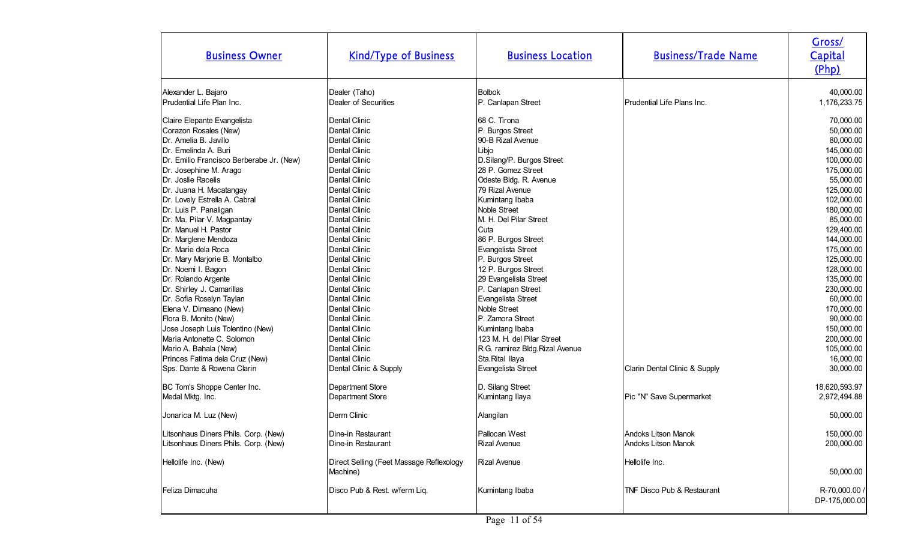| Business Owner | Kind/Type of Business | Business Location | Business/Trade Name | Gross/ Capital (Php) |
|---|---|---|---|---|
| Alexander L. Bajaro | Dealer (Taho) | Bolbok | | 40,000.00 |
| Prudential Life Plan Inc. | Dealer of Securities | P. Canlapan Street | Prudential Life Plans Inc. | 1,176,233.75 |
| Claire Elepante Evangelista | Dental Clinic | 68 C. Tirona | | 70,000.00 |
| Corazon Rosales (New) | Dental Clinic | P. Burgos Street | | 50,000.00 |
| Dr. Amelia B. Javillo | Dental Clinic | 90-B Rizal Avenue | | 80,000.00 |
| Dr. Emelinda A. Buri | Dental Clinic | Libjo | | 145,000.00 |
| Dr. Emilio Francisco Berberabe Jr. (New) | Dental Clinic | D.Silang/P. Burgos Street | | 100,000.00 |
| Dr. Josephine M. Arago | Dental Clinic | 28 P. Gomez Street | | 175,000.00 |
| Dr. Joslie Racelis | Dental Clinic | Odeste Bldg. R. Avenue | | 55,000.00 |
| Dr. Juana H. Macatangay | Dental Clinic | 79 Rizal Avenue | | 125,000.00 |
| Dr. Lovely Estrella A. Cabral | Dental Clinic | Kumintang Ibaba | | 102,000.00 |
| Dr. Luis P. Panaligan | Dental Clinic | Noble Street | | 180,000.00 |
| Dr. Ma. Pilar V. Magpantay | Dental Clinic | M. H. Del Pilar Street | | 85,000.00 |
| Dr. Manuel H. Pastor | Dental Clinic | Cuta | | 129,400.00 |
| Dr. Marglene Mendoza | Dental Clinic | 86 P. Burgos Street | | 144,000.00 |
| Dr. Marie dela Roca | Dental Clinic | Evangelista Street | | 175,000.00 |
| Dr. Mary Marjorie B. Montalbo | Dental Clinic | P. Burgos Street | | 125,000.00 |
| Dr. Noemi I. Bagon | Dental Clinic | 12 P. Burgos Street | | 128,000.00 |
| Dr. Rolando Argente | Dental Clinic | 29 Evangelista Street | | 135,000.00 |
| Dr. Shirley J. Camarillas | Dental Clinic | P. Canlapan Street | | 230,000.00 |
| Dr. Sofia Roselyn Taylan | Dental Clinic | Evangelista Street | | 60,000.00 |
| Elena V. Dimaano (New) | Dental Clinic | Noble Street | | 170,000.00 |
| Flora B. Monito (New) | Dental Clinic | P. Zamora Street | | 90,000.00 |
| Jose Joseph Luis Tolentino (New) | Dental Clinic | Kumintang Ibaba | | 150,000.00 |
| Maria Antonette C. Solomon | Dental Clinic | 123 M. H. del Pilar Street | | 200,000.00 |
| Mario A. Bahala (New) | Dental Clinic | R.G. ramirez Bldg.Rizal Avenue | | 105,000.00 |
| Princes Fatima dela Cruz (New) | Dental Clinic | Sta.Rital Ilaya | | 16,000.00 |
| Sps. Dante & Rowena Clarin | Dental Clinic & Supply | Evangelista Street | Clarin Dental Clinic & Supply | 30,000.00 |
| BC Tom's Shoppe Center Inc. | Department Store | D. Silang Street | | 18,620,593.97 |
| Medal Mktg. Inc. | Department Store | Kumintang Ilaya | Pic "N" Save Supermarket | 2,972,494.88 |
| Jonarica M. Luz (New) | Derm Clinic | Alangilan | | 50,000.00 |
| Litsonhaus Diners Phils. Corp. (New) | Dine-in Restaurant | Pallocan West | Andoks Litson Manok | 150,000.00 |
| Litsonhaus Diners Phils. Corp. (New) | Dine-in Restaurant | Rizal Avenue | Andoks Litson Manok | 200,000.00 |
| Hellolife Inc. (New) | Direct Selling (Feet Massage Reflexology Machine) | Rizal Avenue | Hellolife Inc. | 50,000.00 |
| Feliza Dimacuha | Disco Pub & Rest. w/ferm Liq. | Kumintang Ibaba | TNF Disco Pub & Restaurant | R-70,000.00 / DP-175,000.00 |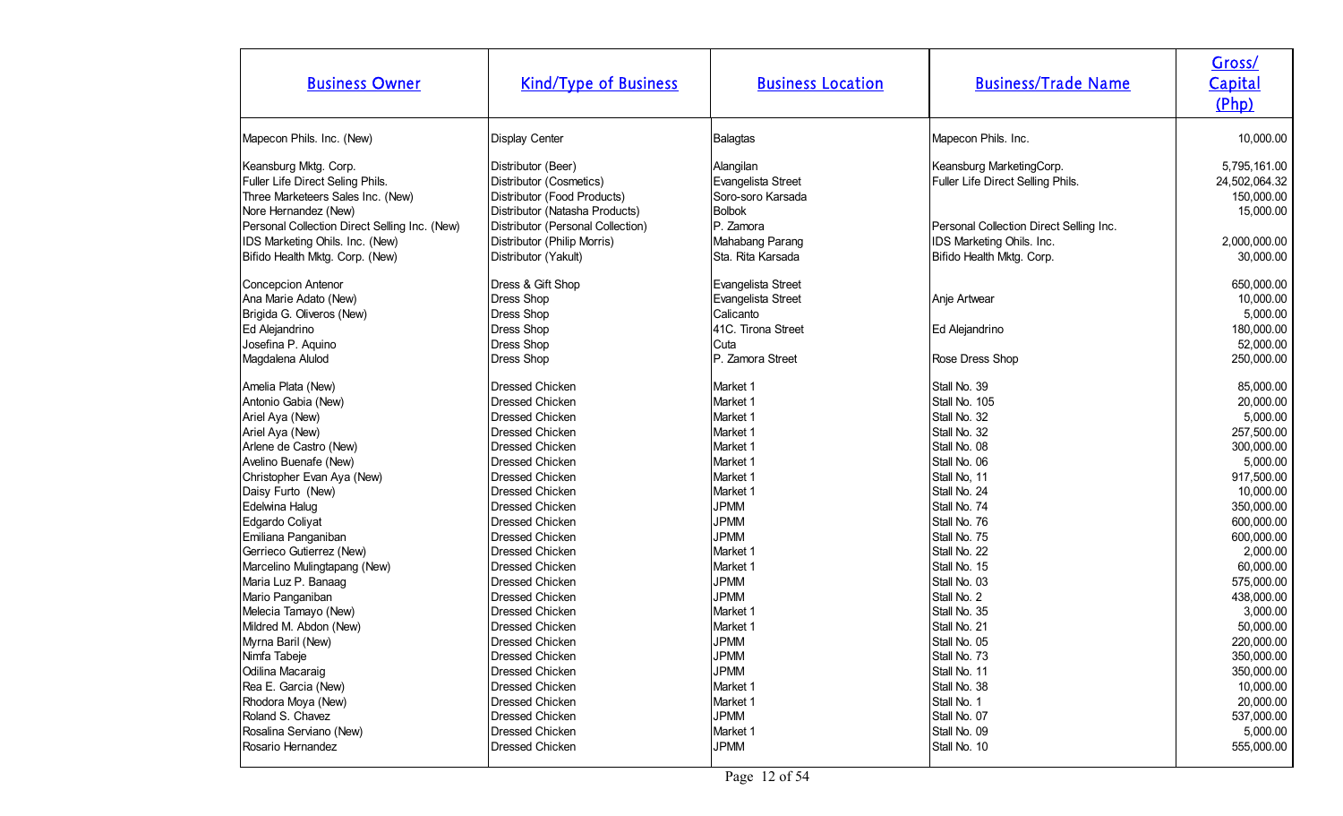| Business Owner | Kind/Type of Business | Business Location | Business/Trade Name | Gross/ Capital (Php) |
|---|---|---|---|---|
| Mapecon Phils. Inc. (New) | Display Center | Balagtas | Mapecon Phils. Inc. | 10,000.00 |
| Keansburg Mktg. Corp. | Distributor (Beer) | Alangilan | Keansburg MarketingCorp. | 5,795,161.00 |
| Fuller Life Direct Seling Phils. | Distributor (Cosmetics) | Evangelista Street | Fuller Life Direct Selling Phils. | 24,502,064.32 |
| Three Marketeers Sales Inc. (New) | Distributor (Food Products) | Soro-soro Karsada | | 150,000.00 |
| Nore Hernandez (New) | Distributor (Natasha Products) | Bolbok | | 15,000.00 |
| Personal Collection Direct Selling Inc. (New) | Distributor (Personal Collection) | P. Zamora | Personal Collection Direct Selling Inc. | |
| IDS Marketing Ohils. Inc. (New) | Distributor (Philip Morris) | Mahabang Parang | IDS Marketing Ohils. Inc. | 2,000,000.00 |
| Bifido Health Mktg. Corp. (New) | Distributor (Yakult) | Sta. Rita Karsada | Bifido Health Mktg. Corp. | 30,000.00 |
| Concepcion Antenor | Dress & Gift Shop | Evangelista Street | | 650,000.00 |
| Ana Marie Adato (New) | Dress Shop | Evangelista Street | Anje Artwear | 10,000.00 |
| Brigida G. Oliveros (New) | Dress Shop | Calicanto | | 5,000.00 |
| Ed Alejandrino | Dress Shop | 41C. Tirona Street | Ed Alejandrino | 180,000.00 |
| Josefina P. Aquino | Dress Shop | Cuta | | 52,000.00 |
| Magdalena Alulod | Dress Shop | P. Zamora Street | Rose Dress Shop | 250,000.00 |
| Amelia Plata (New) | Dressed Chicken | Market 1 | Stall No. 39 | 85,000.00 |
| Antonio Gabia (New) | Dressed Chicken | Market 1 | Stall No. 105 | 20,000.00 |
| Ariel Aya (New) | Dressed Chicken | Market 1 | Stall No. 32 | 5,000.00 |
| Ariel Aya (New) | Dressed Chicken | Market 1 | Stall No. 32 | 257,500.00 |
| Arlene de Castro (New) | Dressed Chicken | Market 1 | Stall No. 08 | 300,000.00 |
| Avelino Buenafe (New) | Dressed Chicken | Market 1 | Stall No. 06 | 5,000.00 |
| Christopher Evan Aya (New) | Dressed Chicken | Market 1 | Stall No, 11 | 917,500.00 |
| Daisy Furto (New) | Dressed Chicken | Market 1 | Stall No. 24 | 10,000.00 |
| Edelwina Halug | Dressed Chicken | JPMM | Stall No. 74 | 350,000.00 |
| Edgardo Coliyat | Dressed Chicken | JPMM | Stall No. 76 | 600,000.00 |
| Emiliana Panganiban | Dressed Chicken | JPMM | Stall No. 75 | 600,000.00 |
| Gerrieco Gutierrez (New) | Dressed Chicken | Market 1 | Stall No. 22 | 2,000.00 |
| Marcelino Mulingtapang (New) | Dressed Chicken | Market 1 | Stall No. 15 | 60,000.00 |
| Maria Luz P. Banaag | Dressed Chicken | JPMM | Stall No. 03 | 575,000.00 |
| Mario Panganiban | Dressed Chicken | JPMM | Stall No. 2 | 438,000.00 |
| Melecia Tamayo (New) | Dressed Chicken | Market 1 | Stall No. 35 | 3,000.00 |
| Mildred M. Abdon (New) | Dressed Chicken | Market 1 | Stall No. 21 | 50,000.00 |
| Myrna Baril (New) | Dressed Chicken | JPMM | Stall No. 05 | 220,000.00 |
| Nimfa Tabeje | Dressed Chicken | JPMM | Stall No. 73 | 350,000.00 |
| Odilina Macaraig | Dressed Chicken | JPMM | Stall No. 11 | 350,000.00 |
| Rea E. Garcia (New) | Dressed Chicken | Market 1 | Stall No. 38 | 10,000.00 |
| Rhodora Moya (New) | Dressed Chicken | Market 1 | Stall No. 1 | 20,000.00 |
| Roland S. Chavez | Dressed Chicken | JPMM | Stall No. 07 | 537,000.00 |
| Rosalina Serviano (New) | Dressed Chicken | Market 1 | Stall No. 09 | 5,000.00 |
| Rosario Hernandez | Dressed Chicken | JPMM | Stall No. 10 | 555,000.00 |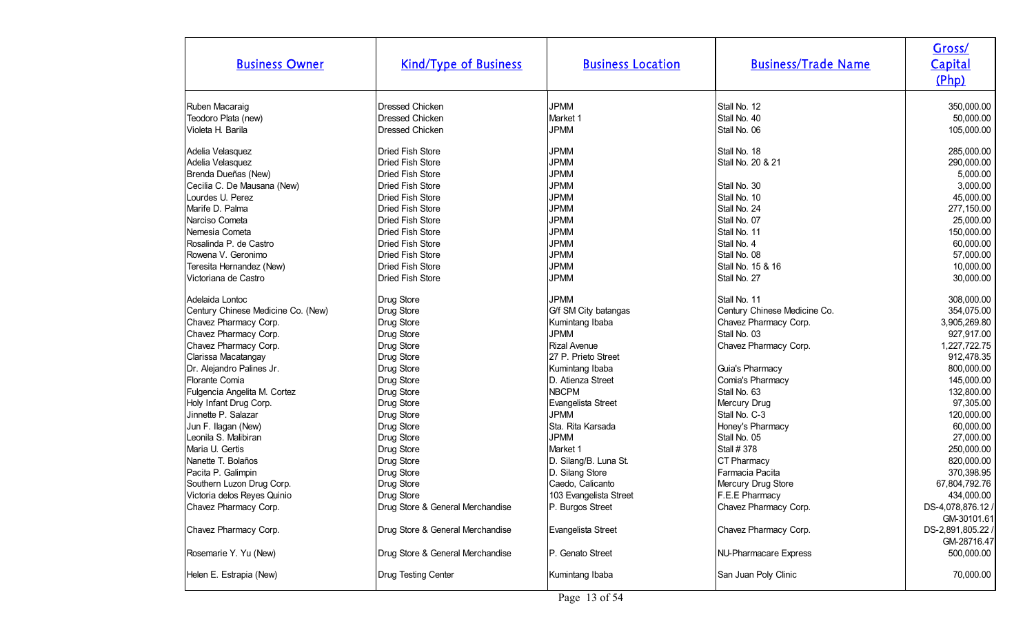| Business Owner | Kind/Type of Business | Business Location | Business/Trade Name | Gross/ Capital (Php) |
|---|---|---|---|---|
| Ruben Macaraig | Dressed Chicken | JPMM | Stall No. 12 | 350,000.00 |
| Teodoro Plata (new) | Dressed Chicken | Market 1 | Stall No. 40 | 50,000.00 |
| Violeta H. Barila | Dressed Chicken | JPMM | Stall No. 06 | 105,000.00 |
| Adelia Velasquez | Dried Fish Store | JPMM | Stall No. 18 | 285,000.00 |
| Adelia Velasquez | Dried Fish Store | JPMM | Stall No. 20 & 21 | 290,000.00 |
| Brenda Dueñas (New) | Dried Fish Store | JPMM | | 5,000.00 |
| Cecilia C. De Mausana (New) | Dried Fish Store | JPMM | Stall No. 30 | 3,000.00 |
| Lourdes U. Perez | Dried Fish Store | JPMM | Stall No. 10 | 45,000.00 |
| Marife D. Palma | Dried Fish Store | JPMM | Stall No. 24 | 277,150.00 |
| Narciso Cometa | Dried Fish Store | JPMM | Stall No. 07 | 25,000.00 |
| Nemesia Cometa | Dried Fish Store | JPMM | Stall No. 11 | 150,000.00 |
| Rosalinda P. de Castro | Dried Fish Store | JPMM | Stall No. 4 | 60,000.00 |
| Rowena V. Geronimo | Dried Fish Store | JPMM | Stall No. 08 | 57,000.00 |
| Teresita Hernandez (New) | Dried Fish Store | JPMM | Stall No. 15 & 16 | 10,000.00 |
| Victoriana de Castro | Dried Fish Store | JPMM | Stall No. 27 | 30,000.00 |
| Adelaida Lontoc | Drug Store | JPMM | Stall No. 11 | 308,000.00 |
| Century Chinese Medicine Co. (New) | Drug Store | G/f SM City batangas | Century Chinese Medicine Co. | 354,075.00 |
| Chavez Pharmacy Corp. | Drug Store | Kumintang Ibaba | Chavez Pharmacy Corp. | 3,905,269.80 |
| Chavez Pharmacy Corp. | Drug Store | JPMM | Stall No. 03 | 927,917.00 |
| Chavez Pharmacy Corp. | Drug Store | Rizal Avenue | Chavez Pharmacy Corp. | 1,227,722.75 |
| Clarissa Macatangay | Drug Store | 27 P. Prieto Street | | 912,478.35 |
| Dr. Alejandro Palines Jr. | Drug Store | Kumintang Ibaba | Guia's Pharmacy | 800,000.00 |
| Florante Comia | Drug Store | D. Atienza Street | Comia's Pharmacy | 145,000.00 |
| Fulgencia Angelita M. Cortez | Drug Store | NBCPM | Stall No. 63 | 132,800.00 |
| Holy Infant Drug Corp. | Drug Store | Evangelista Street | Mercury Drug | 97,305.00 |
| Jinnette P. Salazar | Drug Store | JPMM | Stall No. C-3 | 120,000.00 |
| Jun F. Ilagan (New) | Drug Store | Sta. Rita Karsada | Honey's Pharmacy | 60,000.00 |
| Leonila S. Malibiran | Drug Store | JPMM | Stall No. 05 | 27,000.00 |
| Maria U. Gertis | Drug Store | Market 1 | Stall # 378 | 250,000.00 |
| Nanette T. Bolaños | Drug Store | D. Silang/B. Luna St. | CT Pharmacy | 820,000.00 |
| Pacita P. Galimpin | Drug Store | D. Silang Store | Farmacia Pacita | 370,398.95 |
| Southern Luzon Drug Corp. | Drug Store | Caedo, Calicanto | Mercury Drug Store | 67,804,792.76 |
| Victoria delos Reyes Quinio | Drug Store | 103 Evangelista Street | F.E.E Pharmacy | 434,000.00 |
| Chavez Pharmacy Corp. | Drug Store & General Merchandise | P. Burgos Street | Chavez Pharmacy Corp. | DS-4,078,876.12 / GM-30101.61 |
| Chavez Pharmacy Corp. | Drug Store & General Merchandise | Evangelista Street | Chavez Pharmacy Corp. | DS-2,891,805.22 / GM-28716.47 |
| Rosemarie Y. Yu (New) | Drug Store & General Merchandise | P. Genato Street | NU-Pharmacare Express | 500,000.00 |
| Helen E. Estrapia (New) | Drug Testing Center | Kumintang Ibaba | San Juan Poly Clinic | 70,000.00 |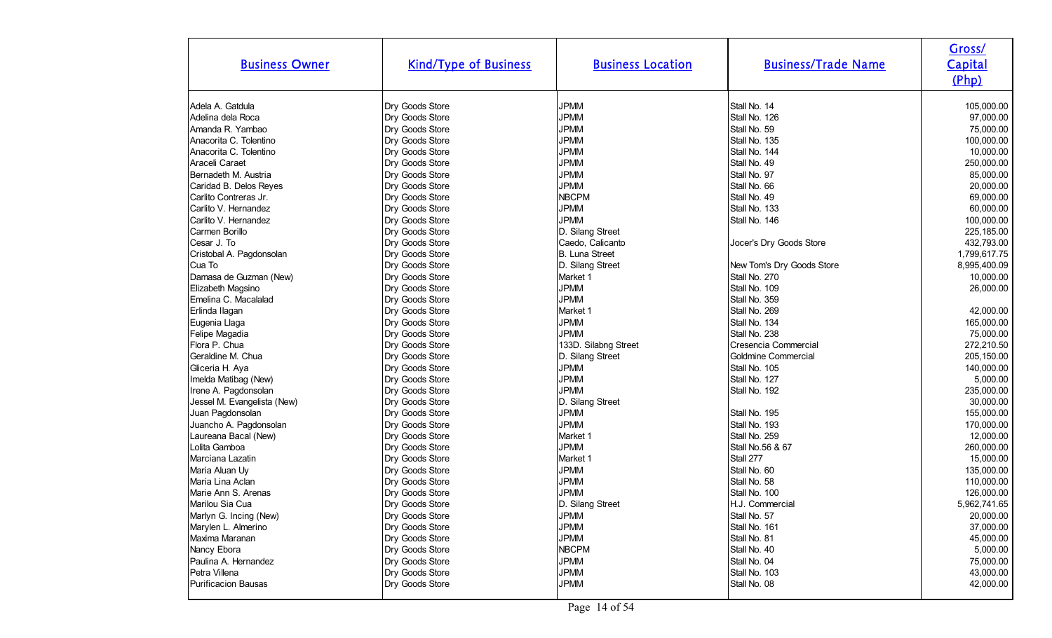| Business Owner | Kind/Type of Business | Business Location | Business/Trade Name | Gross/ Capital (Php) |
|---|---|---|---|---|
| Adela A. Gatdula | Dry Goods Store | JPMM | Stall No. 14 | 105,000.00 |
| Adelina dela Roca | Dry Goods Store | JPMM | Stall No. 126 | 97,000.00 |
| Amanda R. Yambao | Dry Goods Store | JPMM | Stall No. 59 | 75,000.00 |
| Anacorita C. Tolentino | Dry Goods Store | JPMM | Stall No. 135 | 100,000.00 |
| Anacorita C. Tolentino | Dry Goods Store | JPMM | Stall No. 144 | 10,000.00 |
| Araceli Caraet | Dry Goods Store | JPMM | Stall No. 49 | 250,000.00 |
| Bernadeth M. Austria | Dry Goods Store | JPMM | Stall No. 97 | 85,000.00 |
| Caridad B. Delos Reyes | Dry Goods Store | JPMM | Stall No. 66 | 20,000.00 |
| Carlito Contreras Jr. | Dry Goods Store | NBCPM | Stall No. 49 | 69,000.00 |
| Carlito V. Hernandez | Dry Goods Store | JPMM | Stall No. 133 | 60,000.00 |
| Carlito V. Hernandez | Dry Goods Store | JPMM | Stall No. 146 | 100,000.00 |
| Carmen Borillo | Dry Goods Store | D. Silang Street | | 225,185.00 |
| Cesar J. To | Dry Goods Store | Caedo, Calicanto | Jocer's Dry Goods Store | 432,793.00 |
| Cristobal A. Pagdonsolan | Dry Goods Store | B. Luna Street | | 1,799,617.75 |
| Cua To | Dry Goods Store | D. Silang Street | New Tom's Dry Goods Store | 8,995,400.09 |
| Damasa de Guzman (New) | Dry Goods Store | Market 1 | Stall No. 270 | 10,000.00 |
| Elizabeth Magsino | Dry Goods Store | JPMM | Stall No. 109 | 26,000.00 |
| Emelina C. Macalalad | Dry Goods Store | JPMM | Stall No. 359 | |
| Erlinda Ilagan | Dry Goods Store | Market 1 | Stall No. 269 | 42,000.00 |
| Eugenia Llaga | Dry Goods Store | JPMM | Stall No. 134 | 165,000.00 |
| Felipe Magadia | Dry Goods Store | JPMM | Stall No. 238 | 75,000.00 |
| Flora P. Chua | Dry Goods Store | 133D. Silabng Street | Cresencia Commercial | 272,210.50 |
| Geraldine M. Chua | Dry Goods Store | D. Silang Street | Goldmine Commercial | 205,150.00 |
| Gliceria H. Aya | Dry Goods Store | JPMM | Stall No. 105 | 140,000.00 |
| Imelda Matibag (New) | Dry Goods Store | JPMM | Stall No. 127 | 5,000.00 |
| Irene A. Pagdonsolan | Dry Goods Store | JPMM | Stall No. 192 | 235,000.00 |
| Jessel M. Evangelista (New) | Dry Goods Store | D. Silang Street | | 30,000.00 |
| Juan Pagdonsolan | Dry Goods Store | JPMM | Stall No. 195 | 155,000.00 |
| Juancho A. Pagdonsolan | Dry Goods Store | JPMM | Stall No. 193 | 170,000.00 |
| Laureana Bacal (New) | Dry Goods Store | Market 1 | Stall No. 259 | 12,000.00 |
| Lolita Gamboa | Dry Goods Store | JPMM | Stall No.56 & 67 | 260,000.00 |
| Marciana Lazatin | Dry Goods Store | Market 1 | Stall 277 | 15,000.00 |
| Maria Aluan Uy | Dry Goods Store | JPMM | Stall No. 60 | 135,000.00 |
| Maria Lina Aclan | Dry Goods Store | JPMM | Stall No. 58 | 110,000.00 |
| Marie Ann S. Arenas | Dry Goods Store | JPMM | Stall No. 100 | 126,000.00 |
| Marilou Sia Cua | Dry Goods Store | D. Silang Street | H.J. Commercial | 5,962,741.65 |
| Marlyn G. Incing (New) | Dry Goods Store | JPMM | Stall No. 57 | 20,000.00 |
| Marylen L. Almerino | Dry Goods Store | JPMM | Stall No. 161 | 37,000.00 |
| Maxima Maranan | Dry Goods Store | JPMM | Stall No. 81 | 45,000.00 |
| Nancy Ebora | Dry Goods Store | NBCPM | Stall No. 40 | 5,000.00 |
| Paulina A. Hernandez | Dry Goods Store | JPMM | Stall No. 04 | 75,000.00 |
| Petra Villena | Dry Goods Store | JPMM | Stall No. 103 | 43,000.00 |
| Purificacion Bausas | Dry Goods Store | JPMM | Stall No. 08 | 42,000.00 |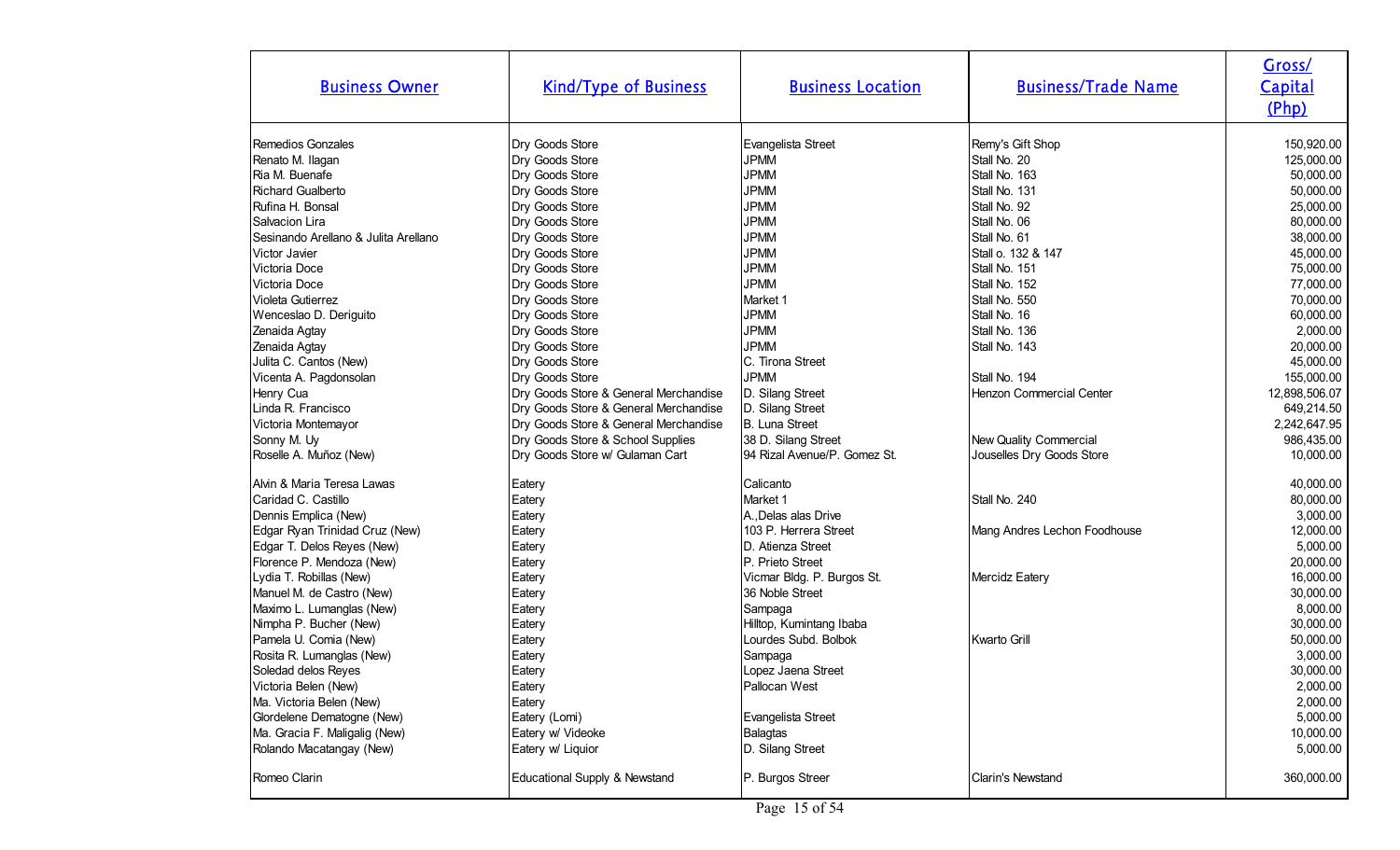| Business Owner | Kind/Type of Business | Business Location | Business/Trade Name | Gross/ Capital (Php) |
|---|---|---|---|---|
| Remedios Gonzales | Dry Goods Store | Evangelista Street | Remy's Gift Shop | 150,920.00 |
| Renato M. Ilagan | Dry Goods Store | JPMM | Stall No. 20 | 125,000.00 |
| Ria M. Buenafe | Dry Goods Store | JPMM | Stall No. 163 | 50,000.00 |
| Richard Gualberto | Dry Goods Store | JPMM | Stall No. 131 | 50,000.00 |
| Rufina H. Bonsal | Dry Goods Store | JPMM | Stall No. 92 | 25,000.00 |
| Salvacion Lira | Dry Goods Store | JPMM | Stall No. 06 | 80,000.00 |
| Sesinando Arellano & Julita Arellano | Dry Goods Store | JPMM | Stall No. 61 | 38,000.00 |
| Victor Javier | Dry Goods Store | JPMM | Stall o. 132 & 147 | 45,000.00 |
| Victoria Doce | Dry Goods Store | JPMM | Stall No. 151 | 75,000.00 |
| Victoria Doce | Dry Goods Store | JPMM | Stall No. 152 | 77,000.00 |
| Violeta Gutierrez | Dry Goods Store | Market 1 | Stall No. 550 | 70,000.00 |
| Wenceslao D. Deriguito | Dry Goods Store | JPMM | Stall No. 16 | 60,000.00 |
| Zenaida Agtay | Dry Goods Store | JPMM | Stall No. 136 | 2,000.00 |
| Zenaida Agtay | Dry Goods Store | JPMM | Stall No. 143 | 20,000.00 |
| Julita C. Cantos (New) | Dry Goods Store | C. Tirona Street | | 45,000.00 |
| Vicenta A. Pagdonsolan | Dry Goods Store | JPMM | Stall No. 194 | 155,000.00 |
| Henry Cua | Dry Goods Store & General Merchandise | D. Silang Street | Henzon Commercial Center | 12,898,506.07 |
| Linda R. Francisco | Dry Goods Store & General Merchandise | D. Silang Street | | 649,214.50 |
| Victoria Montemayor | Dry Goods Store & General Merchandise | B. Luna Street | | 2,242,647.95 |
| Sonny M. Uy | Dry Goods Store & School Supplies | 38 D. Silang Street | New Quality Commercial | 986,435.00 |
| Roselle A. Muñoz (New) | Dry Goods Store w/ Gulaman Cart | 94 Rizal Avenue/P. Gomez St. | Jouselles Dry Goods Store | 10,000.00 |
| Alvin & Maria Teresa Lawas | Eatery | Calicanto | | 40,000.00 |
| Caridad C. Castillo | Eatery | Market 1 | Stall No. 240 | 80,000.00 |
| Dennis Emplica (New) | Eatery | A.,Delas alas Drive | | 3,000.00 |
| Edgar Ryan Trinidad Cruz (New) | Eatery | 103 P. Herrera Street | Mang Andres Lechon Foodhouse | 12,000.00 |
| Edgar T. Delos Reyes (New) | Eatery | D. Atienza Street | | 5,000.00 |
| Florence P. Mendoza (New) | Eatery | P. Prieto Street | | 20,000.00 |
| Lydia T. Robillas (New) | Eatery | Vicmar Bldg. P. Burgos St. | Mercidz Eatery | 16,000.00 |
| Manuel M. de Castro (New) | Eatery | 36 Noble Street | | 30,000.00 |
| Maximo L. Lumanglas (New) | Eatery | Sampaga | | 8,000.00 |
| Nimpha P. Bucher (New) | Eatery | Hilltop, Kumintang Ibaba | | 30,000.00 |
| Pamela U. Comia (New) | Eatery | Lourdes Subd. Bolbok | Kwarto Grill | 50,000.00 |
| Rosita R. Lumanglas (New) | Eatery | Sampaga | | 3,000.00 |
| Soledad delos Reyes | Eatery | Lopez Jaena Street | | 30,000.00 |
| Victoria Belen (New) | Eatery | Pallocan West | | 2,000.00 |
| Ma. Victoria Belen (New) | Eatery | | | 2,000.00 |
| Glordelene Dematogne (New) | Eatery (Lomi) | Evangelista Street | | 5,000.00 |
| Ma. Gracia F. Maligalig (New) | Eatery w/ Videoke | Balagtas | | 10,000.00 |
| Rolando Macatangay (New) | Eatery w/ Liquior | D. Silang Street | | 5,000.00 |
| Romeo Clarin | Educational Supply & Newstand | P. Burgos Streer | Clarin's Newstand | 360,000.00 |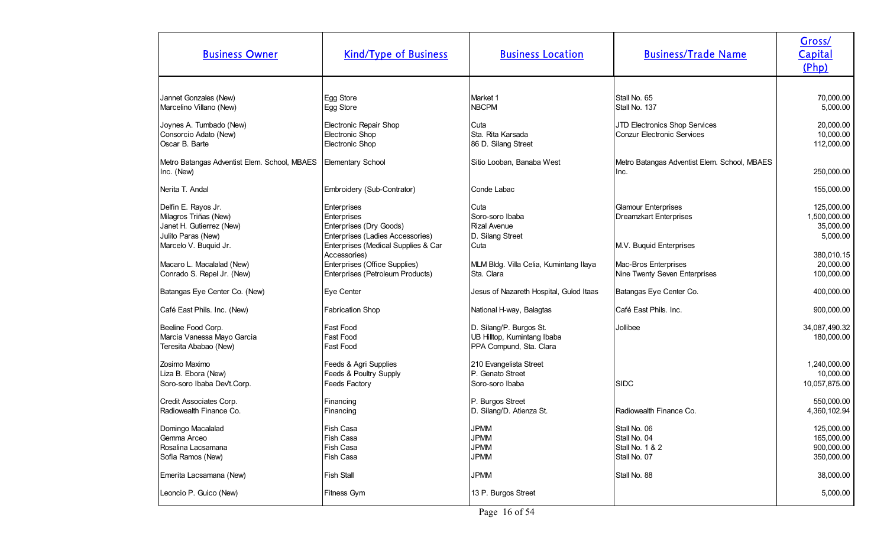| Business Owner | Kind/Type of Business | Business Location | Business/Trade Name | Gross/ Capital (Php) |
|---|---|---|---|---|
| Jannet Gonzales (New) | Egg Store | Market 1 | Stall No. 65 | 70,000.00 |
| Marcelino Villano (New) | Egg Store | NBCPM | Stall No. 137 | 5,000.00 |
| Joynes A. Tumbado (New) | Electronic Repair Shop | Cuta | JTD Electronics Shop Services | 20,000.00 |
| Consorcio Adato (New) | Electronic Shop | Sta. Rita Karsada | Conzur Electronic Services | 10,000.00 |
| Oscar B. Barte | Electronic Shop | 86 D. Silang Street | | 112,000.00 |
| Metro Batangas Adventist Elem. School, MBAES Inc. (New) | Elementary School | Sitio Looban, Banaba West | Metro Batangas Adventist Elem. School, MBAES Inc. | 250,000.00 |
| Nerita T. Andal | Embroidery (Sub-Contrator) | Conde Labac | | 155,000.00 |
| Delfin E. Rayos Jr. | Enterprises | Cuta | Glamour Enterprises | 125,000.00 |
| Milagros Triñas (New) | Enterprises | Soro-soro Ibaba | Dreamzkart Enterprises | 1,500,000.00 |
| Janet H. Gutierrez (New) | Enterprises (Dry Goods) | Rizal Avenue | | 35,000.00 |
| Julito Paras (New) | Enterprises (Ladies Accessories) | D. Silang Street | | 5,000.00 |
| Marcelo V. Buquid Jr. | Enterprises (Medical Supplies & Car Accessories) | Cuta | M.V. Buquid Enterprises | 380,010.15 |
| Macaro L. Macalalad (New) | Enterprises (Office Supplies) | MLM Bldg. Villa Celia, Kumintang Ilaya | Mac-Bros Enterprises | 20,000.00 |
| Conrado S. Repel Jr. (New) | Enterprises (Petroleum Products) | Sta. Clara | Nine Twenty Seven Enterprises | 100,000.00 |
| Batangas Eye Center Co. (New) | Eye Center | Jesus of Nazareth Hospital, Gulod Itaas | Batangas Eye Center Co. | 400,000.00 |
| Café East Phils. Inc. (New) | Fabrication Shop | National H-way, Balagtas | Café East Phils. Inc. | 900,000.00 |
| Beeline Food Corp. | Fast Food | D. Silang/P. Burgos St. | Jollibee | 34,087,490.32 |
| Marcia Vanessa Mayo Garcia | Fast Food | UB Hilltop, Kumintang Ibaba | | 180,000.00 |
| Teresita Ababao (New) | Fast Food | PPA Compund, Sta. Clara | | |
| Zosimo Maximo | Feeds & Agri Supplies | 210 Evangelista Street | | 1,240,000.00 |
| Liza B. Ebora (New) | Feeds & Poultry Supply | P. Genato Street | | 10,000.00 |
| Soro-soro Ibaba Dev't.Corp. | Feeds Factory | Soro-soro Ibaba | SIDC | 10,057,875.00 |
| Credit Associates Corp. | Financing | P. Burgos Street | | 550,000.00 |
| Radiowealth Finance Co. | Financing | D. Silang/D. Atienza St. | Radiowealth Finance Co. | 4,360,102.94 |
| Domingo Macalalad | Fish Casa | JPMM | Stall No. 06 | 125,000.00 |
| Gemma Arceo | Fish Casa | JPMM | Stall No. 04 | 165,000.00 |
| Rosalina Lacsamana | Fish Casa | JPMM | Stall No. 1 & 2 | 900,000.00 |
| Sofia Ramos (New) | Fish Casa | JPMM | Stall No. 07 | 350,000.00 |
| Emerita Lacsamana (New) | Fish Stall | JPMM | Stall No. 88 | 38,000.00 |
| Leoncio P. Guico (New) | Fitness Gym | 13 P. Burgos Street | | 5,000.00 |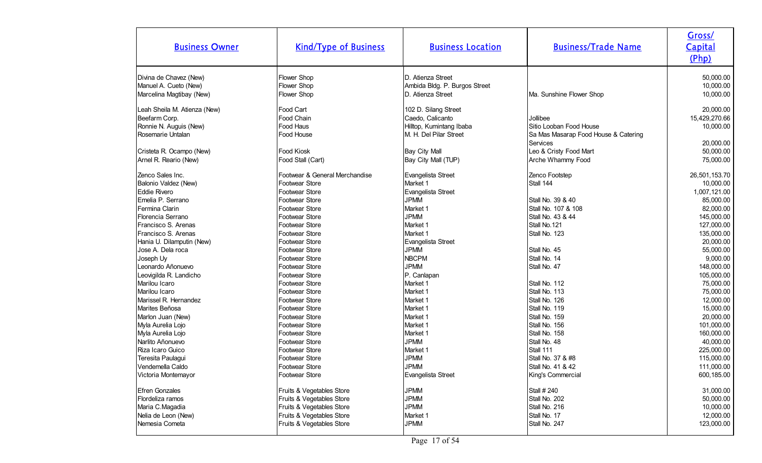| Business Owner | Kind/Type of Business | Business Location | Business/Trade Name | Gross/ Capital (Php) |
|---|---|---|---|---|
| Divina de Chavez (New) | Flower Shop | D. Atienza Street | | 50,000.00 |
| Manuel A. Cueto (New) | Flower Shop | Ambida Bldg. P. Burgos Street | | 10,000.00 |
| Marcelina Magtibay (New) | Flower Shop | D. Atienza Street | Ma. Sunshine Flower Shop | 10,000.00 |
| Leah Sheila M. Atienza (New) | Food Cart | 102 D. Silang Street | | 20,000.00 |
| Beefarm Corp. | Food Chain | Caedo, Calicanto | Jollibee | 15,429,270.66 |
| Ronnie N. Auguis (New) | Food Haus | Hilltop, Kumintang Ibaba | Sitio Looban Food House | 10,000.00 |
| Rosemarie Untalan | Food House | M. H. Del Pilar Street | Sa Mas Masarap Food House & Catering Services | 20,000.00 |
| Cristeta R. Ocampo (New) | Food Kiosk | Bay City Mall | Leo & Cristy Food Mart | 50,000.00 |
| Arnel R. Reario (New) | Food Stall (Cart) | Bay City Mall (TUP) | Arche Whammy Food | 75,000.00 |
| Zenco Sales Inc. | Footwear & General Merchandise | Evangelista Street | Zenco Footstep | 26,501,153.70 |
| Balonio Valdez (New) | Footwear Store | Market 1 | Stall 144 | 10,000.00 |
| Eddie Rivero | Footwear Store | Evangelista Street | | 1,007,121.00 |
| Emelia P. Serrano | Footwear Store | JPMM | Stall No. 39 & 40 | 85,000.00 |
| Fermina Clarin | Footwear Store | Market 1 | Stall No. 107 & 108 | 82,000.00 |
| Florencia Serrano | Footwear Store | JPMM | Stall No. 43 & 44 | 145,000.00 |
| Francisco S. Arenas | Footwear Store | Market 1 | Stall No.121 | 127,000.00 |
| Francisco S. Arenas | Footwear Store | Market 1 | Stall No. 123 | 135,000.00 |
| Hania U. Dilamputin (New) | Footwear Store | Evangelista Street | | 20,000.00 |
| Jose A. Dela roca | Footwear Store | JPMM | Stall No. 45 | 55,000.00 |
| Joseph Uy | Footwear Store | NBCPM | Stall No. 14 | 9,000.00 |
| Leonardo Añonuevo | Footwear Store | JPMM | Stall No. 47 | 148,000.00 |
| Leovigilda R. Landicho | Footwear Store | P. Canlapan | | 105,000.00 |
| Marilou Icaro | Footwear Store | Market 1 | Stall No. 112 | 75,000.00 |
| Marilou Icaro | Footwear Store | Market 1 | Stall No. 113 | 75,000.00 |
| Marissel R. Hernandez | Footwear Store | Market 1 | Stall No. 126 | 12,000.00 |
| Marites Beñosa | Footwear Store | Market 1 | Stall No. 119 | 15,000.00 |
| Marlon Juan (New) | Footwear Store | Market 1 | Stall No. 159 | 20,000.00 |
| Myla Aurelia Lojo | Footwear Store | Market 1 | Stall No. 156 | 101,000.00 |
| Myla Aurelia Lojo | Footwear Store | Market 1 | Stall No. 158 | 160,000.00 |
| Narlito Añonuevo | Footwear Store | JPMM | Stall No. 48 | 40,000.00 |
| Riza Icaro Guico | Footwear Store | Market 1 | Stall 111 | 225,000.00 |
| Teresita Paulagui | Footwear Store | JPMM | Stall No. 37 & #8 | 115,000.00 |
| Vendemella Caldo | Footwear Store | JPMM | Stall No. 41 & 42 | 111,000.00 |
| Victoria Montemayor | Footwear Store | Evangelista Street | King's Commercial | 600,185.00 |
| Efren Gonzales | Fruits & Vegetables Store | JPMM | Stall # 240 | 31,000.00 |
| Flordeliza ramos | Fruits & Vegetables Store | JPMM | Stall No. 202 | 50,000.00 |
| Maria C.Magadia | Fruits & Vegetables Store | JPMM | Stall No. 216 | 10,000.00 |
| Nelia de Leon (New) | Fruits & Vegetables Store | Market 1 | Stall No. 17 | 12,000.00 |
| Nemesia Cometa | Fruits & Vegetables Store | JPMM | Stall No. 247 | 123,000.00 |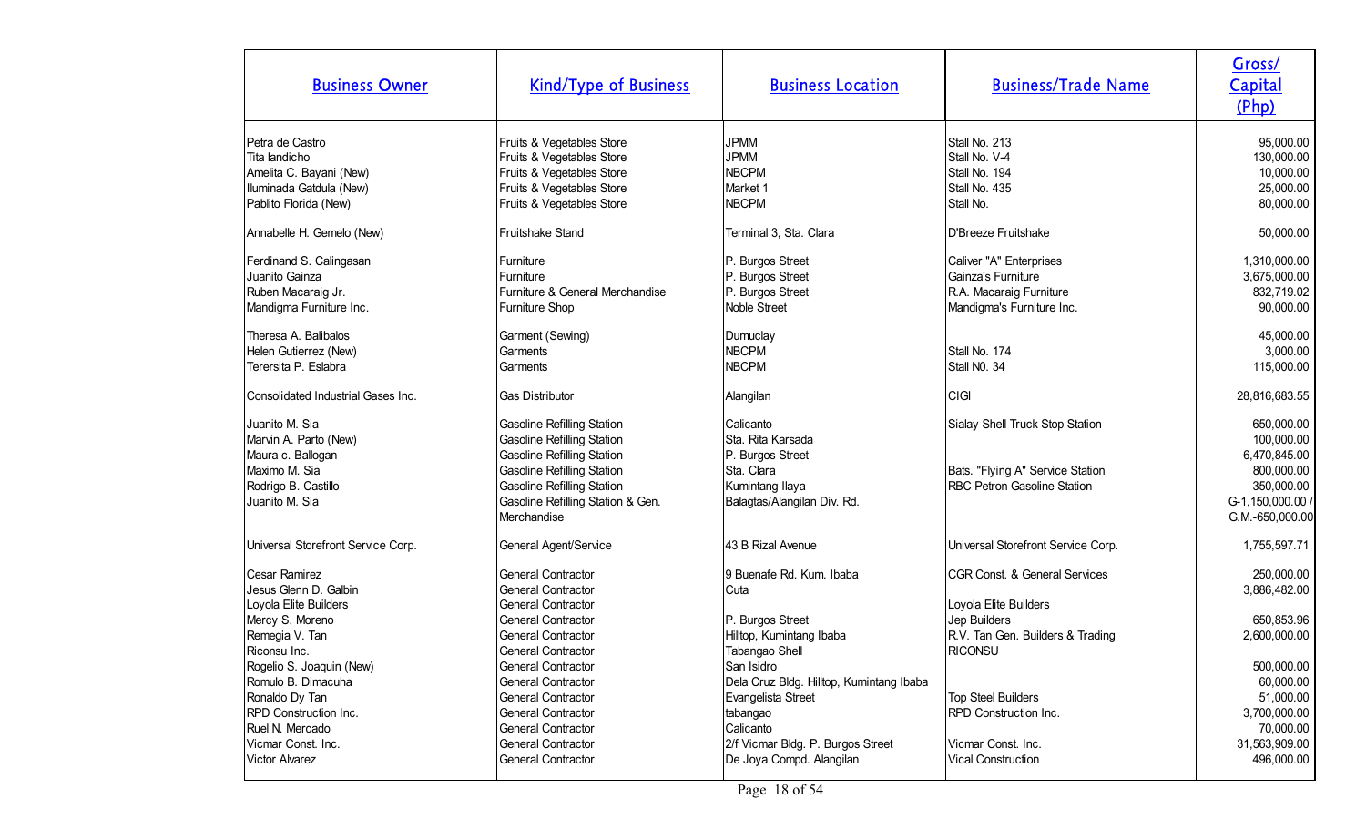| Business Owner | Kind/Type of Business | Business Location | Business/Trade Name | Gross/ Capital (Php) |
|---|---|---|---|---|
| Petra de Castro | Fruits & Vegetables Store | JPMM | Stall No. 213 | 95,000.00 |
| Tita landicho | Fruits & Vegetables Store | JPMM | Stall No. V-4 | 130,000.00 |
| Amelita C. Bayani (New) | Fruits & Vegetables Store | NBCPM | Stall No. 194 | 10,000.00 |
| Iluminada Gatdula (New) | Fruits & Vegetables Store | Market 1 | Stall No. 435 | 25,000.00 |
| Pablito Florida (New) | Fruits & Vegetables Store | NBCPM | Stall No. | 80,000.00 |
| Annabelle H. Gemelo (New) | Fruitshake Stand | Terminal 3, Sta. Clara | D'Breeze Fruitshake | 50,000.00 |
| Ferdinand S. Calingasan | Furniture | P. Burgos Street | Caliver "A" Enterprises | 1,310,000.00 |
| Juanito Gainza | Furniture | P. Burgos Street | Gainza's Furniture | 3,675,000.00 |
| Ruben Macaraig Jr. | Furniture & General Merchandise | P. Burgos Street | R.A. Macaraig Furniture | 832,719.02 |
| Mandigma Furniture Inc. | Furniture Shop | Noble Street | Mandigma's Furniture Inc. | 90,000.00 |
| Theresa A. Balibalos | Garment (Sewing) | Dumuclay | | 45,000.00 |
| Helen Gutierrez (New) | Garments | NBCPM | Stall No. 174 | 3,000.00 |
| Terersita P. Eslabra | Garments | NBCPM | Stall N0. 34 | 115,000.00 |
| Consolidated Industrial Gases Inc. | Gas Distributor | Alangilan | CIGI | 28,816,683.55 |
| Juanito M. Sia | Gasoline Refilling Station | Calicanto | Sialay Shell Truck Stop Station | 650,000.00 |
| Marvin A. Parto (New) | Gasoline Refilling Station | Sta. Rita Karsada | | 100,000.00 |
| Maura c. Ballogan | Gasoline Refilling Station | P. Burgos Street | | 6,470,845.00 |
| Maximo M. Sia | Gasoline Refilling Station | Sta. Clara | Bats. "Flying A" Service Station | 800,000.00 |
| Rodrigo B. Castillo | Gasoline Refilling Station | Kumintang Ilaya | RBC Petron Gasoline Station | 350,000.00 |
| Juanito M. Sia | Gasoline Refilling Station & Gen. Merchandise | Balagtas/Alangilan Div. Rd. | | G-1,150,000.00 / G.M.-650,000.00 |
| Universal Storefront Service Corp. | General Agent/Service | 43 B Rizal Avenue | Universal Storefront Service Corp. | 1,755,597.71 |
| Cesar Ramirez | General Contractor | 9 Buenafe Rd. Kum. Ibaba | CGR Const. & General Services | 250,000.00 |
| Jesus Glenn D. Galbin | General Contractor | Cuta | | 3,886,482.00 |
| Loyola Elite Builders | General Contractor | | Loyola Elite Builders | |
| Mercy S. Moreno | General Contractor | P. Burgos Street | Jep Builders | 650,853.96 |
| Remegia V. Tan | General Contractor | Hilltop, Kumintang Ibaba | R.V. Tan Gen. Builders & Trading | 2,600,000.00 |
| Riconsu Inc. | General Contractor | Tabangao Shell | RICONSU | |
| Rogelio S. Joaquin (New) | General Contractor | San Isidro | | 500,000.00 |
| Romulo B. Dimacuha | General Contractor | Dela Cruz Bldg. Hilltop, Kumintang Ibaba | | 60,000.00 |
| Ronaldo Dy Tan | General Contractor | Evangelista Street | Top Steel Builders | 51,000.00 |
| RPD Construction Inc. | General Contractor | tabangao | RPD Construction Inc. | 3,700,000.00 |
| Ruel N. Mercado | General Contractor | Calicanto | | 70,000.00 |
| Vicmar Const. Inc. | General Contractor | 2/f Vicmar Bldg. P. Burgos Street | Vicmar Const. Inc. | 31,563,909.00 |
| Victor Alvarez | General Contractor | De Joya Compd. Alangilan | Vical Construction | 496,000.00 |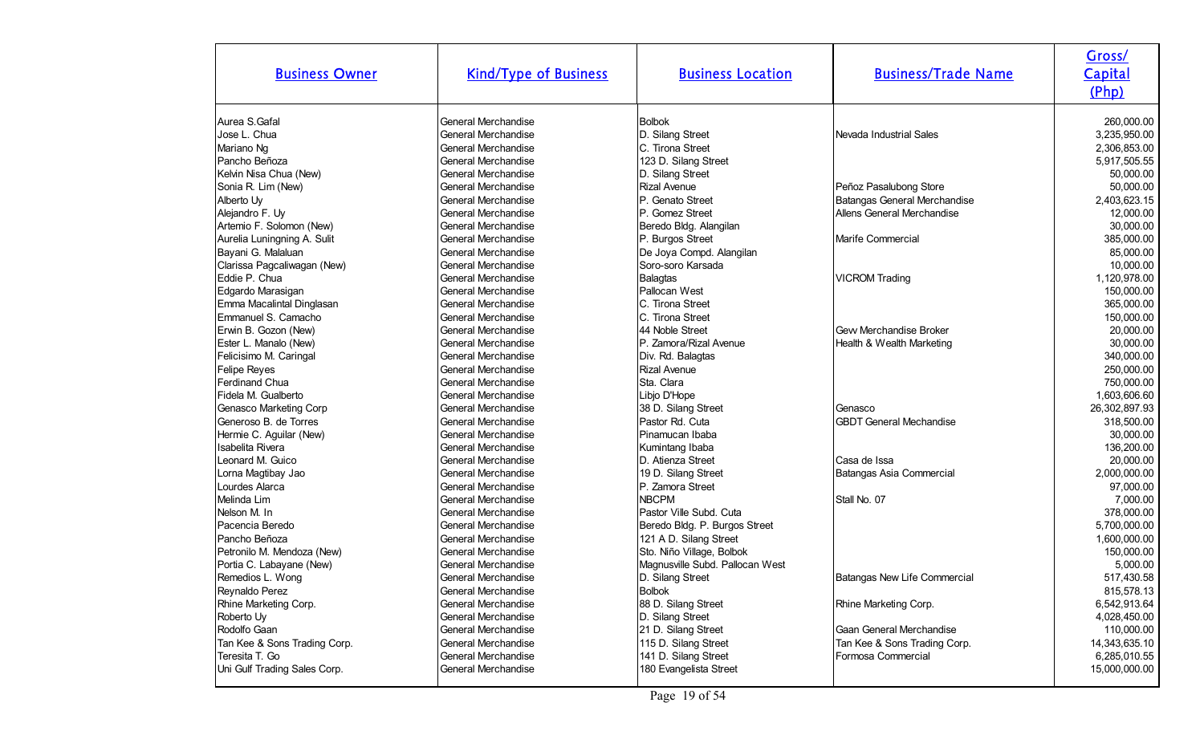| Business Owner | Kind/Type of Business | Business Location | Business/Trade Name | Gross/ Capital (Php) |
|---|---|---|---|---|
| Aurea S.Gafal | General Merchandise | Bolbok | | 260,000.00 |
| Jose L. Chua | General Merchandise | D. Silang Street | Nevada Industrial Sales | 3,235,950.00 |
| Mariano Ng | General Merchandise | C. Tirona Street | | 2,306,853.00 |
| Pancho Beñoza | General Merchandise | 123 D. Silang Street | | 5,917,505.55 |
| Kelvin Nisa Chua (New) | General Merchandise | D. Silang Street | | 50,000.00 |
| Sonia R. Lim (New) | General Merchandise | Rizal Avenue | Peñoz Pasalubong Store | 50,000.00 |
| Alberto Uy | General Merchandise | P. Genato Street | Batangas General Merchandise | 2,403,623.15 |
| Alejandro F. Uy | General Merchandise | P. Gomez Street | Allens General Merchandise | 12,000.00 |
| Artemio F. Solomon (New) | General Merchandise | Beredo Bldg. Alangilan | | 30,000.00 |
| Aurelia Luningning A. Sulit | General Merchandise | P. Burgos Street | Marife Commercial | 385,000.00 |
| Bayani G. Malaluan | General Merchandise | De Joya Compd. Alangilan | | 85,000.00 |
| Clarissa Pagcaliwagan (New) | General Merchandise | Soro-soro Karsada | | 10,000.00 |
| Eddie P. Chua | General Merchandise | Balagtas | VICROM Trading | 1,120,978.00 |
| Edgardo Marasigan | General Merchandise | Pallocan West | | 150,000.00 |
| Emma Macalintal Dinglasan | General Merchandise | C. Tirona Street | | 365,000.00 |
| Emmanuel S. Camacho | General Merchandise | C. Tirona Street | | 150,000.00 |
| Erwin B. Gozon (New) | General Merchandise | 44 Noble Street | Gew Merchandise Broker | 20,000.00 |
| Ester L. Manalo (New) | General Merchandise | P. Zamora/Rizal Avenue | Health & Wealth Marketing | 30,000.00 |
| Felicisimo M. Caringal | General Merchandise | Div. Rd. Balagtas | | 340,000.00 |
| Felipe Reyes | General Merchandise | Rizal Avenue | | 250,000.00 |
| Ferdinand Chua | General Merchandise | Sta. Clara | | 750,000.00 |
| Fidela M. Gualberto | General Merchandise | Libjo D'Hope | | 1,603,606.60 |
| Genasco Marketing Corp | General Merchandise | 38 D. Silang Street | Genasco | 26,302,897.93 |
| Generoso B. de Torres | General Merchandise | Pastor Rd. Cuta | GBDT General Mechandise | 318,500.00 |
| Hermie C. Aguilar (New) | General Merchandise | Pinamucan Ibaba | | 30,000.00 |
| Isabelita Rivera | General Merchandise | Kumintang Ibaba | | 136,200.00 |
| Leonard M. Guico | General Merchandise | D. Atienza Street | Casa de Issa | 20,000.00 |
| Lorna Magtibay Jao | General Merchandise | 19 D. Silang Street | Batangas Asia Commercial | 2,000,000.00 |
| Lourdes Alarca | General Merchandise | P. Zamora Street | | 97,000.00 |
| Melinda Lim | General Merchandise | NBCPM | Stall No. 07 | 7,000.00 |
| Nelson M. In | General Merchandise | Pastor Ville Subd. Cuta | | 378,000.00 |
| Pacencia Beredo | General Merchandise | Beredo Bldg. P. Burgos Street | | 5,700,000.00 |
| Pancho Beñoza | General Merchandise | 121 A D. Silang Street | | 1,600,000.00 |
| Petronilo M. Mendoza (New) | General Merchandise | Sto. Niño Village, Bolbok | | 150,000.00 |
| Portia C. Labayane (New) | General Merchandise | Magnusville Subd. Pallocan West | | 5,000.00 |
| Remedios L. Wong | General Merchandise | D. Silang Street | Batangas New Life Commercial | 517,430.58 |
| Reynaldo Perez | General Merchandise | Bolbok | | 815,578.13 |
| Rhine Marketing Corp. | General Merchandise | 88 D. Silang Street | Rhine Marketing Corp. | 6,542,913.64 |
| Roberto Uy | General Merchandise | D. Silang Street | | 4,028,450.00 |
| Rodolfo Gaan | General Merchandise | 21 D. Silang Street | Gaan General Merchandise | 110,000.00 |
| Tan Kee & Sons Trading Corp. | General Merchandise | 115 D. Silang Street | Tan Kee & Sons Trading Corp. | 14,343,635.10 |
| Teresita T. Go | General Merchandise | 141 D. Silang Street | Formosa Commercial | 6,285,010.55 |
| Uni Gulf Trading Sales Corp. | General Merchandise | 180 Evangelista Street | | 15,000,000.00 |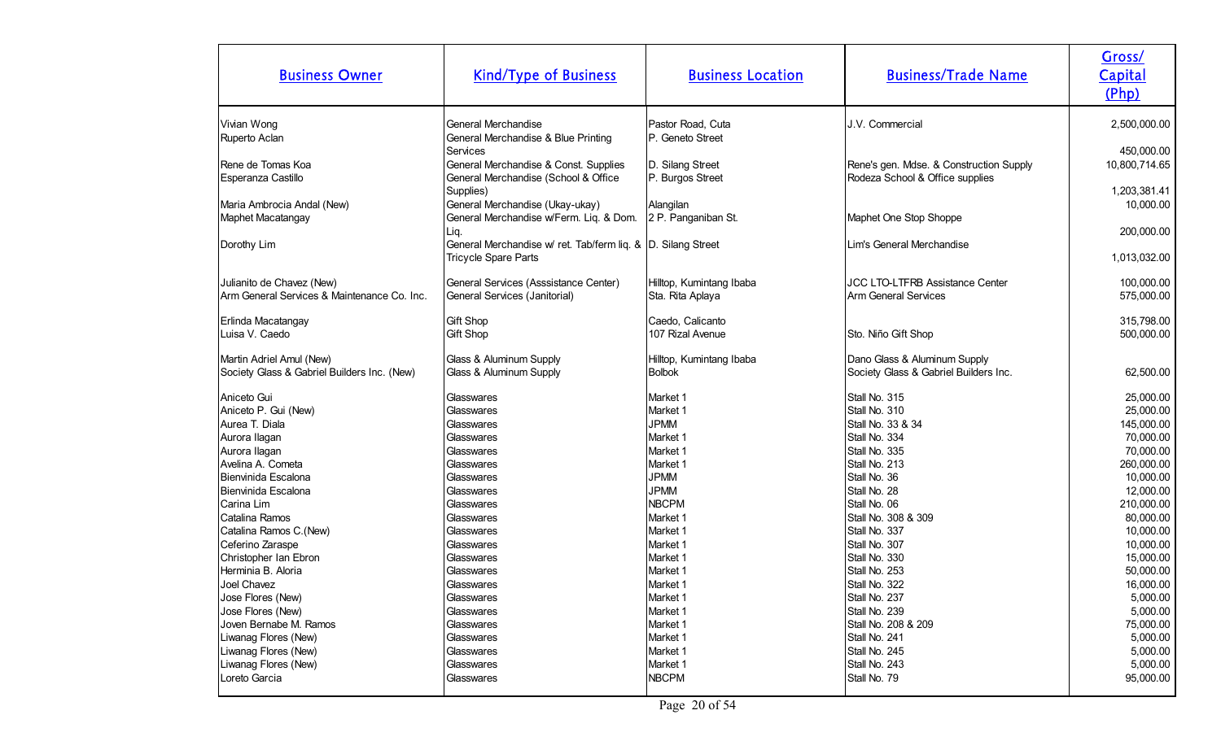| Business Owner | Kind/Type of Business | Business Location | Business/Trade Name | Gross/ Capital (Php) |
|---|---|---|---|---|
| Vivian Wong | General Merchandise | Pastor Road, Cuta | J.V. Commercial | 2,500,000.00 |
| Ruperto Aclan | General Merchandise & Blue Printing Services | P. Geneto Street | | 450,000.00 |
| Rene de Tomas Koa | General Merchandise & Const. Supplies | D. Silang Street | Rene's gen. Mdse. & Construction Supply | 10,800,714.65 |
| Esperanza Castillo | General Merchandise (School & Office Supplies) | P. Burgos Street | Rodeza School & Office supplies | 1,203,381.41 |
| Maria Ambrocia Andal (New) | General Merchandise (Ukay-ukay) | Alangilan | | 10,000.00 |
| Maphet Macatangay | General Merchandise w/Ferm. Liq. & Dom. Liq. | 2 P. Panganiban St. | Maphet One Stop Shoppe | 200,000.00 |
| Dorothy Lim | General Merchandise w/ ret. Tab/ferm liq. & Tricycle Spare Parts | D. Silang Street | Lim's General Merchandise | 1,013,032.00 |
| Julianito de Chavez (New) | General Services (Asssistance Center) | Hilltop, Kumintang Ibaba | JCC LTO-LTFRB Assistance Center | 100,000.00 |
| Arm General Services & Maintenance Co. Inc. | General Services (Janitorial) | Sta. Rita Aplaya | Arm General Services | 575,000.00 |
| Erlinda Macatangay | Gift Shop | Caedo, Calicanto | | 315,798.00 |
| Luisa V. Caedo | Gift Shop | 107 Rizal Avenue | Sto. Niño Gift Shop | 500,000.00 |
| Martin Adriel Amul (New) | Glass & Aluminum Supply | Hilltop, Kumintang Ibaba | Dano Glass & Aluminum Supply | |
| Society Glass & Gabriel Builders Inc. (New) | Glass & Aluminum Supply | Bolbok | Society Glass & Gabriel Builders Inc. | 62,500.00 |
| Aniceto Gui | Glasswares | Market 1 | Stall No. 315 | 25,000.00 |
| Aniceto P. Gui (New) | Glasswares | Market 1 | Stall No. 310 | 25,000.00 |
| Aurea T. Diala | Glasswares | JPMM | Stall No. 33 & 34 | 145,000.00 |
| Aurora Ilagan | Glasswares | Market 1 | Stall No. 334 | 70,000.00 |
| Aurora Ilagan | Glasswares | Market 1 | Stall No. 335 | 70,000.00 |
| Avelina A. Cometa | Glasswares | Market 1 | Stall No. 213 | 260,000.00 |
| Bienvinida Escalona | Glasswares | JPMM | Stall No. 36 | 10,000.00 |
| Bienvinida Escalona | Glasswares | JPMM | Stall No. 28 | 12,000.00 |
| Carina Lim | Glasswares | NBCPM | Stall No. 06 | 210,000.00 |
| Catalina Ramos | Glasswares | Market 1 | Stall No. 308 & 309 | 80,000.00 |
| Catalina Ramos C.(New) | Glasswares | Market 1 | Stall No. 337 | 10,000.00 |
| Ceferino Zaraspe | Glasswares | Market 1 | Stall No. 307 | 10,000.00 |
| Christopher Ian Ebron | Glasswares | Market 1 | Stall No. 330 | 15,000.00 |
| Herminia B. Aloria | Glasswares | Market 1 | Stall No. 253 | 50,000.00 |
| Joel Chavez | Glasswares | Market 1 | Stall No. 322 | 16,000.00 |
| Jose Flores (New) | Glasswares | Market 1 | Stall No. 237 | 5,000.00 |
| Jose Flores (New) | Glasswares | Market 1 | Stall No. 239 | 5,000.00 |
| Joven Bernabe M. Ramos | Glasswares | Market 1 | Stall No. 208 & 209 | 75,000.00 |
| Liwanag Flores (New) | Glasswares | Market 1 | Stall No. 241 | 5,000.00 |
| Liwanag Flores (New) | Glasswares | Market 1 | Stall No. 245 | 5,000.00 |
| Liwanag Flores (New) | Glasswares | Market 1 | Stall No. 243 | 5,000.00 |
| Loreto Garcia | Glasswares | NBCPM | Stall No. 79 | 95,000.00 |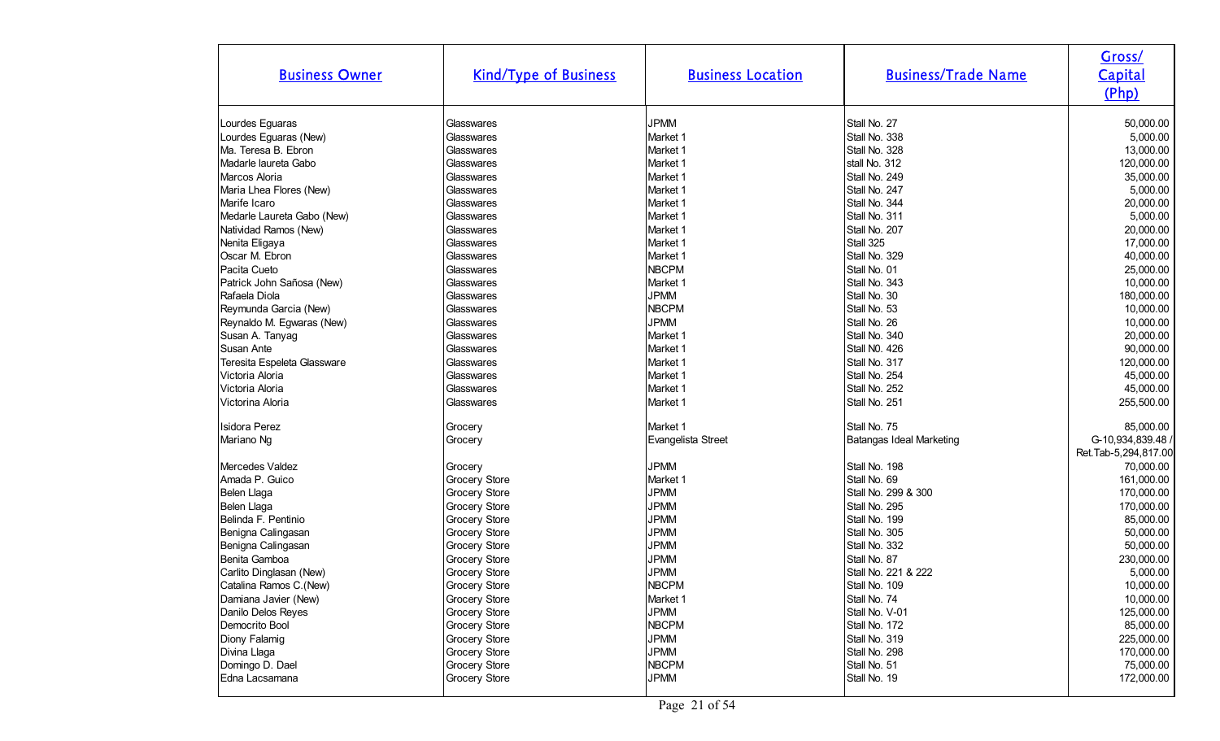| Business Owner | Kind/Type of Business | Business Location | Business/Trade Name | Gross/ Capital (Php) |
|---|---|---|---|---|
| Lourdes Eguaras | Glasswares | JPMM | Stall No. 27 | 50,000.00 |
| Lourdes Eguaras (New) | Glasswares | Market 1 | Stall No. 338 | 5,000.00 |
| Ma. Teresa B. Ebron | Glasswares | Market 1 | Stall No. 328 | 13,000.00 |
| Madarle laureta Gabo | Glasswares | Market 1 | stall No. 312 | 120,000.00 |
| Marcos Aloria | Glasswares | Market 1 | Stall No. 249 | 35,000.00 |
| Maria Lhea Flores (New) | Glasswares | Market 1 | Stall No. 247 | 5,000.00 |
| Marife Icaro | Glasswares | Market 1 | Stall No. 344 | 20,000.00 |
| Medarle Laureta Gabo (New) | Glasswares | Market 1 | Stall No. 311 | 5,000.00 |
| Natividad Ramos (New) | Glasswares | Market 1 | Stall No. 207 | 20,000.00 |
| Nenita Eligaya | Glasswares | Market 1 | Stall 325 | 17,000.00 |
| Oscar M. Ebron | Glasswares | Market 1 | Stall No. 329 | 40,000.00 |
| Pacita Cueto | Glasswares | NBCPM | Stall No. 01 | 25,000.00 |
| Patrick John Sañosa (New) | Glasswares | Market 1 | Stall No. 343 | 10,000.00 |
| Rafaela Diola | Glasswares | JPMM | Stall No. 30 | 180,000.00 |
| Reymunda Garcia (New) | Glasswares | NBCPM | Stall No. 53 | 10,000.00 |
| Reynaldo M. Egwaras (New) | Glasswares | JPMM | Stall No. 26 | 10,000.00 |
| Susan A. Tanyag | Glasswares | Market 1 | Stall No. 340 | 20,000.00 |
| Susan Ante | Glasswares | Market 1 | Stall N0. 426 | 90,000.00 |
| Teresita Espeleta Glassware | Glasswares | Market 1 | Stall No. 317 | 120,000.00 |
| Victoria Aloria | Glasswares | Market 1 | Stall No. 254 | 45,000.00 |
| Victoria Aloria | Glasswares | Market 1 | Stall No. 252 | 45,000.00 |
| Victorina Aloria | Glasswares | Market 1 | Stall No. 251 | 255,500.00 |
| Isidora Perez | Grocery | Market 1 | Stall No. 75 | 85,000.00 |
| Mariano Ng | Grocery | Evangelista Street | Batangas Ideal Marketing | G-10,934,839.48 / Ret.Tab-5,294,817.00 |
| Mercedes Valdez | Grocery | JPMM | Stall No. 198 | 70,000.00 |
| Amada P. Guico | Grocery Store | Market 1 | Stall No. 69 | 161,000.00 |
| Belen Llaga | Grocery Store | JPMM | Stall No. 299 & 300 | 170,000.00 |
| Belen Llaga | Grocery Store | JPMM | Stall No. 295 | 170,000.00 |
| Belinda F. Pentinio | Grocery Store | JPMM | Stall No. 199 | 85,000.00 |
| Benigna Calingasan | Grocery Store | JPMM | Stall No. 305 | 50,000.00 |
| Benigna Calingasan | Grocery Store | JPMM | Stall No. 332 | 50,000.00 |
| Benita Gamboa | Grocery Store | JPMM | Stall No. 87 | 230,000.00 |
| Carlito Dinglasan (New) | Grocery Store | JPMM | Stall No. 221 & 222 | 5,000.00 |
| Catalina Ramos C.(New) | Grocery Store | NBCPM | Stall No. 109 | 10,000.00 |
| Damiana Javier (New) | Grocery Store | Market 1 | Stall No. 74 | 10,000.00 |
| Danilo Delos Reyes | Grocery Store | JPMM | Stall No. V-01 | 125,000.00 |
| Democrito Bool | Grocery Store | NBCPM | Stall No. 172 | 85,000.00 |
| Diony Falamig | Grocery Store | JPMM | Stall No. 319 | 225,000.00 |
| Divina Llaga | Grocery Store | JPMM | Stall No. 298 | 170,000.00 |
| Domingo D. Dael | Grocery Store | NBCPM | Stall No. 51 | 75,000.00 |
| Edna Lacsamana | Grocery Store | JPMM | Stall No. 19 | 172,000.00 |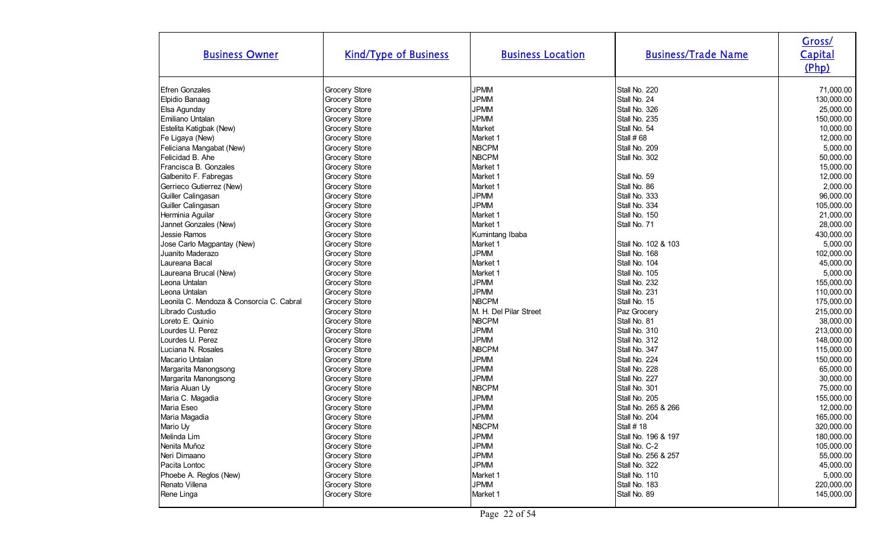| Business Owner | Kind/Type of Business | Business Location | Business/Trade Name | Gross/ Capital (Php) |
|---|---|---|---|---|
| Efren Gonzales | Grocery Store | JPMM | Stall No. 220 | 71,000.00 |
| Elpidio Banaag | Grocery Store | JPMM | Stall No. 24 | 130,000.00 |
| Elsa Agunday | Grocery Store | JPMM | Stall No. 326 | 25,000.00 |
| Emiliano Untalan | Grocery Store | JPMM | Stall No. 235 | 150,000.00 |
| Estelita Katigbak (New) | Grocery Store | Market | Stall No. 54 | 10,000.00 |
| Fe Ligaya (New) | Grocery Store | Market 1 | Stall # 68 | 12,000.00 |
| Feliciana Mangabat (New) | Grocery Store | NBCPM | Stall No. 209 | 5,000.00 |
| Felicidad B. Ahe | Grocery Store | NBCPM | Stall No. 302 | 50,000.00 |
| Francisca B. Gonzales | Grocery Store | Market 1 | | 15,000.00 |
| Galbenito F. Fabregas | Grocery Store | Market 1 | Stall No. 59 | 12,000.00 |
| Gerrieco Gutierrez (New) | Grocery Store | Market 1 | Stall No. 86 | 2,000.00 |
| Guiller Calingasan | Grocery Store | JPMM | Stall No. 333 | 96,000.00 |
| Guiller Calingasan | Grocery Store | JPMM | Stall No. 334 | 105,000.00 |
| Herminia Aguilar | Grocery Store | Market 1 | Stall No. 150 | 21,000.00 |
| Jannet Gonzales (New) | Grocery Store | Market 1 | Stall No. 71 | 28,000.00 |
| Jessie Ramos | Grocery Store | Kumintang Ibaba | | 430,000.00 |
| Jose Carlo Magpantay (New) | Grocery Store | Market 1 | Stall No. 102 & 103 | 5,000.00 |
| Juanito Maderazo | Grocery Store | JPMM | Stall No. 168 | 102,000.00 |
| Laureana Bacal | Grocery Store | Market 1 | Stall No. 104 | 45,000.00 |
| Laureana Brucal (New) | Grocery Store | Market 1 | Stall No. 105 | 5,000.00 |
| Leona Untalan | Grocery Store | JPMM | Stall No. 232 | 155,000.00 |
| Leona Untalan | Grocery Store | JPMM | Stall No. 231 | 110,000.00 |
| Leonila C. Mendoza & Consorcia C. Cabral | Grocery Store | NBCPM | Stall No. 15 | 175,000.00 |
| Librado Custudio | Grocery Store | M. H. Del Pilar Street | Paz Grocery | 215,000.00 |
| Loreto E. Quinio | Grocery Store | NBCPM | Stall No. 81 | 38,000.00 |
| Lourdes U. Perez | Grocery Store | JPMM | Stall No. 310 | 213,000.00 |
| Lourdes U. Perez | Grocery Store | JPMM | Stall No. 312 | 148,000.00 |
| Luciana N. Rosales | Grocery Store | NBCPM | Stall No. 347 | 115,000.00 |
| Macario Untalan | Grocery Store | JPMM | Stall No. 224 | 150,000.00 |
| Margarita Manongsong | Grocery Store | JPMM | Stall No. 228 | 65,000.00 |
| Margarita Manongsong | Grocery Store | JPMM | Stall No. 227 | 30,000.00 |
| Maria Aluan Uy | Grocery Store | NBCPM | Stall No. 301 | 75,000.00 |
| Maria C. Magadia | Grocery Store | JPMM | Stall No. 205 | 155,000.00 |
| Maria Eseo | Grocery Store | JPMM | Stall No. 265 & 266 | 12,000.00 |
| Maria Magadia | Grocery Store | JPMM | Stall No. 204 | 165,000.00 |
| Mario Uy | Grocery Store | NBCPM | Stall # 18 | 320,000.00 |
| Melinda Lim | Grocery Store | JPMM | Stall No. 196 & 197 | 180,000.00 |
| Nenita Muñoz | Grocery Store | JPMM | Stall No. C-2 | 105,000.00 |
| Neri Dimaano | Grocery Store | JPMM | Stall No. 256 & 257 | 55,000.00 |
| Pacita Lontoc | Grocery Store | JPMM | Stall No. 322 | 45,000.00 |
| Phoebe A. Reglos (New) | Grocery Store | Market 1 | Stall No. 110 | 5,000.00 |
| Renato Villena | Grocery Store | JPMM | Stall No. 183 | 220,000.00 |
| Rene Linga | Grocery Store | Market 1 | Stall No. 89 | 145,000.00 |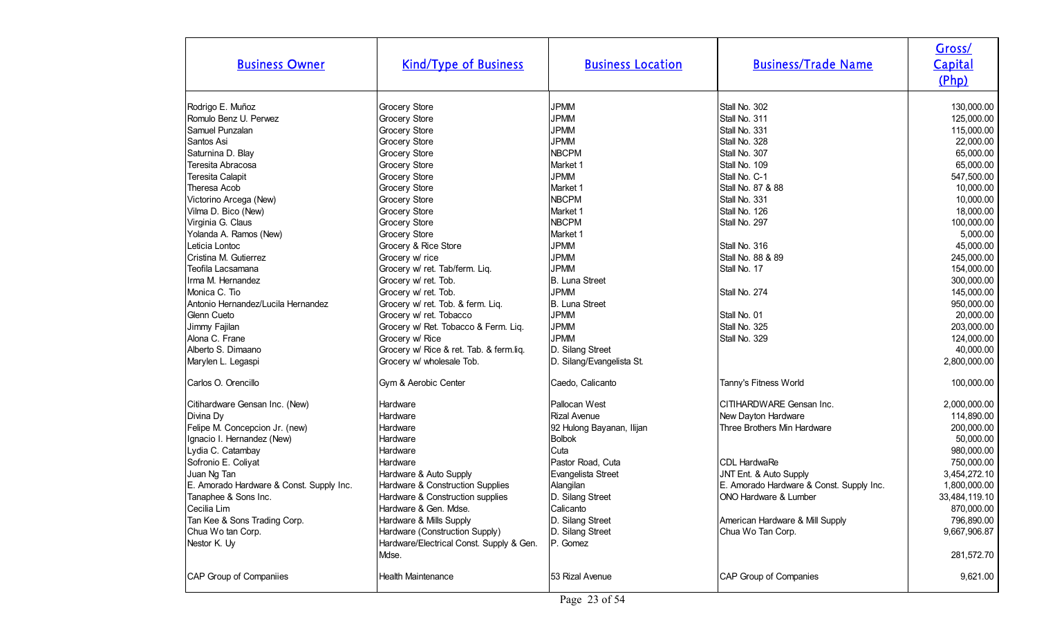| Business Owner | Kind/Type of Business | Business Location | Business/Trade Name | Gross/ Capital (Php) |
|---|---|---|---|---|
| Rodrigo E. Muñoz | Grocery Store | JPMM | Stall No. 302 | 130,000.00 |
| Romulo Benz U. Perwez | Grocery Store | JPMM | Stall No. 311 | 125,000.00 |
| Samuel Punzalan | Grocery Store | JPMM | Stall No. 331 | 115,000.00 |
| Santos Asi | Grocery Store | JPMM | Stall No. 328 | 22,000.00 |
| Saturnina D. Blay | Grocery Store | NBCPM | Stall No. 307 | 65,000.00 |
| Teresita Abracosa | Grocery Store | Market 1 | Stall No. 109 | 65,000.00 |
| Teresita Calapit | Grocery Store | JPMM | Stall No. C-1 | 547,500.00 |
| Theresa Acob | Grocery Store | Market 1 | Stall No. 87 & 88 | 10,000.00 |
| Victorino Arcega (New) | Grocery Store | NBCPM | Stall No. 331 | 10,000.00 |
| Vilma D. Bico (New) | Grocery Store | Market 1 | Stall No. 126 | 18,000.00 |
| Virginia G. Claus | Grocery Store | NBCPM | Stall No. 297 | 100,000.00 |
| Yolanda A. Ramos (New) | Grocery Store | Market 1 | | 5,000.00 |
| Leticia Lontoc | Grocery & Rice Store | JPMM | Stall No. 316 | 45,000.00 |
| Cristina M. Gutierrez | Grocery w/ rice | JPMM | Stall No. 88 & 89 | 245,000.00 |
| Teofila Lacsamana | Grocery w/ ret. Tab/ferm. Liq. | JPMM | Stall No. 17 | 154,000.00 |
| Irma M. Hernandez | Grocery w/ ret. Tob. | B. Luna Street | | 300,000.00 |
| Monica C. Tio | Grocery w/ ret. Tob. | JPMM | Stall No. 274 | 145,000.00 |
| Antonio Hernandez/Lucila Hernandez | Grocery w/ ret. Tob. & ferm. Liq. | B. Luna Street | | 950,000.00 |
| Glenn Cueto | Grocery w/ ret. Tobacco | JPMM | Stall No. 01 | 20,000.00 |
| Jimmy Fajilan | Grocery w/ Ret. Tobacco & Ferm. Liq. | JPMM | Stall No. 325 | 203,000.00 |
| Alona C. Frane | Grocery w/ Rice | JPMM | Stall No. 329 | 124,000.00 |
| Alberto S. Dimaano | Grocery w/ Rice & ret. Tab. & ferm.liq. | D. Silang Street | | 40,000.00 |
| Marylen L. Legaspi | Grocery w/ wholesale Tob. | D. Silang/Evangelista St. | | 2,800,000.00 |
| Carlos O. Orencillo | Gym & Aerobic Center | Caedo, Calicanto | Tanny's Fitness World | 100,000.00 |
| Citihardware Gensan Inc. (New) | Hardware | Pallocan West | CITIHARDWARE Gensan Inc. | 2,000,000.00 |
| Divina Dy | Hardware | Rizal Avenue | New Dayton Hardware | 114,890.00 |
| Felipe M. Concepcion Jr. (new) | Hardware | 92 Hulong Bayanan, Ilijan | Three Brothers Min Hardware | 200,000.00 |
| Ignacio I. Hernandez (New) | Hardware | Bolbok | | 50,000.00 |
| Lydia C. Catambay | Hardware | Cuta | | 980,000.00 |
| Sofronio E. Coliyat | Hardware | Pastor Road, Cuta | CDL HardwaRe | 750,000.00 |
| Juan Ng Tan | Hardware & Auto Supply | Evangelista Street | JNT Ent. & Auto Supply | 3,454,272.10 |
| E. Amorado Hardware & Const. Supply Inc. | Hardware & Construction Supplies | Alangilan | E. Amorado Hardware & Const. Supply Inc. | 1,800,000.00 |
| Tanaphee & Sons Inc. | Hardware & Construction supplies | D. Silang Street | ONO Hardware & Lumber | 33,484,119.10 |
| Cecilia Lim | Hardware & Gen. Mdse. | Calicanto | | 870,000.00 |
| Tan Kee & Sons Trading Corp. | Hardware & Mills Supply | D. Silang Street | American Hardware & Mill Supply | 796,890.00 |
| Chua Wo tan Corp. | Hardware (Construction Supply) | D. Silang Street | Chua Wo Tan Corp. | 9,667,906.87 |
| Nestor K. Uy | Hardware/Electrical Const. Supply & Gen. Mdse. | P. Gomez | | 281,572.70 |
| CAP Group of Companiies | Health Maintenance | 53 Rizal Avenue | CAP Group of Companies | 9,621.00 |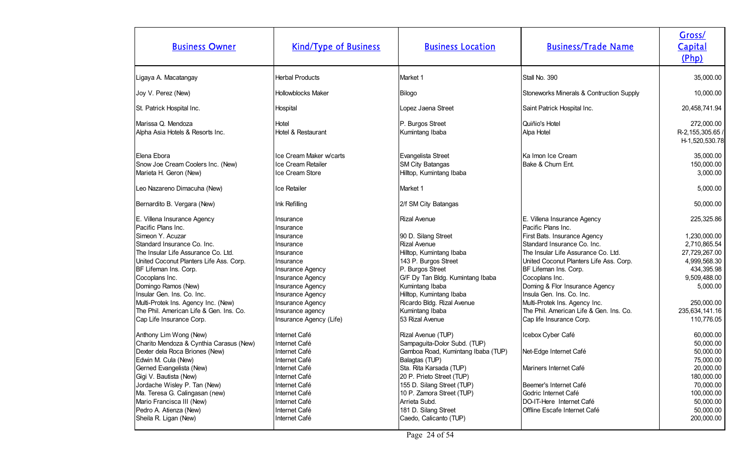| Business Owner | Kind/Type of Business | Business Location | Business/Trade Name | Gross/ Capital (Php) |
|---|---|---|---|---|
| Ligaya A. Macatangay | Herbal Products | Market 1 | Stall No. 390 | 35,000.00 |
| Joy V. Perez (New) | Hollowblocks Maker | Bilogo | Stoneworks Minerals & Contruction Supply | 10,000.00 |
| St. Patrick Hospital Inc. | Hospital | Lopez Jaena Street | Saint Patrick Hospital Inc. | 20,458,741.94 |
| Marissa Q. Mendoza | Hotel | P. Burgos Street | Quiñio's Hotel | 272,000.00 |
| Alpha Asia Hotels & Resorts Inc. | Hotel & Restaurant | Kumintang Ibaba | Alpa Hotel | R-2,155,305.65 / H-1,520,530.78 |
| Elena Ebora | Ice Cream Maker w/carts | Evangelista Street | Ka Imon Ice Cream | 35,000.00 |
| Snow Joe Cream Coolers Inc. (New) | Ice Cream Retailer | SM City Batangas | Bake & Churn Ent. | 150,000.00 |
| Marieta H. Geron (New) | Ice Cream Store | Hilltop, Kumintang Ibaba | | 3,000.00 |
| Leo Nazareno Dimacuha (New) | Ice Retailer | Market 1 | | 5,000.00 |
| Bernardito B. Vergara (New) | Ink Refilling | 2/f SM City Batangas | | 50,000.00 |
| E. Villena Insurance Agency | Insurance | Rizal Avenue | E. Villena Insurance Agency | 225,325.86 |
| Pacific Plans Inc. | Insurance | | Pacific Plans Inc. | |
| Simeon Y. Acuzar | Insurance | 90 D. Silang Street | First Bats. Insurance Agency | 1,230,000.00 |
| Standard Insurance Co. Inc. | Insurance | Rizal Avenue | Standard Insurance Co. Inc. | 2,710,865.54 |
| The Insular Life Assurance Co. Ltd. | Insurance | Hilltop, Kumintang Ibaba | The Insular Life Assurance Co. Ltd. | 27,729,267.00 |
| United Coconut Planters Life Ass. Corp. | Insurance | 143 P. Burgos Street | United Coconut Planters Life Ass. Corp. | 4,999,568.30 |
| BF Lifeman Ins. Corp. | Insurance Agency | P. Burgos Street | BF Lifeman Ins. Corp. | 434,395.98 |
| Cocoplans Inc. | Insurance Agency | G/F Dy Tan Bldg. Kumintang Ibaba | Cocoplans Inc. | 9,509,488.00 |
| Domingo Ramos (New) | Insurance Agency | Kumintang Ibaba | Doming & Flor Insurance Agency | 5,000.00 |
| Insular Gen. Ins. Co. Inc. | Insurance Agency | Hilltop, Kumintang Ibaba | Insula Gen. Ins. Co. Inc. | |
| Multi-Protek Ins. Agency Inc. (New) | Insurance Agency | Ricardo Bldg. Rizal Avenue | Multi-Protek Ins. Agency Inc. | 250,000.00 |
| The Phil. American Life & Gen. Ins. Co. | Insurance agency | Kumintang Ibaba | The Phil. American Life & Gen. Ins. Co. | 235,634,141.16 |
| Cap Life Insurance Corp. | Insurance Agency (Life) | 53 Rizal Avenue | Cap life Insurance Corp. | 110,776.05 |
| Anthony Lim Wong (New) | Internet Café | Rizal Avenue (TUP) | Icebox Cyber Café | 60,000.00 |
| Charito Mendoza & Cynthia Carasus (New) | Internet Café | Sampaguita-Dolor Subd. (TUP) | | 50,000.00 |
| Dexter dela Roca Briones (New) | Internet Café | Gamboa Road, Kumintang Ibaba (TUP) | Net-Edge Internet Café | 50,000.00 |
| Edwin M. Cula (New) | Internet Café | Balagtas (TUP) | | 75,000.00 |
| Gerned Evangelista (New) | Internet Café | Sta. Rita Karsada (TUP) | Mariners Internet Café | 20,000.00 |
| Gigi V. Bautista (New) | Internet Café | 20 P. Prieto Street (TUP) | | 180,000.00 |
| Jordache Wisley P. Tan (New) | Internet Café | 155 D. Silang Street (TUP) | Beemer's Internet Café | 70,000.00 |
| Ma. Teresa G. Calingasan (new) | Internet Café | 10 P. Zamora Street (TUP) | Godric Internet Café | 100,000.00 |
| Mario Francisca III (New) | Internet Café | Arrieta Subd. | DO-IT-Here Internet Café | 50,000.00 |
| Pedro A. Atienza (New) | Internet Café | 181 D. Silang Street | Offline Escafe Internet Café | 50,000.00 |
| Sheila R. Ligan (New) | Internet Café | Caedo, Calicanto (TUP) | | 200,000.00 |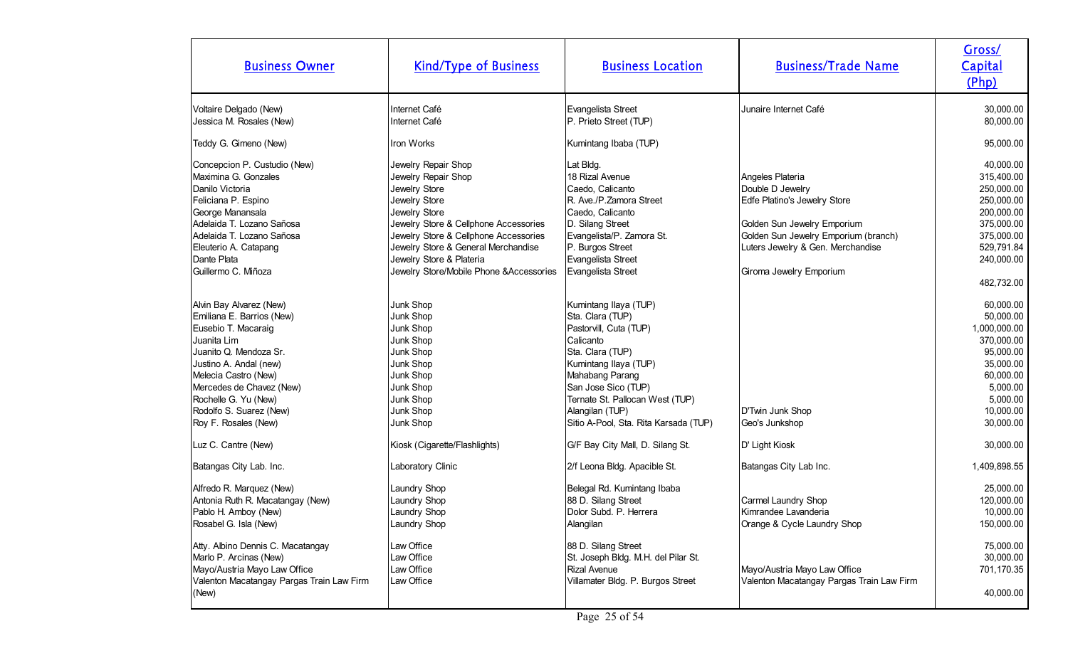| Business Owner | Kind/Type of Business | Business Location | Business/Trade Name | Gross/ Capital (Php) |
|---|---|---|---|---|
| Voltaire Delgado (New) | Internet Café | Evangelista Street | Junaire Internet Café | 30,000.00 |
| Jessica M. Rosales (New) | Internet Café | P. Prieto Street (TUP) | | 80,000.00 |
| Teddy G. Gimeno (New) | Iron Works | Kumintang Ibaba (TUP) | | 95,000.00 |
| Concepcion P. Custudio (New) | Jewelry Repair Shop | Lat Bldg. | | 40,000.00 |
| Maximina G. Gonzales | Jewelry Repair Shop | 18 Rizal Avenue | Angeles Plateria | 315,400.00 |
| Danilo Victoria | Jewelry Store | Caedo, Calicanto | Double D Jewelry | 250,000.00 |
| Feliciana P. Espino | Jewelry Store | R. Ave./P.Zamora Street | Edfe Platino's Jewelry Store | 250,000.00 |
| George Manansala | Jewelry Store | Caedo, Calicanto | | 200,000.00 |
| Adelaida T. Lozano Sañosa | Jewelry Store & Cellphone Accessories | D. Silang Street | Golden Sun Jewelry Emporium | 375,000.00 |
| Adelaida T. Lozano Sañosa | Jewelry Store & Cellphone Accessories | Evangelista/P. Zamora St. | Golden Sun Jewelry Emporium (branch) | 375,000.00 |
| Eleuterio A. Catapang | Jewelry Store & General Merchandise | P. Burgos Street | Luters Jewelry & Gen. Merchandise | 529,791.84 |
| Dante Plata | Jewelry Store & Plateria | Evangelista Street | | 240,000.00 |
| Guillermo C. Miñoza | Jewelry Store/Mobile Phone &Accessories | Evangelista Street | Giroma Jewelry Emporium | 482,732.00 |
| Alvin Bay Alvarez (New) | Junk Shop | Kumintang Ilaya (TUP) | | 60,000.00 |
| Emiliana E. Barrios (New) | Junk Shop | Sta. Clara (TUP) | | 50,000.00 |
| Eusebio T. Macaraig | Junk Shop | Pastorvill, Cuta (TUP) | | 1,000,000.00 |
| Juanita Lim | Junk Shop | Calicanto | | 370,000.00 |
| Juanito Q. Mendoza Sr. | Junk Shop | Sta. Clara (TUP) | | 95,000.00 |
| Justino A. Andal (new) | Junk Shop | Kumintang Ilaya (TUP) | | 35,000.00 |
| Melecia Castro (New) | Junk Shop | Mahabang Parang | | 60,000.00 |
| Mercedes de Chavez (New) | Junk Shop | San Jose Sico (TUP) | | 5,000.00 |
| Rochelle G. Yu (New) | Junk Shop | Ternate St. Pallocan West (TUP) | | 5,000.00 |
| Rodolfo S. Suarez (New) | Junk Shop | Alangilan (TUP) | D'Twin Junk Shop | 10,000.00 |
| Roy F. Rosales (New) | Junk Shop | Sitio A-Pool, Sta. Rita Karsada (TUP) | Geo's Junkshop | 30,000.00 |
| Luz C. Cantre (New) | Kiosk (Cigarette/Flashlights) | G/F Bay City Mall, D. Silang St. | D' Light Kiosk | 30,000.00 |
| Batangas City Lab. Inc. | Laboratory Clinic | 2/f Leona Bldg. Apacible St. | Batangas City Lab Inc. | 1,409,898.55 |
| Alfredo R. Marquez (New) | Laundry Shop | Belegal Rd. Kumintang Ibaba | | 25,000.00 |
| Antonia Ruth R. Macatangay (New) | Laundry Shop | 88 D. Silang Street | Carmel Laundry Shop | 120,000.00 |
| Pablo H. Amboy (New) | Laundry Shop | Dolor Subd. P. Herrera | Kimrandee Lavanderia | 10,000.00 |
| Rosabel G. Isla (New) | Laundry Shop | Alangilan | Orange & Cycle Laundry Shop | 150,000.00 |
| Atty. Albino Dennis C. Macatangay | Law Office | 88 D. Silang Street | | 75,000.00 |
| Marlo P. Arcinas (New) | Law Office | St. Joseph Bldg. M.H. del Pilar St. | | 30,000.00 |
| Mayo/Austria Mayo Law Office | Law Office | Rizal Avenue | Mayo/Austria Mayo Law Office | 701,170.35 |
| Valenton Macatangay Pargas Train Law Firm (New) | Law Office | Villamater Bldg. P. Burgos Street | Valenton Macatangay Pargas Train Law Firm | 40,000.00 |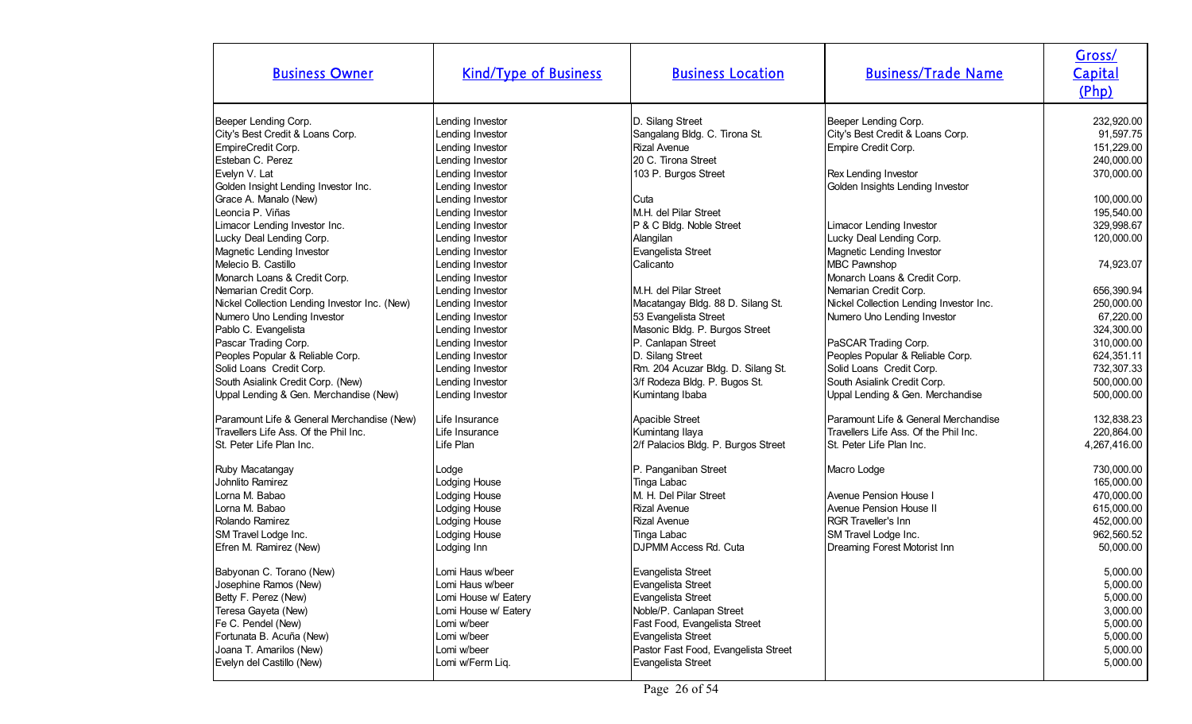| Business Owner | Kind/Type of Business | Business Location | Business/Trade Name | Gross/ Capital (Php) |
|---|---|---|---|---|
| Beeper Lending Corp. | Lending Investor | D. Silang Street | Beeper Lending Corp. | 232,920.00 |
| City's Best Credit & Loans Corp. | Lending Investor | Sangalang Bldg. C. Tirona St. | City's Best Credit & Loans Corp. | 91,597.75 |
| EmpireCredit Corp. | Lending Investor | Rizal Avenue | Empire Credit Corp. | 151,229.00 |
| Esteban C. Perez | Lending Investor | 20 C. Tirona Street | | 240,000.00 |
| Evelyn V. Lat | Lending Investor | 103 P. Burgos Street | Rex Lending Investor | 370,000.00 |
| Golden Insight Lending Investor Inc. | Lending Investor | | Golden Insights Lending Investor | |
| Grace A. Manalo (New) | Lending Investor | Cuta | | 100,000.00 |
| Leoncia P. Viñas | Lending Investor | M.H. del Pilar Street | | 195,540.00 |
| Limacor Lending Investor Inc. | Lending Investor | P & C Bldg. Noble Street | Limacor Lending Investor | 329,998.67 |
| Lucky Deal Lending Corp. | Lending Investor | Alangilan | Lucky Deal Lending Corp. | 120,000.00 |
| Magnetic Lending Investor | Lending Investor | Evangelista Street | Magnetic Lending Investor | |
| Melecio B. Castillo | Lending Investor | Calicanto | MBC Pawnshop | 74,923.07 |
| Monarch Loans & Credit Corp. | Lending Investor | | Monarch Loans & Credit Corp. | |
| Nemarian Credit Corp. | Lending Investor | M.H. del Pilar Street | Nemarian Credit Corp. | 656,390.94 |
| Nickel Collection Lending Investor Inc. (New) | Lending Investor | Macatangay Bldg. 88 D. Silang St. | Nickel Collection Lending Investor Inc. | 250,000.00 |
| Numero Uno Lending Investor | Lending Investor | 53 Evangelista Street | Numero Uno Lending Investor | 67,220.00 |
| Pablo C. Evangelista | Lending Investor | Masonic Bldg. P. Burgos Street | | 324,300.00 |
| Pascar Trading Corp. | Lending Investor | P. Canlapan Street | PaSCAR Trading Corp. | 310,000.00 |
| Peoples Popular & Reliable Corp. | Lending Investor | D. Silang Street | Peoples Popular & Reliable Corp. | 624,351.11 |
| Solid Loans Credit Corp. | Lending Investor | Rm. 204 Acuzar Bldg. D. Silang St. | Solid Loans Credit Corp. | 732,307.33 |
| South Asialink Credit Corp. (New) | Lending Investor | 3/f Rodeza Bldg. P. Bugos St. | South Asialink Credit Corp. | 500,000.00 |
| Uppal Lending & Gen. Merchandise (New) | Lending Investor | Kumintang Ibaba | Uppal Lending & Gen. Merchandise | 500,000.00 |
| Paramount Life & General Merchandise (New) | Life Insurance | Apacible Street | Paramount Life & General Merchandise | 132,838.23 |
| Travellers Life Ass. Of the Phil Inc. | Life Insurance | Kumintang Ilaya | Travellers Life Ass. Of the Phil Inc. | 220,864.00 |
| St. Peter Life Plan Inc. | Life Plan | 2/f Palacios Bldg. P. Burgos Street | St. Peter Life Plan Inc. | 4,267,416.00 |
| Ruby Macatangay | Lodge | P. Panganiban Street | Macro Lodge | 730,000.00 |
| Johnlito Ramirez | Lodging House | Tinga Labac | | 165,000.00 |
| Lorna M. Babao | Lodging House | M. H. Del Pilar Street | Avenue Pension House I | 470,000.00 |
| Lorna M. Babao | Lodging House | Rizal Avenue | Avenue Pension House II | 615,000.00 |
| Rolando Ramirez | Lodging House | Rizal Avenue | RGR Traveller's Inn | 452,000.00 |
| SM Travel Lodge Inc. | Lodging House | Tinga Labac | SM Travel Lodge Inc. | 962,560.52 |
| Efren M. Ramirez (New) | Lodging Inn | DJPMM Access Rd. Cuta | Dreaming Forest Motorist Inn | 50,000.00 |
| Babyonan C. Torano (New) | Lomi Haus w/beer | Evangelista Street | | 5,000.00 |
| Josephine Ramos (New) | Lomi Haus w/beer | Evangelista Street | | 5,000.00 |
| Betty F. Perez (New) | Lomi House w/ Eatery | Evangelista Street | | 5,000.00 |
| Teresa Gayeta (New) | Lomi House w/ Eatery | Noble/P. Canlapan Street | | 3,000.00 |
| Fe C. Pendel (New) | Lomi w/beer | Fast Food, Evangelista Street | | 5,000.00 |
| Fortunata B. Acuña (New) | Lomi w/beer | Evangelista Street | | 5,000.00 |
| Joana T. Amarilos (New) | Lomi w/beer | Pastor Fast Food, Evangelista Street | | 5,000.00 |
| Evelyn del Castillo (New) | Lomi w/Ferm Liq. | Evangelista Street | | 5,000.00 |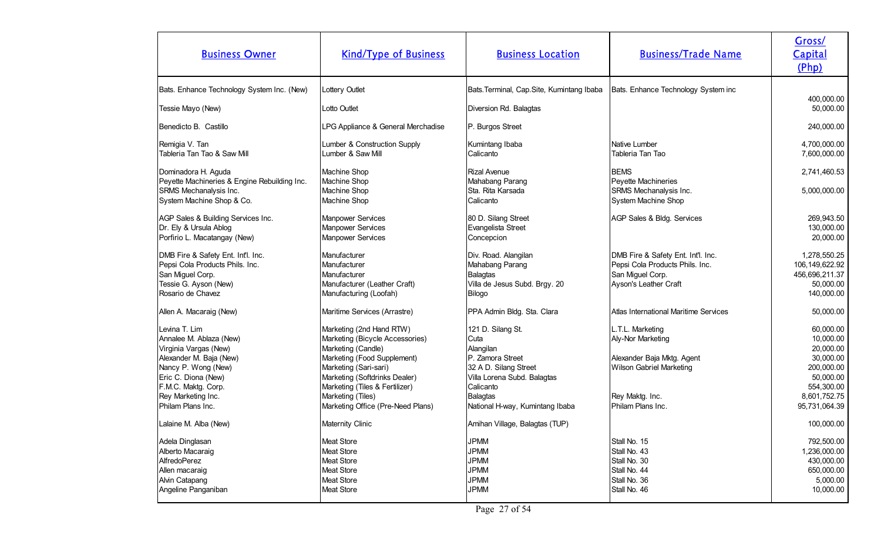| Business Owner | Kind/Type of Business | Business Location | Business/Trade Name | Gross/ Capital (Php) |
|---|---|---|---|---|
| Bats. Enhance Technology System Inc. (New) | Lottery Outlet | Bats.Terminal, Cap.Site, Kumintang Ibaba | Bats. Enhance Technology System inc | 400,000.00 |
| Tessie Mayo (New) | Lotto Outlet | Diversion Rd. Balagtas | | 50,000.00 |
| Benedicto B. Castillo | LPG Appliance & General Merchadise | P. Burgos Street | | 240,000.00 |
| Remigia V. Tan | Lumber & Construction Supply | Kumintang Ibaba | Native Lumber | 4,700,000.00 |
| Tableria Tan Tao & Saw Mill | Lumber & Saw Mill | Calicanto | Tableria Tan Tao | 7,600,000.00 |
| Dominadora H. Aguda | Machine Shop | Rizal Avenue | BEMS | 2,741,460.53 |
| Peyette Machineries & Engine Rebuilding Inc. | Machine Shop | Mahabang Parang | Peyette Machineries | |
| SRMS Mechanalysis Inc. | Machine Shop | Sta. Rita Karsada | SRMS Mechanalysis Inc. | 5,000,000.00 |
| System Machine Shop & Co. | Machine Shop | Calicanto | System Machine Shop | |
| AGP Sales & Building Services Inc. | Manpower Services | 80 D. Silang Street | AGP Sales & Bldg. Services | 269,943.50 |
| Dr. Ely & Ursula Ablog | Manpower Services | Evangelista Street | | 130,000.00 |
| Porfirio L. Macatangay (New) | Manpower Services | Concepcion | | 20,000.00 |
| DMB Fire & Safety Ent. Int'l. Inc. | Manufacturer | Div. Road. Alangilan | DMB Fire & Safety Ent. Int'l. Inc. | 1,278,550.25 |
| Pepsi Cola Products Phils. Inc. | Manufacturer | Mahabang Parang | Pepsi Cola Products Phils. Inc. | 106,149,622.92 |
| San Miguel Corp. | Manufacturer | Balagtas | San Miguel Corp. | 456,696,211.37 |
| Tessie G. Ayson (New) | Manufacturer (Leather Craft) | Villa de Jesus Subd. Brgy. 20 | Ayson's Leather Craft | 50,000.00 |
| Rosario de Chavez | Manufacturing (Loofah) | Bilogo | | 140,000.00 |
| Allen A. Macaraig (New) | Maritime Services (Arrastre) | PPA Admin Bldg. Sta. Clara | Atlas International Maritime Services | 50,000.00 |
| Levina T. Lim | Marketing (2nd Hand RTW) | 121 D. Silang St. | L.T.L. Marketing | 60,000.00 |
| Annalee M. Ablaza (New) | Marketing (Bicycle Accessories) | Cuta | Aly-Nor Marketing | 10,000.00 |
| Virginia Vargas (New) | Marketing (Candle) | Alangilan | | 20,000.00 |
| Alexander M. Baja (New) | Marketing (Food Supplement) | P. Zamora Street | Alexander Baja Mktg. Agent | 30,000.00 |
| Nancy P. Wong (New) | Marketing (Sari-sari) | 32 A D. Silang Street | Wilson Gabriel Marketing | 200,000.00 |
| Eric C. Diona (New) | Marketing (Softdrinks Dealer) | Villa Lorena Subd. Balagtas | | 50,000.00 |
| F.M.C. Maktg. Corp. | Marketing (Tiles & Fertilizer) | Calicanto | | 554,300.00 |
| Rey Marketing Inc. | Marketing (Tiles) | Balagtas | Rey Maktg. Inc. | 8,601,752.75 |
| Philam Plans Inc. | Marketing Office (Pre-Need Plans) | National H-way, Kumintang Ibaba | Philam Plans Inc. | 95,731,064.39 |
| Lalaine M. Alba (New) | Maternity Clinic | Amihan Village, Balagtas (TUP) | | 100,000.00 |
| Adela Dinglasan | Meat Store | JPMM | Stall No. 15 | 792,500.00 |
| Alberto Macaraig | Meat Store | JPMM | Stall No. 43 | 1,236,000.00 |
| AlfredoPerez | Meat Store | JPMM | Stall No. 30 | 430,000.00 |
| Allen macaraig | Meat Store | JPMM | Stall No. 44 | 650,000.00 |
| Alvin Catapang | Meat Store | JPMM | Stall No. 36 | 5,000.00 |
| Angeline Panganiban | Meat Store | JPMM | Stall No. 46 | 10,000.00 |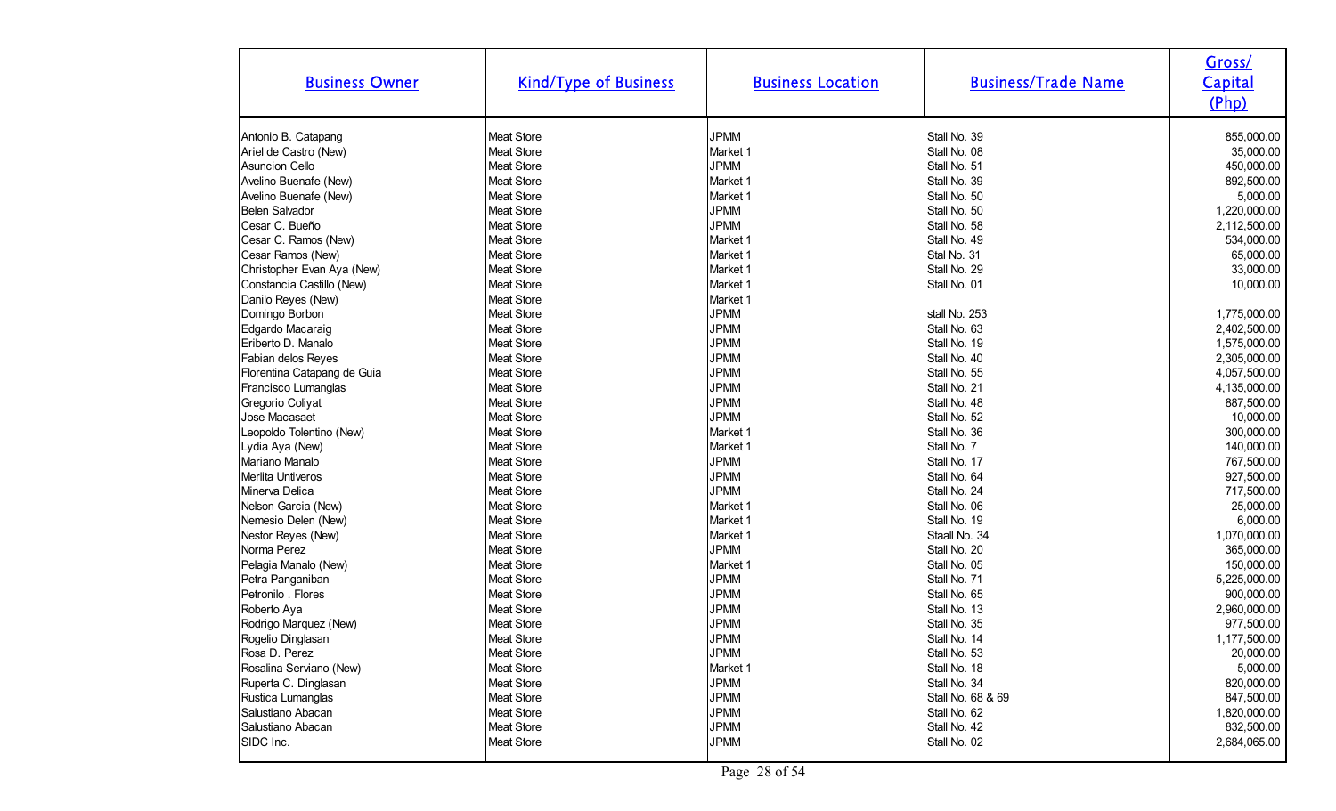| Business Owner | Kind/Type of Business | Business Location | Business/Trade Name | Gross/ Capital (Php) |
|---|---|---|---|---|
| Antonio B. Catapang | Meat Store | JPMM | Stall No. 39 | 855,000.00 |
| Ariel de Castro (New) | Meat Store | Market 1 | Stall No. 08 | 35,000.00 |
| Asuncion Cello | Meat Store | JPMM | Stall No. 51 | 450,000.00 |
| Avelino Buenafe (New) | Meat Store | Market 1 | Stall No. 39 | 892,500.00 |
| Avelino Buenafe (New) | Meat Store | Market 1 | Stall No. 50 | 5,000.00 |
| Belen Salvador | Meat Store | JPMM | Stall No. 50 | 1,220,000.00 |
| Cesar C. Bueño | Meat Store | JPMM | Stall No. 58 | 2,112,500.00 |
| Cesar C. Ramos (New) | Meat Store | Market 1 | Stall No. 49 | 534,000.00 |
| Cesar Ramos (New) | Meat Store | Market 1 | Stal No. 31 | 65,000.00 |
| Christopher Evan Aya (New) | Meat Store | Market 1 | Stall No. 29 | 33,000.00 |
| Constancia Castillo (New) | Meat Store | Market 1 | Stall No. 01 | 10,000.00 |
| Danilo Reyes (New) | Meat Store | Market 1 | | |
| Domingo Borbon | Meat Store | JPMM | stall No. 253 | 1,775,000.00 |
| Edgardo Macaraig | Meat Store | JPMM | Stall No. 63 | 2,402,500.00 |
| Eriberto D. Manalo | Meat Store | JPMM | Stall No. 19 | 1,575,000.00 |
| Fabian delos Reyes | Meat Store | JPMM | Stall No. 40 | 2,305,000.00 |
| Florentina Catapang de Guia | Meat Store | JPMM | Stall No. 55 | 4,057,500.00 |
| Francisco Lumanglas | Meat Store | JPMM | Stall No. 21 | 4,135,000.00 |
| Gregorio Coliyat | Meat Store | JPMM | Stall No. 48 | 887,500.00 |
| Jose Macasaet | Meat Store | JPMM | Stall No. 52 | 10,000.00 |
| Leopoldo Tolentino (New) | Meat Store | Market 1 | Stall No. 36 | 300,000.00 |
| Lydia Aya (New) | Meat Store | Market 1 | Stall No. 7 | 140,000.00 |
| Mariano Manalo | Meat Store | JPMM | Stall No. 17 | 767,500.00 |
| Merlita Untiveros | Meat Store | JPMM | Stall No. 64 | 927,500.00 |
| Minerva Delica | Meat Store | JPMM | Stall No. 24 | 717,500.00 |
| Nelson Garcia (New) | Meat Store | Market 1 | Stall No. 06 | 25,000.00 |
| Nemesio Delen (New) | Meat Store | Market 1 | Stall No. 19 | 6,000.00 |
| Nestor Reyes (New) | Meat Store | Market 1 | Staall No. 34 | 1,070,000.00 |
| Norma Perez | Meat Store | JPMM | Stall No. 20 | 365,000.00 |
| Pelagia Manalo (New) | Meat Store | Market 1 | Stall No. 05 | 150,000.00 |
| Petra Panganiban | Meat Store | JPMM | Stall No. 71 | 5,225,000.00 |
| Petronilo . Flores | Meat Store | JPMM | Stall No. 65 | 900,000.00 |
| Roberto Aya | Meat Store | JPMM | Stall No. 13 | 2,960,000.00 |
| Rodrigo Marquez (New) | Meat Store | JPMM | Stall No. 35 | 977,500.00 |
| Rogelio Dinglasan | Meat Store | JPMM | Stall No. 14 | 1,177,500.00 |
| Rosa D. Perez | Meat Store | JPMM | Stall No. 53 | 20,000.00 |
| Rosalina Serviano (New) | Meat Store | Market 1 | Stall No. 18 | 5,000.00 |
| Ruperta C. Dinglasan | Meat Store | JPMM | Stall No. 34 | 820,000.00 |
| Rustica Lumanglas | Meat Store | JPMM | Stall No. 68 & 69 | 847,500.00 |
| Salustiano Abacan | Meat Store | JPMM | Stall No. 62 | 1,820,000.00 |
| Salustiano Abacan | Meat Store | JPMM | Stall No. 42 | 832,500.00 |
| SIDC Inc. | Meat Store | JPMM | Stall No. 02 | 2,684,065.00 |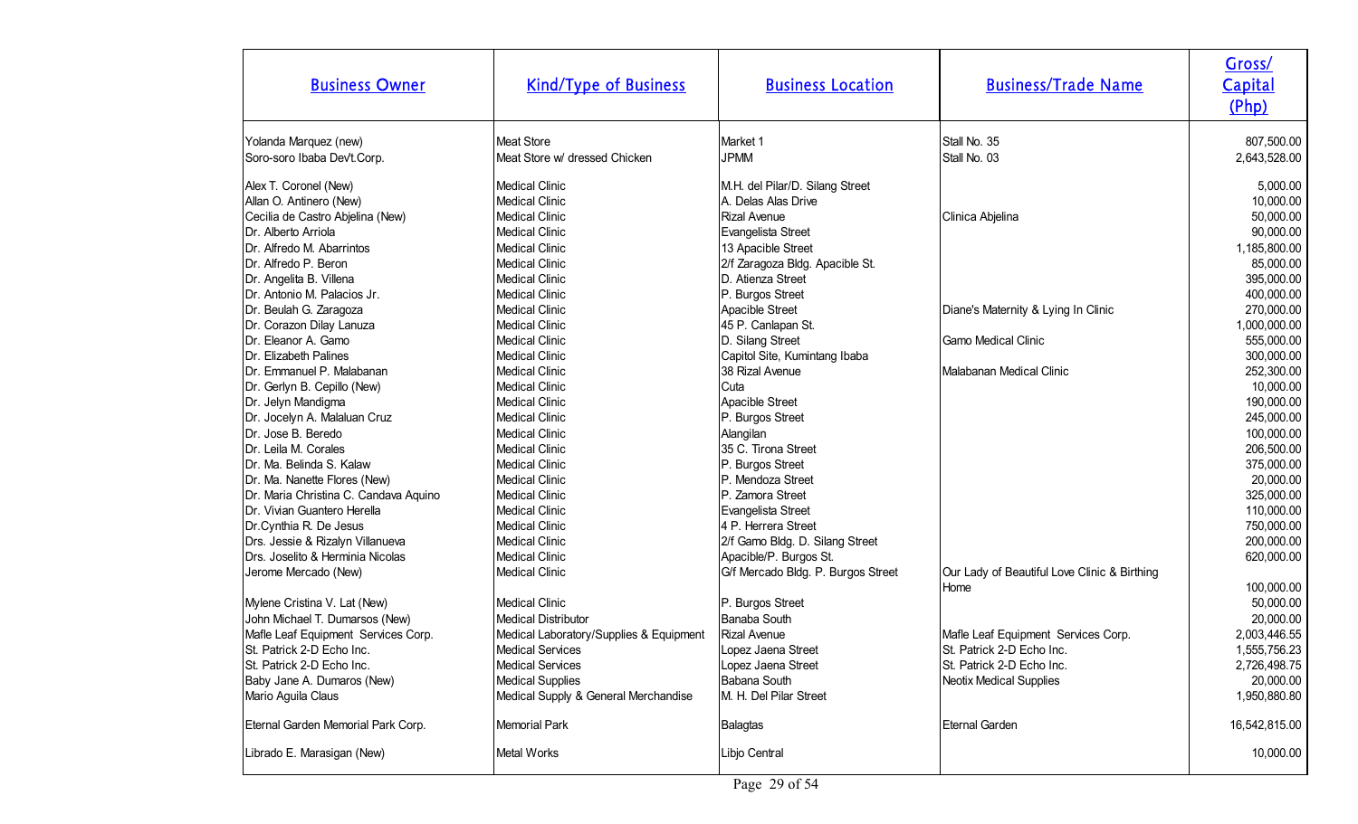| Business Owner | Kind/Type of Business | Business Location | Business/Trade Name | Gross/ Capital (Php) |
|---|---|---|---|---|
| Yolanda Marquez (new) | Meat Store | Market 1 | Stall No. 35 | 807,500.00 |
| Soro-soro Ibaba Dev't.Corp. | Meat Store w/ dressed Chicken | JPMM | Stall No. 03 | 2,643,528.00 |
| Alex T. Coronel (New) | Medical Clinic | M.H. del Pilar/D. Silang Street | | 5,000.00 |
| Allan O. Antinero (New) | Medical Clinic | A. Delas Alas Drive | | 10,000.00 |
| Cecilia de Castro Abjelina (New) | Medical Clinic | Rizal Avenue | Clinica Abjelina | 50,000.00 |
| Dr. Alberto Arriola | Medical Clinic | Evangelista Street | | 90,000.00 |
| Dr. Alfredo M. Abarrintos | Medical Clinic | 13 Apacible Street | | 1,185,800.00 |
| Dr. Alfredo P. Beron | Medical Clinic | 2/f Zaragoza Bldg. Apacible St. | | 85,000.00 |
| Dr. Angelita B. Villena | Medical Clinic | D. Atienza Street | | 395,000.00 |
| Dr. Antonio M. Palacios Jr. | Medical Clinic | P. Burgos Street | | 400,000.00 |
| Dr. Beulah G. Zaragoza | Medical Clinic | Apacible Street | Diane's Maternity & Lying In Clinic | 270,000.00 |
| Dr. Corazon Dilay Lanuza | Medical Clinic | 45 P. Canlapan St. | | 1,000,000.00 |
| Dr. Eleanor A. Gamo | Medical Clinic | D. Silang Street | Gamo Medical Clinic | 555,000.00 |
| Dr. Elizabeth Palines | Medical Clinic | Capitol Site, Kumintang Ibaba | | 300,000.00 |
| Dr. Emmanuel P. Malabanan | Medical Clinic | 38 Rizal Avenue | Malabanan Medical Clinic | 252,300.00 |
| Dr. Gerlyn B. Cepillo (New) | Medical Clinic | Cuta | | 10,000.00 |
| Dr. Jelyn Mandigma | Medical Clinic | Apacible Street | | 190,000.00 |
| Dr. Jocelyn A. Malaluan Cruz | Medical Clinic | P. Burgos Street | | 245,000.00 |
| Dr. Jose B. Beredo | Medical Clinic | Alangilan | | 100,000.00 |
| Dr. Leila M. Corales | Medical Clinic | 35 C. Tirona Street | | 206,500.00 |
| Dr. Ma. Belinda S. Kalaw | Medical Clinic | P. Burgos Street | | 375,000.00 |
| Dr. Ma. Nanette Flores (New) | Medical Clinic | P. Mendoza Street | | 20,000.00 |
| Dr. Maria Christina C. Candava Aquino | Medical Clinic | P. Zamora Street | | 325,000.00 |
| Dr. Vivian Guantero Herella | Medical Clinic | Evangelista Street | | 110,000.00 |
| Dr.Cynthia R. De Jesus | Medical Clinic | 4 P. Herrera Street | | 750,000.00 |
| Drs. Jessie & Rizalyn Villanueva | Medical Clinic | 2/f Gamo Bldg. D. Silang Street | | 200,000.00 |
| Drs. Joselito & Herminia Nicolas | Medical Clinic | Apacible/P. Burgos St. | | 620,000.00 |
| Jerome Mercado (New) | Medical Clinic | G/f Mercado Bldg. P. Burgos Street | Our Lady of Beautiful Love Clinic & Birthing Home | 100,000.00 |
| Mylene Cristina V. Lat (New) | Medical Clinic | P. Burgos Street | | 50,000.00 |
| John Michael T. Dumarsos (New) | Medical Distributor | Banaba South | | 20,000.00 |
| Mafle Leaf Equipment Services Corp. | Medical Laboratory/Supplies & Equipment | Rizal Avenue | Mafle Leaf Equipment Services Corp. | 2,003,446.55 |
| St. Patrick 2-D Echo Inc. | Medical Services | Lopez Jaena Street | St. Patrick 2-D Echo Inc. | 1,555,756.23 |
| St. Patrick 2-D Echo Inc. | Medical Services | Lopez Jaena Street | St. Patrick 2-D Echo Inc. | 2,726,498.75 |
| Baby Jane A. Dumaros (New) | Medical Supplies | Babana South | Neotix Medical Supplies | 20,000.00 |
| Mario Aguila Claus | Medical Supply & General Merchandise | M. H. Del Pilar Street | | 1,950,880.80 |
| Eternal Garden Memorial Park Corp. | Memorial Park | Balagtas | Eternal Garden | 16,542,815.00 |
| Librado E. Marasigan (New) | Metal Works | Libjo Central | | 10,000.00 |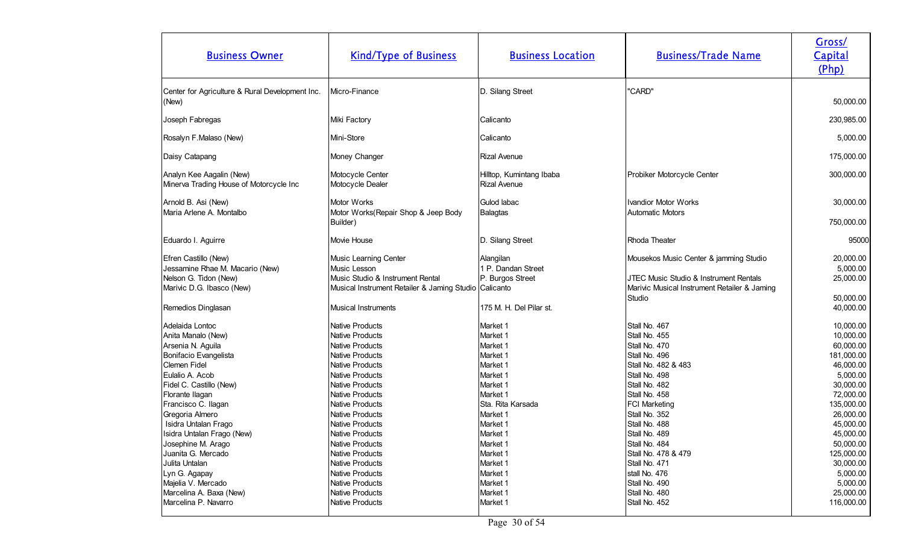| Business Owner | Kind/Type of Business | Business Location | Business/Trade Name | Gross/ Capital (Php) |
|---|---|---|---|---|
| Center for Agriculture & Rural Development Inc. (New) | Micro-Finance | D. Silang Street | "CARD" | 50,000.00 |
| Joseph Fabregas | Miki Factory | Calicanto | | 230,985.00 |
| Rosalyn F.Malaso (New) | Mini-Store | Calicanto | | 5,000.00 |
| Daisy Catapang | Money Changer | Rizal Avenue | | 175,000.00 |
| Analyn Kee Aagalin (New) | Motocycle Center | Hilltop, Kumintang Ibaba | Probiker Motorcycle Center | 300,000.00 |
| Minerva Trading House of Motorcycle Inc | Motocycle Dealer | Rizal Avenue | | |
| Arnold B. Asi (New) | Motor Works | Gulod labac | Ivandior Motor Works | 30,000.00 |
| Maria Arlene A. Montalbo | Motor Works(Repair Shop & Jeep Body Builder) | Balagtas | Automatic Motors | 750,000.00 |
| Eduardo I. Aguirre | Movie House | D. Silang Street | Rhoda Theater | 95000 |
| Efren Castillo (New) | Music Learning Center | Alangilan | Mousekos Music Center & jamming Studio | 20,000.00 |
| Jessamine Rhae M. Macario (New) | Music Lesson | 1 P. Dandan Street | | 5,000.00 |
| Nelson G. Tidon (New) | Music Studio & Instrument Rental | P. Burgos Street | JTEC Music Studio & Instrument Rentals | 25,000.00 |
| Marivic D.G. Ibasco (New) | Musical Instrument Retailer & Jaming Studio | Calicanto | Marivic Musical Instrument Retailer & Jaming Studio | 50,000.00 |
| Remedios Dinglasan | Musical Instruments | 175 M. H. Del Pilar st. | | 40,000.00 |
| Adelaida Lontoc | Native Products | Market 1 | Stall No. 467 | 10,000.00 |
| Anita Manalo (New) | Native Products | Market 1 | Stall No. 455 | 10,000.00 |
| Arsenia N. Aguila | Native Products | Market 1 | Stall No. 470 | 60,000.00 |
| Bonifacio Evangelista | Native Products | Market 1 | Stall No. 496 | 181,000.00 |
| Clemen Fidel | Native Products | Market 1 | Stall No. 482 & 483 | 46,000.00 |
| Eulalio A. Acob | Native Products | Market 1 | Stall No. 498 | 5,000.00 |
| Fidel C. Castillo (New) | Native Products | Market 1 | Stall No. 482 | 30,000.00 |
| Florante Ilagan | Native Products | Market 1 | Stall No. 458 | 72,000.00 |
| Francisco C. Ilagan | Native Products | Sta. Rita Karsada | FCI Marketing | 135,000.00 |
| Gregoria Almero | Native Products | Market 1 | Stall No. 352 | 26,000.00 |
| Isidra Untalan Frago | Native Products | Market 1 | Stall No. 488 | 45,000.00 |
| Isidra Untalan Frago (New) | Native Products | Market 1 | Stall No. 489 | 45,000.00 |
| Josephine M. Arago | Native Products | Market 1 | Stall No. 484 | 50,000.00 |
| Juanita G. Mercado | Native Products | Market 1 | Stall No. 478 & 479 | 125,000.00 |
| Julita Untalan | Native Products | Market 1 | Stall No. 471 | 30,000.00 |
| Lyn G. Agapay | Native Products | Market 1 | stall No. 476 | 5,000.00 |
| Majelia V. Mercado | Native Products | Market 1 | Stall No. 490 | 5,000.00 |
| Marcelina A. Baxa (New) | Native Products | Market 1 | Stall No. 480 | 25,000.00 |
| Marcelina P. Navarro | Native Products | Market 1 | Stall No. 452 | 116,000.00 |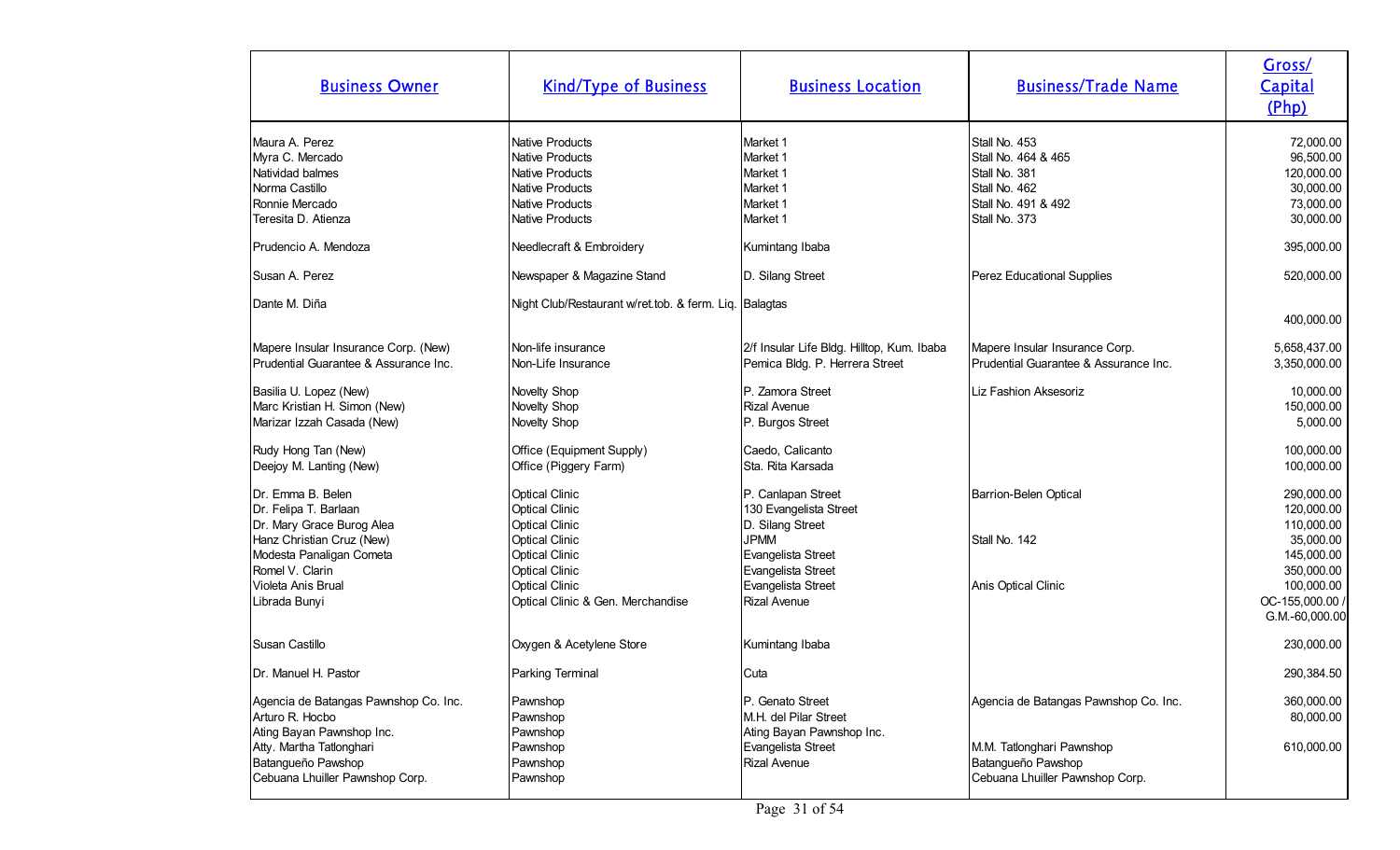| Business Owner | Kind/Type of Business | Business Location | Business/Trade Name | Gross/ Capital (Php) |
|---|---|---|---|---|
| Maura A. Perez | Native Products | Market 1 | Stall No. 453 | 72,000.00 |
| Myra C. Mercado | Native Products | Market 1 | Stall No. 464 & 465 | 96,500.00 |
| Natividad balmes | Native Products | Market 1 | Stall No. 381 | 120,000.00 |
| Norma Castillo | Native Products | Market 1 | Stall No. 462 | 30,000.00 |
| Ronnie Mercado | Native Products | Market 1 | Stall No. 491 & 492 | 73,000.00 |
| Teresita D. Atienza | Native Products | Market 1 | Stall No. 373 | 30,000.00 |
| Prudencio A. Mendoza | Needlecraft & Embroidery | Kumintang Ibaba | | 395,000.00 |
| Susan A. Perez | Newspaper & Magazine Stand | D. Silang Street | Perez Educational Supplies | 520,000.00 |
| Dante M. Diña | Night Club/Restaurant w/ret.tob. & ferm. Liq. | Balagtas | | 400,000.00 |
| Mapere Insular Insurance Corp. (New) | Non-life insurance | 2/f Insular Life Bldg. Hilltop, Kum. Ibaba | Mapere Insular Insurance Corp. | 5,658,437.00 |
| Prudential Guarantee & Assurance Inc. | Non-Life Insurance | Pemica Bldg. P. Herrera Street | Prudential Guarantee & Assurance Inc. | 3,350,000.00 |
| Basilia U. Lopez (New) | Novelty Shop | P. Zamora Street | Liz Fashion Aksesoriz | 10,000.00 |
| Marc Kristian H. Simon (New) | Novelty Shop | Rizal Avenue | | 150,000.00 |
| Marizar Izzah Casada (New) | Novelty Shop | P. Burgos Street | | 5,000.00 |
| Rudy Hong Tan (New) | Office (Equipment Supply) | Caedo, Calicanto | | 100,000.00 |
| Deejoy M. Lanting (New) | Office (Piggery Farm) | Sta. Rita Karsada | | 100,000.00 |
| Dr. Emma B. Belen | Optical Clinic | P. Canlapan Street | Barrion-Belen Optical | 290,000.00 |
| Dr. Felipa T. Barlaan | Optical Clinic | 130 Evangelista Street | | 120,000.00 |
| Dr. Mary Grace Burog Alea | Optical Clinic | D. Silang Street | | 110,000.00 |
| Hanz Christian Cruz (New) | Optical Clinic | JPMM | Stall No. 142 | 35,000.00 |
| Modesta Panaligan Cometa | Optical Clinic | Evangelista Street | | 145,000.00 |
| Romel V. Clarin | Optical Clinic | Evangelista Street | | 350,000.00 |
| Violeta Anis Brual | Optical Clinic | Evangelista Street | Anis Optical Clinic | 100,000.00 |
| Librada Bunyi | Optical Clinic & Gen. Merchandise | Rizal Avenue | | OC-155,000.00 / G.M.-60,000.00 |
| Susan Castillo | Oxygen & Acetylene Store | Kumintang Ibaba | | 230,000.00 |
| Dr. Manuel H. Pastor | Parking Terminal | Cuta | | 290,384.50 |
| Agencia de Batangas Pawnshop Co. Inc. | Pawnshop | P. Genato Street | Agencia de Batangas Pawnshop Co. Inc. | 360,000.00 |
| Arturo R. Hocbo | Pawnshop | M.H. del Pilar Street | | 80,000.00 |
| Ating Bayan Pawnshop Inc. | Pawnshop | Ating Bayan Pawnshop Inc. | | |
| Atty. Martha Tatlonghari | Pawnshop | Evangelista Street | M.M. Tatlonghari Pawnshop | 610,000.00 |
| Batangueño Pawshop | Pawnshop | Rizal Avenue | Batangueño Pawshop | |
| Cebuana Lhuiller Pawnshop Corp. | Pawnshop | | Cebuana Lhuiller Pawnshop Corp. | |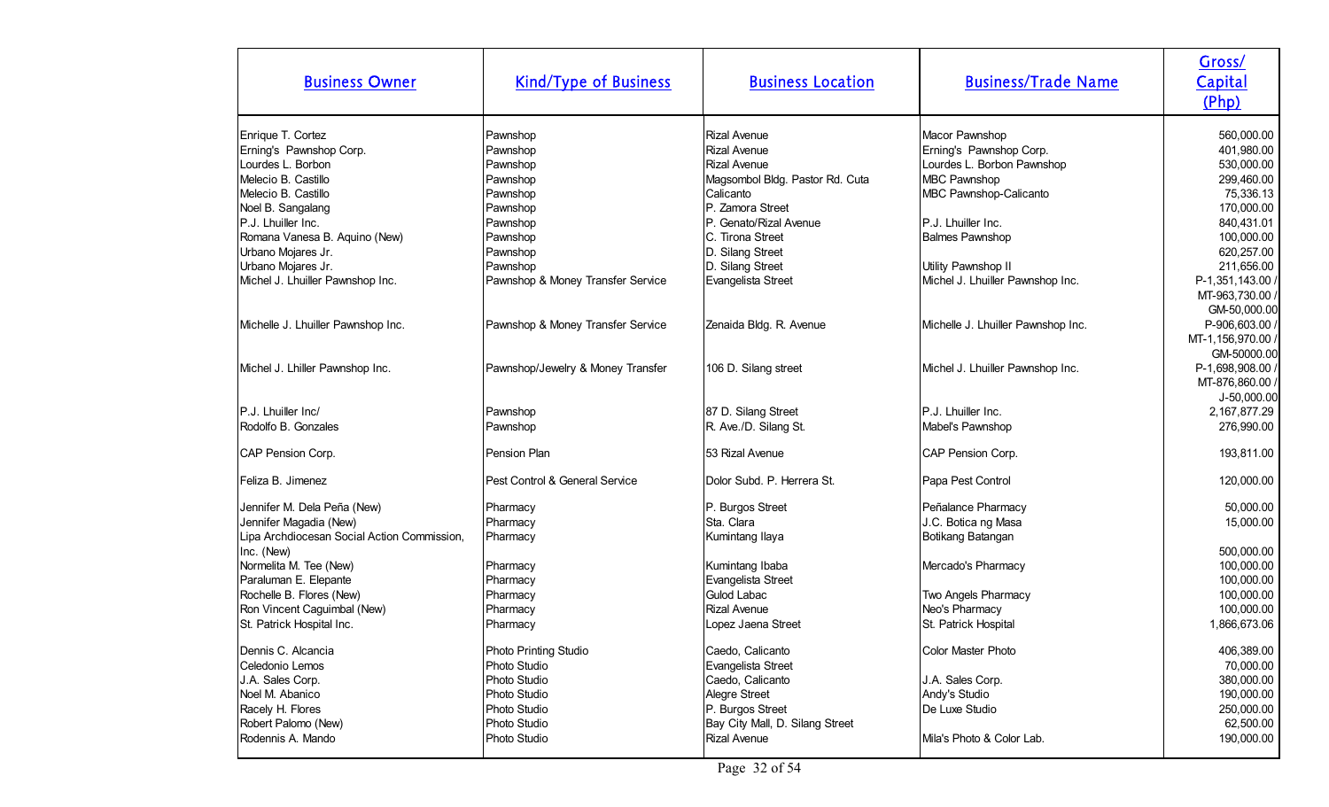| Business Owner | Kind/Type of Business | Business Location | Business/Trade Name | Gross/ Capital (Php) |
|---|---|---|---|---|
| Enrique T. Cortez | Pawnshop | Rizal Avenue | Macor Pawnshop | 560,000.00 |
| Erning's Pawnshop Corp. | Pawnshop | Rizal Avenue | Erning's Pawnshop Corp. | 401,980.00 |
| Lourdes L. Borbon | Pawnshop | Rizal Avenue | Lourdes L. Borbon Pawnshop | 530,000.00 |
| Melecio B. Castillo | Pawnshop | Magsombol Bldg. Pastor Rd. Cuta | MBC Pawnshop | 299,460.00 |
| Melecio B. Castillo | Pawnshop | Calicanto | MBC Pawnshop-Calicanto | 75,336.13 |
| Noel B. Sangalang | Pawnshop | P. Zamora Street | | 170,000.00 |
| P.J. Lhuiller Inc. | Pawnshop | P. Genato/Rizal Avenue | P.J. Lhuiller Inc. | 840,431.01 |
| Romana Vanesa B. Aquino (New) | Pawnshop | C. Tirona Street | Balmes Pawnshop | 100,000.00 |
| Urbano Mojares Jr. | Pawnshop | D. Silang Street | | 620,257.00 |
| Urbano Mojares Jr. | Pawnshop | D. Silang Street | Utility Pawnshop II | 211,656.00 |
| Michel J. Lhuiller Pawnshop Inc. | Pawnshop & Money Transfer Service | Evangelista Street | Michel J. Lhuiller Pawnshop Inc. | P-1,351,143.00 / MT-963,730.00 / GM-50,000.00 |
| Michelle J. Lhuiller Pawnshop Inc. | Pawnshop & Money Transfer Service | Zenaida Bldg. R. Avenue | Michelle J. Lhuiller Pawnshop Inc. | P-906,603.00 / MT-1,156,970.00 / GM-50000.00 |
| Michel J. Lhiller Pawnshop Inc. | Pawnshop/Jewelry & Money Transfer | 106 D. Silang street | Michel J. Lhuiller Pawnshop Inc. | P-1,698,908.00 / MT-876,860.00 / J-50,000.00 |
| P.J. Lhuiller Inc/ | Pawnshop | 87 D. Silang Street | P.J. Lhuiller Inc. | 2,167,877.29 |
| Rodolfo B. Gonzales | Pawnshop | R. Ave./D. Silang St. | Mabel's Pawnshop | 276,990.00 |
| CAP Pension Corp. | Pension Plan | 53 Rizal Avenue | CAP Pension Corp. | 193,811.00 |
| Feliza B. Jimenez | Pest Control & General Service | Dolor Subd. P. Herrera St. | Papa Pest Control | 120,000.00 |
| Jennifer M. Dela Peña (New) | Pharmacy | P. Burgos Street | Peñalance Pharmacy | 50,000.00 |
| Jennifer Magadia (New) | Pharmacy | Sta. Clara | J.C. Botica ng Masa | 15,000.00 |
| Lipa Archdiocesan Social Action Commission, Inc. (New) | Pharmacy | Kumintang Ilaya | Botikang Batangan | 500,000.00 |
| Normelita M. Tee (New) | Pharmacy | Kumintang Ibaba | Mercado's Pharmacy | 100,000.00 |
| Paraluman E. Elepante | Pharmacy | Evangelista Street | | 100,000.00 |
| Rochelle B. Flores (New) | Pharmacy | Gulod Labac | Two Angels Pharmacy | 100,000.00 |
| Ron Vincent Caguimbal (New) | Pharmacy | Rizal Avenue | Neo's Pharmacy | 100,000.00 |
| St. Patrick Hospital Inc. | Pharmacy | Lopez Jaena Street | St. Patrick Hospital | 1,866,673.06 |
| Dennis C. Alcancia | Photo Printing Studio | Caedo, Calicanto | Color Master Photo | 406,389.00 |
| Celedonio Lemos | Photo Studio | Evangelista Street | | 70,000.00 |
| J.A. Sales Corp. | Photo Studio | Caedo, Calicanto | J.A. Sales Corp. | 380,000.00 |
| Noel M. Abanico | Photo Studio | Alegre Street | Andy's Studio | 190,000.00 |
| Racely H. Flores | Photo Studio | P. Burgos Street | De Luxe Studio | 250,000.00 |
| Robert Palomo (New) | Photo Studio | Bay City Mall, D. Silang Street | | 62,500.00 |
| Rodennis A. Mando | Photo Studio | Rizal Avenue | Mila's Photo & Color Lab. | 190,000.00 |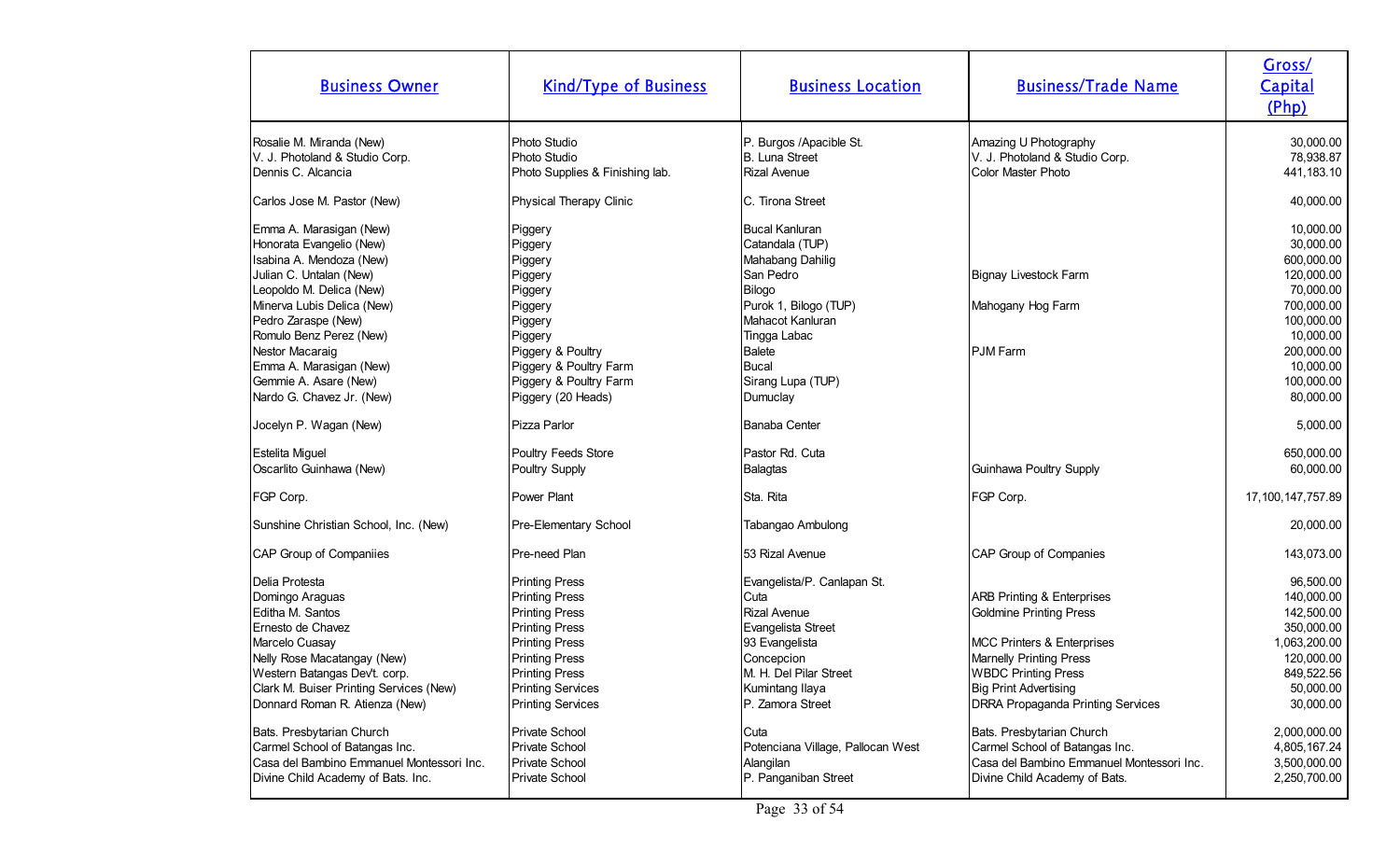| Business Owner | Kind/Type of Business | Business Location | Business/Trade Name | Gross/ Capital (Php) |
|---|---|---|---|---|
| Rosalie M. Miranda (New) | Photo Studio | P. Burgos /Apacible St. | Amazing U Photography | 30,000.00 |
| V. J. Photoland & Studio Corp. | Photo Studio | B. Luna Street | V. J. Photoland & Studio Corp. | 78,938.87 |
| Dennis C. Alcancia | Photo Supplies & Finishing lab. | Rizal Avenue | Color Master Photo | 441,183.10 |
| Carlos Jose M. Pastor (New) | Physical Therapy Clinic | C. Tirona Street | | 40,000.00 |
| Emma A. Marasigan (New) | Piggery | Bucal Kanluran | | 10,000.00 |
| Honorata Evangelio (New) | Piggery | Catandala (TUP) | | 30,000.00 |
| Isabina A. Mendoza (New) | Piggery | Mahabang Dahilig | | 600,000.00 |
| Julian C. Untalan (New) | Piggery | San Pedro | Bignay Livestock Farm | 120,000.00 |
| Leopoldo M. Delica (New) | Piggery | Bilogo | | 70,000.00 |
| Minerva Lubis Delica (New) | Piggery | Purok 1, Bilogo (TUP) | Mahogany Hog Farm | 700,000.00 |
| Pedro Zaraspe (New) | Piggery | Mahacot Kanluran | | 100,000.00 |
| Romulo Benz Perez (New) | Piggery | Tingga Labac | | 10,000.00 |
| Nestor Macaraig | Piggery & Poultry | Balete | PJM Farm | 200,000.00 |
| Emma A. Marasigan (New) | Piggery & Poultry Farm | Bucal | | 10,000.00 |
| Gemmie A. Asare (New) | Piggery & Poultry Farm | Sirang Lupa (TUP) | | 100,000.00 |
| Nardo G. Chavez Jr. (New) | Piggery (20 Heads) | Dumuclay | | 80,000.00 |
| Jocelyn P. Wagan (New) | Pizza Parlor | Banaba Center | | 5,000.00 |
| Estelita Miguel | Poultry Feeds Store | Pastor Rd. Cuta | | 650,000.00 |
| Oscarlito Guinhawa (New) | Poultry Supply | Balagtas | Guinhawa Poultry Supply | 60,000.00 |
| FGP Corp. | Power Plant | Sta. Rita | FGP Corp. | 17,100,147,757.89 |
| Sunshine Christian School, Inc. (New) | Pre-Elementary School | Tabangao Ambulong | | 20,000.00 |
| CAP Group of Companiies | Pre-need Plan | 53 Rizal Avenue | CAP Group of Companies | 143,073.00 |
| Delia Protesta | Printing Press | Evangelista/P. Canlapan St. | | 96,500.00 |
| Domingo Araguas | Printing Press | Cuta | ARB Printing & Enterprises | 140,000.00 |
| Editha M. Santos | Printing Press | Rizal Avenue | Goldmine Printing Press | 142,500.00 |
| Ernesto de Chavez | Printing Press | Evangelista Street | | 350,000.00 |
| Marcelo Cuasay | Printing Press | 93 Evangelista | MCC Printers & Enterprises | 1,063,200.00 |
| Nelly Rose Macatangay (New) | Printing Press | Concepcion | Marnelly Printing Press | 120,000.00 |
| Western Batangas Dev't. corp. | Printing Press | M. H. Del Pilar Street | WBDC Printing Press | 849,522.56 |
| Clark M. Buiser Printing Services (New) | Printing Services | Kumintang Ilaya | Big Print Advertising | 50,000.00 |
| Donnard Roman R. Atienza (New) | Printing Services | P. Zamora Street | DRRA Propaganda Printing Services | 30,000.00 |
| Bats. Presbytarian Church | Private School | Cuta | Bats. Presbytarian Church | 2,000,000.00 |
| Carmel School of Batangas Inc. | Private School | Potenciana Village, Pallocan West | Carmel School of Batangas Inc. | 4,805,167.24 |
| Casa del Bambino Emmanuel Montessori Inc. | Private School | Alangilan | Casa del Bambino Emmanuel Montessori Inc. | 3,500,000.00 |
| Divine Child Academy of Bats. Inc. | Private School | P. Panganiban Street | Divine Child Academy of Bats. | 2,250,700.00 |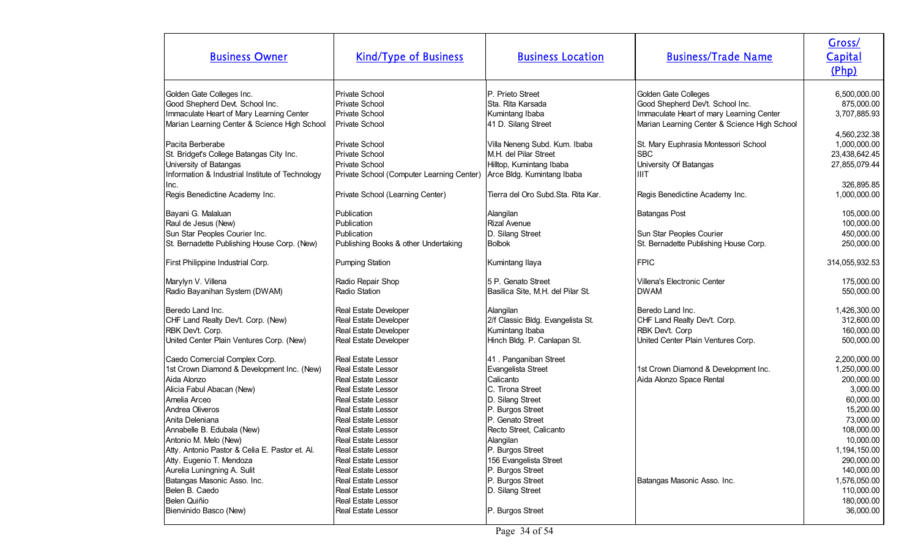| Business Owner | Kind/Type of Business | Business Location | Business/Trade Name | Gross/ Capital (Php) |
|---|---|---|---|---|
| Golden Gate Colleges Inc. | Private School | P. Prieto Street | Golden Gate Colleges | 6,500,000.00 |
| Good Shepherd Devt. School Inc. | Private School | Sta. Rita Karsada | Good Shepherd Dev't. School Inc. | 875,000.00 |
| Immaculate Heart of Mary Learning Center | Private School | Kumintang Ibaba | Immaculate Heart of mary Learning Center | 3,707,885.93 |
| Marian Learning Center & Science High School | Private School | 41 D. Silang Street | Marian Learning Center & Science High School | 4,560,232.38 |
| Pacita Berberabe | Private School | Villa Neneng Subd. Kum. Ibaba | St. Mary Euphrasia Montessori School | 1,000,000.00 |
| St. Bridget's College Batangas City Inc. | Private School | M.H. del Pilar Street | SBC | 23,438,642.45 |
| University of Batangas | Private School | Hilltop, Kumintang Ibaba | University Of Batangas | 27,855,079.44 |
| Information & Industrial Institute of Technology Inc. | Private School (Computer Learning Center) | Arce Bldg. Kumintang Ibaba | IIIT | 326,895.85 |
| Regis Benedictine Academy Inc. | Private School (Learning Center) | Tierra del Oro Subd.Sta. Rita Kar. | Regis Benedictine Academy Inc. | 1,000,000.00 |
| Bayani G. Malaluan | Publication | Alangilan | Batangas Post | 105,000.00 |
| Raul de Jesus (New) | Publication | Rizal Avenue | | 100,000.00 |
| Sun Star Peoples Courier Inc. | Publication | D. Silang Street | Sun Star Peoples Courier | 450,000.00 |
| St. Bernadette Publishing House Corp. (New) | Publishing Books & other Undertaking | Bolbok | St. Bernadette Publishing House Corp. | 250,000.00 |
| First Philippine Industrial Corp. | Pumping Station | Kumintang Ilaya | FPIC | 314,055,932.53 |
| Marylyn V. Villena | Radio Repair Shop | 5 P. Genato Street | Villena's Electronic Center | 175,000.00 |
| Radio Bayanihan System (DWAM) | Radio Station | Basilica Site, M.H. del Pilar St. | DWAM | 550,000.00 |
| Beredo Land Inc. | Real Estate Developer | Alangilan | Beredo Land Inc. | 1,426,300.00 |
| CHF Land Realty Dev't. Corp. (New) | Real Estate Developer | 2/f Classic Bldg. Evangelista St. | CHF Land Realty Dev't. Corp. | 312,600.00 |
| RBK Dev't. Corp. | Real Estate Developer | Kumintang Ibaba | RBK Dev't. Corp | 160,000.00 |
| United Center Plain Ventures Corp. (New) | Real Estate Developer | Hinch Bldg. P. Canlapan St. | United Center Plain Ventures Corp. | 500,000.00 |
| Caedo Comercial Complex Corp. | Real Estate Lessor | 41 . Panganiban Street | | 2,200,000.00 |
| 1st Crown Diamond & Development Inc. (New) | Real Estate Lessor | Evangelista Street | 1st Crown Diamond & Development Inc. | 1,250,000.00 |
| Aida Alonzo | Real Estate Lessor | Calicanto | Aida Alonzo Space Rental | 200,000.00 |
| Alicia Fabul Abacan (New) | Real Estate Lessor | C. Tirona Street | | 3,000.00 |
| Amelia Arceo | Real Estate Lessor | D. Silang Street | | 60,000.00 |
| Andrea Oliveros | Real Estate Lessor | P. Burgos Street | | 15,200.00 |
| Anita Deleniana | Real Estate Lessor | P. Genato Street | | 73,000.00 |
| Annabelle B. Edubala (New) | Real Estate Lessor | Recto Street, Calicanto | | 108,000.00 |
| Antonio M. Melo (New) | Real Estate Lessor | Alangilan | | 10,000.00 |
| Atty. Antonio Pastor & Celia E. Pastor et. Al. | Real Estate Lessor | P. Burgos Street | | 1,194,150.00 |
| Atty. Eugenio T. Mendoza | Real Estate Lessor | 156 Evangelista Street | | 290,000.00 |
| Aurelia Luningning A. Sulit | Real Estate Lessor | P. Burgos Street | | 140,000.00 |
| Batangas Masonic Asso. Inc. | Real Estate Lessor | P. Burgos Street | Batangas Masonic Asso. Inc. | 1,576,050.00 |
| Belen B. Caedo | Real Estate Lessor | D. Silang Street | | 110,000.00 |
| Belen Quiñio | Real Estate Lessor | | | 180,000.00 |
| Bienvinido Basco (New) | Real Estate Lessor | P. Burgos Street | | 36,000.00 |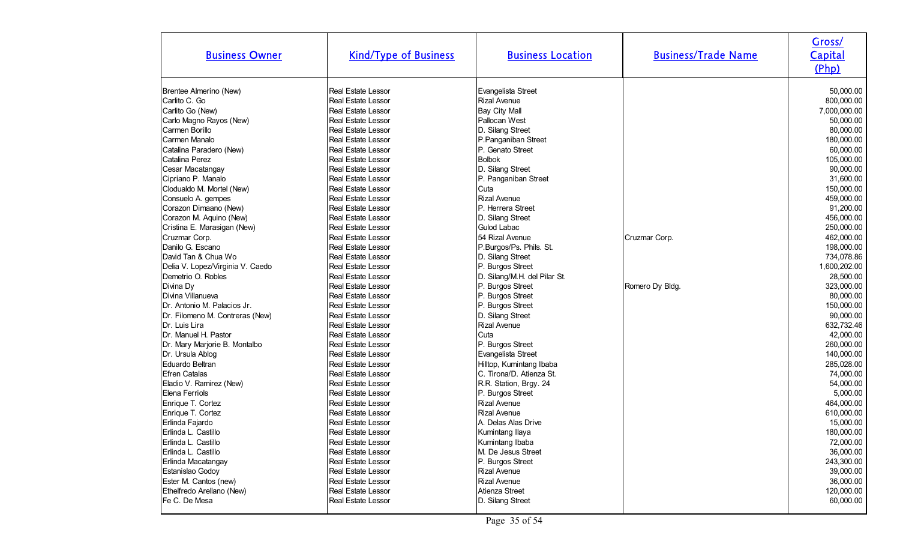| Business Owner | Kind/Type of Business | Business Location | Business/Trade Name | Gross/ Capital (Php) |
|---|---|---|---|---|
| Brentee Almerino (New) | Real Estate Lessor | Evangelista Street | | 50,000.00 |
| Carlito C. Go | Real Estate Lessor | Rizal Avenue | | 800,000.00 |
| Carlito Go (New) | Real Estate Lessor | Bay City Mall | | 7,000,000.00 |
| Carlo Magno Rayos (New) | Real Estate Lessor | Pallocan West | | 50,000.00 |
| Carmen Borillo | Real Estate Lessor | D. Silang Street | | 80,000.00 |
| Carmen Manalo | Real Estate Lessor | P.Panganiban Street | | 180,000.00 |
| Catalina Paradero (New) | Real Estate Lessor | P. Genato Street | | 60,000.00 |
| Catalina Perez | Real Estate Lessor | Bolbok | | 105,000.00 |
| Cesar Macatangay | Real Estate Lessor | D. Silang Street | | 90,000.00 |
| Cipriano P. Manalo | Real Estate Lessor | P. Panganiban Street | | 31,600.00 |
| Clodualdo M. Mortel (New) | Real Estate Lessor | Cuta | | 150,000.00 |
| Consuelo A. gempes | Real Estate Lessor | Rizal Avenue | | 459,000.00 |
| Corazon Dimaano (New) | Real Estate Lessor | P. Herrera Street | | 91,200.00 |
| Corazon M. Aquino (New) | Real Estate Lessor | D. Silang Street | | 456,000.00 |
| Cristina E. Marasigan (New) | Real Estate Lessor | Gulod Labac | | 250,000.00 |
| Cruzmar Corp. | Real Estate Lessor | 54 Rizal Avenue | Cruzmar Corp. | 462,000.00 |
| Danilo G. Escano | Real Estate Lessor | P.Burgos/Ps. Phils. St. | | 198,000.00 |
| David Tan & Chua Wo | Real Estate Lessor | D. Silang Street | | 734,078.86 |
| Delia V. Lopez/Virginia V. Caedo | Real Estate Lessor | P. Burgos Street | | 1,600,202.00 |
| Demetrio O. Robles | Real Estate Lessor | D. Silang/M.H. del Pilar St. | | 28,500.00 |
| Divina Dy | Real Estate Lessor | P. Burgos Street | Romero Dy Bldg. | 323,000.00 |
| Divina Villanueva | Real Estate Lessor | P. Burgos Street | | 80,000.00 |
| Dr. Antonio M. Palacios Jr. | Real Estate Lessor | P. Burgos Street | | 150,000.00 |
| Dr. Filomeno M. Contreras (New) | Real Estate Lessor | D. Silang Street | | 90,000.00 |
| Dr. Luis Lira | Real Estate Lessor | Rizal Avenue | | 632,732.46 |
| Dr. Manuel H. Pastor | Real Estate Lessor | Cuta | | 42,000.00 |
| Dr. Mary Marjorie B. Montalbo | Real Estate Lessor | P. Burgos Street | | 260,000.00 |
| Dr. Ursula Ablog | Real Estate Lessor | Evangelista Street | | 140,000.00 |
| Eduardo Beltran | Real Estate Lessor | Hilltop, Kumintang Ibaba | | 285,028.00 |
| Efren Catalas | Real Estate Lessor | C. Tirona/D. Atienza St. | | 74,000.00 |
| Eladio V. Ramirez (New) | Real Estate Lessor | R.R. Station, Brgy. 24 | | 54,000.00 |
| Elena Ferriols | Real Estate Lessor | P. Burgos Street | | 5,000.00 |
| Enrique T. Cortez | Real Estate Lessor | Rizal Avenue | | 464,000.00 |
| Enrique T. Cortez | Real Estate Lessor | Rizal Avenue | | 610,000.00 |
| Erlinda Fajardo | Real Estate Lessor | A. Delas Alas Drive | | 15,000.00 |
| Erlinda L. Castillo | Real Estate Lessor | Kumintang Ilaya | | 180,000.00 |
| Erlinda L. Castillo | Real Estate Lessor | Kumintang Ibaba | | 72,000.00 |
| Erlinda L. Castillo | Real Estate Lessor | M. De Jesus Street | | 36,000.00 |
| Erlinda Macatangay | Real Estate Lessor | P. Burgos Street | | 243,300.00 |
| Estanislao Godoy | Real Estate Lessor | Rizal Avenue | | 39,000.00 |
| Ester M. Cantos (new) | Real Estate Lessor | Rizal Avenue | | 36,000.00 |
| Ethelfredo Arellano (New) | Real Estate Lessor | Atienza Street | | 120,000.00 |
| Fe C. De Mesa | Real Estate Lessor | D. Silang Street | | 60,000.00 |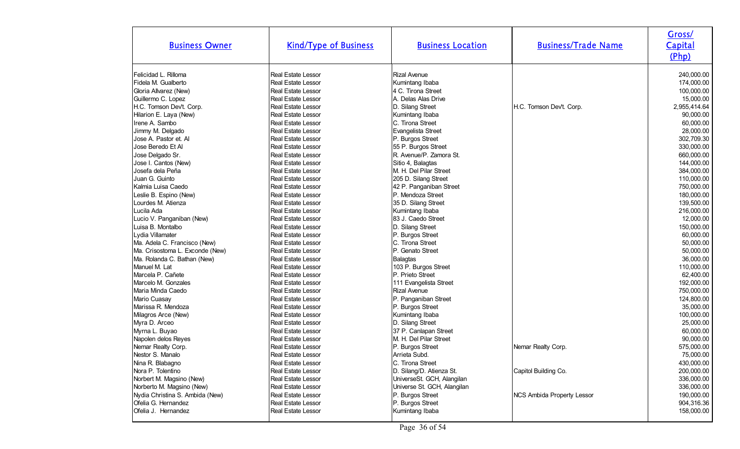| Business Owner | Kind/Type of Business | Business Location | Business/Trade Name | Gross/ Capital (Php) |
|---|---|---|---|---|
| Felicidad L. Rilloma | Real Estate Lessor | Rizal Avenue | | 240,000.00 |
| Fidela M. Gualberto | Real Estate Lessor | Kumintang Ibaba | | 174,000.00 |
| Gloria Allvarez (New) | Real Estate Lessor | 4 C. Tirona Street | | 100,000.00 |
| Guillermo C. Lopez | Real Estate Lessor | A. Delas Alas Drive | | 15,000.00 |
| H.C. Tomson Dev't. Corp. | Real Estate Lessor | D. Silang Street | H.C. Tomson Dev't. Corp. | 2,955,414.64 |
| Hilarion E. Laya (New) | Real Estate Lessor | Kumintang Ibaba | | 90,000.00 |
| Irene A. Sambo | Real Estate Lessor | C. Tirona Street | | 60,000.00 |
| Jimmy M. Delgado | Real Estate Lessor | Evangelista Street | | 28,000.00 |
| Jose A. Pastor et. Al | Real Estate Lessor | P. Burgos Street | | 302,709.30 |
| Jose Beredo Et Al | Real Estate Lessor | 55 P. Burgos Street | | 330,000.00 |
| Jose Delgado Sr. | Real Estate Lessor | R. Avenue/P. Zamora St. | | 660,000.00 |
| Jose I. Cantos (New) | Real Estate Lessor | Sitio 4, Balagtas | | 144,000.00 |
| Josefa dela Peña | Real Estate Lessor | M. H. Del Pilar Street | | 384,000.00 |
| Juan G. Guinto | Real Estate Lessor | 205 D. Silang Street | | 110,000.00 |
| Kalmia Luisa Caedo | Real Estate Lessor | 42 P. Panganiban Street | | 750,000.00 |
| Leslie B. Espino (New) | Real Estate Lessor | P. Mendoza Street | | 180,000.00 |
| Lourdes M. Atienza | Real Estate Lessor | 35 D. Silang Street | | 139,500.00 |
| Lucila Ada | Real Estate Lessor | Kumintang Ibaba | | 216,000.00 |
| Lucio V. Panganiban (New) | Real Estate Lessor | 83 J. Caedo Street | | 12,000.00 |
| Luisa B. Montalbo | Real Estate Lessor | D. Silang Street | | 150,000.00 |
| Lydia Villamater | Real Estate Lessor | P. Burgos Street | | 60,000.00 |
| Ma. Adela C. Francisco (New) | Real Estate Lessor | C. Tirona Street | | 50,000.00 |
| Ma. Crisostoma L. Exconde (New) | Real Estate Lessor | P. Genato Street | | 50,000.00 |
| Ma. Rolanda C. Bathan (New) | Real Estate Lessor | Balagtas | | 36,000.00 |
| Manuel M. Lat | Real Estate Lessor | 103 P. Burgos Street | | 110,000.00 |
| Marcela P. Cañete | Real Estate Lessor | P. Prieto Street | | 62,400.00 |
| Marcelo M. Gonzales | Real Estate Lessor | 111 Evangelista Street | | 192,000.00 |
| Maria Minda Caedo | Real Estate Lessor | Rizal Avenue | | 750,000.00 |
| Mario Cuasay | Real Estate Lessor | P. Panganiban Street | | 124,800.00 |
| Marissa R. Mendoza | Real Estate Lessor | P. Burgos Street | | 35,000.00 |
| Milagros Arce (New) | Real Estate Lessor | Kumintang Ibaba | | 100,000.00 |
| Myra D. Arceo | Real Estate Lessor | D. Silang Street | | 25,000.00 |
| Myrna L. Buyao | Real Estate Lessor | 37 P. Canlapan Street | | 60,000.00 |
| Napolen delos Reyes | Real Estate Lessor | M. H. Del Pilar Street | | 90,000.00 |
| Nemar Realty Corp. | Real Estate Lessor | P. Burgos Street | Nemar Realty Corp. | 575,000.00 |
| Nestor S. Manalo | Real Estate Lessor | Arrieta Subd. | | 75,000.00 |
| Nina R. Blabagno | Real Estate Lessor | C. Tirona Street | | 430,000.00 |
| Nora P. Tolentino | Real Estate Lessor | D. Silang/D. Atienza St. | Capitol Building Co. | 200,000.00 |
| Norbert M. Magsino (New) | Real Estate Lessor | UniverseSt. GCH, Alangilan | | 336,000.00 |
| Norberto M. Magsino (New) | Real Estate Lessor | Universe St. GCH, Alangilan | | 336,000.00 |
| Nydia Christina S. Ambida (New) | Real Estate Lessor | P. Burgos Street | NCS Ambida Property Lessor | 190,000.00 |
| Ofelia G. Hernandez | Real Estate Lessor | P. Burgos Street | | 904,316.36 |
| Ofelia J. Hernandez | Real Estate Lessor | Kumintang Ibaba | | 158,000.00 |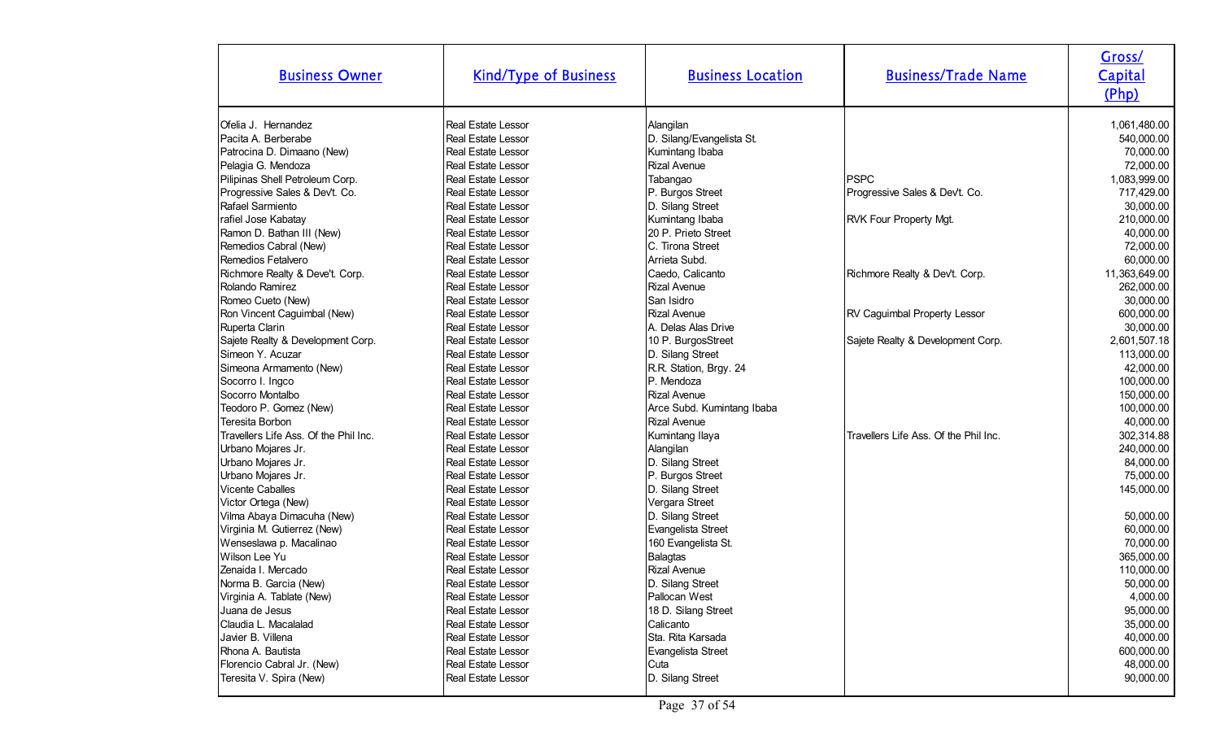| Business Owner | Kind/Type of Business | Business Location | Business/Trade Name | Gross/ Capital (Php) |
|---|---|---|---|---|
| Ofelia J. Hernandez | Real Estate Lessor | Alangilan | | 1,061,480.00 |
| Pacita A. Berberabe | Real Estate Lessor | D. Silang/Evangelista St. | | 540,000.00 |
| Patrocina D. Dimaano (New) | Real Estate Lessor | Kumintang Ibaba | | 70,000.00 |
| Pelagia G. Mendoza | Real Estate Lessor | Rizal Avenue | | 72,000.00 |
| Pilipinas Shell Petroleum Corp. | Real Estate Lessor | Tabangao | PSPC | 1,083,999.00 |
| Progressive Sales & Dev't. Co. | Real Estate Lessor | P. Burgos Street | Progressive Sales & Dev't. Co. | 717,429.00 |
| Rafael Sarmiento | Real Estate Lessor | D. Silang Street | | 30,000.00 |
| rafiel Jose Kabatay | Real Estate Lessor | Kumintang Ibaba | RVK Four Property Mgt. | 210,000.00 |
| Ramon D. Bathan III (New) | Real Estate Lessor | 20 P. Prieto Street | | 40,000.00 |
| Remedios Cabral (New) | Real Estate Lessor | C. Tirona Street | | 72,000.00 |
| Remedios Fetalvero | Real Estate Lessor | Arrieta Subd. | | 60,000.00 |
| Richmore Realty & Deve't. Corp. | Real Estate Lessor | Caedo, Calicanto | Richmore Realty & Dev't. Corp. | 11,363,649.00 |
| Rolando Ramirez | Real Estate Lessor | Rizal Avenue | | 262,000.00 |
| Romeo Cueto (New) | Real Estate Lessor | San Isidro | | 30,000.00 |
| Ron Vincent Caguimbal (New) | Real Estate Lessor | Rizal Avenue | RV Caguimbal Property Lessor | 600,000.00 |
| Ruperta Clarin | Real Estate Lessor | A. Delas Alas Drive | | 30,000.00 |
| Sajete Realty & Development Corp. | Real Estate Lessor | 10 P. BurgosStreet | Sajete Realty & Development Corp. | 2,601,507.18 |
| Simeon Y. Acuzar | Real Estate Lessor | D. Silang Street | | 113,000.00 |
| Simeona Armamento (New) | Real Estate Lessor | R.R. Station, Brgy. 24 | | 42,000.00 |
| Socorro I. Ingco | Real Estate Lessor | P. Mendoza | | 100,000.00 |
| Socorro Montalbo | Real Estate Lessor | Rizal Avenue | | 150,000.00 |
| Teodoro P. Gomez (New) | Real Estate Lessor | Arce Subd. Kumintang Ibaba | | 100,000.00 |
| Teresita Borbon | Real Estate Lessor | Rizal Avenue | | 40,000.00 |
| Travellers Life Ass. Of the Phil Inc. | Real Estate Lessor | Kumintang Ilaya | Travellers Life Ass. Of the Phil Inc. | 302,314.88 |
| Urbano Mojares Jr. | Real Estate Lessor | Alangilan | | 240,000.00 |
| Urbano Mojares Jr. | Real Estate Lessor | D. Silang Street | | 84,000.00 |
| Urbano Mojares Jr. | Real Estate Lessor | P. Burgos Street | | 75,000.00 |
| Vicente Caballes | Real Estate Lessor | D. Silang Street | | 145,000.00 |
| Victor Ortega (New) | Real Estate Lessor | Vergara Street | | |
| Vilma Abaya Dimacuha (New) | Real Estate Lessor | D. Silang Street | | 50,000.00 |
| Virginia M. Gutierrez (New) | Real Estate Lessor | Evangelista Street | | 60,000.00 |
| Wenseslawa p. Macalinao | Real Estate Lessor | 160 Evangelista St. | | 70,000.00 |
| Wilson Lee Yu | Real Estate Lessor | Balagtas | | 365,000.00 |
| Zenaida I. Mercado | Real Estate Lessor | Rizal Avenue | | 110,000.00 |
| Norma B. Garcia (New) | Real Estate Lessor | D. Silang Street | | 50,000.00 |
| Virginia A. Tablate (New) | Real Estate Lessor | Pallocan West | | 4,000.00 |
| Juana de Jesus | Real Estate Lessor | 18 D. Silang Street | | 95,000.00 |
| Claudia L. Macalalad | Real Estate Lessor | Calicanto | | 35,000.00 |
| Javier B. Villena | Real Estate Lessor | Sta. Rita Karsada | | 40,000.00 |
| Rhona A. Bautista | Real Estate Lessor | Evangelista Street | | 600,000.00 |
| Florencio Cabral Jr. (New) | Real Estate Lessor | Cuta | | 48,000.00 |
| Teresita V. Spira (New) | Real Estate Lessor | D. Silang Street | | 90,000.00 |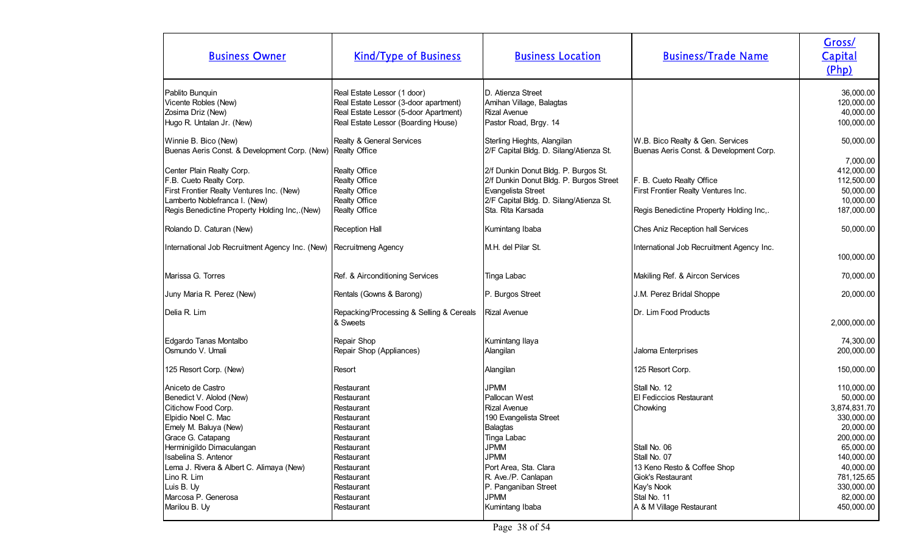| Business Owner | Kind/Type of Business | Business Location | Business/Trade Name | Gross/ Capital (Php) |
|---|---|---|---|---|
| Pablito Bunquin | Real Estate Lessor (1 door) | D. Atienza Street | | 36,000.00 |
| Vicente Robles (New) | Real Estate Lessor (3-door apartment) | Amihan Village, Balagtas | | 120,000.00 |
| Zosima Driz (New) | Real Estate Lessor (5-door Apartment) | Rizal Avenue | | 40,000.00 |
| Hugo R. Untalan Jr. (New) | Real Estate Lessor (Boarding House) | Pastor Road, Brgy. 14 | | 100,000.00 |
| Winnie B. Bico (New) | Realty & General Services | Sterling Hieghts, Alangilan | W.B. Bico Realty & Gen. Services | 50,000.00 |
| Buenas Aeris Const. & Development Corp. (New) | Realty Office | 2/F Capital Bldg. D. Silang/Atienza St. | Buenas Aeris Const. & Development Corp. | 7,000.00 |
| Center Plain Realty Corp. | Realty Office | 2/f Dunkin Donut Bldg. P. Burgos St. | | 412,000.00 |
| F.B. Cueto Realty Corp. | Realty Office | 2/f Dunkin Donut Bldg. P. Burgos Street | F. B. Cueto Realty Office | 112,500.00 |
| First Frontier Realty Ventures Inc. (New) | Realty Office | Evangelista Street | First Frontier Realty Ventures Inc. | 50,000.00 |
| Lamberto Noblefranca I. (New) | Realty Office | 2/F Capital Bldg. D. Silang/Atienza St. | | 10,000.00 |
| Regis Benedictine Property Holding Inc,.(New) | Realty Office | Sta. Rita Karsada | Regis Benedictine Property Holding Inc,. | 187,000.00 |
| Rolando D. Caturan (New) | Reception Hall | Kumintang Ibaba | Ches Aniz Reception hall Services | 50,000.00 |
| International Job Recruitment Agency Inc. (New) | Recruitmeng Agency | M.H. del Pilar St. | International Job Recruitment Agency Inc. | 100,000.00 |
| Marissa G. Torres | Ref. & Airconditioning Services | Tinga Labac | Makiling Ref. & Aircon Services | 70,000.00 |
| Juny Maria R. Perez (New) | Rentals (Gowns & Barong) | P. Burgos Street | J.M. Perez Bridal Shoppe | 20,000.00 |
| Delia R. Lim | Repacking/Processing & Selling & Cereals & Sweets | Rizal Avenue | Dr. Lim Food Products | 2,000,000.00 |
| Edgardo Tanas Montalbo | Repair Shop | Kumintang Ilaya | | 74,300.00 |
| Osmundo V. Umali | Repair Shop (Appliances) | Alangilan | Jaloma Enterprises | 200,000.00 |
| 125 Resort Corp. (New) | Resort | Alangilan | 125 Resort Corp. | 150,000.00 |
| Aniceto de Castro | Restaurant | JPMM | Stall No. 12 | 110,000.00 |
| Benedict V. Alolod (New) | Restaurant | Pallocan West | El Fediccios Restaurant | 50,000.00 |
| Citichow Food Corp. | Restaurant | Rizal Avenue | Chowking | 3,874,831.70 |
| Elpidio Noel C. Mac | Restaurant | 190 Evangelista Street | | 330,000.00 |
| Emely M. Baluya (New) | Restaurant | Balagtas | | 20,000.00 |
| Grace G. Catapang | Restaurant | Tinga Labac | | 200,000.00 |
| Herminigildo Dimaculangan | Restaurant | JPMM | Stall No. 06 | 65,000.00 |
| Isabelina S. Antenor | Restaurant | JPMM | Stall No. 07 | 140,000.00 |
| Lema J. Rivera & Albert C. Alimaya (New) | Restaurant | Port Area, Sta. Clara | 13 Keno Resto & Coffee Shop | 40,000.00 |
| Lino R. Lim | Restaurant | R. Ave./P. Canlapan | Giok's Restaurant | 781,125.65 |
| Luis B. Uy | Restaurant | P. Panganiban Street | Kay's Nook | 330,000.00 |
| Marcosa P. Generosa | Restaurant | JPMM | Stal No. 11 | 82,000.00 |
| Marilou B. Uy | Restaurant | Kumintang Ibaba | A & M Village Restaurant | 450,000.00 |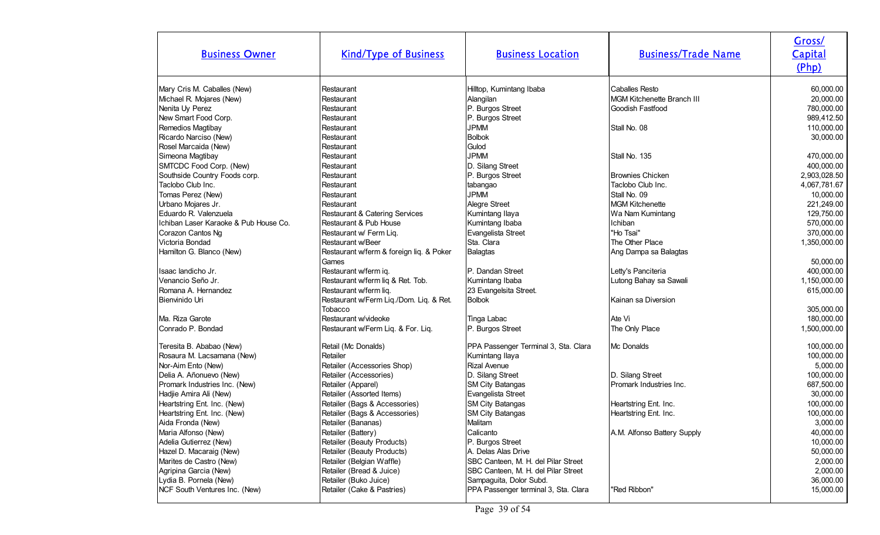| Business Owner | Kind/Type of Business | Business Location | Business/Trade Name | Gross/ Capital (Php) |
|---|---|---|---|---|
| Mary Cris M. Caballes (New) | Restaurant | Hilltop, Kumintang Ibaba | Caballes Resto | 60,000.00 |
| Michael R. Mojares (New) | Restaurant | Alangilan | MGM Kitchenette Branch III | 20,000.00 |
| Nenita Uy Perez | Restaurant | P. Burgos Street | Goodish Fastfood | 780,000.00 |
| New Smart Food Corp. | Restaurant | P. Burgos Street | | 989,412.50 |
| Remedios Magtibay | Restaurant | JPMM | Stall No. 08 | 110,000.00 |
| Ricardo Narciso (New) | Restaurant | Bolbok | | 30,000.00 |
| Rosel Marcaida (New) | Restaurant | Gulod | | |
| Simeona Magtibay | Restaurant | JPMM | Stall No. 135 | 470,000.00 |
| SMTCDC Food Corp. (New) | Restaurant | D. Silang Street | | 400,000.00 |
| Southside Country Foods corp. | Restaurant | P. Burgos Street | Brownies Chicken | 2,903,028.50 |
| Taclobo Club Inc. | Restaurant | tabangao | Taclobo Club Inc. | 4,067,781.67 |
| Tomas Perez (New) | Restaurant | JPMM | Stall No. 09 | 10,000.00 |
| Urbano Mojares Jr. | Restaurant | Alegre Street | MGM Kitchenette | 221,249.00 |
| Eduardo R. Valenzuela | Restaurant & Catering Services | Kumintang Ilaya | Wa Nam Kumintang | 129,750.00 |
| Ichiban Laser Karaoke & Pub House Co. | Restaurant & Pub House | Kumintang Ibaba | Ichiban | 570,000.00 |
| Corazon Cantos Ng | Restaurant w/ Ferm Liq. | Evangelista Street | "Ho Tsai" | 370,000.00 |
| Victoria Bondad | Restaurant w/Beer | Sta. Clara | The Other Place | 1,350,000.00 |
| Hamilton G. Blanco (New) | Restaurant w/ferm & foreign liq. & Poker Games | Balagtas | Ang Dampa sa Balagtas | 50,000.00 |
| Isaac landicho Jr. | Restaurant w/ferm iq. | P. Dandan Street | Letty's Panciteria | 400,000.00 |
| Venancio Seño Jr. | Restaurant w/ferm liq & Ret. Tob. | Kumintang Ibaba | Lutong Bahay sa Sawali | 1,150,000.00 |
| Romana A. Hernandez | Restaurant w/ferm liq. | 23 Evangelsita Street. | | 615,000.00 |
| Bienvinido Uri | Restaurant w/Ferm Liq./Dom. Liq. & Ret. Tobacco | Bolbok | Kainan sa Diversion | 305,000.00 |
| Ma. Riza Garote | Restaurant w/videoke | Tinga Labac | Ate Vi | 180,000.00 |
| Conrado P. Bondad | Restaurant w/Ferm Liq. & For. Liq. | P. Burgos Street | The Only Place | 1,500,000.00 |
| Teresita B. Ababao (New) | Retail (Mc Donalds) | PPA Passenger Terminal 3, Sta. Clara | Mc Donalds | 100,000.00 |
| Rosaura M. Lacsamana (New) | Retailer | Kumintang Ilaya | | 100,000.00 |
| Nor-Aim Ento (New) | Retailer (Accessories Shop) | Rizal Avenue | | 5,000.00 |
| Delia A. Añonuevo (New) | Retailer (Accessories) | D. Silang Street | D. Silang Street | 100,000.00 |
| Promark Industries Inc. (New) | Retailer (Apparel) | SM City Batangas | Promark Industries Inc. | 687,500.00 |
| Hadjie Amira Ali (New) | Retailer (Assorted Items) | Evangelista Street | | 30,000.00 |
| Heartstring Ent. Inc. (New) | Retailer (Bags & Accessories) | SM City Batangas | Heartstring Ent. Inc. | 100,000.00 |
| Heartstring Ent. Inc. (New) | Retailer (Bags & Accessories) | SM City Batangas | Heartstring Ent. Inc. | 100,000.00 |
| Aida Fronda (New) | Retailer (Bananas) | Malitam | | 3,000.00 |
| Maria Alfonso (New) | Retailer (Battery) | Calicanto | A.M. Alfonso Battery Supply | 40,000.00 |
| Adelia Gutierrez (New) | Retailer (Beauty Products) | P. Burgos Street | | 10,000.00 |
| Hazel D. Macaraig (New) | Retailer (Beauty Products) | A. Delas Alas Drive | | 50,000.00 |
| Marites de Castro (New) | Retailer (Belgian Waffle) | SBC Canteen, M. H. del Pilar Street | | 2,000.00 |
| Agripina Garcia (New) | Retailer (Bread & Juice) | SBC Canteen, M. H. del Pilar Street | | 2,000.00 |
| Lydia B. Pornela (New) | Retailer (Buko Juice) | Sampaguita, Dolor Subd. | | 36,000.00 |
| NCF South Ventures Inc. (New) | Retailer (Cake & Pastries) | PPA Passenger terminal 3, Sta. Clara | "Red Ribbon" | 15,000.00 |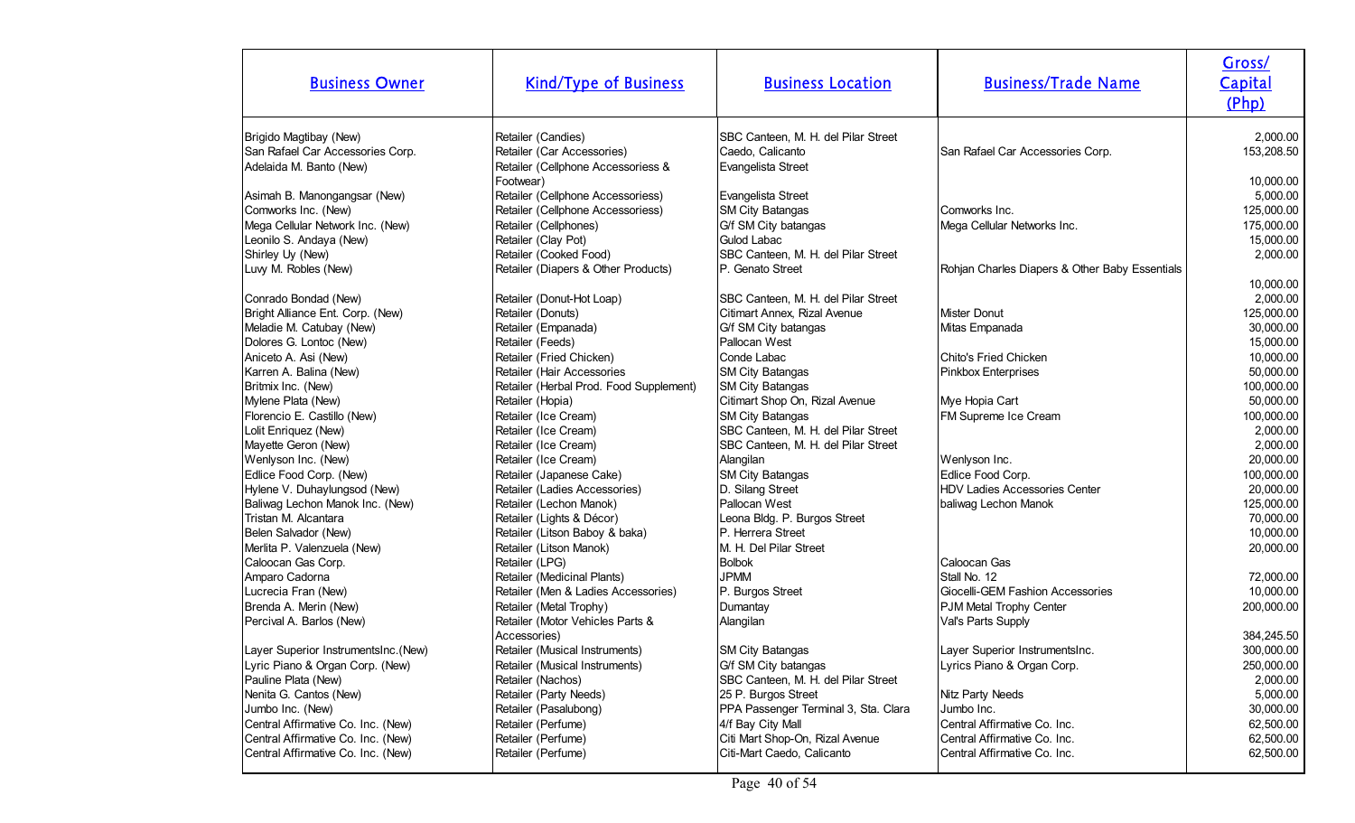| Business Owner | Kind/Type of Business | Business Location | Business/Trade Name | Gross/ Capital (Php) |
|---|---|---|---|---|
| Brigido Magtibay (New) | Retailer (Candies) | SBC Canteen, M. H. del Pilar Street | | 2,000.00 |
| San Rafael Car Accessories Corp. | Retailer (Car Accessories) | Caedo, Calicanto | San Rafael Car Accessories Corp. | 153,208.50 |
| Adelaida M. Banto (New) | Retailer (Cellphone Accessoriess & Footwear) | Evangelista Street | | 10,000.00 |
| Asimah B. Manongangsar (New) | Retailer (Cellphone Accessoriess) | Evangelista Street | | 5,000.00 |
| Comworks Inc. (New) | Retailer (Cellphone Accessoriess) | SM City Batangas | Comworks Inc. | 125,000.00 |
| Mega Cellular Network Inc. (New) | Retailer (Cellphones) | G/f SM City batangas | Mega Cellular Networks Inc. | 175,000.00 |
| Leonilo S. Andaya (New) | Retailer (Clay Pot) | Gulod Labac | | 15,000.00 |
| Shirley Uy (New) | Retailer (Cooked Food) | SBC Canteen, M. H. del Pilar Street | | 2,000.00 |
| Luvy M. Robles (New) | Retailer (Diapers & Other Products) | P. Genato Street | Rohjan Charles Diapers & Other Baby Essentials | 10,000.00 |
| Conrado Bondad (New) | Retailer (Donut-Hot Loap) | SBC Canteen, M. H. del Pilar Street | | 2,000.00 |
| Bright Alliance Ent. Corp. (New) | Retailer (Donuts) | Citimart Annex, Rizal Avenue | Mister Donut | 125,000.00 |
| Meladie M. Catubay (New) | Retailer (Empanada) | G/f SM City batangas | Mitas Empanada | 30,000.00 |
| Dolores G. Lontoc (New) | Retailer (Feeds) | Pallocan West | | 15,000.00 |
| Aniceto A. Asi (New) | Retailer (Fried Chicken) | Conde Labac | Chito's Fried Chicken | 10,000.00 |
| Karren A. Balina (New) | Retailer (Hair Accessories | SM City Batangas | Pinkbox Enterprises | 50,000.00 |
| Britmix Inc. (New) | Retailer (Herbal Prod. Food Supplement) | SM City Batangas | | 100,000.00 |
| Mylene Plata (New) | Retailer (Hopia) | Citimart Shop On, Rizal Avenue | Mye Hopia Cart | 50,000.00 |
| Florencio E. Castillo (New) | Retailer (Ice Cream) | SM City Batangas | FM Supreme Ice Cream | 100,000.00 |
| Lolit Enriquez (New) | Retailer (Ice Cream) | SBC Canteen, M. H. del Pilar Street | | 2,000.00 |
| Mayette Geron (New) | Retailer (Ice Cream) | SBC Canteen, M. H. del Pilar Street | | 2,000.00 |
| Wenlyson Inc. (New) | Retailer (Ice Cream) | Alangilan | Wenlyson Inc. | 20,000.00 |
| Edlice Food Corp. (New) | Retailer (Japanese Cake) | SM City Batangas | Edlice Food Corp. | 100,000.00 |
| Hylene V. Duhaylungsod (New) | Retailer (Ladies Accessories) | D. Silang Street | HDV Ladies Accessories Center | 20,000.00 |
| Baliwag Lechon Manok Inc. (New) | Retailer (Lechon Manok) | Pallocan West | baliwag Lechon Manok | 125,000.00 |
| Tristan M. Alcantara | Retailer (Lights & Décor) | Leona Bldg. P. Burgos Street | | 70,000.00 |
| Belen Salvador (New) | Retailer (Litson Baboy & baka) | P. Herrera Street | | 10,000.00 |
| Merlita P. Valenzuela (New) | Retailer (Litson Manok) | M. H. Del Pilar Street | | 20,000.00 |
| Caloocan Gas Corp. | Retailer (LPG) | Bolbok | Caloocan Gas | |
| Amparo Cadorna | Retailer (Medicinal Plants) | JPMM | Stall No. 12 | 72,000.00 |
| Lucrecia Fran (New) | Retailer (Men & Ladies Accessories) | P. Burgos Street | Giocelli-GEM Fashion Accessories | 10,000.00 |
| Brenda A. Merin (New) | Retailer (Metal Trophy) | Dumantay | PJM Metal Trophy Center | 200,000.00 |
| Percival A. Barlos (New) | Retailer (Motor Vehicles Parts & Accessories) | Alangilan | Val's Parts Supply | 384,245.50 |
| Layer Superior InstrumentsInc.(New) | Retailer (Musical Instruments) | SM City Batangas | Layer Superior InstrumentsInc. | 300,000.00 |
| Lyric Piano & Organ Corp. (New) | Retailer (Musical Instruments) | G/f SM City batangas | Lyrics Piano & Organ Corp. | 250,000.00 |
| Pauline Plata (New) | Retailer (Nachos) | SBC Canteen, M. H. del Pilar Street | | 2,000.00 |
| Nenita G. Cantos (New) | Retailer (Party Needs) | 25 P. Burgos Street | Nitz Party Needs | 5,000.00 |
| Jumbo Inc. (New) | Retailer (Pasalubong) | PPA Passenger Terminal 3, Sta. Clara | Jumbo Inc. | 30,000.00 |
| Central Affirmative Co. Inc. (New) | Retailer (Perfume) | 4/f Bay City Mall | Central Affirmative Co. Inc. | 62,500.00 |
| Central Affirmative Co. Inc. (New) | Retailer (Perfume) | Citi Mart Shop-On, Rizal Avenue | Central Affirmative Co. Inc. | 62,500.00 |
| Central Affirmative Co. Inc. (New) | Retailer (Perfume) | Citi-Mart Caedo, Calicanto | Central Affirmative Co. Inc. | 62,500.00 |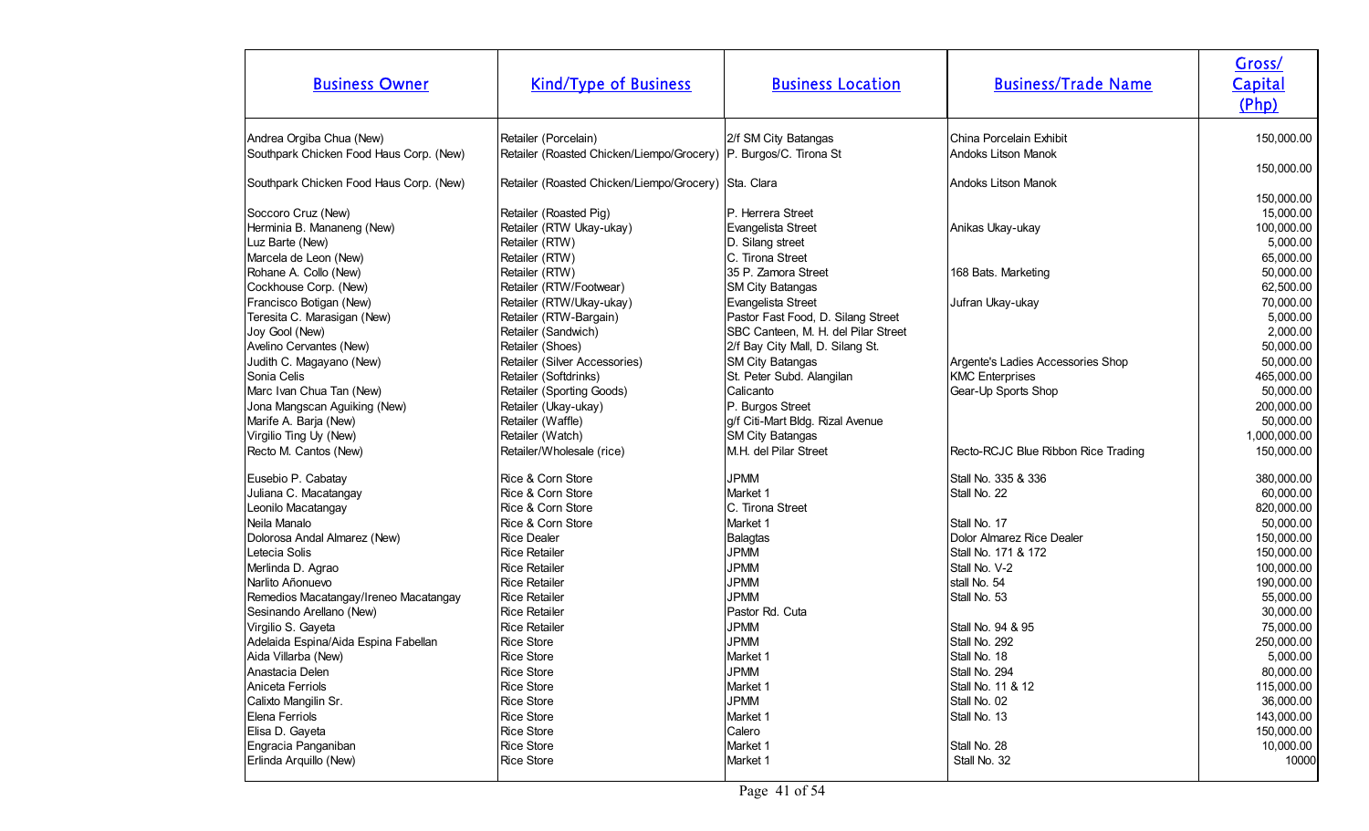| Business Owner | Kind/Type of Business | Business Location | Business/Trade Name | Gross/ Capital (Php) |
|---|---|---|---|---|
| Andrea Orgiba Chua (New) | Retailer (Porcelain) | 2/f SM City Batangas | China Porcelain Exhibit | 150,000.00 |
| Southpark Chicken Food Haus Corp. (New) | Retailer (Roasted Chicken/Liempo/Grocery) | P. Burgos/C. Tirona St | Andoks Litson Manok | 150,000.00 |
| Southpark Chicken Food Haus Corp. (New) | Retailer (Roasted Chicken/Liempo/Grocery) | Sta. Clara | Andoks Litson Manok | 150,000.00 |
| Soccoro Cruz (New) | Retailer (Roasted Pig) | P. Herrera Street | | 15,000.00 |
| Herminia B. Mananeng (New) | Retailer (RTW Ukay-ukay) | Evangelista Street | Anikas Ukay-ukay | 100,000.00 |
| Luz Barte (New) | Retailer (RTW) | D. Silang street | | 5,000.00 |
| Marcela de Leon (New) | Retailer (RTW) | C. Tirona Street | | 65,000.00 |
| Rohane A. Collo (New) | Retailer (RTW) | 35 P. Zamora Street | 168 Bats. Marketing | 50,000.00 |
| Cockhouse Corp. (New) | Retailer (RTW/Footwear) | SM City Batangas | | 62,500.00 |
| Francisco Botigan (New) | Retailer (RTW/Ukay-ukay) | Evangelista Street | Jufran Ukay-ukay | 70,000.00 |
| Teresita C. Marasigan (New) | Retailer (RTW-Bargain) | Pastor Fast Food, D. Silang Street | | 5,000.00 |
| Joy Gool (New) | Retailer (Sandwich) | SBC Canteen, M. H. del Pilar Street | | 2,000.00 |
| Avelino Cervantes (New) | Retailer (Shoes) | 2/f Bay City Mall, D. Silang St. | | 50,000.00 |
| Judith C. Magayano (New) | Retailer (Silver Accessories) | SM City Batangas | Argente's Ladies Accessories Shop | 50,000.00 |
| Sonia Celis | Retailer (Softdrinks) | St. Peter Subd. Alangilan | KMC Enterprises | 465,000.00 |
| Marc Ivan Chua Tan (New) | Retailer (Sporting Goods) | Calicanto | Gear-Up Sports Shop | 50,000.00 |
| Jona Mangscan Aguiking (New) | Retailer (Ukay-ukay) | P. Burgos Street | | 200,000.00 |
| Marife A. Barja (New) | Retailer (Waffle) | g/f Citi-Mart Bldg. Rizal Avenue | | 50,000.00 |
| Virgilio Ting Uy (New) | Retailer (Watch) | SM City Batangas | | 1,000,000.00 |
| Recto M. Cantos (New) | Retailer/Wholesale (rice) | M.H. del Pilar Street | Recto-RCJC Blue Ribbon Rice Trading | 150,000.00 |
| Eusebio P. Cabatay | Rice & Corn Store | JPMM | Stall No. 335 & 336 | 380,000.00 |
| Juliana C. Macatangay | Rice & Corn Store | Market 1 | Stall No. 22 | 60,000.00 |
| Leonilo Macatangay | Rice & Corn Store | C. Tirona Street | | 820,000.00 |
| Neila Manalo | Rice & Corn Store | Market 1 | Stall No. 17 | 50,000.00 |
| Dolorosa Andal Almarez (New) | Rice Dealer | Balagtas | Dolor Almarez Rice Dealer | 150,000.00 |
| Letecia Solis | Rice Retailer | JPMM | Stall No. 171 & 172 | 150,000.00 |
| Merlinda D. Agrao | Rice Retailer | JPMM | Stall No. V-2 | 100,000.00 |
| Narlito Añonuevo | Rice Retailer | JPMM | stall No. 54 | 190,000.00 |
| Remedios Macatangay/Ireneo Macatangay | Rice Retailer | JPMM | Stall No. 53 | 55,000.00 |
| Sesinando Arellano (New) | Rice Retailer | Pastor Rd. Cuta | | 30,000.00 |
| Virgilio S. Gayeta | Rice Retailer | JPMM | Stall No. 94 & 95 | 75,000.00 |
| Adelaida Espina/Aida Espina Fabellan | Rice Store | JPMM | Stall No. 292 | 250,000.00 |
| Aida Villarba (New) | Rice Store | Market 1 | Stall No. 18 | 5,000.00 |
| Anastacia Delen | Rice Store | JPMM | Stall No. 294 | 80,000.00 |
| Aniceta Ferriols | Rice Store | Market 1 | Stall No. 11 & 12 | 115,000.00 |
| Calixto Mangilin Sr. | Rice Store | JPMM | Stall No. 02 | 36,000.00 |
| Elena Ferriols | Rice Store | Market 1 | Stall No. 13 | 143,000.00 |
| Elisa D. Gayeta | Rice Store | Calero | | 150,000.00 |
| Engracia Panganiban | Rice Store | Market 1 | Stall No. 28 | 10,000.00 |
| Erlinda Arquillo (New) | Rice Store | Market 1 | Stall No. 32 | 10000 |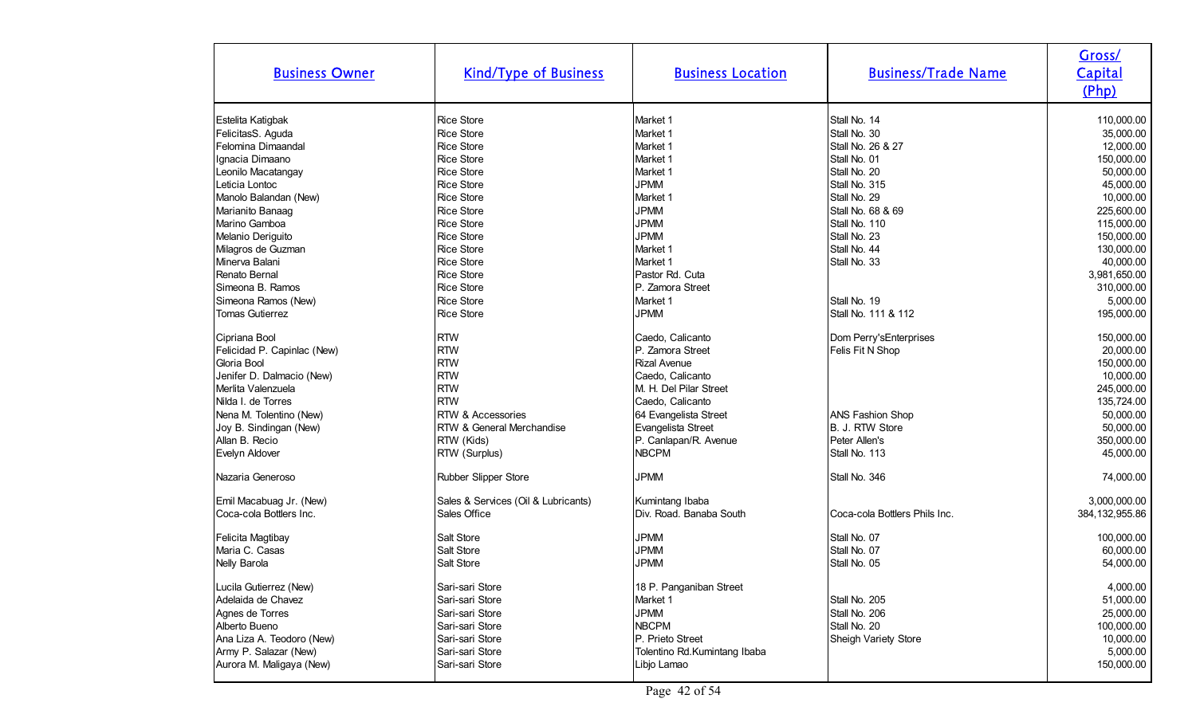| Business Owner | Kind/Type of Business | Business Location | Business/Trade Name | Gross/ Capital (Php) |
|---|---|---|---|---|
| Estelita Katigbak | Rice Store | Market 1 | Stall No. 14 | 110,000.00 |
| FelicitasS. Aguda | Rice Store | Market 1 | Stall No. 30 | 35,000.00 |
| Felomina Dimaandal | Rice Store | Market 1 | Stall No. 26 & 27 | 12,000.00 |
| Ignacia Dimaano | Rice Store | Market 1 | Stall No. 01 | 150,000.00 |
| Leonilo Macatangay | Rice Store | Market 1 | Stall No. 20 | 50,000.00 |
| Leticia Lontoc | Rice Store | JPMM | Stall No. 315 | 45,000.00 |
| Manolo Balandan (New) | Rice Store | Market 1 | Stall No. 29 | 10,000.00 |
| Marianito Banaag | Rice Store | JPMM | Stall No. 68 & 69 | 225,600.00 |
| Marino Gamboa | Rice Store | JPMM | Stall No. 110 | 115,000.00 |
| Melanio Deriguito | Rice Store | JPMM | Stall No. 23 | 150,000.00 |
| Milagros de Guzman | Rice Store | Market 1 | Stall No. 44 | 130,000.00 |
| Minerva Balani | Rice Store | Market 1 | Stall No. 33 | 40,000.00 |
| Renato Bernal | Rice Store | Pastor Rd. Cuta | | 3,981,650.00 |
| Simeona B. Ramos | Rice Store | P. Zamora Street | | 310,000.00 |
| Simeona Ramos (New) | Rice Store | Market 1 | Stall No. 19 | 5,000.00 |
| Tomas Gutierrez | Rice Store | JPMM | Stall No. 111 & 112 | 195,000.00 |
| Cipriana Bool | RTW | Caedo, Calicanto | Dom Perry'sEnterprises | 150,000.00 |
| Felicidad P. Capinlac (New) | RTW | P. Zamora Street | Felis Fit N Shop | 20,000.00 |
| Gloria Bool | RTW | Rizal Avenue | | 150,000.00 |
| Jenifer D. Dalmacio (New) | RTW | Caedo, Calicanto | | 10,000.00 |
| Merlita Valenzuela | RTW | M. H. Del Pilar Street | | 245,000.00 |
| Nilda I. de Torres | RTW | Caedo, Calicanto | | 135,724.00 |
| Nena M. Tolentino (New) | RTW & Accessories | 64 Evangelista Street | ANS Fashion Shop | 50,000.00 |
| Joy B. Sindingan (New) | RTW & General Merchandise | Evangelista Street | B. J. RTW Store | 50,000.00 |
| Allan B. Recio | RTW (Kids) | P. Canlapan/R. Avenue | Peter Allen's | 350,000.00 |
| Evelyn Aldover | RTW (Surplus) | NBCPM | Stall No. 113 | 45,000.00 |
| Nazaria Generoso | Rubber Slipper Store | JPMM | Stall No. 346 | 74,000.00 |
| Emil Macabuag Jr. (New) | Sales & Services (Oil & Lubricants) | Kumintang Ibaba | | 3,000,000.00 |
| Coca-cola Bottlers Inc. | Sales Office | Div. Road. Banaba South | Coca-cola Bottlers Phils Inc. | 384,132,955.86 |
| Felicita Magtibay | Salt Store | JPMM | Stall No. 07 | 100,000.00 |
| Maria C. Casas | Salt Store | JPMM | Stall No. 07 | 60,000.00 |
| Nelly Barola | Salt Store | JPMM | Stall No. 05 | 54,000.00 |
| Lucila Gutierrez (New) | Sari-sari Store | 18 P. Panganiban Street | | 4,000.00 |
| Adelaida de Chavez | Sari-sari Store | Market 1 | Stall No. 205 | 51,000.00 |
| Agnes de Torres | Sari-sari Store | JPMM | Stall No. 206 | 25,000.00 |
| Alberto Bueno | Sari-sari Store | NBCPM | Stall No. 20 | 100,000.00 |
| Ana Liza A. Teodoro (New) | Sari-sari Store | P. Prieto Street | Sheigh Variety Store | 10,000.00 |
| Army P. Salazar (New) | Sari-sari Store | Tolentino Rd.Kumintang Ibaba | | 5,000.00 |
| Aurora M. Maligaya (New) | Sari-sari Store | Libjo Lamao | | 150,000.00 |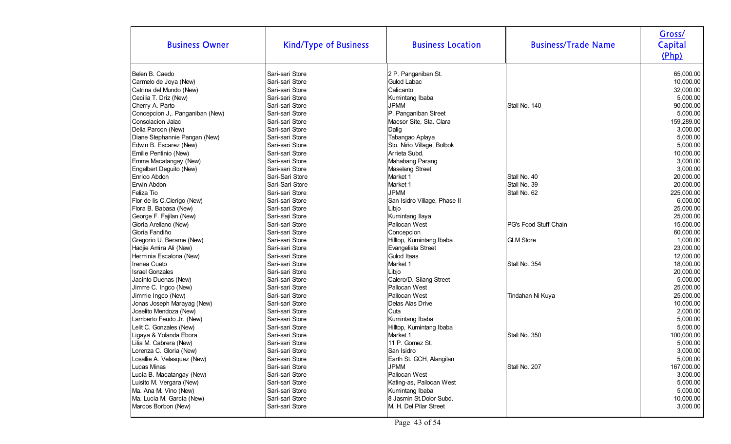| Business Owner | Kind/Type of Business | Business Location | Business/Trade Name | Gross/ Capital (Php) |
|---|---|---|---|---|
| Belen B. Caedo | Sari-sari Store | 2 P. Panganiban St. | | 65,000.00 |
| Carmelo de Joya (New) | Sari-sari Store | Gulod Labac | | 10,000.00 |
| Catrina del Mundo (New) | Sari-sari Store | Calicanto | | 32,000.00 |
| Cecilia T. Driz (New) | Sari-sari Store | Kumintang Ibaba | | 5,000.00 |
| Cherry A. Parto | Sari-sari Store | JPMM | Stall No. 140 | 90,000.00 |
| Concepcion J,. Panganiban (New) | Sari-sari Store | P. Panganiban Street | | 5,000.00 |
| Consolacion Jalac | Sari-sari Store | Macsor Site, Sta. Clara | | 159,289.00 |
| Delia Parcon (New) | Sari-sari Store | Dalig | | 3,000.00 |
| Diane Stephannie Pangan (New) | Sari-sari Store | Tabangao Aplaya | | 5,000.00 |
| Edwin B. Escarez (New) | Sari-sari Store | Sto. Niño Village, Bolbok | | 5,000.00 |
| Emilie Pentinio (New) | Sari-sari Store | Arrieta Subd. | | 10,000.00 |
| Emma Macatangay (New) | Sari-sari Store | Mahabang Parang | | 3,000.00 |
| Engelbert Deguito (New) | Sari-sari Store | Maselang Street | | 3,000.00 |
| Enrico Abdon | Sari-Sari Store | Market 1 | Stall No. 40 | 20,000.00 |
| Erwin Abdon | Sari-Sari Store | Market 1 | Stall No. 39 | 20,000.00 |
| Feliza Tio | Sari-sari Store | JPMM | Stall No. 62 | 225,000.00 |
| Flor de lis C.Clerigo (New) | Sari-sari Store | San Isidro Village, Phase II | | 6,000.00 |
| Flora B. Babasa (New) | Sari-sari Store | Libjo | | 25,000.00 |
| George F. Fajilan (New) | Sari-sari Store | Kumintang Ilaya | | 25,000.00 |
| Gloria Arellano (New) | Sari-sari Store | Pallocan West | PG's Food Stuff Chain | 15,000.00 |
| Gloria Fandiño | Sari-sari Store | Concepcion | | 60,000.00 |
| Gregorio U. Berame (New) | Sari-sari Store | Hilltop, Kumintang Ibaba | GLM Store | 1,000.00 |
| Hadjie Amira Ali (New) | Sari-sari Store | Evangelista Street | | 23,000.00 |
| Herminia Escalona (New) | Sari-sari Store | Gulod Itaas | | 12,000.00 |
| Irenea Cueto | Sari-sari Store | Market 1 | Stall No. 354 | 18,000.00 |
| Israel Gonzales | Sari-sari Store | Libjo | | 20,000.00 |
| Jacinto Duenas (New) | Sari-sari Store | Calero/D. Silang Street | | 5,000.00 |
| Jimme C. Ingco (New) | Sari-sari Store | Pallocan West | | 25,000.00 |
| Jimmie Ingco (New) | Sari-sari Store | Pallocan West | Tindahan Ni Kuya | 25,000.00 |
| Jonas Joseph Marayag (New) | Sari-sari Store | Delas Alas Drive | | 10,000.00 |
| Joselito Mendoza (New) | Sari-sari Store | Cuta | | 2,000.00 |
| Lamberto Feudo Jr. (New) | Sari-sari Store | Kumintang Ibaba | | 5,000.00 |
| Lelit C. Gonzales (New) | Sari-sari Store | Hilltop, Kumintang Ibaba | | 5,000.00 |
| Ligaya & Yolanda Ebora | Sari-sari Store | Market 1 | Stall No. 350 | 100,000.00 |
| Lilia M. Cabrera (New) | Sari-sari Store | 11 P. Gomez St. | | 5,000.00 |
| Lorenza C. Gloria (New) | Sari-sari Store | San Isidro | | 3,000.00 |
| Losallie A. Velasquez (New) | Sari-sari Store | Earth St. GCH, Alangilan | | 5,000.00 |
| Lucas Minas | Sari-sari Store | JPMM | Stall No. 207 | 167,000.00 |
| Lucia B. Macatangay (New) | Sari-sari Store | Pallocan West | | 3,000.00 |
| Luisito M. Vergara (New) | Sari-sari Store | Kating-as, Pallocan West | | 5,000.00 |
| Ma. Ana M. Vino (New) | Sari-sari Store | Kumintang Ibaba | | 5,000.00 |
| Ma. Lucia M. Garcia (New) | Sari-sari Store | 8 Jasmin St.Dolor Subd. | | 10,000.00 |
| Marcos Borbon (New) | Sari-sari Store | M. H. Del Pilar Street | | 3,000.00 |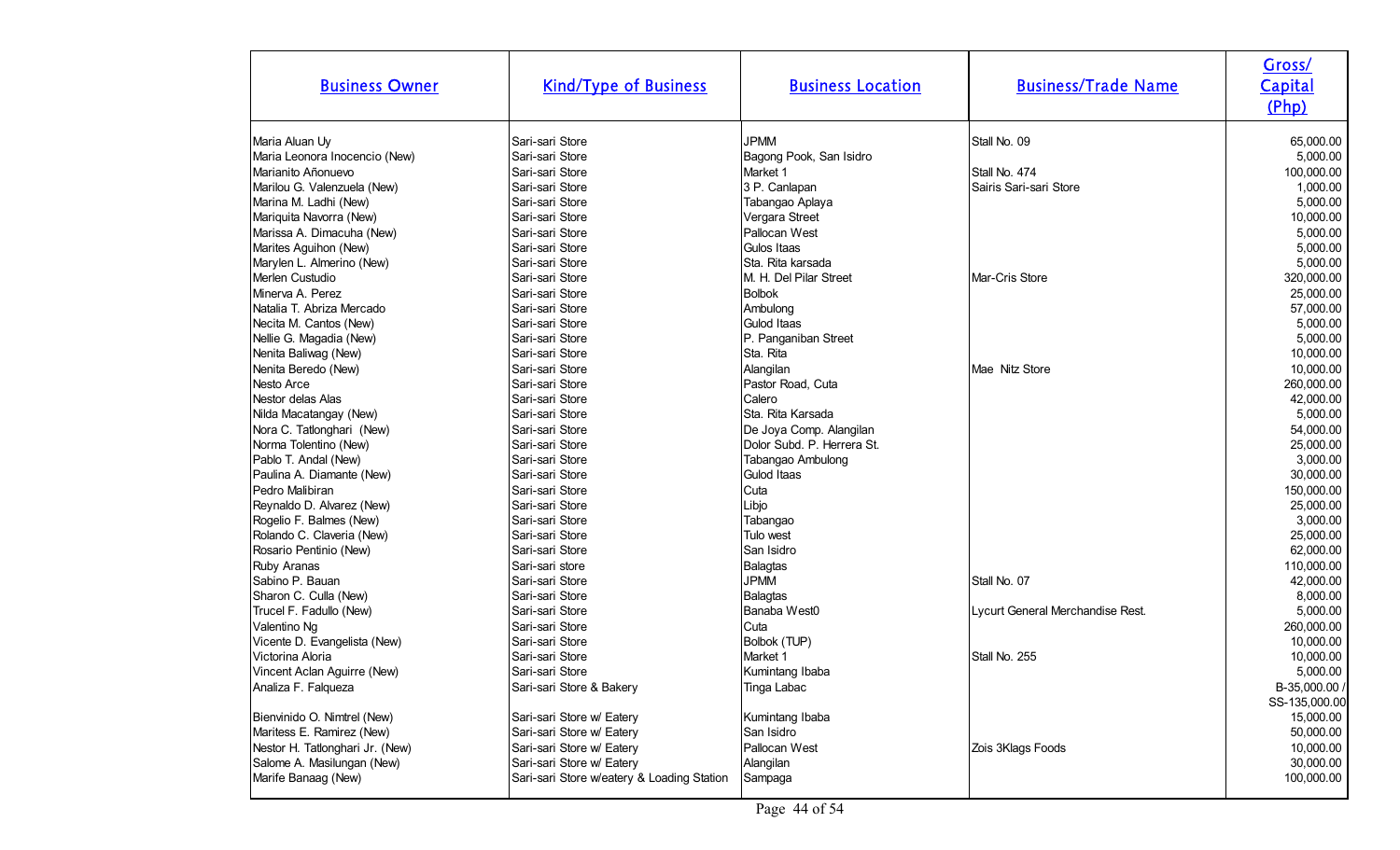| Business Owner | Kind/Type of Business | Business Location | Business/Trade Name | Gross/ Capital (Php) |
|---|---|---|---|---|
| Maria Aluan Uy | Sari-sari Store | JPMM | Stall No. 09 | 65,000.00 |
| Maria Leonora Inocencio (New) | Sari-sari Store | Bagong Pook, San Isidro | | 5,000.00 |
| Marianito Añonuevo | Sari-sari Store | Market 1 | Stall No. 474 | 100,000.00 |
| Marilou G. Valenzuela (New) | Sari-sari Store | 3 P. Canlapan | Sairis Sari-sari Store | 1,000.00 |
| Marina M. Ladhi (New) | Sari-sari Store | Tabangao Aplaya | | 5,000.00 |
| Mariquita Navorra (New) | Sari-sari Store | Vergara Street | | 10,000.00 |
| Marissa A. Dimacuha (New) | Sari-sari Store | Pallocan West | | 5,000.00 |
| Marites Aguihon (New) | Sari-sari Store | Gulos Itaas | | 5,000.00 |
| Marylen L. Almerino (New) | Sari-sari Store | Sta. Rita karsada | | 5,000.00 |
| Merlen Custudio | Sari-sari Store | M. H. Del Pilar Street | Mar-Cris Store | 320,000.00 |
| Minerva A. Perez | Sari-sari Store | Bolbok | | 25,000.00 |
| Natalia T. Abriza Mercado | Sari-sari Store | Ambulong | | 57,000.00 |
| Necita M. Cantos (New) | Sari-sari Store | Gulod Itaas | | 5,000.00 |
| Nellie G. Magadia (New) | Sari-sari Store | P. Panganiban Street | | 5,000.00 |
| Nenita Baliwag (New) | Sari-sari Store | Sta. Rita | | 10,000.00 |
| Nenita Beredo (New) | Sari-sari Store | Alangilan | Mae Nitz Store | 10,000.00 |
| Nesto Arce | Sari-sari Store | Pastor Road, Cuta | | 260,000.00 |
| Nestor delas Alas | Sari-sari Store | Calero | | 42,000.00 |
| Nilda Macatangay (New) | Sari-sari Store | Sta. Rita Karsada | | 5,000.00 |
| Nora C. Tatlonghari (New) | Sari-sari Store | De Joya Comp. Alangilan | | 54,000.00 |
| Norma Tolentino (New) | Sari-sari Store | Dolor Subd. P. Herrera St. | | 25,000.00 |
| Pablo T. Andal (New) | Sari-sari Store | Tabangao Ambulong | | 3,000.00 |
| Paulina A. Diamante (New) | Sari-sari Store | Gulod Itaas | | 30,000.00 |
| Pedro Malibiran | Sari-sari Store | Cuta | | 150,000.00 |
| Reynaldo D. Alvarez (New) | Sari-sari Store | Libjo | | 25,000.00 |
| Rogelio F. Balmes (New) | Sari-sari Store | Tabangao | | 3,000.00 |
| Rolando C. Claveria (New) | Sari-sari Store | Tulo west | | 25,000.00 |
| Rosario Pentinio (New) | Sari-sari Store | San Isidro | | 62,000.00 |
| Ruby Aranas | Sari-sari store | Balagtas | | 110,000.00 |
| Sabino P. Bauan | Sari-sari Store | JPMM | Stall No. 07 | 42,000.00 |
| Sharon C. Culla (New) | Sari-sari Store | Balagtas | | 8,000.00 |
| Trucel F. Fadullo (New) | Sari-sari Store | Banaba West0 | Lycurt General Merchandise Rest. | 5,000.00 |
| Valentino Ng | Sari-sari Store | Cuta | | 260,000.00 |
| Vicente D. Evangelista (New) | Sari-sari Store | Bolbok (TUP) | | 10,000.00 |
| Victorina Aloria | Sari-sari Store | Market 1 | Stall No. 255 | 10,000.00 |
| Vincent Aclan Aguirre (New) | Sari-sari Store | Kumintang Ibaba | | 5,000.00 |
| Analiza F. Falqueza | Sari-sari Store & Bakery | Tinga Labac | | B-35,000.00 / SS-135,000.00 |
| Bienvinido O. Nimtrel (New) | Sari-sari Store w/ Eatery | Kumintang Ibaba | | 15,000.00 |
| Maritess E. Ramirez (New) | Sari-sari Store w/ Eatery | San Isidro | | 50,000.00 |
| Nestor H. Tatlonghari Jr. (New) | Sari-sari Store w/ Eatery | Pallocan West | Zois 3Klags Foods | 10,000.00 |
| Salome A. Masilungan (New) | Sari-sari Store w/ Eatery | Alangilan | | 30,000.00 |
| Marife Banaag (New) | Sari-sari Store w/eatery & Loading Station | Sampaga | | 100,000.00 |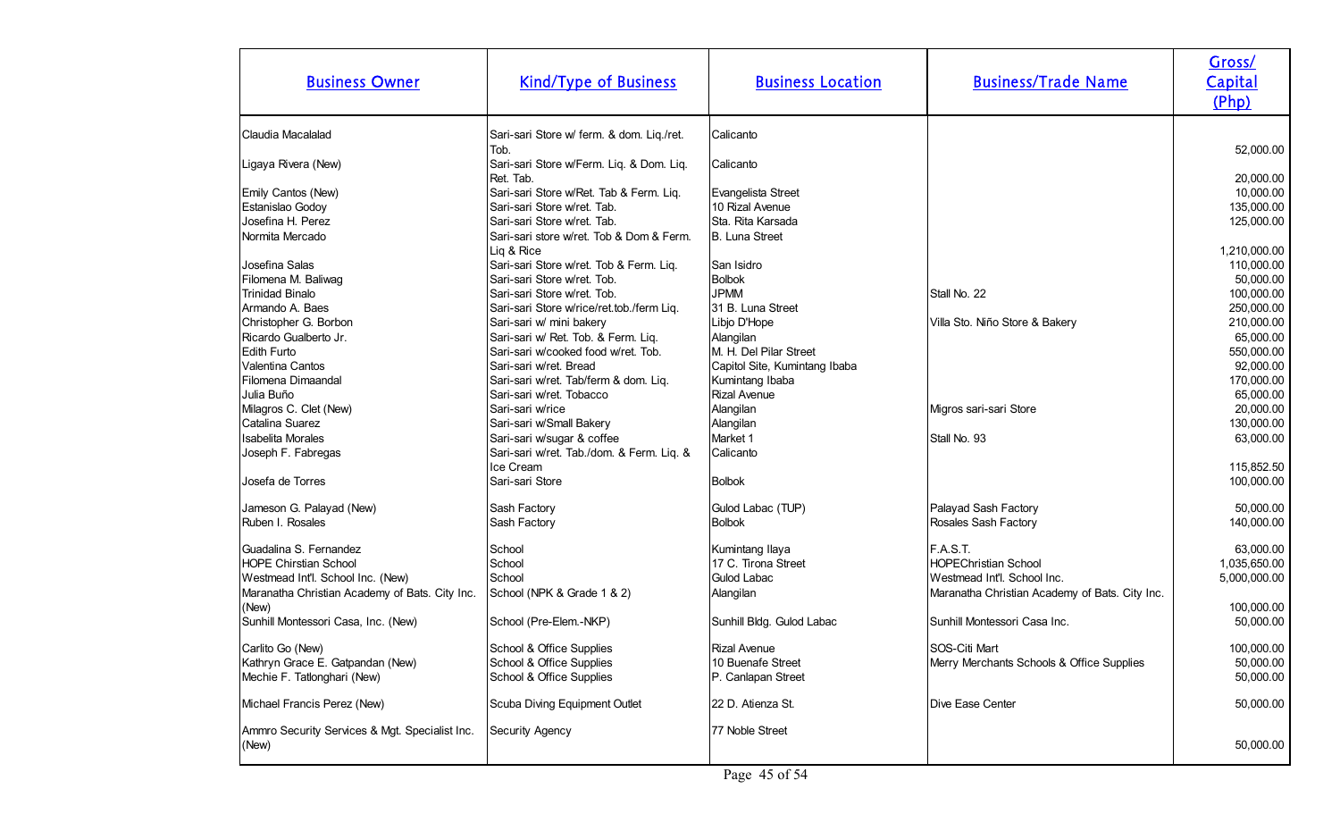| Business Owner | Kind/Type of Business | Business Location | Business/Trade Name | Gross/ Capital (Php) |
|---|---|---|---|---|
| Claudia Macalalad | Sari-sari Store w/ ferm. & dom. Liq./ret. Tob. | Calicanto | | 52,000.00 |
| Ligaya Rivera (New) | Sari-sari Store w/Ferm. Liq. & Dom. Liq. Ret. Tab. | Calicanto | | 20,000.00 |
| Emily Cantos (New) | Sari-sari Store w/Ret. Tab & Ferm. Liq. | Evangelista Street | | 10,000.00 |
| Estanislao Godoy | Sari-sari Store w/ret. Tab. | 10 Rizal Avenue | | 135,000.00 |
| Josefina H. Perez | Sari-sari Store w/ret. Tab. | Sta. Rita Karsada | | 125,000.00 |
| Normita Mercado | Sari-sari store w/ret. Tob & Dom & Ferm. Liq & Rice | B. Luna Street | | 1,210,000.00 |
| Josefina Salas | Sari-sari Store w/ret. Tob & Ferm. Liq. | San Isidro | | 110,000.00 |
| Filomena M. Baliwag | Sari-sari Store w/ret. Tob. | Bolbok | | 50,000.00 |
| Trinidad Binalo | Sari-sari Store w/ret. Tob. | JPMM | Stall No. 22 | 100,000.00 |
| Armando A. Baes | Sari-sari Store w/rice/ret.tob./ferm Liq. | 31 B. Luna Street | | 250,000.00 |
| Christopher G. Borbon | Sari-sari w/ mini bakery | Libjo D'Hope | Villa Sto. Niño Store & Bakery | 210,000.00 |
| Ricardo Gualberto Jr. | Sari-sari w/ Ret. Tob. & Ferm. Liq. | Alangilan | | 65,000.00 |
| Edith Furto | Sari-sari w/cooked food w/ret. Tob. | M. H. Del Pilar Street | | 550,000.00 |
| Valentina Cantos | Sari-sari w/ret. Bread | Capitol Site, Kumintang Ibaba | | 92,000.00 |
| Filomena Dimaandal | Sari-sari w/ret. Tab/ferm & dom. Liq. | Kumintang Ibaba | | 170,000.00 |
| Julia Buño | Sari-sari w/ret. Tobacco | Rizal Avenue | | 65,000.00 |
| Milagros C. Clet (New) | Sari-sari w/rice | Alangilan | Migros sari-sari Store | 20,000.00 |
| Catalina Suarez | Sari-sari w/Small Bakery | Alangilan | | 130,000.00 |
| Isabelita Morales | Sari-sari w/sugar & coffee | Market 1 | Stall No. 93 | 63,000.00 |
| Joseph F. Fabregas | Sari-sari w/ret. Tab./dom. & Ferm. Liq. & Ice Cream | Calicanto | | 115,852.50 |
| Josefa de Torres | Sari-sari Store | Bolbok | | 100,000.00 |
| Jameson G. Palayad (New) | Sash Factory | Gulod Labac (TUP) | Palayad Sash Factory | 50,000.00 |
| Ruben I. Rosales | Sash Factory | Bolbok | Rosales Sash Factory | 140,000.00 |
| Guadalina S. Fernandez | School | Kumintang Ilaya | F.A.S.T. | 63,000.00 |
| HOPE Chirstian School | School | 17 C. Tirona Street | HOPEChristian School | 1,035,650.00 |
| Westmead Int'l. School Inc. (New) | School | Gulod Labac | Westmead Int'l. School Inc. | 5,000,000.00 |
| Maranatha Christian Academy of Bats. City Inc. (New) | School (NPK & Grade 1 & 2) | Alangilan | Maranatha Christian Academy of Bats. City Inc. | 100,000.00 |
| Sunhill Montessori Casa, Inc. (New) | School (Pre-Elem.-NKP) | Sunhill Bldg. Gulod Labac | Sunhill Montessori Casa Inc. | 50,000.00 |
| Carlito Go (New) | School & Office Supplies | Rizal Avenue | SOS-Citi Mart | 100,000.00 |
| Kathryn Grace E. Gatpandan (New) | School & Office Supplies | 10 Buenafe Street | Merry Merchants Schools & Office Supplies | 50,000.00 |
| Mechie F. Tatlonghari (New) | School & Office Supplies | P. Canlapan Street | | 50,000.00 |
| Michael Francis Perez (New) | Scuba Diving Equipment Outlet | 22 D. Atienza St. | Dive Ease Center | 50,000.00 |
| Ammro Security Services & Mgt. Specialist Inc. (New) | Security Agency | 77 Noble Street | | 50,000.00 |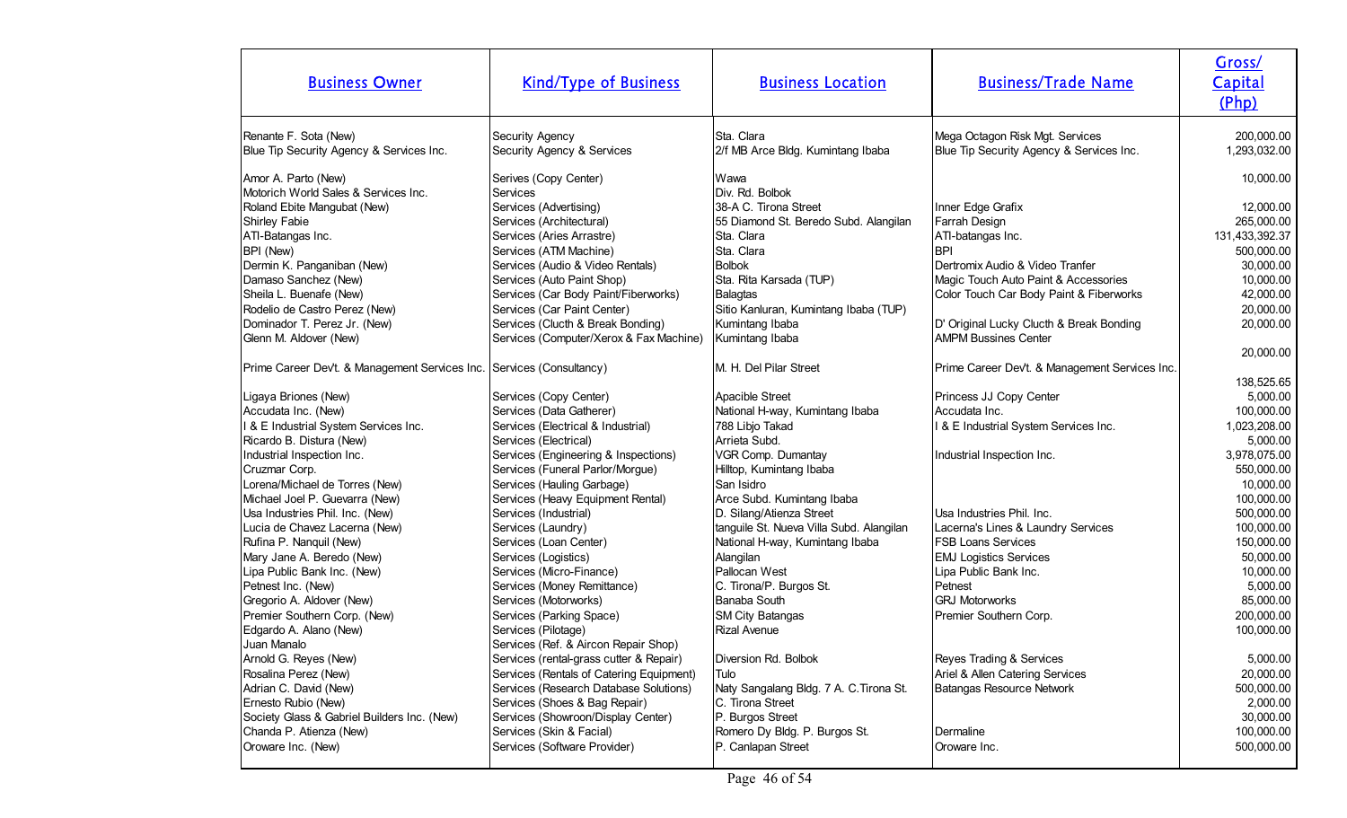| Business Owner | Kind/Type of Business | Business Location | Business/Trade Name | Gross/ Capital (Php) |
|---|---|---|---|---|
| Renante F. Sota (New) | Security Agency | Sta. Clara | Mega Octagon Risk Mgt. Services | 200,000.00 |
| Blue Tip Security Agency & Services Inc. | Security Agency & Services | 2/f MB Arce Bldg. Kumintang Ibaba | Blue Tip Security Agency & Services Inc. | 1,293,032.00 |
| Amor A. Parto (New) | Serives (Copy Center) | Wawa | | 10,000.00 |
| Motorich World Sales & Services Inc. | Services | Div. Rd. Bolbok | | |
| Roland Ebite Mangubat (New) | Services (Advertising) | 38-A C. Tirona Street | Inner Edge Grafix | 12,000.00 |
| Shirley Fabie | Services (Architectural) | 55 Diamond St. Beredo Subd. Alangilan | Farrah Design | 265,000.00 |
| ATI-Batangas Inc. | Services (Aries Arrastre) | Sta. Clara | ATI-batangas Inc. | 131,433,392.37 |
| BPI (New) | Services (ATM Machine) | Sta. Clara | BPI | 500,000.00 |
| Dermin K. Panganiban (New) | Services (Audio & Video Rentals) | Bolbok | Dertromix Audio & Video Tranfer | 30,000.00 |
| Damaso Sanchez (New) | Services (Auto Paint Shop) | Sta. Rita Karsada (TUP) | Magic Touch Auto Paint & Accessories | 10,000.00 |
| Sheila L. Buenafe (New) | Services (Car Body Paint/Fiberworks) | Balagtas | Color Touch Car Body Paint & Fiberworks | 42,000.00 |
| Rodelio de Castro Perez (New) | Services (Car Paint Center) | Sitio Kanluran, Kumintang Ibaba (TUP) | | 20,000.00 |
| Dominador T. Perez Jr. (New) | Services (Clucth & Break Bonding) | Kumintang Ibaba | D' Original Lucky Clucth & Break Bonding | 20,000.00 |
| Glenn M. Aldover (New) | Services (Computer/Xerox & Fax Machine) | Kumintang Ibaba | AMPM Bussines Center | 20,000.00 |
| Prime Career Dev't. & Management Services Inc. | Services (Consultancy) | M. H. Del Pilar Street | Prime Career Dev't. & Management Services Inc. | 138,525.65 |
| Ligaya Briones (New) | Services (Copy Center) | Apacible Street | Princess JJ Copy Center | 5,000.00 |
| Accudata Inc. (New) | Services (Data Gatherer) | National H-way, Kumintang Ibaba | Accudata Inc. | 100,000.00 |
| I & E Industrial System Services Inc. | Services (Electrical & Industrial) | 788 Libjo Takad | I & E Industrial System Services Inc. | 1,023,208.00 |
| Ricardo B. Distura (New) | Services (Electrical) | Arrieta Subd. | | 5,000.00 |
| Industrial Inspection Inc. | Services (Engineering & Inspections) | VGR Comp. Dumantay | Industrial Inspection Inc. | 3,978,075.00 |
| Cruzmar Corp. | Services (Funeral Parlor/Morgue) | Hilltop, Kumintang Ibaba | | 550,000.00 |
| Lorena/Michael de Torres (New) | Services (Hauling Garbage) | San Isidro | | 10,000.00 |
| Michael Joel P. Guevarra (New) | Services (Heavy Equipment Rental) | Arce Subd. Kumintang Ibaba | | 100,000.00 |
| Usa Industries Phil. Inc. (New) | Services (Industrial) | D. Silang/Atienza Street | Usa Industries Phil. Inc. | 500,000.00 |
| Lucia de Chavez Lacerna (New) | Services (Laundry) | tanguile St. Nueva Villa Subd. Alangilan | Lacerna's Lines & Laundry Services | 100,000.00 |
| Rufina P. Nanquil (New) | Services (Loan Center) | National H-way, Kumintang Ibaba | FSB Loans Services | 150,000.00 |
| Mary Jane A. Beredo (New) | Services (Logistics) | Alangilan | EMJ Logistics Services | 50,000.00 |
| Lipa Public Bank Inc. (New) | Services (Micro-Finance) | Pallocan West | Lipa Public Bank Inc. | 10,000.00 |
| Petnest Inc. (New) | Services (Money Remittance) | C. Tirona/P. Burgos St. | Petnest | 5,000.00 |
| Gregorio A. Aldover (New) | Services (Motorworks) | Banaba South | GRJ Motorworks | 85,000.00 |
| Premier Southern Corp. (New) | Services (Parking Space) | SM City Batangas | Premier Southern Corp. | 200,000.00 |
| Edgardo A. Alano (New) | Services (Pilotage) | Rizal Avenue | | 100,000.00 |
| Juan Manalo | Services (Ref. & Aircon Repair Shop) | | | |
| Arnold G. Reyes (New) | Services (rental-grass cutter & Repair) | Diversion Rd. Bolbok | Reyes Trading & Services | 5,000.00 |
| Rosalina Perez (New) | Services (Rentals of Catering Equipment) | Tulo | Ariel & Allen Catering Services | 20,000.00 |
| Adrian C. David (New) | Services (Research Database Solutions) | Naty Sangalang Bldg. 7 A. C.Tirona St. | Batangas Resource Network | 500,000.00 |
| Ernesto Rubio (New) | Services (Shoes & Bag Repair) | C. Tirona Street | | 2,000.00 |
| Society Glass & Gabriel Builders Inc. (New) | Services (Showroon/Display Center) | P. Burgos Street | | 30,000.00 |
| Chanda P. Atienza (New) | Services (Skin & Facial) | Romero Dy Bldg. P. Burgos St. | Dermaline | 100,000.00 |
| Oroware Inc. (New) | Services (Software Provider) | P. Canlapan Street | Oroware Inc. | 500,000.00 |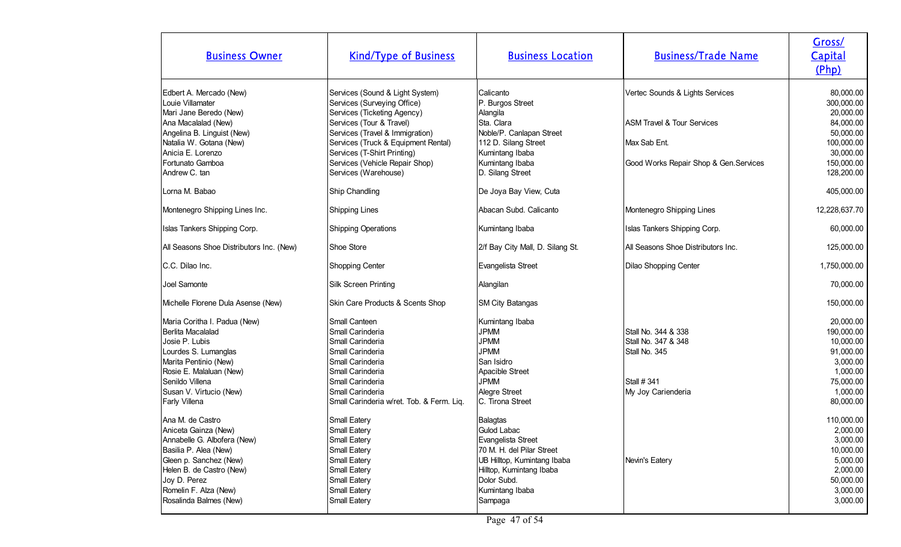| Business Owner | Kind/Type of Business | Business Location | Business/Trade Name | Gross/ Capital (Php) |
|---|---|---|---|---|
| Edbert A. Mercado (New) | Services (Sound & Light System) | Calicanto | Vertec Sounds & Lights Services | 80,000.00 |
| Louie Villamater | Services (Surveying Office) | P. Burgos Street | | 300,000.00 |
| Mari Jane Beredo (New) | Services (Ticketing Agency) | Alangila | | 20,000.00 |
| Ana Macalalad (New) | Services (Tour & Travel) | Sta. Clara | ASM Travel & Tour Services | 84,000.00 |
| Angelina B. Linguist (New) | Services (Travel & Immigration) | Noble/P. Canlapan Street | | 50,000.00 |
| Natalia W. Gotana (New) | Services (Truck & Equipment Rental) | 112 D. Silang Street | Max Sab Ent. | 100,000.00 |
| Anicia E. Lorenzo | Services (T-Shirt Printing) | Kumintang Ibaba | | 30,000.00 |
| Fortunato Gamboa | Services (Vehicle Repair Shop) | Kumintang Ibaba | Good Works Repair Shop & Gen.Services | 150,000.00 |
| Andrew C. tan | Services (Warehouse) | D. Silang Street | | 128,200.00 |
| Lorna M. Babao | Ship Chandling | De Joya Bay View, Cuta | | 405,000.00 |
| Montenegro Shipping Lines Inc. | Shipping Lines | Abacan Subd. Calicanto | Montenegro Shipping Lines | 12,228,637.70 |
| Islas Tankers Shipping Corp. | Shipping Operations | Kumintang Ibaba | Islas Tankers Shipping Corp. | 60,000.00 |
| All Seasons Shoe Distributors Inc. (New) | Shoe Store | 2/f Bay City Mall, D. Silang St. | All Seasons Shoe Distributors Inc. | 125,000.00 |
| C.C. Dilao Inc. | Shopping Center | Evangelista Street | Dilao Shopping Center | 1,750,000.00 |
| Joel Samonte | Silk Screen Printing | Alangilan | | 70,000.00 |
| Michelle Florene Dula Asense (New) | Skin Care Products & Scents Shop | SM City Batangas | | 150,000.00 |
| Maria Coritha I. Padua (New) | Small Canteen | Kumintang Ibaba | | 20,000.00 |
| Berlita Macalalad | Small Carinderia | JPMM | Stall No. 344 & 338 | 190,000.00 |
| Josie P. Lubis | Small Carinderia | JPMM | Stall No. 347 & 348 | 10,000.00 |
| Lourdes S. Lumanglas | Small Carinderia | JPMM | Stall No. 345 | 91,000.00 |
| Marita Pentinio (New) | Small Carinderia | San Isidro | | 3,000.00 |
| Rosie E. Malaluan (New) | Small Carinderia | Apacible Street | | 1,000.00 |
| Senildo Villena | Small Carinderia | JPMM | Stall # 341 | 75,000.00 |
| Susan V. Virtucio (New) | Small Carinderia | Alegre Street | My Joy Carienderia | 1,000.00 |
| Farly Villena | Small Carinderia w/ret. Tob. & Ferm. Liq. | C. Tirona Street | | 80,000.00 |
| Ana M. de Castro | Small Eatery | Balagtas | | 110,000.00 |
| Aniceta Gainza (New) | Small Eatery | Gulod Labac | | 2,000.00 |
| Annabelle G. Albofera (New) | Small Eatery | Evangelista Street | | 3,000.00 |
| Basilia P. Alea (New) | Small Eatery | 70 M. H. del Pilar Street | | 10,000.00 |
| Gleen p. Sanchez (New) | Small Eatery | UB Hilltop, Kumintang Ibaba | Nevin's Eatery | 5,000.00 |
| Helen B. de Castro (New) | Small Eatery | Hilltop, Kumintang Ibaba | | 2,000.00 |
| Joy D. Perez | Small Eatery | Dolor Subd. | | 50,000.00 |
| Romelin F. Alza (New) | Small Eatery | Kumintang Ibaba | | 3,000.00 |
| Rosalinda Balmes (New) | Small Eatery | Sampaga | | 3,000.00 |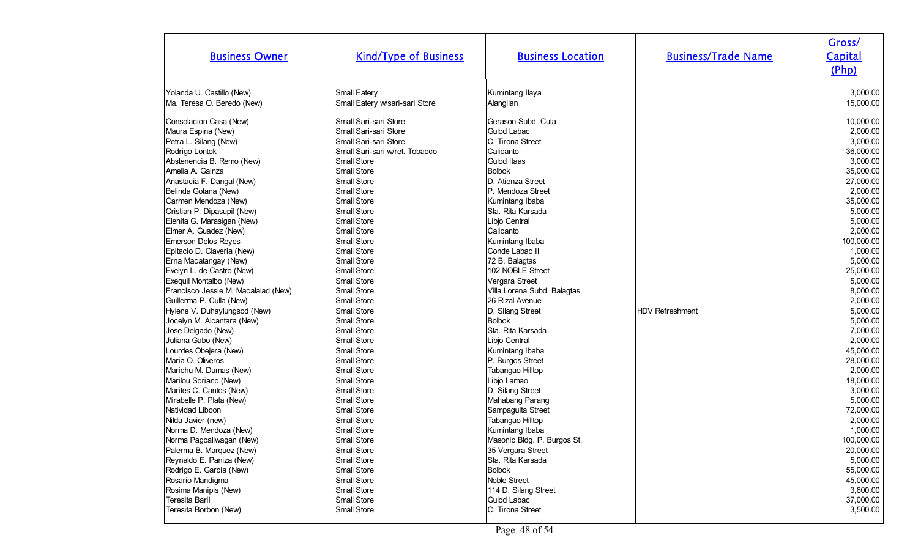| Business Owner | Kind/Type of Business | Business Location | Business/Trade Name | Gross/ Capital (Php) |
|---|---|---|---|---|
| Yolanda U. Castillo (New) | Small Eatery | Kumintang Ilaya | | 3,000.00 |
| Ma. Teresa O. Beredo (New) | Small Eatery w/sari-sari Store | Alangilan | | 15,000.00 |
| Consolacion Casa (New) | Small Sari-sari Store | Gerason Subd. Cuta | | 10,000.00 |
| Maura Espina (New) | Small Sari-sari Store | Gulod Labac | | 2,000.00 |
| Petra L. Silang (New) | Small Sari-sari Store | C. Tirona Street | | 3,000.00 |
| Rodrigo Lontok | Small Sari-sari w/ret. Tobacco | Calicanto | | 36,000.00 |
| Abstenencia B. Remo (New) | Small Store | Gulod Itaas | | 3,000.00 |
| Amelia A. Gainza | Small Store | Bolbok | | 35,000.00 |
| Anastacia F. Dangal (New) | Small Store | D. Atienza Street | | 27,000.00 |
| Belinda Gotana (New) | Small Store | P. Mendoza Street | | 2,000.00 |
| Carmen Mendoza (New) | Small Store | Kumintang Ibaba | | 35,000.00 |
| Cristian P. Dipasupil (New) | Small Store | Sta. Rita Karsada | | 5,000.00 |
| Elenita G. Marasigan (New) | Small Store | Libjo Central | | 5,000.00 |
| Elmer A. Guadez (New) | Small Store | Calicanto | | 2,000.00 |
| Emerson Delos Reyes | Small Store | Kumintang Ibaba | | 100,000.00 |
| Epitacio D. Claveria (New) | Small Store | Conde Labac II | | 1,000.00 |
| Erna Macatangay (New) | Small Store | 72 B. Balagtas | | 5,000.00 |
| Evelyn L. de Castro (New) | Small Store | 102 NOBLE Street | | 25,000.00 |
| Exequil Montalbo (New) | Small Store | Vergara Street | | 5,000.00 |
| Francisco Jessie M. Macalalad (New) | Small Store | Villa Lorena Subd. Balagtas | | 8,000.00 |
| Guillerma P. Culla (New) | Small Store | 26 Rizal Avenue | | 2,000.00 |
| Hylene V. Duhaylungsod (New) | Small Store | D. Silang Street | HDV Refreshment | 5,000.00 |
| Jocelyn M. Alcantara (New) | Small Store | Bolbok | | 5,000.00 |
| Jose Delgado (New) | Small Store | Sta. Rita Karsada | | 7,000.00 |
| Juliana Gabo (New) | Small Store | Libjo Central | | 2,000.00 |
| Lourdes Obejera (New) | Small Store | Kumintang Ibaba | | 45,000.00 |
| Maria O. Oliveros | Small Store | P. Burgos Street | | 28,000.00 |
| Marichu M. Dumas (New) | Small Store | Tabangao Hilltop | | 2,000.00 |
| Marilou Soriano (New) | Small Store | Libjo Lamao | | 18,000.00 |
| Marites C. Cantos (New) | Small Store | D. Silang Street | | 3,000.00 |
| Mirabelle P. Plata (New) | Small Store | Mahabang Parang | | 5,000.00 |
| Natividad Liboon | Small Store | Sampaguita Street | | 72,000.00 |
| Nilda Javier (new) | Small Store | Tabangao Hilltop | | 2,000.00 |
| Norma D. Mendoza (New) | Small Store | Kumintang Ibaba | | 1,000.00 |
| Norma Pagcaliwagan (New) | Small Store | Masonic Bldg. P. Burgos St. | | 100,000.00 |
| Palerma B. Marquez (New) | Small Store | 35 Vergara Street | | 20,000.00 |
| Reynaldo E. Paniza (New) | Small Store | Sta. Rita Karsada | | 5,000.00 |
| Rodrigo E. Garcia (New) | Small Store | Bolbok | | 55,000.00 |
| Rosario Mandigma | Small Store | Noble Street | | 45,000.00 |
| Rosima Manipis (New) | Small Store | 114 D. Silang Street | | 3,600.00 |
| Teresita Baril | Small Store | Gulod Labac | | 37,000.00 |
| Teresita Borbon (New) | Small Store | C. Tirona Street | | 3,500.00 |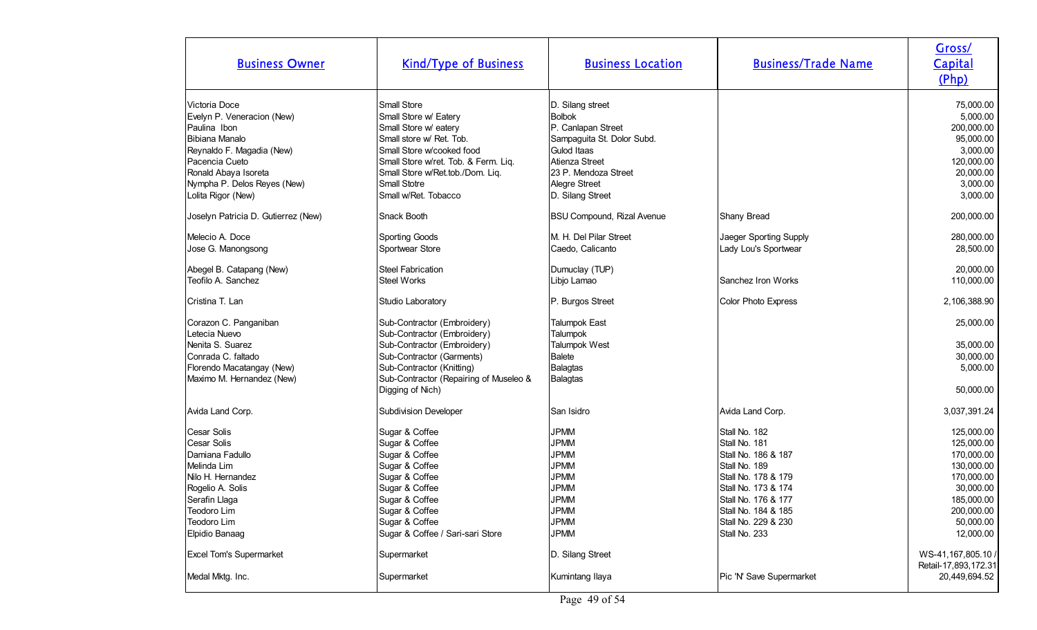| Business Owner | Kind/Type of Business | Business Location | Business/Trade Name | Gross/ Capital (Php) |
|---|---|---|---|---|
| Victoria Doce | Small Store | D. Silang street | | 75,000.00 |
| Evelyn P. Veneracion (New) | Small Store w/ Eatery | Bolbok | | 5,000.00 |
| Paulina Ibon | Small Store w/ eatery | P. Canlapan Street | | 200,000.00 |
| Bibiana Manalo | Small store w/ Ret. Tob. | Sampaguita St. Dolor Subd. | | 95,000.00 |
| Reynaldo F. Magadia (New) | Small Store w/cooked food | Gulod Itaas | | 3,000.00 |
| Pacencia Cueto | Small Store w/ret. Tob. & Ferm. Liq. | Atienza Street | | 120,000.00 |
| Ronald Abaya Isoreta | Small Store w/Ret.tob./Dom. Liq. | 23 P. Mendoza Street | | 20,000.00 |
| Nympha P. Delos Reyes (New) | Small Stotre | Alegre Street | | 3,000.00 |
| Lolita Rigor (New) | Small w/Ret. Tobacco | D. Silang Street | | 3,000.00 |
| Joselyn Patricia D. Gutierrez (New) | Snack Booth | BSU Compound, Rizal Avenue | Shany Bread | 200,000.00 |
| Melecio A. Doce | Sporting Goods | M. H. Del Pilar Street | Jaeger Sporting Supply | 280,000.00 |
| Jose G. Manongsong | Sportwear Store | Caedo, Calicanto | Lady Lou's Sportwear | 28,500.00 |
| Abegel B. Catapang (New) | Steel Fabrication | Dumuclay (TUP) | | 20,000.00 |
| Teofilo A. Sanchez | Steel Works | Libjo Lamao | Sanchez Iron Works | 110,000.00 |
| Cristina T. Lan | Studio Laboratory | P. Burgos Street | Color Photo Express | 2,106,388.90 |
| Corazon C. Panganiban | Sub-Contractor (Embroidery) | Talumpok East | | 25,000.00 |
| Letecia Nuevo | Sub-Contractor (Embroidery) | Talumpok | | |
| Nenita S. Suarez | Sub-Contractor (Embroidery) | Talumpok West | | 35,000.00 |
| Conrada C. faltado | Sub-Contractor (Garments) | Balete | | 30,000.00 |
| Florendo Macatangay (New) | Sub-Contractor (Knitting) | Balagtas | | 5,000.00 |
| Maximo M. Hernandez (New) | Sub-Contractor (Repairing of Museleo & Digging of Nich) | Balagtas | | 50,000.00 |
| Avida Land Corp. | Subdivision Developer | San Isidro | Avida Land Corp. | 3,037,391.24 |
| Cesar Solis | Sugar & Coffee | JPMM | Stall No. 182 | 125,000.00 |
| Cesar Solis | Sugar & Coffee | JPMM | Stall No. 181 | 125,000.00 |
| Damiana Fadullo | Sugar & Coffee | JPMM | Stall No. 186 & 187 | 170,000.00 |
| Melinda Lim | Sugar & Coffee | JPMM | Stall No. 189 | 130,000.00 |
| Nilo H. Hernandez | Sugar & Coffee | JPMM | Stall No. 178 & 179 | 170,000.00 |
| Rogelio A. Solis | Sugar & Coffee | JPMM | Stall No. 173 & 174 | 30,000.00 |
| Serafin Llaga | Sugar & Coffee | JPMM | Stall No. 176 & 177 | 185,000.00 |
| Teodoro Lim | Sugar & Coffee | JPMM | Stall No. 184 & 185 | 200,000.00 |
| Teodoro Lim | Sugar & Coffee | JPMM | Stall No. 229 & 230 | 50,000.00 |
| Elpidio Banaag | Sugar & Coffee / Sari-sari Store | JPMM | Stall No. 233 | 12,000.00 |
| Excel Tom's Supermarket | Supermarket | D. Silang Street | | WS-41,167,805.10 / Retail-17,893,172.31 |
| Medal Mktg. Inc. | Supermarket | Kumintang Ilaya | Pic 'N' Save Supermarket | 20,449,694.52 |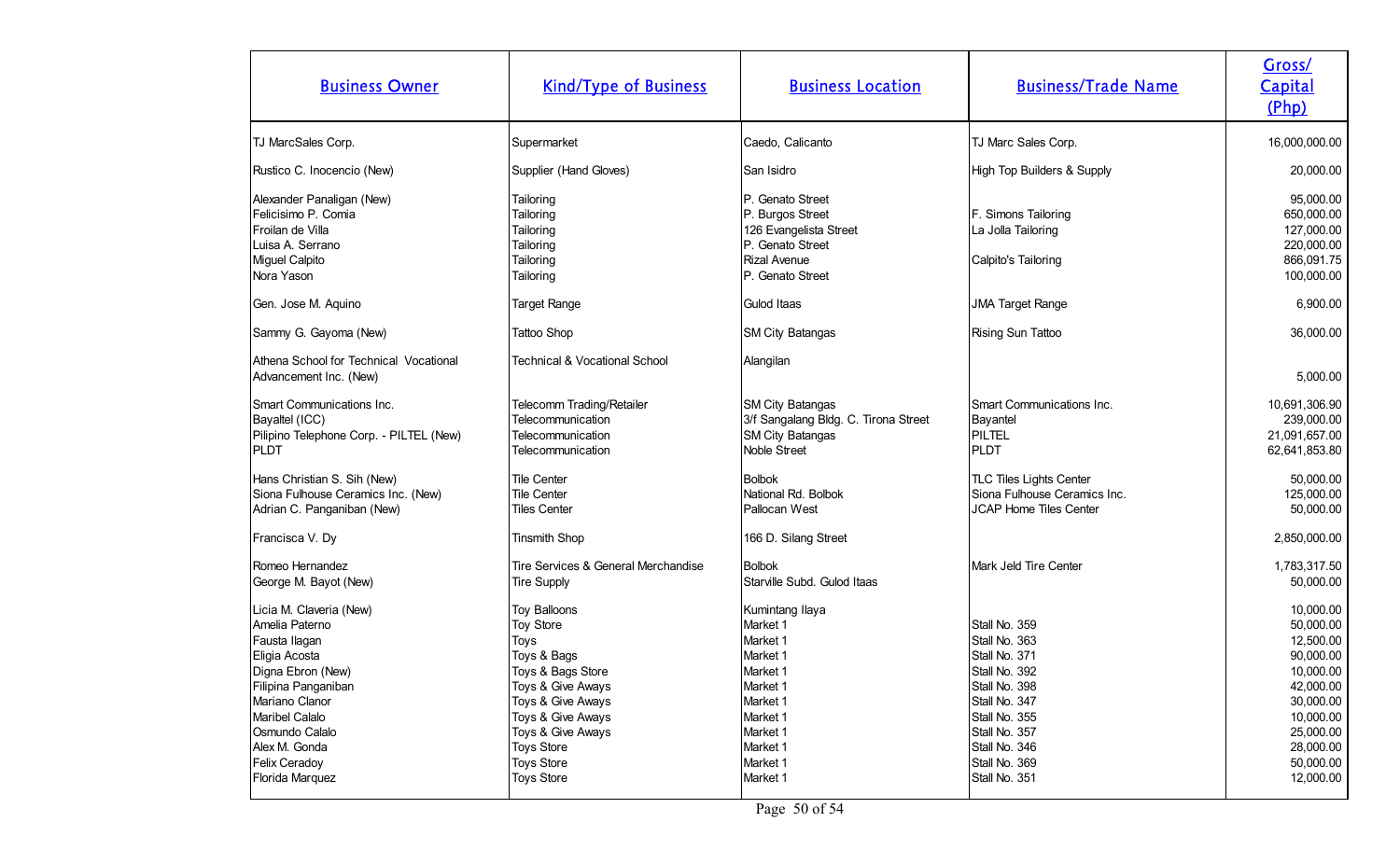| Business Owner | Kind/Type of Business | Business Location | Business/Trade Name | Gross/ Capital (Php) |
|---|---|---|---|---|
| TJ MarcSales Corp. | Supermarket | Caedo, Calicanto | TJ Marc Sales Corp. | 16,000,000.00 |
| Rustico C. Inocencio (New) | Supplier (Hand Gloves) | San Isidro | High Top Builders & Supply | 20,000.00 |
| Alexander Panaligan (New) | Tailoring | P. Genato Street | | 95,000.00 |
| Felicisimo P. Comia | Tailoring | P. Burgos Street | F. Simons Tailoring | 650,000.00 |
| Froilan de Villa | Tailoring | 126 Evangelista Street | La Jolla Tailoring | 127,000.00 |
| Luisa A. Serrano | Tailoring | P. Genato Street | | 220,000.00 |
| Miguel Calpito | Tailoring | Rizal Avenue | Calpito's Tailoring | 866,091.75 |
| Nora Yason | Tailoring | P. Genato Street | | 100,000.00 |
| Gen. Jose M. Aquino | Target Range | Gulod Itaas | JMA Target Range | 6,900.00 |
| Sammy G. Gayoma (New) | Tattoo Shop | SM City Batangas | Rising Sun Tattoo | 36,000.00 |
| Athena School for Technical Vocational Advancement Inc. (New) | Technical & Vocational School | Alangilan | | 5,000.00 |
| Smart Communications Inc. | Telecomm Trading/Retailer | SM City Batangas | Smart Communications Inc. | 10,691,306.90 |
| Bayaltel (ICC) | Telecommunication | 3/f Sangalang Bldg. C. Tirona Street | Bayantel | 239,000.00 |
| Pilipino Telephone Corp. - PILTEL (New) | Telecommunication | SM City Batangas | PILTEL | 21,091,657.00 |
| PLDT | Telecommunication | Noble Street | PLDT | 62,641,853.80 |
| Hans Christian S. Sih (New) | Tile Center | Bolbok | TLC Tiles Lights Center | 50,000.00 |
| Siona Fulhouse Ceramics Inc. (New) | Tile Center | National Rd. Bolbok | Siona Fulhouse Ceramics Inc. | 125,000.00 |
| Adrian C. Panganiban (New) | Tiles Center | Pallocan West | JCAP Home Tiles Center | 50,000.00 |
| Francisca V. Dy | Tinsmith Shop | 166 D. Silang Street | | 2,850,000.00 |
| Romeo Hernandez | Tire Services & General Merchandise | Bolbok | Mark Jeld Tire Center | 1,783,317.50 |
| George M. Bayot (New) | Tire Supply | Starville Subd. Gulod Itaas | | 50,000.00 |
| Licia M. Claveria (New) | Toy Balloons | Kumintang Ilaya | | 10,000.00 |
| Amelia Paterno | Toy Store | Market 1 | Stall No. 359 | 50,000.00 |
| Fausta Ilagan | Toys | Market 1 | Stall No. 363 | 12,500.00 |
| Eligia Acosta | Toys & Bags | Market 1 | Stall No. 371 | 90,000.00 |
| Digna Ebron (New) | Toys & Bags Store | Market 1 | Stall No. 392 | 10,000.00 |
| Filipina Panganiban | Toys & Give Aways | Market 1 | Stall No. 398 | 42,000.00 |
| Mariano Clanor | Toys & Give Aways | Market 1 | Stall No. 347 | 30,000.00 |
| Maribel Calalo | Toys & Give Aways | Market 1 | Stall No. 355 | 10,000.00 |
| Osmundo Calalo | Toys & Give Aways | Market 1 | Stall No. 357 | 25,000.00 |
| Alex M. Gonda | Toys Store | Market 1 | Stall No. 346 | 28,000.00 |
| Felix Ceradoy | Toys Store | Market 1 | Stall No. 369 | 50,000.00 |
| Florida Marquez | Toys Store | Market 1 | Stall No. 351 | 12,000.00 |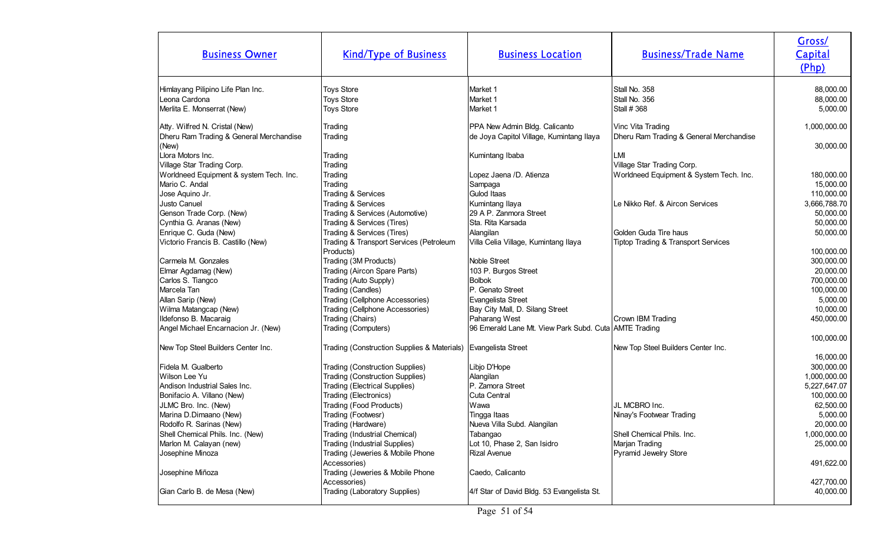| Business Owner | Kind/Type of Business | Business Location | Business/Trade Name | Gross/ Capital (Php) |
|---|---|---|---|---|
| Himlayang Pilipino Life Plan Inc. | Toys Store | Market 1 | Stall No. 358 | 88,000.00 |
| Leona Cardona | Toys Store | Market 1 | Stall No. 356 | 88,000.00 |
| Merlita E. Monserrat (New) | Toys Store | Market 1 | Stall # 368 | 5,000.00 |
| Atty. Wilfred N. Cristal (New) | Trading | PPA New Admin Bldg. Calicanto | Vinc Vita Trading | 1,000,000.00 |
| Dheru Ram Trading & General Merchandise (New) | Trading | de Joya Capitol Village, Kumintang Ilaya | Dheru Ram Trading & General Merchandise | 30,000.00 |
| Llora Motors Inc. | Trading | Kumintang Ibaba | LMI | |
| Village Star Trading Corp. | Trading | | Village Star Trading Corp. | |
| Worldneed Equipment & system Tech. Inc. | Trading | Lopez Jaena /D. Atienza | Worldneed Equipment & System Tech. Inc. | 180,000.00 |
| Mario C. Andal | Trading | Sampaga | | 15,000.00 |
| Jose Aquino Jr. | Trading & Services | Gulod Itaas | | 110,000.00 |
| Justo Canuel | Trading & Services | Kumintang Ilaya | Le Nikko Ref. & Aircon Services | 3,666,788.70 |
| Genson Trade Corp. (New) | Trading & Services (Automotive) | 29 A P. Zanmora Street | | 50,000.00 |
| Cynthia G. Aranas (New) | Trading & Services (Tires) | Sta. Rita Karsada | | 50,000.00 |
| Enrique C. Guda (New) | Trading & Services (Tires) | Alangilan | Golden Guda Tire haus | 50,000.00 |
| Victorio Francis B. Castillo (New) | Trading & Transport Services (Petroleum Products) | Villa Celia Village, Kumintang Ilaya | Tiptop Trading & Transport Services | 100,000.00 |
| Carmela M. Gonzales | Trading (3M Products) | Noble Street | | 300,000.00 |
| Elmar Agdamag (New) | Trading (Aircon Spare Parts) | 103 P. Burgos Street | | 20,000.00 |
| Carlos S. Tiangco | Trading (Auto Supply) | Bolbok | | 700,000.00 |
| Marcela Tan | Trading (Candles) | P. Genato Street | | 100,000.00 |
| Allan Sarip (New) | Trading (Cellphone Accessories) | Evangelista Street | | 5,000.00 |
| Wilma Matangcap (New) | Trading (Cellphone Accessories) | Bay City Mall, D. Silang Street | | 10,000.00 |
| Ildefonso B. Macaraig | Trading (Chairs) | Paharang West | Crown IBM Trading | 450,000.00 |
| Angel Michael Encarnacion Jr. (New) | Trading (Computers) | 96 Emerald Lane Mt. View Park Subd. Cuta | AMTE Trading | 100,000.00 |
| New Top Steel Builders Center Inc. | Trading (Construction Supplies & Materials) | Evangelista Street | New Top Steel Builders Center Inc. | 16,000.00 |
| Fidela M. Gualberto | Trading (Construction Supplies) | Libjo D'Hope | | 300,000.00 |
| Wilson Lee Yu | Trading (Construction Supplies) | Alangilan | | 1,000,000.00 |
| Andison Industrial Sales Inc. | Trading (Electrical Supplies) | P. Zamora Street | | 5,227,647.07 |
| Bonifacio A. Villano (New) | Trading (Electronics) | Cuta Central | | 100,000.00 |
| JLMC Bro. Inc. (New) | Trading (Food Products) | Wawa | JL MCBRO Inc. | 62,500.00 |
| Marina D.Dimaano (New) | Trading (Footwesr) | Tingga Itaas | Ninay's Footwear Trading | 5,000.00 |
| Rodolfo R. Sarinas (New) | Trading (Hardware) | Nueva Villa Subd. Alangilan | | 20,000.00 |
| Shell Chemical Phils. Inc. (New) | Trading (Industrial Chemical) | Tabangao | Shell Chemical Phils. Inc. | 1,000,000.00 |
| Marlon M. Calayan (new) | Trading (Industrial Supplies) | Lot 10, Phase 2, San Isidro | Marjan Trading | 25,000.00 |
| Josephine Minoza | Trading (Jeweries & Mobile Phone Accessories) | Rizal Avenue | Pyramid Jewelry Store | 491,622.00 |
| Josephine Miñoza | Trading (Jeweries & Mobile Phone Accessories) | Caedo, Calicanto | | 427,700.00 |
| Gian Carlo B. de Mesa (New) | Trading (Laboratory Supplies) | 4/f Star of David Bldg. 53 Evangelista St. | | 40,000.00 |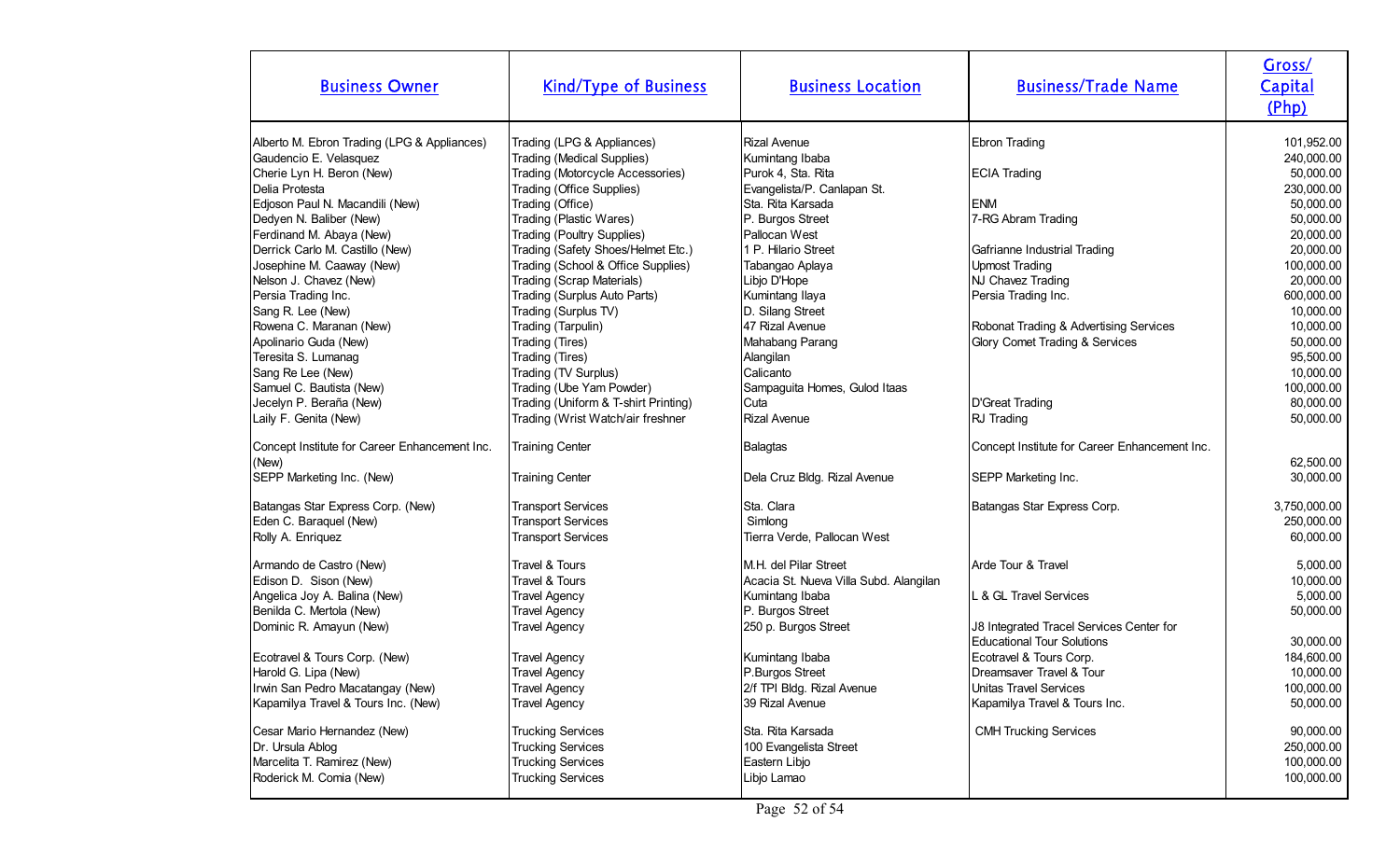| Business Owner | Kind/Type of Business | Business Location | Business/Trade Name | Gross/ Capital (Php) |
|---|---|---|---|---|
| Alberto M. Ebron Trading (LPG & Appliances) | Trading (LPG & Appliances) | Rizal Avenue | Ebron Trading | 101,952.00 |
| Gaudencio E. Velasquez | Trading (Medical Supplies) | Kumintang Ibaba | | 240,000.00 |
| Cherie Lyn H. Beron (New) | Trading (Motorcycle Accessories) | Purok 4, Sta. Rita | ECIA Trading | 50,000.00 |
| Delia Protesta | Trading (Office Supplies) | Evangelista/P. Canlapan St. | | 230,000.00 |
| Edjoson Paul N. Macandili (New) | Trading (Office) | Sta. Rita Karsada | ENM | 50,000.00 |
| Dedyen N. Baliber (New) | Trading (Plastic Wares) | P. Burgos Street | 7-RG Abram Trading | 50,000.00 |
| Ferdinand M. Abaya (New) | Trading (Poultry Supplies) | Pallocan West | | 20,000.00 |
| Derrick Carlo M. Castillo (New) | Trading (Safety Shoes/Helmet Etc.) | 1 P. Hilario Street | Gafrianne Industrial Trading | 20,000.00 |
| Josephine M. Caaway (New) | Trading (School & Office Supplies) | Tabangao Aplaya | Upmost Trading | 100,000.00 |
| Nelson J. Chavez (New) | Trading (Scrap Materials) | Libjo D'Hope | NJ Chavez Trading | 20,000.00 |
| Persia Trading Inc. | Trading (Surplus Auto Parts) | Kumintang Ilaya | Persia Trading Inc. | 600,000.00 |
| Sang R. Lee (New) | Trading (Surplus TV) | D. Silang Street | | 10,000.00 |
| Rowena C. Maranan (New) | Trading (Tarpulin) | 47 Rizal Avenue | Robonat Trading & Advertising Services | 10,000.00 |
| Apolinario Guda (New) | Trading (Tires) | Mahabang Parang | Glory Comet Trading & Services | 50,000.00 |
| Teresita S. Lumanag | Trading (Tires) | Alangilan | | 95,500.00 |
| Sang Re Lee (New) | Trading (TV Surplus) | Calicanto | | 10,000.00 |
| Samuel C. Bautista (New) | Trading (Ube Yam Powder) | Sampaguita Homes, Gulod Itaas | | 100,000.00 |
| Jecelyn P. Beraña (New) | Trading (Uniform & T-shirt Printing) | Cuta | D'Great Trading | 80,000.00 |
| Laily F. Genita (New) | Trading (Wrist Watch/air freshner | Rizal Avenue | RJ Trading | 50,000.00 |
| Concept Institute for Career Enhancement Inc. (New) | Training Center | Balagtas | Concept Institute for Career Enhancement Inc. | 62,500.00 |
| SEPP Marketing Inc. (New) | Training Center | Dela Cruz Bldg. Rizal Avenue | SEPP Marketing Inc. | 30,000.00 |
| Batangas Star Express Corp. (New) | Transport Services | Sta. Clara | Batangas Star Express Corp. | 3,750,000.00 |
| Eden C. Baraquel (New) | Transport Services | Simlong | | 250,000.00 |
| Rolly A. Enriquez | Transport Services | Tierra Verde, Pallocan West | | 60,000.00 |
| Armando de Castro (New) | Travel & Tours | M.H. del Pilar Street | Arde Tour & Travel | 5,000.00 |
| Edison D. Sison (New) | Travel & Tours | Acacia St. Nueva Villa Subd. Alangilan | | 10,000.00 |
| Angelica Joy A. Balina (New) | Travel Agency | Kumintang Ibaba | L & GL Travel Services | 5,000.00 |
| Benilda C. Mertola (New) | Travel Agency | P. Burgos Street | | 50,000.00 |
| Dominic R. Amayun (New) | Travel Agency | 250 p. Burgos Street | J8 Integrated Tracel Services Center for Educational Tour Solutions | 30,000.00 |
| Ecotravel & Tours Corp. (New) | Travel Agency | Kumintang Ibaba | Ecotravel & Tours Corp. | 184,600.00 |
| Harold G. Lipa (New) | Travel Agency | P.Burgos Street | Dreamsaver Travel & Tour | 10,000.00 |
| Irwin San Pedro Macatangay (New) | Travel Agency | 2/f TPI Bldg. Rizal Avenue | Unitas Travel Services | 100,000.00 |
| Kapamilya Travel & Tours Inc. (New) | Travel Agency | 39 Rizal Avenue | Kapamilya Travel & Tours Inc. | 50,000.00 |
| Cesar Mario Hernandez (New) | Trucking Services | Sta. Rita Karsada | CMH Trucking Services | 90,000.00 |
| Dr. Ursula Ablog | Trucking Services | 100 Evangelista Street | | 250,000.00 |
| Marcelita T. Ramirez (New) | Trucking Services | Eastern Libjo | | 100,000.00 |
| Roderick M. Comia (New) | Trucking Services | Libjo Lamao | | 100,000.00 |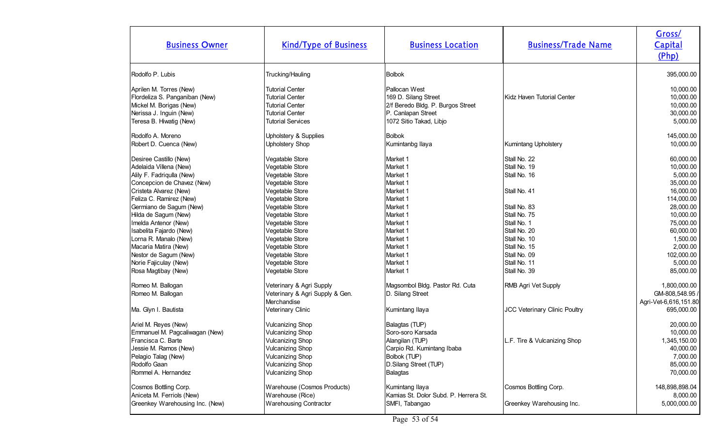| Business Owner | Kind/Type of Business | Business Location | Business/Trade Name | Gross/ Capital (Php) |
|---|---|---|---|---|
| Rodolfo P. Lubis | Trucking/Hauling | Bolbok | | 395,000.00 |
| Aprilen M. Torres (New) | Tutorial Center | Pallocan West | | 10,000.00 |
| Flordeliza S. Panganiban (New) | Tutorial Center | 169 D. Silang Street | Kidz Haven Tutorial Center | 10,000.00 |
| Mickel M. Borigas (New) | Tutorial Center | 2/f Beredo Bldg. P. Burgos Street | | 10,000.00 |
| Nerissa J. Inguin (New) | Tutorial Center | P. Canlapan Street | | 30,000.00 |
| Teresa B. Hiwatig (New) | Tutorial Services | 1072 Sitio Takad, Libjo | | 5,000.00 |
| Rodolfo A. Moreno | Upholstery & Supplies | Bolbok | | 145,000.00 |
| Robert D. Cuenca (New) | Upholstery Shop | Kumintanbg Ilaya | Kumintang Upholstery | 10,000.00 |
| Desiree Castillo (New) | Vegatable Store | Market 1 | Stall No. 22 | 60,000.00 |
| Adelaida Villena (New) | Vegetable Store | Market 1 | Stall No. 19 | 10,000.00 |
| Alily F. Fadriqulla (New) | Vegetable Store | Market 1 | Stall No. 16 | 5,000.00 |
| Concepcion de Chavez (New) | Vegetable Store | Market 1 | | 35,000.00 |
| Cristeta Alvarez (New) | Vegetable Store | Market 1 | Stall No. 41 | 16,000.00 |
| Feliza C. Ramirez (New) | Vegetable Store | Market 1 | | 114,000.00 |
| Germiano de Sagum (New) | Vegetable Store | Market 1 | Stall No. 83 | 28,000.00 |
| Hilda de Sagum (New) | Vegetable Store | Market 1 | Stall No. 75 | 10,000.00 |
| Imelda Antenor (New) | Vegetable Store | Market 1 | Stall No. 1 | 75,000.00 |
| Isabelita Fajardo (New) | Vegetable Store | Market 1 | Stall No. 20 | 60,000.00 |
| Lorna R. Manalo (New) | Vegetable Store | Market 1 | Stall No. 10 | 1,500.00 |
| Macaria Matira (New) | Vegetable Store | Market 1 | Stall No. 15 | 2,000.00 |
| Nestor de Sagum (New) | Vegetable Store | Market 1 | Stall No. 09 | 102,000.00 |
| Norie Fajiculay (New) | Vegetable Store | Market 1 | Stall No. 11 | 5,000.00 |
| Rosa Magtibay (New) | Vegetable Store | Market 1 | Stall No. 39 | 85,000.00 |
| Romeo M. Ballogan | Veterinary & Agri Supply | Magsombol Bldg. Pastor Rd. Cuta | RMB Agri Vet Supply | 1,800,000.00 |
| Romeo M. Ballogan | Veterinary & Agri Supply & Gen. Merchandise | D. Silang Street | | GM-808,548.95 / Agri-Vet-6,616,151.80 |
| Ma. Glyn I. Bautista | Veterinary Clinic | Kumintang Ilaya | JCC Veterinary Clinic Poultry | 695,000.00 |
| Ariel M. Reyes (New) | Vulcanizing Shop | Balagtas (TUP) | | 20,000.00 |
| Emmanuel M. Pagcaliwagan (New) | Vulcanizing Shop | Soro-soro Karsada | | 10,000.00 |
| Francisca C. Barte | Vulcanizing Shop | Alangilan (TUP) | L.F. Tire & Vulcanizing Shop | 1,345,150.00 |
| Jessie M. Ramos (New) | Vulcanizing Shop | Carpio Rd. Kumintang Ibaba | | 40,000.00 |
| Pelagio Talag (New) | Vulcanizing Shop | Bolbok (TUP) | | 7,000.00 |
| Rodolfo Gaan | Vulcanizing Shop | D.Silang Street (TUP) | | 85,000.00 |
| Rommel A. Hernandez | Vulcanizing Shop | Balagtas | | 70,000.00 |
| Cosmos Bottling Corp. | Warehouse (Cosmos Products) | Kumintang Ilaya | Cosmos Bottling Corp. | 148,898,898.04 |
| Aniceta M. Ferriols (New) | Warehouse (Rice) | Kamias St. Dolor Subd. P. Herrera St. | | 8,000.00 |
| Greenkey Warehousing Inc. (New) | Warehousing Contractor | SMFI, Tabangao | Greenkey Warehousing Inc. | 5,000,000.00 |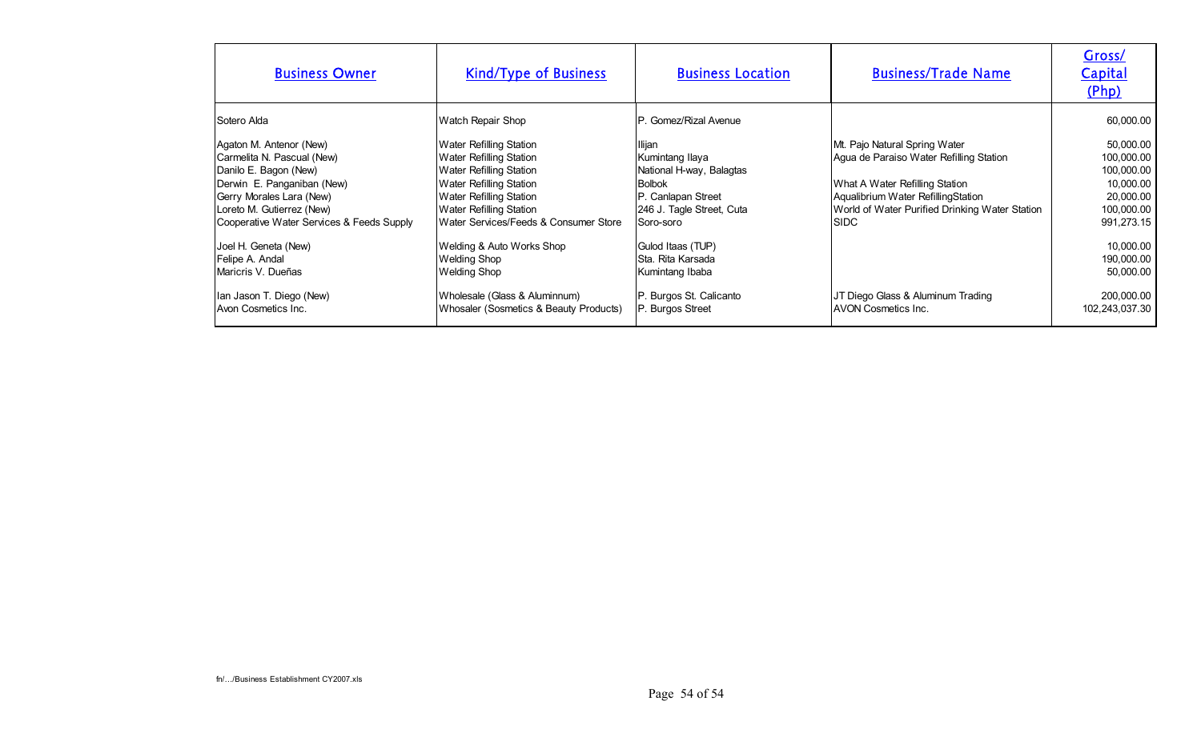| Business Owner | Kind/Type of Business | Business Location | Business/Trade Name | Gross/ Capital (Php) |
|---|---|---|---|---|
| Sotero Alda | Watch Repair Shop | P. Gomez/Rizal Avenue | | 60,000.00 |
| Agaton M. Antenor (New) | Water Refilling Station | Ilijan | Mt. Pajo Natural Spring Water | 50,000.00 |
| Carmelita N. Pascual (New) | Water Refilling Station | Kumintang Ilaya | Agua de Paraiso Water Refilling Station | 100,000.00 |
| Danilo E. Bagon (New) | Water Refilling Station | National H-way, Balagtas | | 100,000.00 |
| Derwin E. Panganiban (New) | Water Refilling Station | Bolbok | What A Water Refilling Station | 10,000.00 |
| Gerry Morales Lara (New) | Water Refilling Station | P. Canlapan Street | Aqualibrium Water RefillingStation | 20,000.00 |
| Loreto M. Gutierrez (New) | Water Refilling Station | 246 J. Tagle Street, Cuta | World of Water Purified Drinking Water Station | 100,000.00 |
| Cooperative Water Services & Feeds Supply | Water Services/Feeds & Consumer Store | Soro-soro | SIDC | 991,273.15 |
| Joel H. Geneta (New) | Welding & Auto Works Shop | Gulod Itaas (TUP) | | 10,000.00 |
| Felipe A. Andal | Welding Shop | Sta. Rita Karsada | | 190,000.00 |
| Maricris V. Dueñas | Welding Shop | Kumintang Ibaba | | 50,000.00 |
| Ian Jason T. Diego (New) | Wholesale (Glass & Aluminnum) | P. Burgos St. Calicanto | JT Diego Glass & Aluminum Trading | 200,000.00 |
| Avon Cosmetics Inc. | Whosaler (Sosmetics & Beauty Products) | P. Burgos Street | AVON Cosmetics Inc. | 102,243,037.30 |

fn/.../Business Establishment CY2007.xls